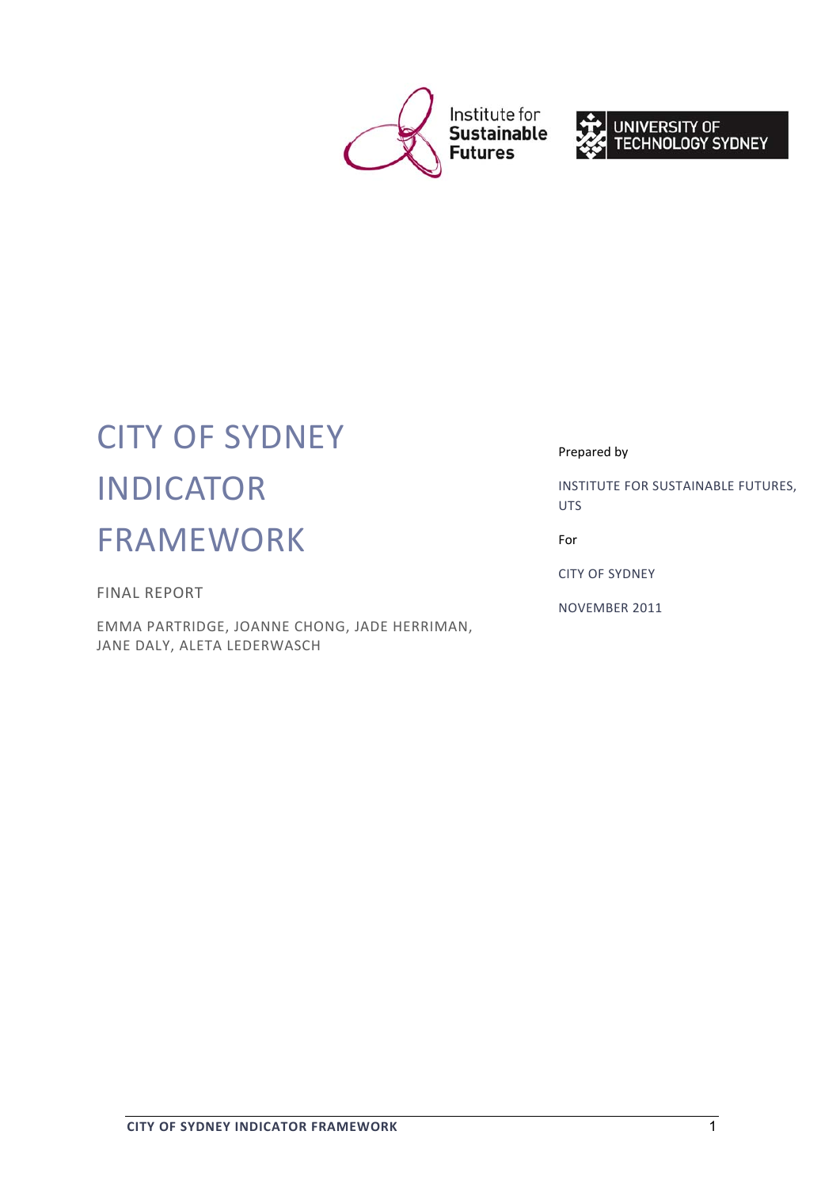Institute for Sustainable Futures

UNIVERSITY OF TECHNOLOGY SYDNEY

# CITY OF SYDNEY INDICATOR FRAMEWORK

FINAL REPORT

EMMA PARTRIDGE, JOANNE CHONG, JADE HERRIMAN, JANE DALY, ALETA LEDERWASCH

Prepared by

INSTITUTE FOR SUSTAINABLE FUTURES, UTS

For

CITY OF SYDNEY

NOVEMBER 2011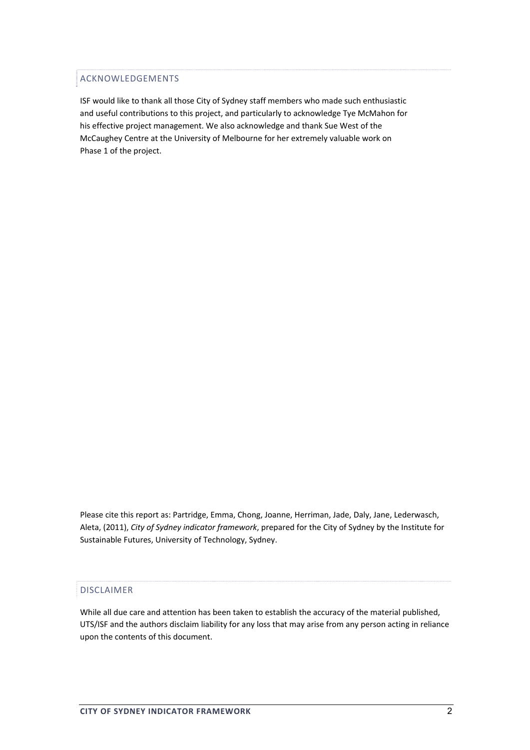## ACKNOWLEDGEMENTS

ISF would like to thank all those City of Sydney staff members who made such enthusiastic and useful contributions to this project, and particularly to acknowledge Tye McMahon for his effective project management. We also acknowledge and thank Sue West of the McCaughey Centre at the University of Melbourne for her extremely valuable work on Phase 1 of the project.

Please cite this report as: Partridge, Emma, Chong, Joanne, Herriman, Jade, Daly, Jane, Lederwasch, Aleta, (2011), *City of Sydney indicator framework*, prepared for the City of Sydney by the Institute for Sustainable Futures, University of Technology, Sydney.

## DISCLAIMER

While all due care and attention has been taken to establish the accuracy of the material published, UTS/ISF and the authors disclaim liability for any loss that may arise from any person acting in reliance upon the contents of this document.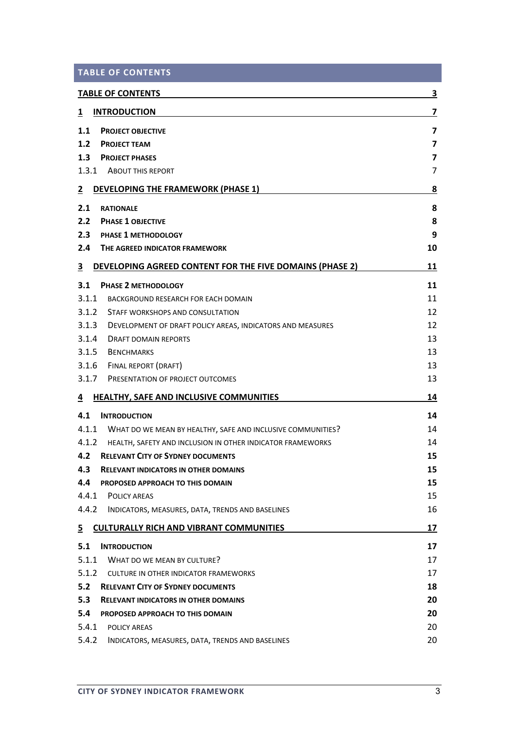## TABLE OF CONTENTS

| | | |
|---|---|---|
| **TABLE OF CONTENTS** | | **3** |
| **1** | **INTRODUCTION** | **7** |
| **1.1** | **PROJECT OBJECTIVE** | **7** |
| **1.2** | **PROJECT TEAM** | **7** |
| **1.3** | **PROJECT PHASES** | **7** |
| 1.3.1 | ABOUT THIS REPORT | 7 |
| **2** | **DEVELOPING THE FRAMEWORK (PHASE 1)** | **8** |
| **2.1** | **RATIONALE** | **8** |
| **2.2** | **PHASE 1 OBJECTIVE** | **8** |
| **2.3** | **PHASE 1 METHODOLOGY** | **9** |
| **2.4** | **THE AGREED INDICATOR FRAMEWORK** | **10** |
| **3** | **DEVELOPING AGREED CONTENT FOR THE FIVE DOMAINS (PHASE 2)** | **11** |
| **3.1** | **PHASE 2 METHODOLOGY** | **11** |
| 3.1.1 | BACKGROUND RESEARCH FOR EACH DOMAIN | 11 |
| 3.1.2 | STAFF WORKSHOPS AND CONSULTATION | 12 |
| 3.1.3 | DEVELOPMENT OF DRAFT POLICY AREAS, INDICATORS AND MEASURES | 12 |
| 3.1.4 | DRAFT DOMAIN REPORTS | 13 |
| 3.1.5 | BENCHMARKS | 13 |
| 3.1.6 | FINAL REPORT (DRAFT) | 13 |
| 3.1.7 | PRESENTATION OF PROJECT OUTCOMES | 13 |
| **4** | **HEALTHY, SAFE AND INCLUSIVE COMMUNITIES** | **14** |
| **4.1** | **INTRODUCTION** | **14** |
| 4.1.1 | WHAT DO WE MEAN BY HEALTHY, SAFE AND INCLUSIVE COMMUNITIES? | 14 |
| 4.1.2 | HEALTH, SAFETY AND INCLUSION IN OTHER INDICATOR FRAMEWORKS | 14 |
| **4.2** | **RELEVANT CITY OF SYDNEY DOCUMENTS** | **15** |
| **4.3** | **RELEVANT INDICATORS IN OTHER DOMAINS** | **15** |
| **4.4** | **PROPOSED APPROACH TO THIS DOMAIN** | **15** |
| 4.4.1 | POLICY AREAS | 15 |
| 4.4.2 | INDICATORS, MEASURES, DATA, TRENDS AND BASELINES | 16 |
| **5** | **CULTURALLY RICH AND VIBRANT COMMUNITIES** | **17** |
| **5.1** | **INTRODUCTION** | **17** |
| 5.1.1 | WHAT DO WE MEAN BY CULTURE? | 17 |
| 5.1.2 | CULTURE IN OTHER INDICATOR FRAMEWORKS | 17 |
| **5.2** | **RELEVANT CITY OF SYDNEY DOCUMENTS** | **18** |
| **5.3** | **RELEVANT INDICATORS IN OTHER DOMAINS** | **20** |
| **5.4** | **PROPOSED APPROACH TO THIS DOMAIN** | **20** |
| 5.4.1 | POLICY AREAS | 20 |
| 5.4.2 | INDICATORS, MEASURES, DATA, TRENDS AND BASELINES | 20 |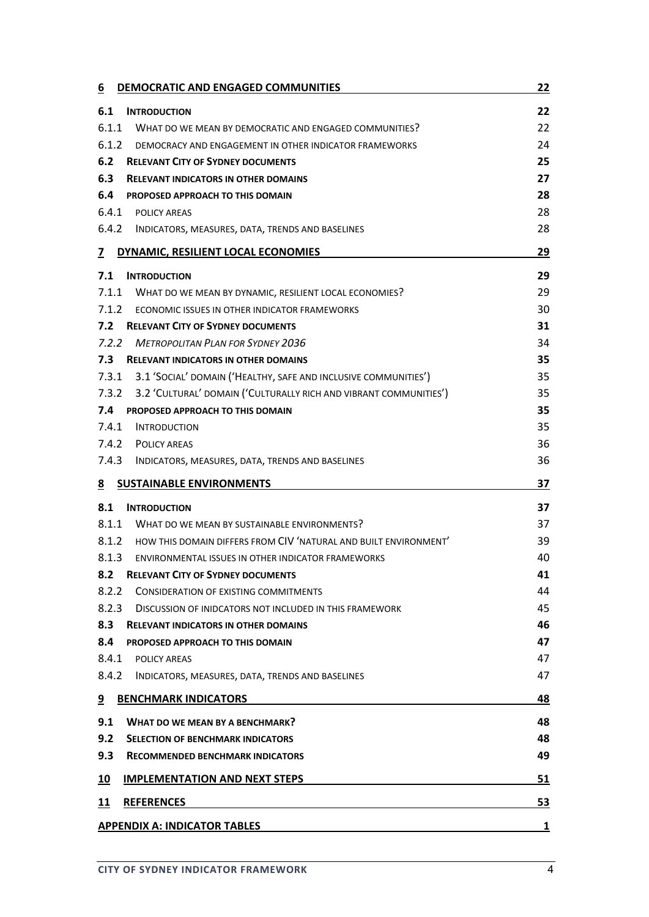| | | |
|---|---|---|
| **6** | **DEMOCRATIC AND ENGAGED COMMUNITIES** | **22** |
| **6.1** | **INTRODUCTION** | **22** |
| 6.1.1 | WHAT DO WE MEAN BY DEMOCRATIC AND ENGAGED COMMUNITIES? | 22 |
| 6.1.2 | DEMOCRACY AND ENGAGEMENT IN OTHER INDICATOR FRAMEWORKS | 24 |
| **6.2** | **RELEVANT CITY OF SYDNEY DOCUMENTS** | **25** |
| **6.3** | **RELEVANT INDICATORS IN OTHER DOMAINS** | **27** |
| **6.4** | **PROPOSED APPROACH TO THIS DOMAIN** | **28** |
| 6.4.1 | POLICY AREAS | 28 |
| 6.4.2 | INDICATORS, MEASURES, DATA, TRENDS AND BASELINES | 28 |
| **7** | **DYNAMIC, RESILIENT LOCAL ECONOMIES** | **29** |
| **7.1** | **INTRODUCTION** | **29** |
| 7.1.1 | WHAT DO WE MEAN BY DYNAMIC, RESILIENT LOCAL ECONOMIES? | 29 |
| 7.1.2 | ECONOMIC ISSUES IN OTHER INDICATOR FRAMEWORKS | 30 |
| **7.2** | **RELEVANT CITY OF SYDNEY DOCUMENTS** | **31** |
| *7.2.2* | *METROPOLITAN PLAN FOR SYDNEY 2036* | 34 |
| **7.3** | **RELEVANT INDICATORS IN OTHER DOMAINS** | **35** |
| 7.3.1 | 3.1 'SOCIAL' DOMAIN ('HEALTHY, SAFE AND INCLUSIVE COMMUNITIES') | 35 |
| 7.3.2 | 3.2 'CULTURAL' DOMAIN ('CULTURALLY RICH AND VIBRANT COMMUNITIES') | 35 |
| **7.4** | **PROPOSED APPROACH TO THIS DOMAIN** | **35** |
| 7.4.1 | INTRODUCTION | 35 |
| 7.4.2 | POLICY AREAS | 36 |
| 7.4.3 | INDICATORS, MEASURES, DATA, TRENDS AND BASELINES | 36 |
| **8** | **SUSTAINABLE ENVIRONMENTS** | **37** |
| **8.1** | **INTRODUCTION** | **37** |
| 8.1.1 | WHAT DO WE MEAN BY SUSTAINABLE ENVIRONMENTS? | 37 |
| 8.1.2 | HOW THIS DOMAIN DIFFERS FROM CIV 'NATURAL AND BUILT ENVIRONMENT' | 39 |
| 8.1.3 | ENVIRONMENTAL ISSUES IN OTHER INDICATOR FRAMEWORKS | 40 |
| **8.2** | **RELEVANT CITY OF SYDNEY DOCUMENTS** | **41** |
| 8.2.2 | CONSIDERATION OF EXISTING COMMITMENTS | 44 |
| 8.2.3 | DISCUSSION OF INIDCATORS NOT INCLUDED IN THIS FRAMEWORK | 45 |
| **8.3** | **RELEVANT INDICATORS IN OTHER DOMAINS** | **46** |
| **8.4** | **PROPOSED APPROACH TO THIS DOMAIN** | **47** |
| 8.4.1 | POLICY AREAS | 47 |
| 8.4.2 | INDICATORS, MEASURES, DATA, TRENDS AND BASELINES | 47 |
| **9** | **BENCHMARK INDICATORS** | **48** |
| **9.1** | **WHAT DO WE MEAN BY A BENCHMARK?** | **48** |
| **9.2** | **SELECTION OF BENCHMARK INDICATORS** | **48** |
| **9.3** | **RECOMMENDED BENCHMARK INDICATORS** | **49** |
| **10** | **IMPLEMENTATION AND NEXT STEPS** | **51** |
| **11** | **REFERENCES** | **53** |
| | **APPENDIX A: INDICATOR TABLES** | **1** |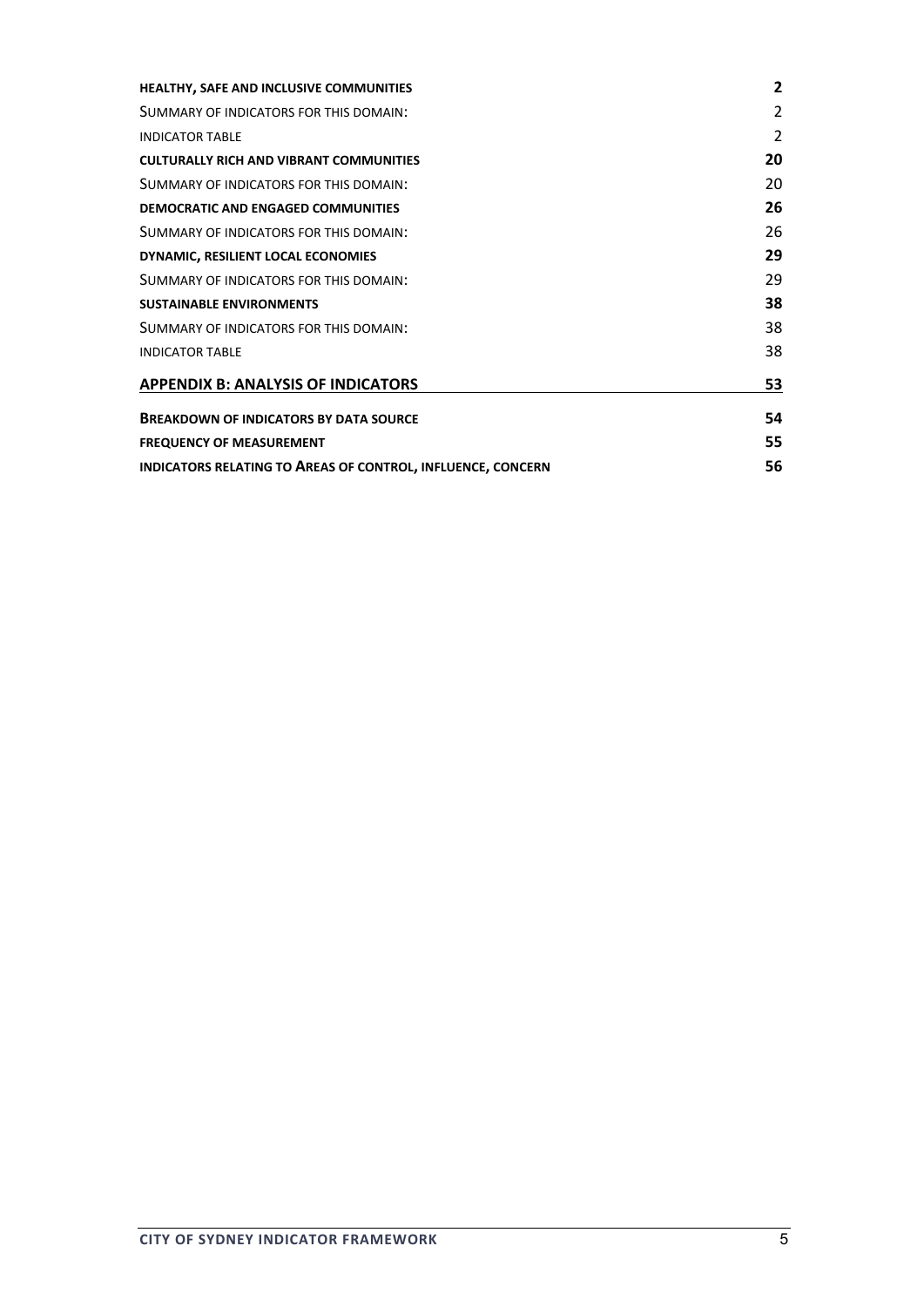| | |
|---|---|
| **HEALTHY, SAFE AND INCLUSIVE COMMUNITIES** | **2** |
| SUMMARY OF INDICATORS FOR THIS DOMAIN: | 2 |
| INDICATOR TABLE | 2 |
| **CULTURALLY RICH AND VIBRANT COMMUNITIES** | **20** |
| SUMMARY OF INDICATORS FOR THIS DOMAIN: | 20 |
| **DEMOCRATIC AND ENGAGED COMMUNITIES** | **26** |
| SUMMARY OF INDICATORS FOR THIS DOMAIN: | 26 |
| **DYNAMIC, RESILIENT LOCAL ECONOMIES** | **29** |
| SUMMARY OF INDICATORS FOR THIS DOMAIN: | 29 |
| **SUSTAINABLE ENVIRONMENTS** | **38** |
| SUMMARY OF INDICATORS FOR THIS DOMAIN: | 38 |
| INDICATOR TABLE | 38 |
| **APPENDIX B: ANALYSIS OF INDICATORS** | **53** |
| **BREAKDOWN OF INDICATORS BY DATA SOURCE** | **54** |
| **FREQUENCY OF MEASUREMENT** | **55** |
| **INDICATORS RELATING TO AREAS OF CONTROL, INFLUENCE, CONCERN** | **56** |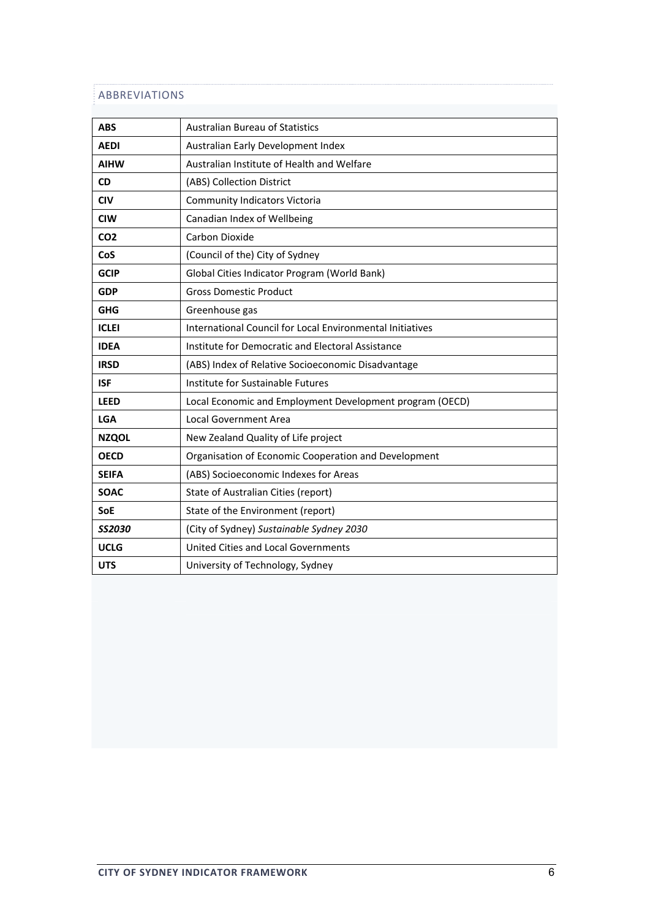## ABBREVIATIONS

| | |
|---|---|
| **ABS** | Australian Bureau of Statistics |
| **AEDI** | Australian Early Development Index |
| **AIHW** | Australian Institute of Health and Welfare |
| **CD** | (ABS) Collection District |
| **CIV** | Community Indicators Victoria |
| **CIW** | Canadian Index of Wellbeing |
| **CO2** | Carbon Dioxide |
| **CoS** | (Council of the) City of Sydney |
| **GCIP** | Global Cities Indicator Program (World Bank) |
| **GDP** | Gross Domestic Product |
| **GHG** | Greenhouse gas |
| **ICLEI** | International Council for Local Environmental Initiatives |
| **IDEA** | Institute for Democratic and Electoral Assistance |
| **IRSD** | (ABS) Index of Relative Socioeconomic Disadvantage |
| **ISF** | Institute for Sustainable Futures |
| **LEED** | Local Economic and Employment Development program (OECD) |
| **LGA** | Local Government Area |
| **NZQOL** | New Zealand Quality of Life project |
| **OECD** | Organisation of Economic Cooperation and Development |
| **SEIFA** | (ABS) Socioeconomic Indexes for Areas |
| **SOAC** | State of Australian Cities (report) |
| **SoE** | State of the Environment (report) |
| ***SS2030*** | (City of Sydney) *Sustainable Sydney 2030* |
| **UCLG** | United Cities and Local Governments |
| **UTS** | University of Technology, Sydney |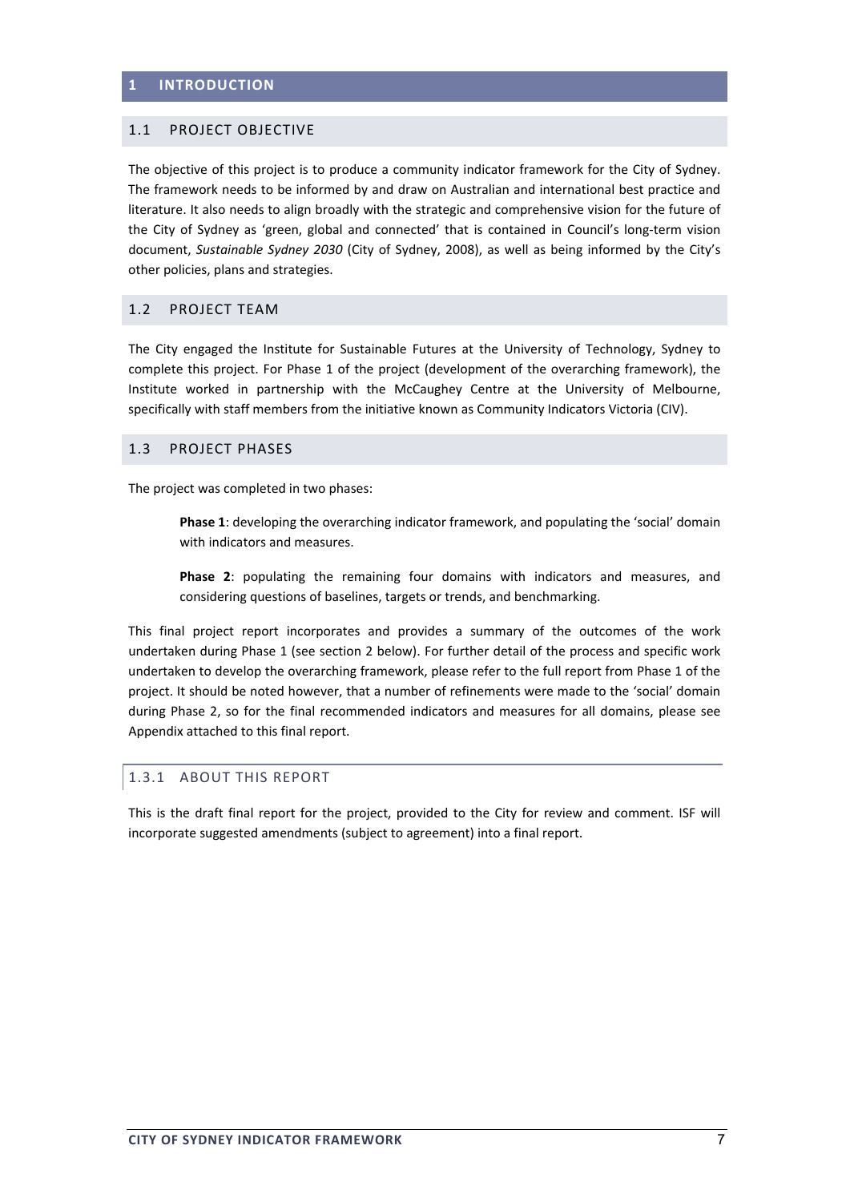# 1 INTRODUCTION

## 1.1 PROJECT OBJECTIVE

The objective of this project is to produce a community indicator framework for the City of Sydney. The framework needs to be informed by and draw on Australian and international best practice and literature. It also needs to align broadly with the strategic and comprehensive vision for the future of the City of Sydney as 'green, global and connected' that is contained in Council's long-term vision document, *Sustainable Sydney 2030* (City of Sydney, 2008), as well as being informed by the City's other policies, plans and strategies.

## 1.2 PROJECT TEAM

The City engaged the Institute for Sustainable Futures at the University of Technology, Sydney to complete this project. For Phase 1 of the project (development of the overarching framework), the Institute worked in partnership with the McCaughey Centre at the University of Melbourne, specifically with staff members from the initiative known as Community Indicators Victoria (CIV).

## 1.3 PROJECT PHASES

The project was completed in two phases:

> **Phase 1**: developing the overarching indicator framework, and populating the 'social' domain with indicators and measures.
>
> **Phase 2**: populating the remaining four domains with indicators and measures, and considering questions of baselines, targets or trends, and benchmarking.

This final project report incorporates and provides a summary of the outcomes of the work undertaken during Phase 1 (see section 2 below). For further detail of the process and specific work undertaken to develop the overarching framework, please refer to the full report from Phase 1 of the project. It should be noted however, that a number of refinements were made to the 'social' domain during Phase 2, so for the final recommended indicators and measures for all domains, please see Appendix attached to this final report.

### 1.3.1 ABOUT THIS REPORT

This is the draft final report for the project, provided to the City for review and comment. ISF will incorporate suggested amendments (subject to agreement) into a final report.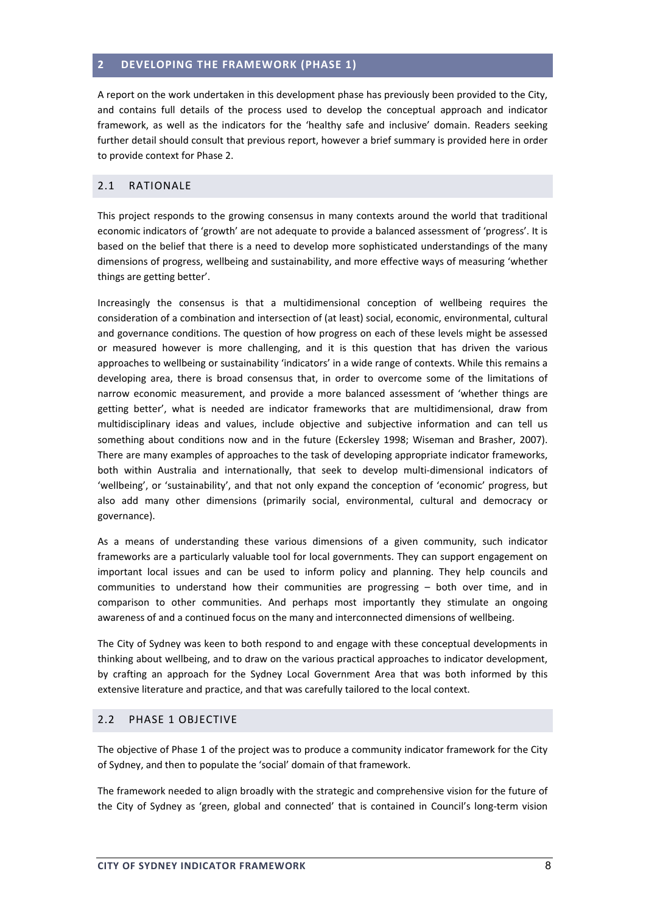## 2 DEVELOPING THE FRAMEWORK (PHASE 1)

A report on the work undertaken in this development phase has previously been provided to the City, and contains full details of the process used to develop the conceptual approach and indicator framework, as well as the indicators for the 'healthy safe and inclusive' domain. Readers seeking further detail should consult that previous report, however a brief summary is provided here in order to provide context for Phase 2.

### 2.1 RATIONALE

This project responds to the growing consensus in many contexts around the world that traditional economic indicators of 'growth' are not adequate to provide a balanced assessment of 'progress'. It is based on the belief that there is a need to develop more sophisticated understandings of the many dimensions of progress, wellbeing and sustainability, and more effective ways of measuring 'whether things are getting better'.

Increasingly the consensus is that a multidimensional conception of wellbeing requires the consideration of a combination and intersection of (at least) social, economic, environmental, cultural and governance conditions. The question of how progress on each of these levels might be assessed or measured however is more challenging, and it is this question that has driven the various approaches to wellbeing or sustainability 'indicators' in a wide range of contexts. While this remains a developing area, there is broad consensus that, in order to overcome some of the limitations of narrow economic measurement, and provide a more balanced assessment of 'whether things are getting better', what is needed are indicator frameworks that are multidimensional, draw from multidisciplinary ideas and values, include objective and subjective information and can tell us something about conditions now and in the future (Eckersley 1998; Wiseman and Brasher, 2007). There are many examples of approaches to the task of developing appropriate indicator frameworks, both within Australia and internationally, that seek to develop multi-dimensional indicators of 'wellbeing', or 'sustainability', and that not only expand the conception of 'economic' progress, but also add many other dimensions (primarily social, environmental, cultural and democracy or governance).

As a means of understanding these various dimensions of a given community, such indicator frameworks are a particularly valuable tool for local governments. They can support engagement on important local issues and can be used to inform policy and planning. They help councils and communities to understand how their communities are progressing – both over time, and in comparison to other communities. And perhaps most importantly they stimulate an ongoing awareness of and a continued focus on the many and interconnected dimensions of wellbeing.

The City of Sydney was keen to both respond to and engage with these conceptual developments in thinking about wellbeing, and to draw on the various practical approaches to indicator development, by crafting an approach for the Sydney Local Government Area that was both informed by this extensive literature and practice, and that was carefully tailored to the local context.

### 2.2 PHASE 1 OBJECTIVE

The objective of Phase 1 of the project was to produce a community indicator framework for the City of Sydney, and then to populate the 'social' domain of that framework.

The framework needed to align broadly with the strategic and comprehensive vision for the future of the City of Sydney as 'green, global and connected' that is contained in Council's long-term vision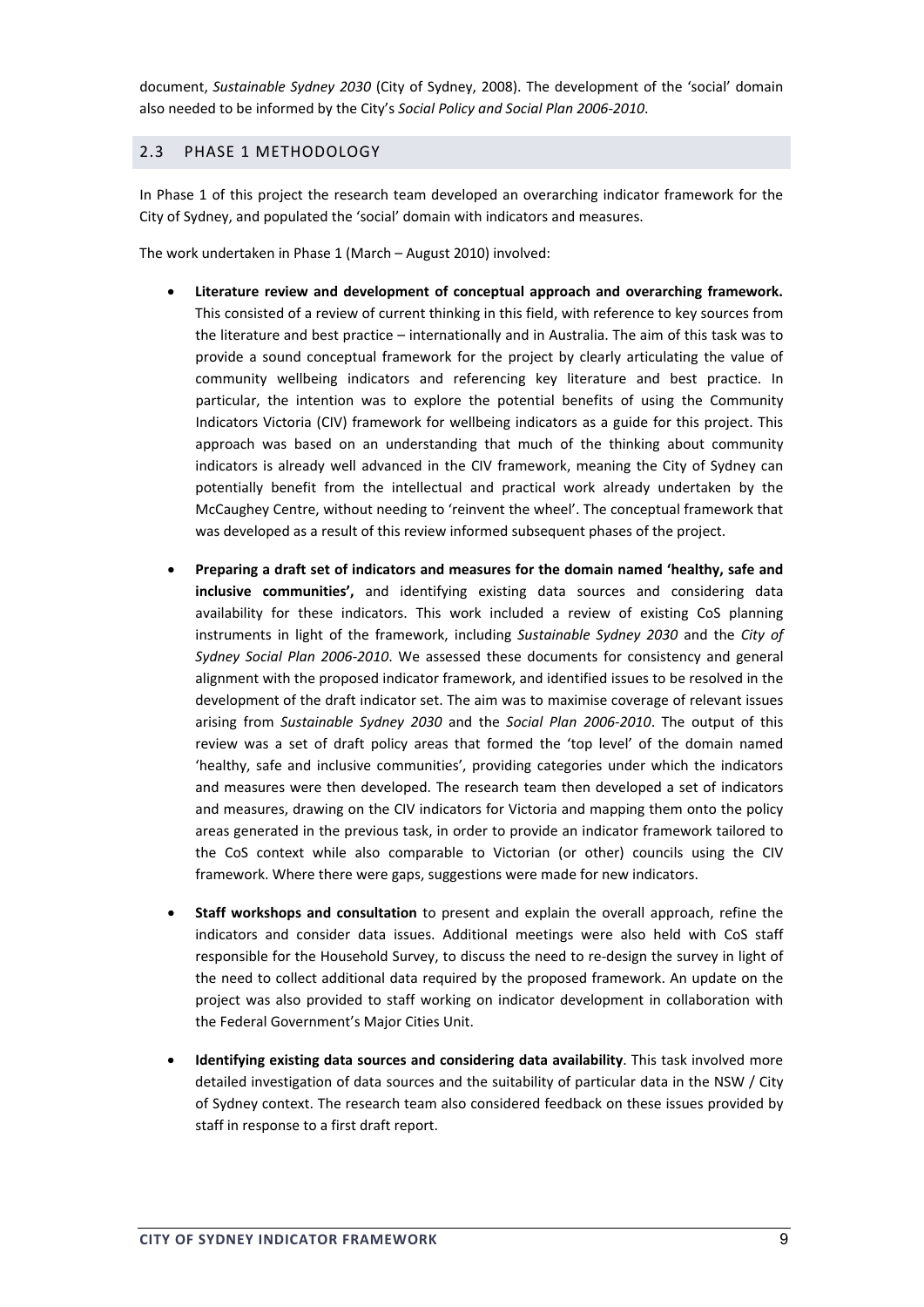document, *Sustainable Sydney 2030* (City of Sydney, 2008). The development of the 'social' domain also needed to be informed by the City's *Social Policy and Social Plan 2006-2010*.

## 2.3 PHASE 1 METHODOLOGY

In Phase 1 of this project the research team developed an overarching indicator framework for the City of Sydney, and populated the 'social' domain with indicators and measures.

The work undertaken in Phase 1 (March – August 2010) involved:

- **Literature review and development of conceptual approach and overarching framework.** This consisted of a review of current thinking in this field, with reference to key sources from the literature and best practice – internationally and in Australia. The aim of this task was to provide a sound conceptual framework for the project by clearly articulating the value of community wellbeing indicators and referencing key literature and best practice. In particular, the intention was to explore the potential benefits of using the Community Indicators Victoria (CIV) framework for wellbeing indicators as a guide for this project. This approach was based on an understanding that much of the thinking about community indicators is already well advanced in the CIV framework, meaning the City of Sydney can potentially benefit from the intellectual and practical work already undertaken by the McCaughey Centre, without needing to 'reinvent the wheel'. The conceptual framework that was developed as a result of this review informed subsequent phases of the project.

- **Preparing a draft set of indicators and measures for the domain named 'healthy, safe and inclusive communities',** and identifying existing data sources and considering data availability for these indicators. This work included a review of existing CoS planning instruments in light of the framework, including *Sustainable Sydney 2030* and the *City of Sydney Social Plan 2006-2010*. We assessed these documents for consistency and general alignment with the proposed indicator framework, and identified issues to be resolved in the development of the draft indicator set. The aim was to maximise coverage of relevant issues arising from *Sustainable Sydney 2030* and the *Social Plan 2006-2010*. The output of this review was a set of draft policy areas that formed the 'top level' of the domain named 'healthy, safe and inclusive communities', providing categories under which the indicators and measures were then developed. The research team then developed a set of indicators and measures, drawing on the CIV indicators for Victoria and mapping them onto the policy areas generated in the previous task, in order to provide an indicator framework tailored to the CoS context while also comparable to Victorian (or other) councils using the CIV framework. Where there were gaps, suggestions were made for new indicators.

- **Staff workshops and consultation** to present and explain the overall approach, refine the indicators and consider data issues. Additional meetings were also held with CoS staff responsible for the Household Survey, to discuss the need to re-design the survey in light of the need to collect additional data required by the proposed framework. An update on the project was also provided to staff working on indicator development in collaboration with the Federal Government's Major Cities Unit.

- **Identifying existing data sources and considering data availability**. This task involved more detailed investigation of data sources and the suitability of particular data in the NSW / City of Sydney context. The research team also considered feedback on these issues provided by staff in response to a first draft report.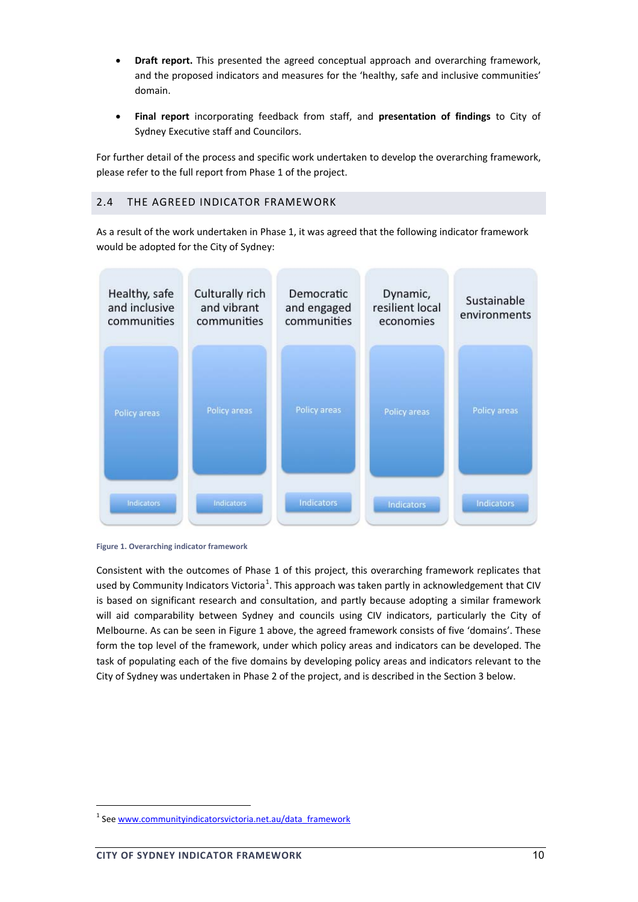- **Draft report.** This presented the agreed conceptual approach and overarching framework, and the proposed indicators and measures for the 'healthy, safe and inclusive communities' domain.

- **Final report** incorporating feedback from staff, and **presentation of findings** to City of Sydney Executive staff and Councilors.

For further detail of the process and specific work undertaken to develop the overarching framework, please refer to the full report from Phase 1 of the project.

## 2.4 THE AGREED INDICATOR FRAMEWORK

As a result of the work undertaken in Phase 1, it was agreed that the following indicator framework would be adopted for the City of Sydney:

| Healthy, safe and inclusive communities | Culturally rich and vibrant communities | Democratic and engaged communities | Dynamic, resilient local economies | Sustainable environments |
|---|---|---|---|---|
| Policy areas | Policy areas | Policy areas | Policy areas | Policy areas |
| Indicators | Indicators | Indicators | Indicators | Indicators |

**Figure 1. Overarching indicator framework**

Consistent with the outcomes of Phase 1 of this project, this overarching framework replicates that used by Community Indicators Victoria[1]. This approach was taken partly in acknowledgement that CIV is based on significant research and consultation, and partly because adopting a similar framework will aid comparability between Sydney and councils using CIV indicators, particularly the City of Melbourne. As can be seen in Figure 1 above, the agreed framework consists of five 'domains'. These form the top level of the framework, under which policy areas and indicators can be developed. The task of populating each of the five domains by developing policy areas and indicators relevant to the City of Sydney was undertaken in Phase 2 of the project, and is described in the Section 3 below.

---

[1] See www.communityindicatorsvictoria.net.au/data_framework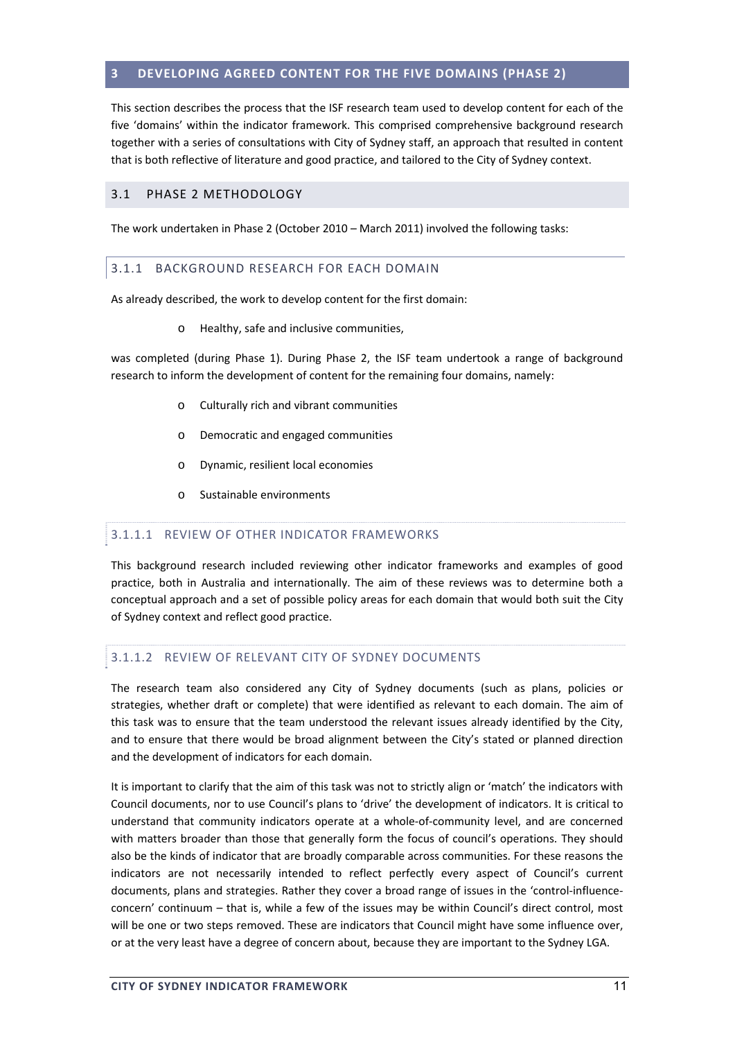# 3 DEVELOPING AGREED CONTENT FOR THE FIVE DOMAINS (PHASE 2)

This section describes the process that the ISF research team used to develop content for each of the five 'domains' within the indicator framework. This comprised comprehensive background research together with a series of consultations with City of Sydney staff, an approach that resulted in content that is both reflective of literature and good practice, and tailored to the City of Sydney context.

## 3.1 PHASE 2 METHODOLOGY

The work undertaken in Phase 2 (October 2010 – March 2011) involved the following tasks:

### 3.1.1 BACKGROUND RESEARCH FOR EACH DOMAIN

As already described, the work to develop content for the first domain:

- Healthy, safe and inclusive communities,

was completed (during Phase 1). During Phase 2, the ISF team undertook a range of background research to inform the development of content for the remaining four domains, namely:

- Culturally rich and vibrant communities
- Democratic and engaged communities
- Dynamic, resilient local economies
- Sustainable environments

#### 3.1.1.1 REVIEW OF OTHER INDICATOR FRAMEWORKS

This background research included reviewing other indicator frameworks and examples of good practice, both in Australia and internationally. The aim of these reviews was to determine both a conceptual approach and a set of possible policy areas for each domain that would both suit the City of Sydney context and reflect good practice.

#### 3.1.1.2 REVIEW OF RELEVANT CITY OF SYDNEY DOCUMENTS

The research team also considered any City of Sydney documents (such as plans, policies or strategies, whether draft or complete) that were identified as relevant to each domain. The aim of this task was to ensure that the team understood the relevant issues already identified by the City, and to ensure that there would be broad alignment between the City's stated or planned direction and the development of indicators for each domain.

It is important to clarify that the aim of this task was not to strictly align or 'match' the indicators with Council documents, nor to use Council's plans to 'drive' the development of indicators. It is critical to understand that community indicators operate at a whole-of-community level, and are concerned with matters broader than those that generally form the focus of council's operations. They should also be the kinds of indicator that are broadly comparable across communities. For these reasons the indicators are not necessarily intended to reflect perfectly every aspect of Council's current documents, plans and strategies. Rather they cover a broad range of issues in the 'control-influence-concern' continuum – that is, while a few of the issues may be within Council's direct control, most will be one or two steps removed. These are indicators that Council might have some influence over, or at the very least have a degree of concern about, because they are important to the Sydney LGA.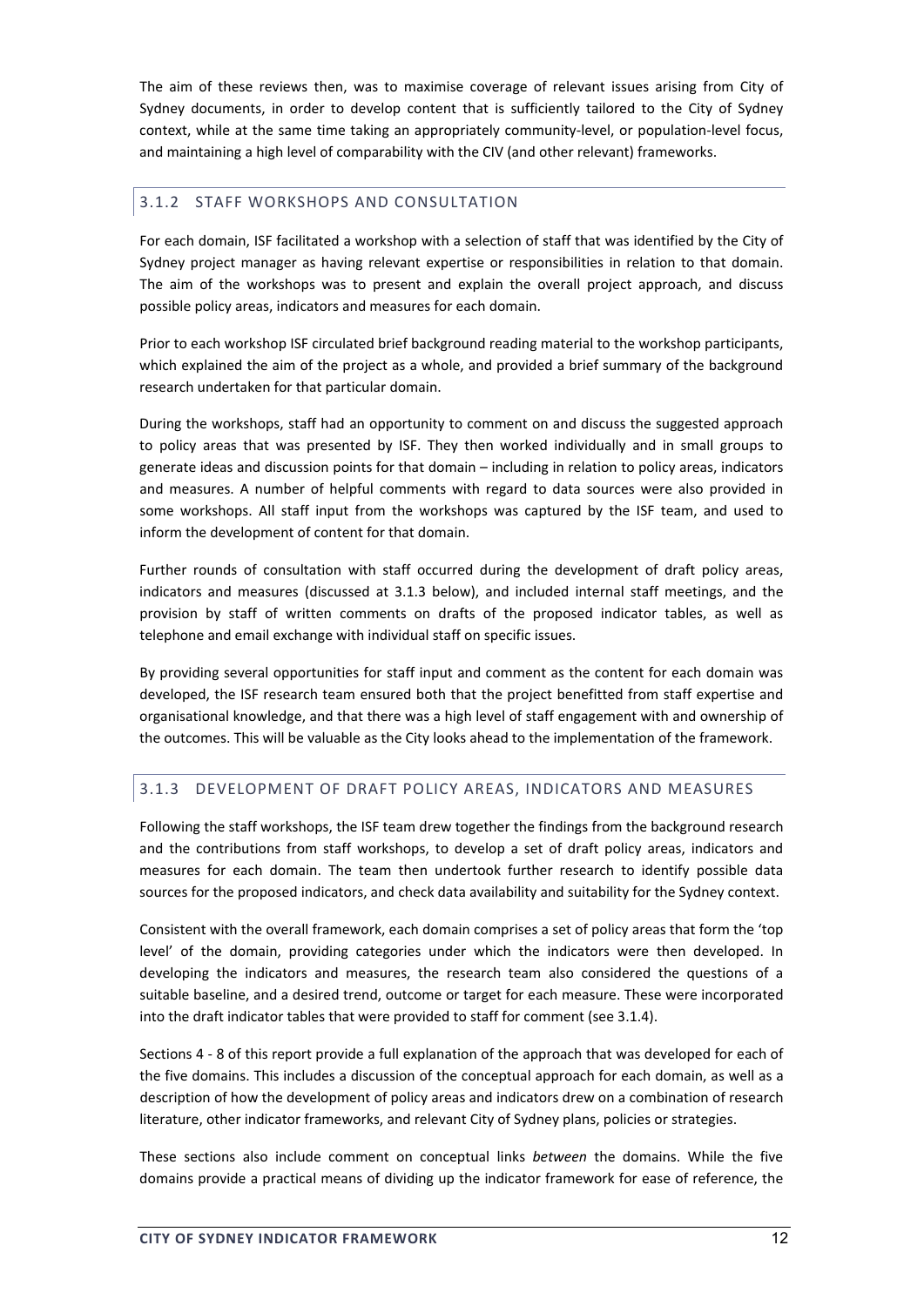The aim of these reviews then, was to maximise coverage of relevant issues arising from City of Sydney documents, in order to develop content that is sufficiently tailored to the City of Sydney context, while at the same time taking an appropriately community-level, or population-level focus, and maintaining a high level of comparability with the CIV (and other relevant) frameworks.

### 3.1.2 STAFF WORKSHOPS AND CONSULTATION

For each domain, ISF facilitated a workshop with a selection of staff that was identified by the City of Sydney project manager as having relevant expertise or responsibilities in relation to that domain. The aim of the workshops was to present and explain the overall project approach, and discuss possible policy areas, indicators and measures for each domain.

Prior to each workshop ISF circulated brief background reading material to the workshop participants, which explained the aim of the project as a whole, and provided a brief summary of the background research undertaken for that particular domain.

During the workshops, staff had an opportunity to comment on and discuss the suggested approach to policy areas that was presented by ISF. They then worked individually and in small groups to generate ideas and discussion points for that domain – including in relation to policy areas, indicators and measures. A number of helpful comments with regard to data sources were also provided in some workshops. All staff input from the workshops was captured by the ISF team, and used to inform the development of content for that domain.

Further rounds of consultation with staff occurred during the development of draft policy areas, indicators and measures (discussed at 3.1.3 below), and included internal staff meetings, and the provision by staff of written comments on drafts of the proposed indicator tables, as well as telephone and email exchange with individual staff on specific issues.

By providing several opportunities for staff input and comment as the content for each domain was developed, the ISF research team ensured both that the project benefitted from staff expertise and organisational knowledge, and that there was a high level of staff engagement with and ownership of the outcomes. This will be valuable as the City looks ahead to the implementation of the framework.

### 3.1.3 DEVELOPMENT OF DRAFT POLICY AREAS, INDICATORS AND MEASURES

Following the staff workshops, the ISF team drew together the findings from the background research and the contributions from staff workshops, to develop a set of draft policy areas, indicators and measures for each domain. The team then undertook further research to identify possible data sources for the proposed indicators, and check data availability and suitability for the Sydney context.

Consistent with the overall framework, each domain comprises a set of policy areas that form the 'top level' of the domain, providing categories under which the indicators were then developed. In developing the indicators and measures, the research team also considered the questions of a suitable baseline, and a desired trend, outcome or target for each measure. These were incorporated into the draft indicator tables that were provided to staff for comment (see 3.1.4).

Sections 4 - 8 of this report provide a full explanation of the approach that was developed for each of the five domains. This includes a discussion of the conceptual approach for each domain, as well as a description of how the development of policy areas and indicators drew on a combination of research literature, other indicator frameworks, and relevant City of Sydney plans, policies or strategies.

These sections also include comment on conceptual links *between* the domains. While the five domains provide a practical means of dividing up the indicator framework for ease of reference, the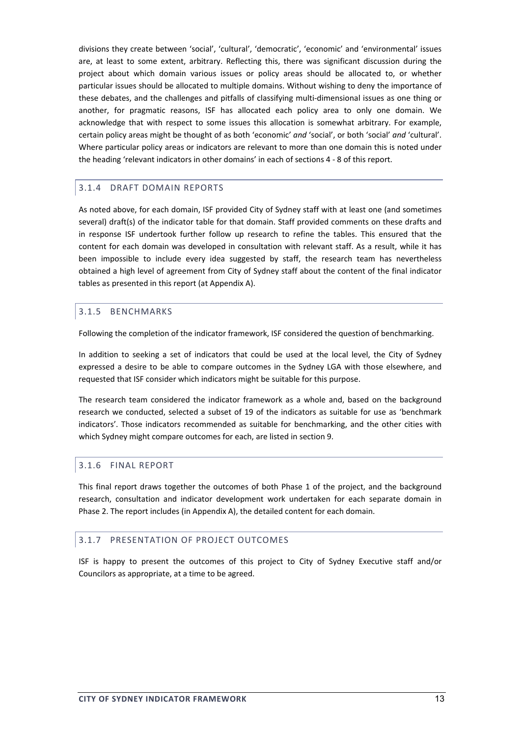divisions they create between 'social', 'cultural', 'democratic', 'economic' and 'environmental' issues are, at least to some extent, arbitrary. Reflecting this, there was significant discussion during the project about which domain various issues or policy areas should be allocated to, or whether particular issues should be allocated to multiple domains. Without wishing to deny the importance of these debates, and the challenges and pitfalls of classifying multi-dimensional issues as one thing or another, for pragmatic reasons, ISF has allocated each policy area to only one domain. We acknowledge that with respect to some issues this allocation is somewhat arbitrary. For example, certain policy areas might be thought of as both 'economic' *and* 'social', or both 'social' *and* 'cultural'. Where particular policy areas or indicators are relevant to more than one domain this is noted under the heading 'relevant indicators in other domains' in each of sections 4 - 8 of this report.

### 3.1.4 DRAFT DOMAIN REPORTS

As noted above, for each domain, ISF provided City of Sydney staff with at least one (and sometimes several) draft(s) of the indicator table for that domain. Staff provided comments on these drafts and in response ISF undertook further follow up research to refine the tables. This ensured that the content for each domain was developed in consultation with relevant staff. As a result, while it has been impossible to include every idea suggested by staff, the research team has nevertheless obtained a high level of agreement from City of Sydney staff about the content of the final indicator tables as presented in this report (at Appendix A).

### 3.1.5 BENCHMARKS

Following the completion of the indicator framework, ISF considered the question of benchmarking.

In addition to seeking a set of indicators that could be used at the local level, the City of Sydney expressed a desire to be able to compare outcomes in the Sydney LGA with those elsewhere, and requested that ISF consider which indicators might be suitable for this purpose.

The research team considered the indicator framework as a whole and, based on the background research we conducted, selected a subset of 19 of the indicators as suitable for use as 'benchmark indicators'. Those indicators recommended as suitable for benchmarking, and the other cities with which Sydney might compare outcomes for each, are listed in section 9.

### 3.1.6 FINAL REPORT

This final report draws together the outcomes of both Phase 1 of the project, and the background research, consultation and indicator development work undertaken for each separate domain in Phase 2. The report includes (in Appendix A), the detailed content for each domain.

### 3.1.7 PRESENTATION OF PROJECT OUTCOMES

ISF is happy to present the outcomes of this project to City of Sydney Executive staff and/or Councilors as appropriate, at a time to be agreed.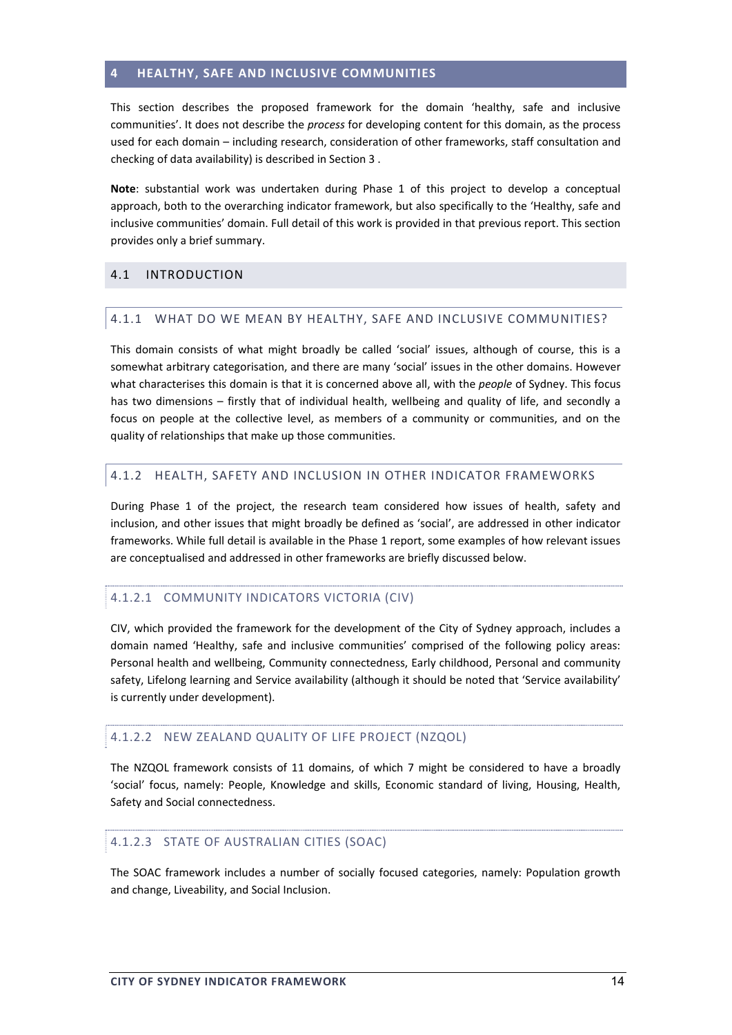# 4 HEALTHY, SAFE AND INCLUSIVE COMMUNITIES

This section describes the proposed framework for the domain 'healthy, safe and inclusive communities'. It does not describe the *process* for developing content for this domain, as the process used for each domain – including research, consideration of other frameworks, staff consultation and checking of data availability) is described in Section 3 .

**Note**: substantial work was undertaken during Phase 1 of this project to develop a conceptual approach, both to the overarching indicator framework, but also specifically to the 'Healthy, safe and inclusive communities' domain. Full detail of this work is provided in that previous report. This section provides only a brief summary.

## 4.1 INTRODUCTION

### 4.1.1 WHAT DO WE MEAN BY HEALTHY, SAFE AND INCLUSIVE COMMUNITIES?

This domain consists of what might broadly be called 'social' issues, although of course, this is a somewhat arbitrary categorisation, and there are many 'social' issues in the other domains. However what characterises this domain is that it is concerned above all, with the *people* of Sydney. This focus has two dimensions – firstly that of individual health, wellbeing and quality of life, and secondly a focus on people at the collective level, as members of a community or communities, and on the quality of relationships that make up those communities.

### 4.1.2 HEALTH, SAFETY AND INCLUSION IN OTHER INDICATOR FRAMEWORKS

During Phase 1 of the project, the research team considered how issues of health, safety and inclusion, and other issues that might broadly be defined as 'social', are addressed in other indicator frameworks. While full detail is available in the Phase 1 report, some examples of how relevant issues are conceptualised and addressed in other frameworks are briefly discussed below.

#### 4.1.2.1 COMMUNITY INDICATORS VICTORIA (CIV)

CIV, which provided the framework for the development of the City of Sydney approach, includes a domain named 'Healthy, safe and inclusive communities' comprised of the following policy areas: Personal health and wellbeing, Community connectedness, Early childhood, Personal and community safety, Lifelong learning and Service availability (although it should be noted that 'Service availability' is currently under development).

#### 4.1.2.2 NEW ZEALAND QUALITY OF LIFE PROJECT (NZQOL)

The NZQOL framework consists of 11 domains, of which 7 might be considered to have a broadly 'social' focus, namely: People, Knowledge and skills, Economic standard of living, Housing, Health, Safety and Social connectedness.

#### 4.1.2.3 STATE OF AUSTRALIAN CITIES (SOAC)

The SOAC framework includes a number of socially focused categories, namely: Population growth and change, Liveability, and Social Inclusion.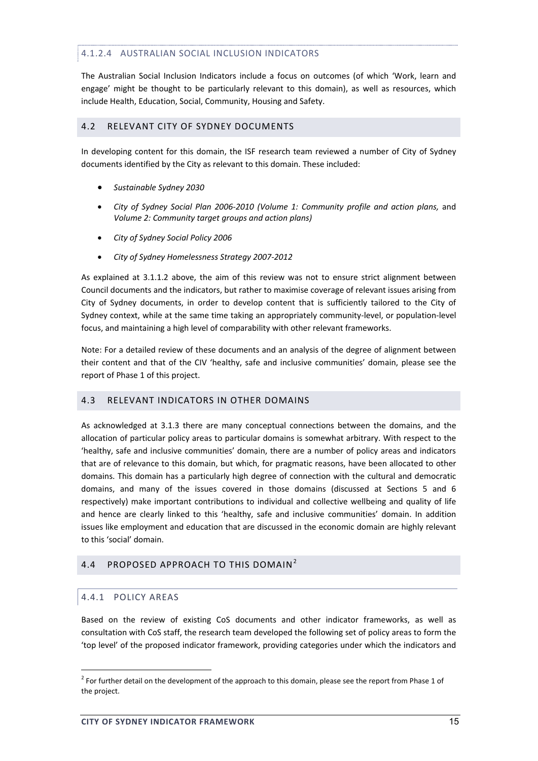#### 4.1.2.4 AUSTRALIAN SOCIAL INCLUSION INDICATORS

The Australian Social Inclusion Indicators include a focus on outcomes (of which 'Work, learn and engage' might be thought to be particularly relevant to this domain), as well as resources, which include Health, Education, Social, Community, Housing and Safety.

## 4.2 RELEVANT CITY OF SYDNEY DOCUMENTS

In developing content for this domain, the ISF research team reviewed a number of City of Sydney documents identified by the City as relevant to this domain. These included:

- *Sustainable Sydney 2030*
- *City of Sydney Social Plan 2006-2010 (Volume 1: Community profile and action plans,* and *Volume 2: Community target groups and action plans)*
- *City of Sydney Social Policy 2006*
- *City of Sydney Homelessness Strategy 2007-2012*

As explained at 3.1.1.2 above, the aim of this review was not to ensure strict alignment between Council documents and the indicators, but rather to maximise coverage of relevant issues arising from City of Sydney documents, in order to develop content that is sufficiently tailored to the City of Sydney context, while at the same time taking an appropriately community-level, or population-level focus, and maintaining a high level of comparability with other relevant frameworks.

Note: For a detailed review of these documents and an analysis of the degree of alignment between their content and that of the CIV 'healthy, safe and inclusive communities' domain, please see the report of Phase 1 of this project.

## 4.3 RELEVANT INDICATORS IN OTHER DOMAINS

As acknowledged at 3.1.3 there are many conceptual connections between the domains, and the allocation of particular policy areas to particular domains is somewhat arbitrary. With respect to the 'healthy, safe and inclusive communities' domain, there are a number of policy areas and indicators that are of relevance to this domain, but which, for pragmatic reasons, have been allocated to other domains. This domain has a particularly high degree of connection with the cultural and democratic domains, and many of the issues covered in those domains (discussed at Sections 5 and 6 respectively) make important contributions to individual and collective wellbeing and quality of life and hence are clearly linked to this 'healthy, safe and inclusive communities' domain. In addition issues like employment and education that are discussed in the economic domain are highly relevant to this 'social' domain.

## 4.4 PROPOSED APPROACH TO THIS DOMAIN[2]

### 4.4.1 POLICY AREAS

Based on the review of existing CoS documents and other indicator frameworks, as well as consultation with CoS staff, the research team developed the following set of policy areas to form the 'top level' of the proposed indicator framework, providing categories under which the indicators and

[2] For further detail on the development of the approach to this domain, please see the report from Phase 1 of the project.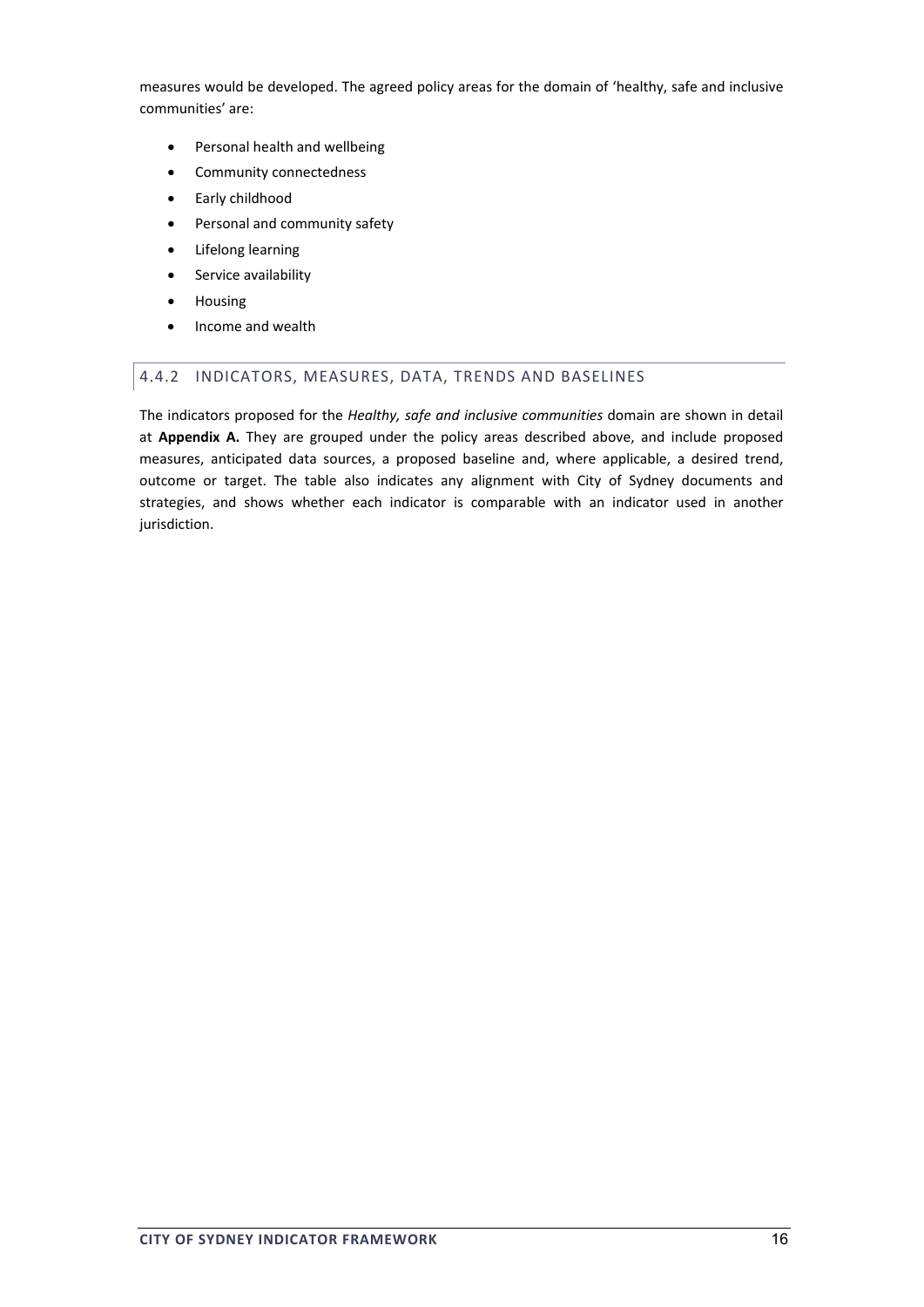measures would be developed. The agreed policy areas for the domain of 'healthy, safe and inclusive communities' are:

- Personal health and wellbeing
- Community connectedness
- Early childhood
- Personal and community safety
- Lifelong learning
- Service availability
- Housing
- Income and wealth

### 4.4.2 INDICATORS, MEASURES, DATA, TRENDS AND BASELINES

The indicators proposed for the *Healthy, safe and inclusive communities* domain are shown in detail at **Appendix A.** They are grouped under the policy areas described above, and include proposed measures, anticipated data sources, a proposed baseline and, where applicable, a desired trend, outcome or target. The table also indicates any alignment with City of Sydney documents and strategies, and shows whether each indicator is comparable with an indicator used in another jurisdiction.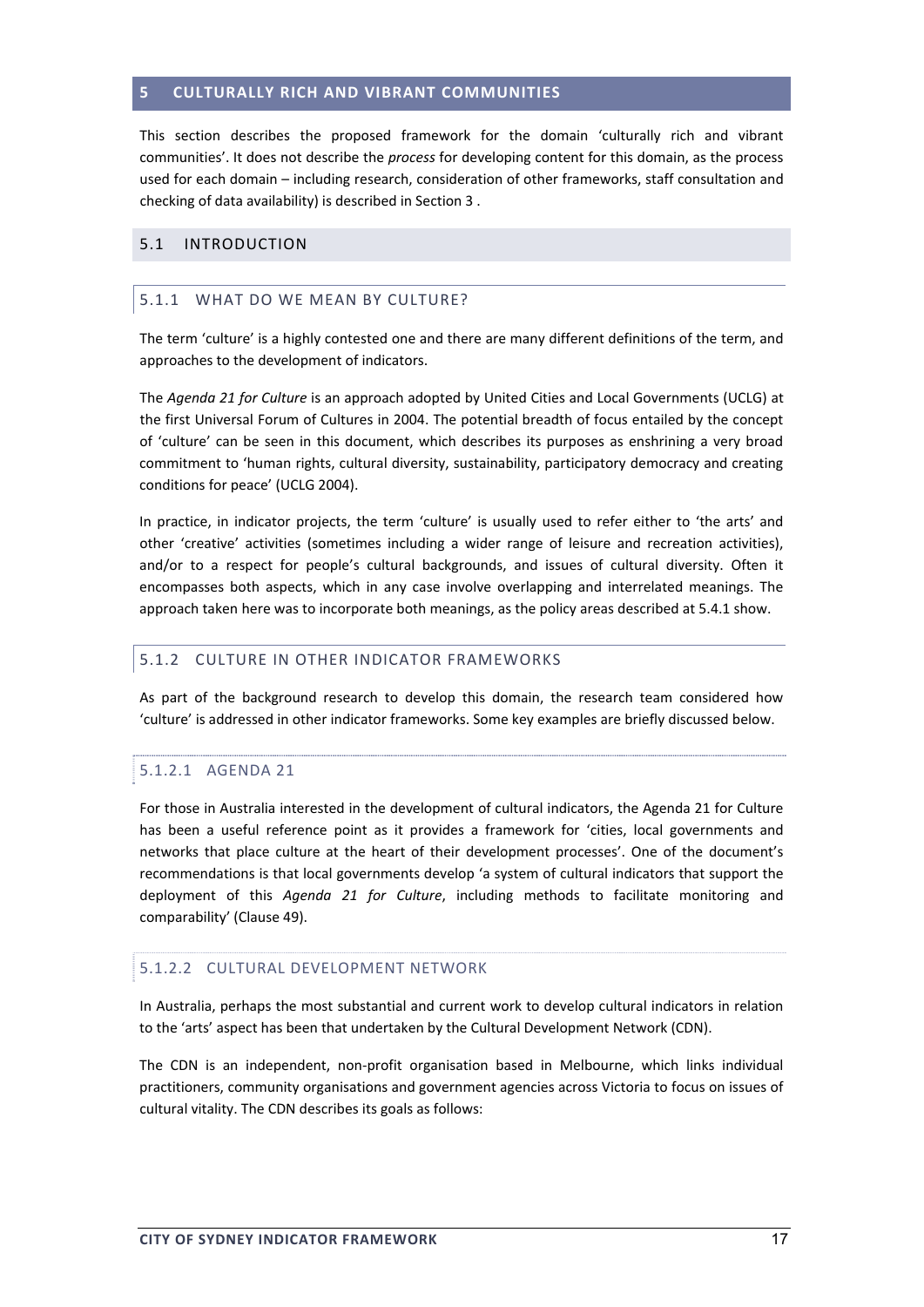# 5 CULTURALLY RICH AND VIBRANT COMMUNITIES

This section describes the proposed framework for the domain 'culturally rich and vibrant communities'. It does not describe the *process* for developing content for this domain, as the process used for each domain – including research, consideration of other frameworks, staff consultation and checking of data availability) is described in Section 3 .

## 5.1 INTRODUCTION

### 5.1.1 WHAT DO WE MEAN BY CULTURE?

The term 'culture' is a highly contested one and there are many different definitions of the term, and approaches to the development of indicators.

The *Agenda 21 for Culture* is an approach adopted by United Cities and Local Governments (UCLG) at the first Universal Forum of Cultures in 2004. The potential breadth of focus entailed by the concept of 'culture' can be seen in this document, which describes its purposes as enshrining a very broad commitment to 'human rights, cultural diversity, sustainability, participatory democracy and creating conditions for peace' (UCLG 2004).

In practice, in indicator projects, the term 'culture' is usually used to refer either to 'the arts' and other 'creative' activities (sometimes including a wider range of leisure and recreation activities), and/or to a respect for people's cultural backgrounds, and issues of cultural diversity. Often it encompasses both aspects, which in any case involve overlapping and interrelated meanings. The approach taken here was to incorporate both meanings, as the policy areas described at 5.4.1 show.

### 5.1.2 CULTURE IN OTHER INDICATOR FRAMEWORKS

As part of the background research to develop this domain, the research team considered how 'culture' is addressed in other indicator frameworks. Some key examples are briefly discussed below.

#### 5.1.2.1 AGENDA 21

For those in Australia interested in the development of cultural indicators, the Agenda 21 for Culture has been a useful reference point as it provides a framework for 'cities, local governments and networks that place culture at the heart of their development processes'. One of the document's recommendations is that local governments develop 'a system of cultural indicators that support the deployment of this *Agenda 21 for Culture*, including methods to facilitate monitoring and comparability' (Clause 49).

#### 5.1.2.2 CULTURAL DEVELOPMENT NETWORK

In Australia, perhaps the most substantial and current work to develop cultural indicators in relation to the 'arts' aspect has been that undertaken by the Cultural Development Network (CDN).

The CDN is an independent, non-profit organisation based in Melbourne, which links individual practitioners, community organisations and government agencies across Victoria to focus on issues of cultural vitality. The CDN describes its goals as follows: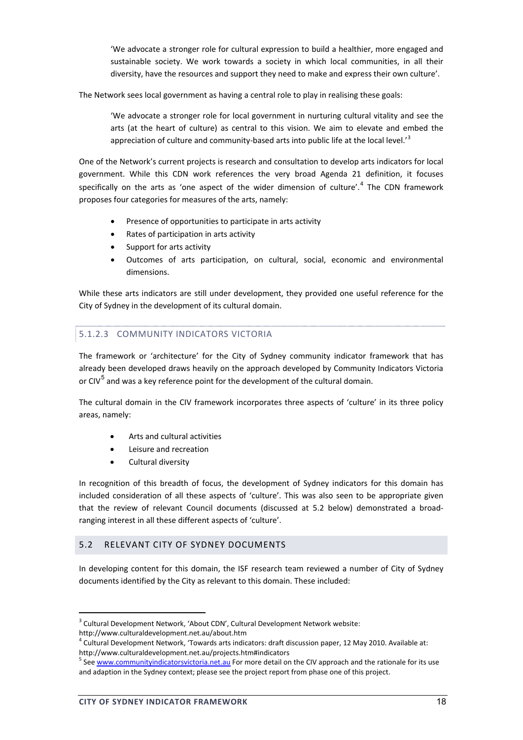> 'We advocate a stronger role for cultural expression to build a healthier, more engaged and sustainable society. We work towards a society in which local communities, in all their diversity, have the resources and support they need to make and express their own culture'.

The Network sees local government as having a central role to play in realising these goals:

> 'We advocate a stronger role for local government in nurturing cultural vitality and see the arts (at the heart of culture) as central to this vision. We aim to elevate and embed the appreciation of culture and community-based arts into public life at the local level.'[3]

One of the Network's current projects is research and consultation to develop arts indicators for local government. While this CDN work references the very broad Agenda 21 definition, it focuses specifically on the arts as 'one aspect of the wider dimension of culture'.[4] The CDN framework proposes four categories for measures of the arts, namely:

- Presence of opportunities to participate in arts activity
- Rates of participation in arts activity
- Support for arts activity
- Outcomes of arts participation, on cultural, social, economic and environmental dimensions.

While these arts indicators are still under development, they provided one useful reference for the City of Sydney in the development of its cultural domain.

#### 5.1.2.3 COMMUNITY INDICATORS VICTORIA

The framework or 'architecture' for the City of Sydney community indicator framework that has already been developed draws heavily on the approach developed by Community Indicators Victoria or CIV[5] and was a key reference point for the development of the cultural domain.

The cultural domain in the CIV framework incorporates three aspects of 'culture' in its three policy areas, namely:

- Arts and cultural activities
- Leisure and recreation
- Cultural diversity

In recognition of this breadth of focus, the development of Sydney indicators for this domain has included consideration of all these aspects of 'culture'. This was also seen to be appropriate given that the review of relevant Council documents (discussed at 5.2 below) demonstrated a broad-ranging interest in all these different aspects of 'culture'.

## 5.2 RELEVANT CITY OF SYDNEY DOCUMENTS

In developing content for this domain, the ISF research team reviewed a number of City of Sydney documents identified by the City as relevant to this domain. These included:

---

[3] Cultural Development Network, 'About CDN', Cultural Development Network website: http://www.culturaldevelopment.net.au/about.htm

[4] Cultural Development Network, 'Towards arts indicators: draft discussion paper, 12 May 2010. Available at: http://www.culturaldevelopment.net.au/projects.htm#indicators

[5] See www.communityindicatorsvictoria.net.au For more detail on the CIV approach and the rationale for its use and adaption in the Sydney context; please see the project report from phase one of this project.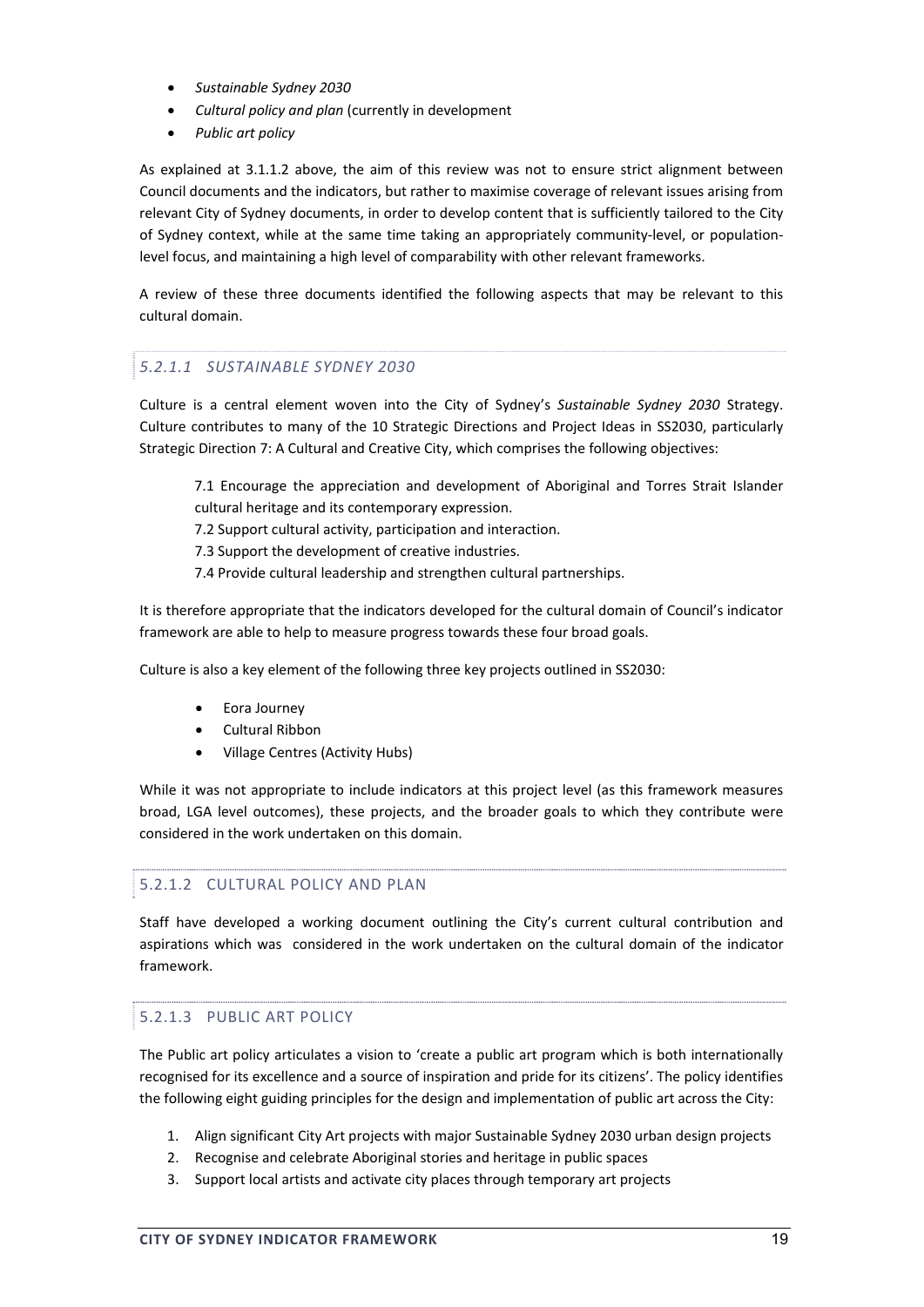- *Sustainable Sydney 2030*
- *Cultural policy and plan* (currently in development)
- *Public art policy*

As explained at 3.1.1.2 above, the aim of this review was not to ensure strict alignment between Council documents and the indicators, but rather to maximise coverage of relevant issues arising from relevant City of Sydney documents, in order to develop content that is sufficiently tailored to the City of Sydney context, while at the same time taking an appropriately community-level, or population-level focus, and maintaining a high level of comparability with other relevant frameworks.

A review of these three documents identified the following aspects that may be relevant to this cultural domain.

#### *5.2.1.1 SUSTAINABLE SYDNEY 2030*

Culture is a central element woven into the City of Sydney's *Sustainable Sydney 2030* Strategy. Culture contributes to many of the 10 Strategic Directions and Project Ideas in SS2030, particularly Strategic Direction 7: A Cultural and Creative City, which comprises the following objectives:

> 7.1 Encourage the appreciation and development of Aboriginal and Torres Strait Islander cultural heritage and its contemporary expression.
> 7.2 Support cultural activity, participation and interaction.
> 7.3 Support the development of creative industries.
> 7.4 Provide cultural leadership and strengthen cultural partnerships.

It is therefore appropriate that the indicators developed for the cultural domain of Council's indicator framework are able to help to measure progress towards these four broad goals.

Culture is also a key element of the following three key projects outlined in SS2030:

- Eora Journey
- Cultural Ribbon
- Village Centres (Activity Hubs)

While it was not appropriate to include indicators at this project level (as this framework measures broad, LGA level outcomes), these projects, and the broader goals to which they contribute were considered in the work undertaken on this domain.

#### 5.2.1.2 CULTURAL POLICY AND PLAN

Staff have developed a working document outlining the City's current cultural contribution and aspirations which was considered in the work undertaken on the cultural domain of the indicator framework.

#### 5.2.1.3 PUBLIC ART POLICY

The Public art policy articulates a vision to 'create a public art program which is both internationally recognised for its excellence and a source of inspiration and pride for its citizens'. The policy identifies the following eight guiding principles for the design and implementation of public art across the City:

1. Align significant City Art projects with major Sustainable Sydney 2030 urban design projects
2. Recognise and celebrate Aboriginal stories and heritage in public spaces
3. Support local artists and activate city places through temporary art projects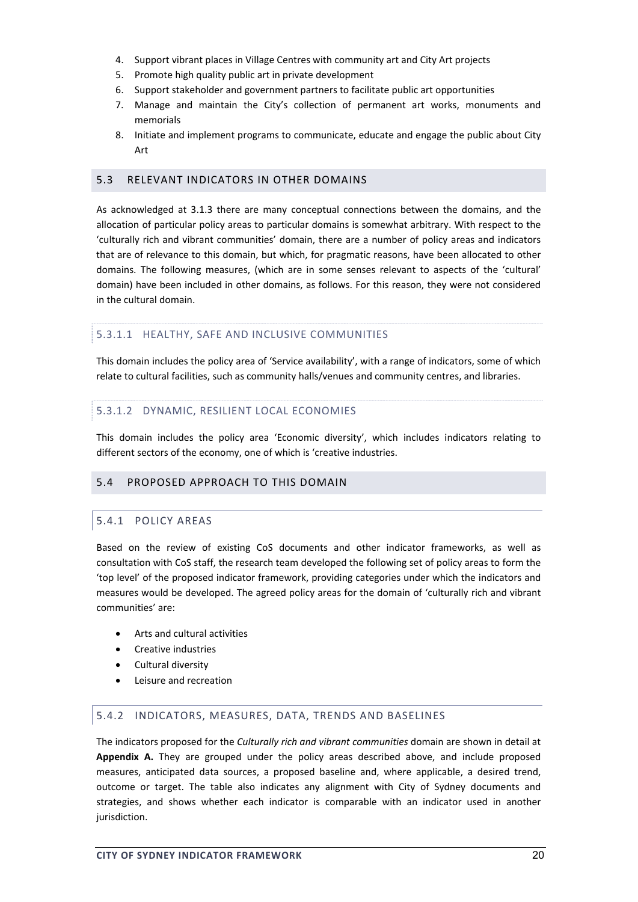4. Support vibrant places in Village Centres with community art and City Art projects
5. Promote high quality public art in private development
6. Support stakeholder and government partners to facilitate public art opportunities
7. Manage and maintain the City's collection of permanent art works, monuments and memorials
8. Initiate and implement programs to communicate, educate and engage the public about City Art

## 5.3 RELEVANT INDICATORS IN OTHER DOMAINS

As acknowledged at 3.1.3 there are many conceptual connections between the domains, and the allocation of particular policy areas to particular domains is somewhat arbitrary. With respect to the 'culturally rich and vibrant communities' domain, there are a number of policy areas and indicators that are of relevance to this domain, but which, for pragmatic reasons, have been allocated to other domains. The following measures, (which are in some senses relevant to aspects of the 'cultural' domain) have been included in other domains, as follows. For this reason, they were not considered in the cultural domain.

#### 5.3.1.1 HEALTHY, SAFE AND INCLUSIVE COMMUNITIES

This domain includes the policy area of 'Service availability', with a range of indicators, some of which relate to cultural facilities, such as community halls/venues and community centres, and libraries.

#### 5.3.1.2 DYNAMIC, RESILIENT LOCAL ECONOMIES

This domain includes the policy area 'Economic diversity', which includes indicators relating to different sectors of the economy, one of which is 'creative industries.

## 5.4 PROPOSED APPROACH TO THIS DOMAIN

### 5.4.1 POLICY AREAS

Based on the review of existing CoS documents and other indicator frameworks, as well as consultation with CoS staff, the research team developed the following set of policy areas to form the 'top level' of the proposed indicator framework, providing categories under which the indicators and measures would be developed. The agreed policy areas for the domain of 'culturally rich and vibrant communities' are:

- Arts and cultural activities
- Creative industries
- Cultural diversity
- Leisure and recreation

### 5.4.2 INDICATORS, MEASURES, DATA, TRENDS AND BASELINES

The indicators proposed for the *Culturally rich and vibrant communities* domain are shown in detail at **Appendix A.** They are grouped under the policy areas described above, and include proposed measures, anticipated data sources, a proposed baseline and, where applicable, a desired trend, outcome or target. The table also indicates any alignment with City of Sydney documents and strategies, and shows whether each indicator is comparable with an indicator used in another jurisdiction.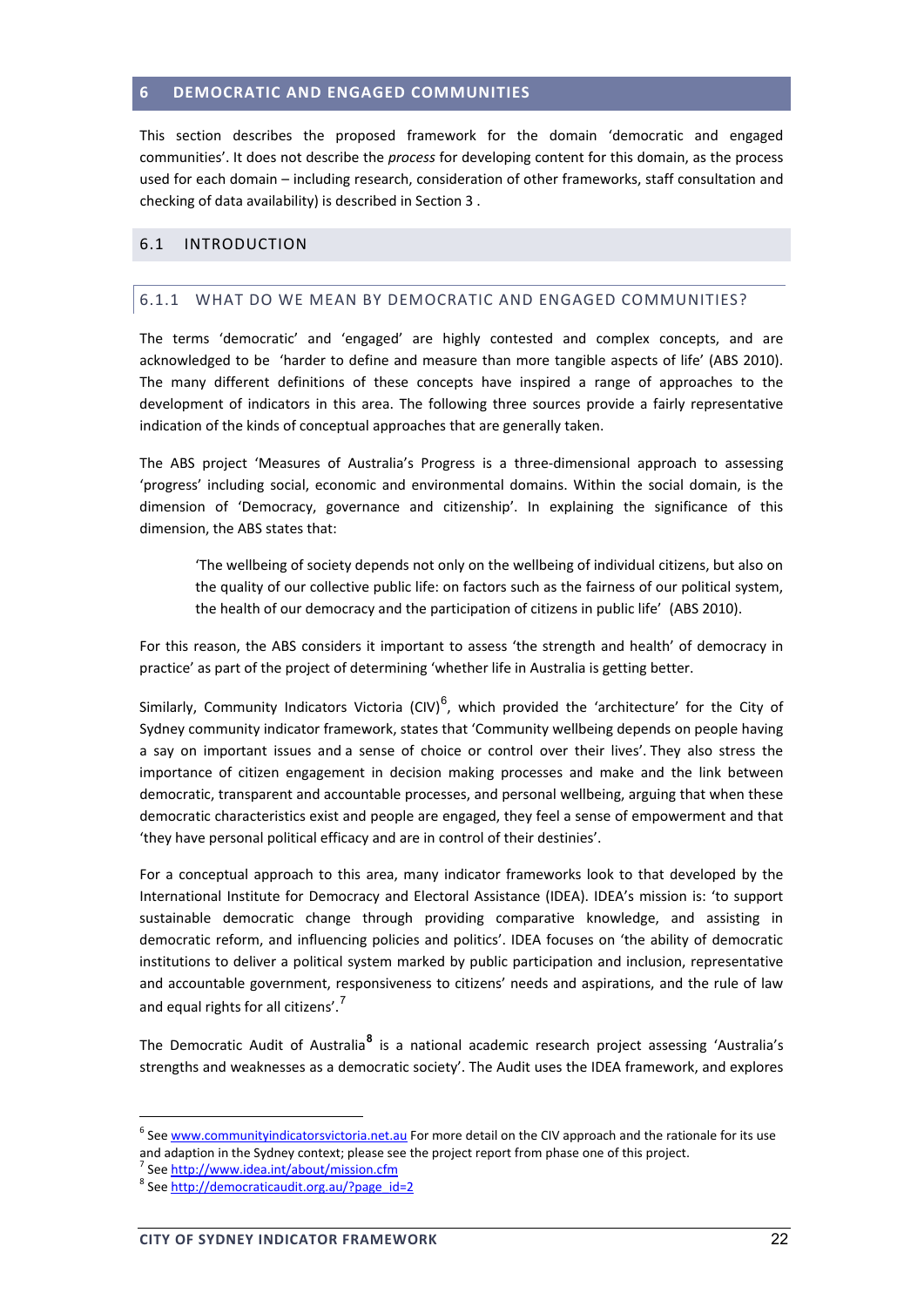# 6 DEMOCRATIC AND ENGAGED COMMUNITIES

This section describes the proposed framework for the domain 'democratic and engaged communities'. It does not describe the *process* for developing content for this domain, as the process used for each domain – including research, consideration of other frameworks, staff consultation and checking of data availability) is described in Section 3 .

## 6.1 INTRODUCTION

### 6.1.1 WHAT DO WE MEAN BY DEMOCRATIC AND ENGAGED COMMUNITIES?

The terms 'democratic' and 'engaged' are highly contested and complex concepts, and are acknowledged to be 'harder to define and measure than more tangible aspects of life' (ABS 2010). The many different definitions of these concepts have inspired a range of approaches to the development of indicators in this area. The following three sources provide a fairly representative indication of the kinds of conceptual approaches that are generally taken.

The ABS project 'Measures of Australia's Progress is a three-dimensional approach to assessing 'progress' including social, economic and environmental domains. Within the social domain, is the dimension of 'Democracy, governance and citizenship'. In explaining the significance of this dimension, the ABS states that:

> 'The wellbeing of society depends not only on the wellbeing of individual citizens, but also on the quality of our collective public life: on factors such as the fairness of our political system, the health of our democracy and the participation of citizens in public life' (ABS 2010).

For this reason, the ABS considers it important to assess 'the strength and health' of democracy in practice' as part of the project of determining 'whether life in Australia is getting better.

Similarly, Community Indicators Victoria (CIV)[6], which provided the 'architecture' for the City of Sydney community indicator framework, states that 'Community wellbeing depends on people having a say on important issues and a sense of choice or control over their lives'. They also stress the importance of citizen engagement in decision making processes and make and the link between democratic, transparent and accountable processes, and personal wellbeing, arguing that when these democratic characteristics exist and people are engaged, they feel a sense of empowerment and that 'they have personal political efficacy and are in control of their destinies'.

For a conceptual approach to this area, many indicator frameworks look to that developed by the International Institute for Democracy and Electoral Assistance (IDEA). IDEA's mission is: 'to support sustainable democratic change through providing comparative knowledge, and assisting in democratic reform, and influencing policies and politics'. IDEA focuses on 'the ability of democratic institutions to deliver a political system marked by public participation and inclusion, representative and accountable government, responsiveness to citizens' needs and aspirations, and the rule of law and equal rights for all citizens'.[7]

The Democratic Audit of Australia[8] is a national academic research project assessing 'Australia's strengths and weaknesses as a democratic society'. The Audit uses the IDEA framework, and explores

---

[6] See www.communityindicatorsvictoria.net.au For more detail on the CIV approach and the rationale for its use and adaption in the Sydney context; please see the project report from phase one of this project.

[7] See http://www.idea.int/about/mission.cfm

[8] See http://democraticaudit.org.au/?page_id=2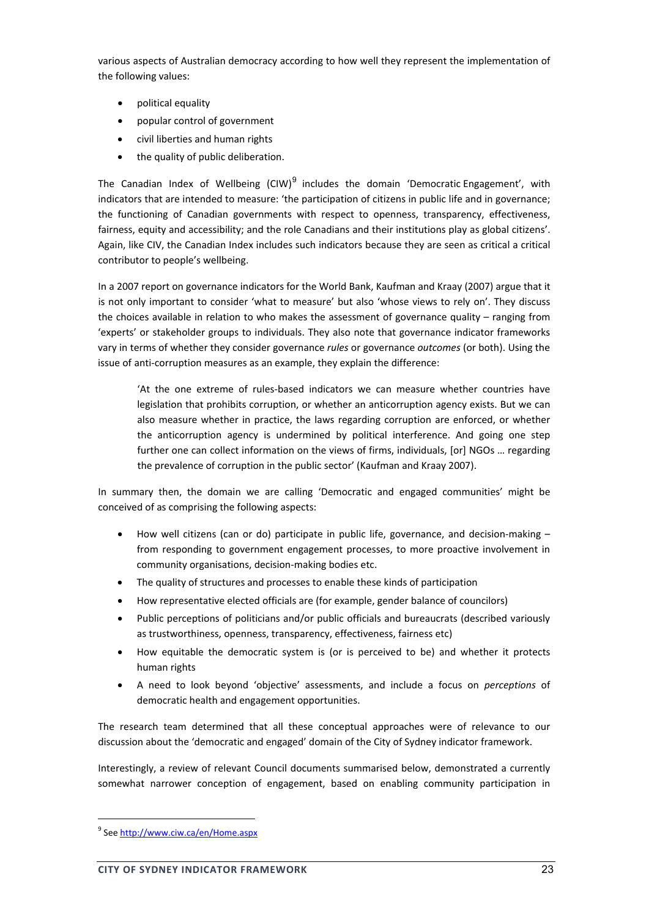various aspects of Australian democracy according to how well they represent the implementation of the following values:

- political equality
- popular control of government
- civil liberties and human rights
- the quality of public deliberation.

The Canadian Index of Wellbeing (CIW)[9] includes the domain 'Democratic Engagement', with indicators that are intended to measure: 'the participation of citizens in public life and in governance; the functioning of Canadian governments with respect to openness, transparency, effectiveness, fairness, equity and accessibility; and the role Canadians and their institutions play as global citizens'. Again, like CIV, the Canadian Index includes such indicators because they are seen as critical a critical contributor to people's wellbeing.

In a 2007 report on governance indicators for the World Bank, Kaufman and Kraay (2007) argue that it is not only important to consider 'what to measure' but also 'whose views to rely on'. They discuss the choices available in relation to who makes the assessment of governance quality – ranging from 'experts' or stakeholder groups to individuals. They also note that governance indicator frameworks vary in terms of whether they consider governance *rules* or governance *outcomes* (or both). Using the issue of anti-corruption measures as an example, they explain the difference:

> 'At the one extreme of rules-based indicators we can measure whether countries have legislation that prohibits corruption, or whether an anticorruption agency exists. But we can also measure whether in practice, the laws regarding corruption are enforced, or whether the anticorruption agency is undermined by political interference. And going one step further one can collect information on the views of firms, individuals, [or] NGOs … regarding the prevalence of corruption in the public sector' (Kaufman and Kraay 2007).

In summary then, the domain we are calling 'Democratic and engaged communities' might be conceived of as comprising the following aspects:

- How well citizens (can or do) participate in public life, governance, and decision-making – from responding to government engagement processes, to more proactive involvement in community organisations, decision-making bodies etc.
- The quality of structures and processes to enable these kinds of participation
- How representative elected officials are (for example, gender balance of councilors)
- Public perceptions of politicians and/or public officials and bureaucrats (described variously as trustworthiness, openness, transparency, effectiveness, fairness etc)
- How equitable the democratic system is (or is perceived to be) and whether it protects human rights
- A need to look beyond 'objective' assessments, and include a focus on *perceptions* of democratic health and engagement opportunities.

The research team determined that all these conceptual approaches were of relevance to our discussion about the 'democratic and engaged' domain of the City of Sydney indicator framework.

Interestingly, a review of relevant Council documents summarised below, demonstrated a currently somewhat narrower conception of engagement, based on enabling community participation in

[9] See http://www.ciw.ca/en/Home.aspx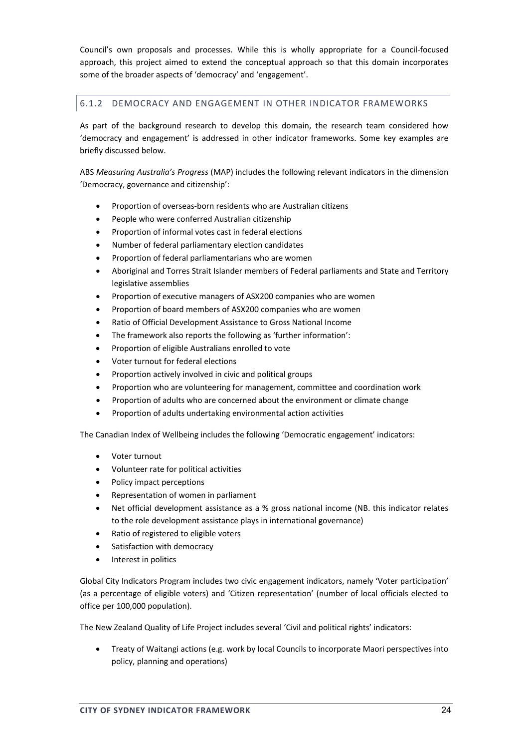Council's own proposals and processes. While this is wholly appropriate for a Council-focused approach, this project aimed to extend the conceptual approach so that this domain incorporates some of the broader aspects of 'democracy' and 'engagement'.

### 6.1.2 DEMOCRACY AND ENGAGEMENT IN OTHER INDICATOR FRAMEWORKS

As part of the background research to develop this domain, the research team considered how 'democracy and engagement' is addressed in other indicator frameworks. Some key examples are briefly discussed below.

ABS *Measuring Australia's Progress* (MAP) includes the following relevant indicators in the dimension 'Democracy, governance and citizenship':

- Proportion of overseas-born residents who are Australian citizens
- People who were conferred Australian citizenship
- Proportion of informal votes cast in federal elections
- Number of federal parliamentary election candidates
- Proportion of federal parliamentarians who are women
- Aboriginal and Torres Strait Islander members of Federal parliaments and State and Territory legislative assemblies
- Proportion of executive managers of ASX200 companies who are women
- Proportion of board members of ASX200 companies who are women
- Ratio of Official Development Assistance to Gross National Income
- The framework also reports the following as 'further information':
- Proportion of eligible Australians enrolled to vote
- Voter turnout for federal elections
- Proportion actively involved in civic and political groups
- Proportion who are volunteering for management, committee and coordination work
- Proportion of adults who are concerned about the environment or climate change
- Proportion of adults undertaking environmental action activities

The Canadian Index of Wellbeing includes the following 'Democratic engagement' indicators:

- Voter turnout
- Volunteer rate for political activities
- Policy impact perceptions
- Representation of women in parliament
- Net official development assistance as a % gross national income (NB. this indicator relates to the role development assistance plays in international governance)
- Ratio of registered to eligible voters
- Satisfaction with democracy
- Interest in politics

Global City Indicators Program includes two civic engagement indicators, namely 'Voter participation' (as a percentage of eligible voters) and 'Citizen representation' (number of local officials elected to office per 100,000 population).

The New Zealand Quality of Life Project includes several 'Civil and political rights' indicators:

- Treaty of Waitangi actions (e.g. work by local Councils to incorporate Maori perspectives into policy, planning and operations)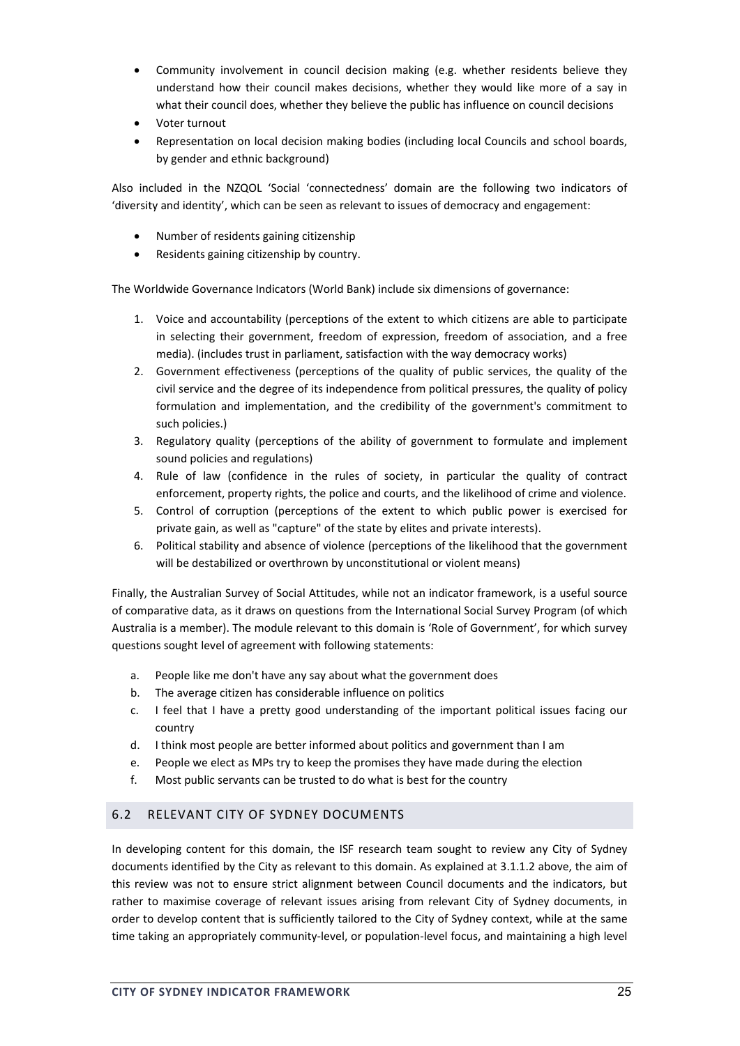- Community involvement in council decision making (e.g. whether residents believe they understand how their council makes decisions, whether they would like more of a say in what their council does, whether they believe the public has influence on council decisions
- Voter turnout
- Representation on local decision making bodies (including local Councils and school boards, by gender and ethnic background)

Also included in the NZQOL 'Social 'connectedness' domain are the following two indicators of 'diversity and identity', which can be seen as relevant to issues of democracy and engagement:

- Number of residents gaining citizenship
- Residents gaining citizenship by country.

The Worldwide Governance Indicators (World Bank) include six dimensions of governance:

1. Voice and accountability (perceptions of the extent to which citizens are able to participate in selecting their government, freedom of expression, freedom of association, and a free media). (includes trust in parliament, satisfaction with the way democracy works)
2. Government effectiveness (perceptions of the quality of public services, the quality of the civil service and the degree of its independence from political pressures, the quality of policy formulation and implementation, and the credibility of the government's commitment to such policies.)
3. Regulatory quality (perceptions of the ability of government to formulate and implement sound policies and regulations)
4. Rule of law (confidence in the rules of society, in particular the quality of contract enforcement, property rights, the police and courts, and the likelihood of crime and violence.
5. Control of corruption (perceptions of the extent to which public power is exercised for private gain, as well as "capture" of the state by elites and private interests).
6. Political stability and absence of violence (perceptions of the likelihood that the government will be destabilized or overthrown by unconstitutional or violent means)

Finally, the Australian Survey of Social Attitudes, while not an indicator framework, is a useful source of comparative data, as it draws on questions from the International Social Survey Program (of which Australia is a member). The module relevant to this domain is 'Role of Government', for which survey questions sought level of agreement with following statements:

a. People like me don't have any say about what the government does
b. The average citizen has considerable influence on politics
c. I feel that I have a pretty good understanding of the important political issues facing our country
d. I think most people are better informed about politics and government than I am
e. People we elect as MPs try to keep the promises they have made during the election
f. Most public servants can be trusted to do what is best for the country

## 6.2 RELEVANT CITY OF SYDNEY DOCUMENTS

In developing content for this domain, the ISF research team sought to review any City of Sydney documents identified by the City as relevant to this domain. As explained at 3.1.1.2 above, the aim of this review was not to ensure strict alignment between Council documents and the indicators, but rather to maximise coverage of relevant issues arising from relevant City of Sydney documents, in order to develop content that is sufficiently tailored to the City of Sydney context, while at the same time taking an appropriately community-level, or population-level focus, and maintaining a high level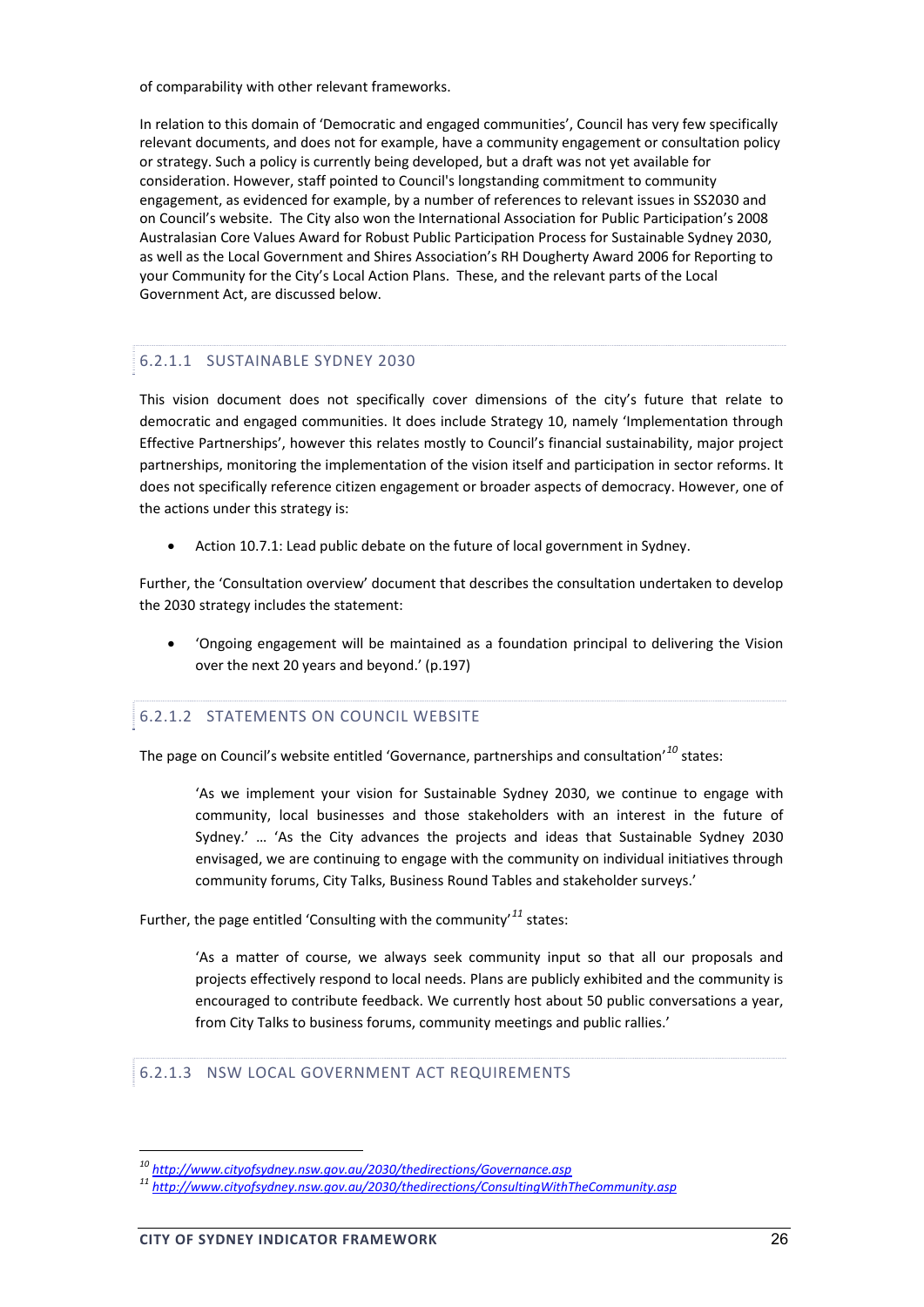of comparability with other relevant frameworks.

In relation to this domain of 'Democratic and engaged communities', Council has very few specifically relevant documents, and does not for example, have a community engagement or consultation policy or strategy. Such a policy is currently being developed, but a draft was not yet available for consideration. However, staff pointed to Council's longstanding commitment to community engagement, as evidenced for example, by a number of references to relevant issues in SS2030 and on Council's website. The City also won the International Association for Public Participation's 2008 Australasian Core Values Award for Robust Public Participation Process for Sustainable Sydney 2030, as well as the Local Government and Shires Association's RH Dougherty Award 2006 for Reporting to your Community for the City's Local Action Plans. These, and the relevant parts of the Local Government Act, are discussed below.

#### 6.2.1.1 SUSTAINABLE SYDNEY 2030

This vision document does not specifically cover dimensions of the city's future that relate to democratic and engaged communities. It does include Strategy 10, namely 'Implementation through Effective Partnerships', however this relates mostly to Council's financial sustainability, major project partnerships, monitoring the implementation of the vision itself and participation in sector reforms. It does not specifically reference citizen engagement or broader aspects of democracy. However, one of the actions under this strategy is:

- Action 10.7.1: Lead public debate on the future of local government in Sydney.

Further, the 'Consultation overview' document that describes the consultation undertaken to develop the 2030 strategy includes the statement:

- 'Ongoing engagement will be maintained as a foundation principal to delivering the Vision over the next 20 years and beyond.' (p.197)

#### 6.2.1.2 STATEMENTS ON COUNCIL WEBSITE

The page on Council's website entitled 'Governance, partnerships and consultation'[10] states:

> 'As we implement your vision for Sustainable Sydney 2030, we continue to engage with community, local businesses and those stakeholders with an interest in the future of Sydney.' … 'As the City advances the projects and ideas that Sustainable Sydney 2030 envisaged, we are continuing to engage with the community on individual initiatives through community forums, City Talks, Business Round Tables and stakeholder surveys.'

Further, the page entitled 'Consulting with the community'[11] states:

> 'As a matter of course, we always seek community input so that all our proposals and projects effectively respond to local needs. Plans are publicly exhibited and the community is encouraged to contribute feedback. We currently host about 50 public conversations a year, from City Talks to business forums, community meetings and public rallies.'

#### 6.2.1.3 NSW LOCAL GOVERNMENT ACT REQUIREMENTS

---

[10] http://www.cityofsydney.nsw.gov.au/2030/thedirections/Governance.asp

[11] http://www.cityofsydney.nsw.gov.au/2030/thedirections/ConsultingWithTheCommunity.asp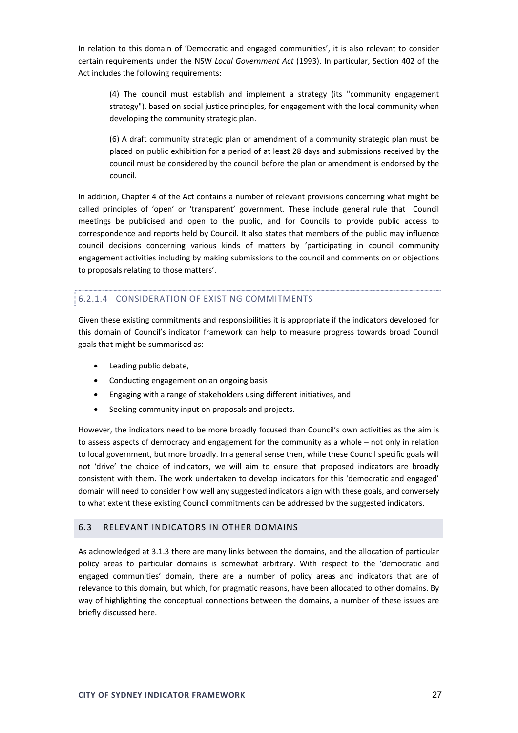In relation to this domain of 'Democratic and engaged communities', it is also relevant to consider certain requirements under the NSW *Local Government Act* (1993). In particular, Section 402 of the Act includes the following requirements:

> (4) The council must establish and implement a strategy (its "community engagement strategy"), based on social justice principles, for engagement with the local community when developing the community strategic plan.
>
> (6) A draft community strategic plan or amendment of a community strategic plan must be placed on public exhibition for a period of at least 28 days and submissions received by the council must be considered by the council before the plan or amendment is endorsed by the council.

In addition, Chapter 4 of the Act contains a number of relevant provisions concerning what might be called principles of 'open' or 'transparent' government. These include general rule that Council meetings be publicised and open to the public, and for Councils to provide public access to correspondence and reports held by Council. It also states that members of the public may influence council decisions concerning various kinds of matters by 'participating in council community engagement activities including by making submissions to the council and comments on or objections to proposals relating to those matters'.

#### 6.2.1.4 CONSIDERATION OF EXISTING COMMITMENTS

Given these existing commitments and responsibilities it is appropriate if the indicators developed for this domain of Council's indicator framework can help to measure progress towards broad Council goals that might be summarised as:

- Leading public debate,
- Conducting engagement on an ongoing basis
- Engaging with a range of stakeholders using different initiatives, and
- Seeking community input on proposals and projects.

However, the indicators need to be more broadly focused than Council's own activities as the aim is to assess aspects of democracy and engagement for the community as a whole – not only in relation to local government, but more broadly. In a general sense then, while these Council specific goals will not 'drive' the choice of indicators, we will aim to ensure that proposed indicators are broadly consistent with them. The work undertaken to develop indicators for this 'democratic and engaged' domain will need to consider how well any suggested indicators align with these goals, and conversely to what extent these existing Council commitments can be addressed by the suggested indicators.

## 6.3 RELEVANT INDICATORS IN OTHER DOMAINS

As acknowledged at 3.1.3 there are many links between the domains, and the allocation of particular policy areas to particular domains is somewhat arbitrary. With respect to the 'democratic and engaged communities' domain, there are a number of policy areas and indicators that are of relevance to this domain, but which, for pragmatic reasons, have been allocated to other domains. By way of highlighting the conceptual connections between the domains, a number of these issues are briefly discussed here.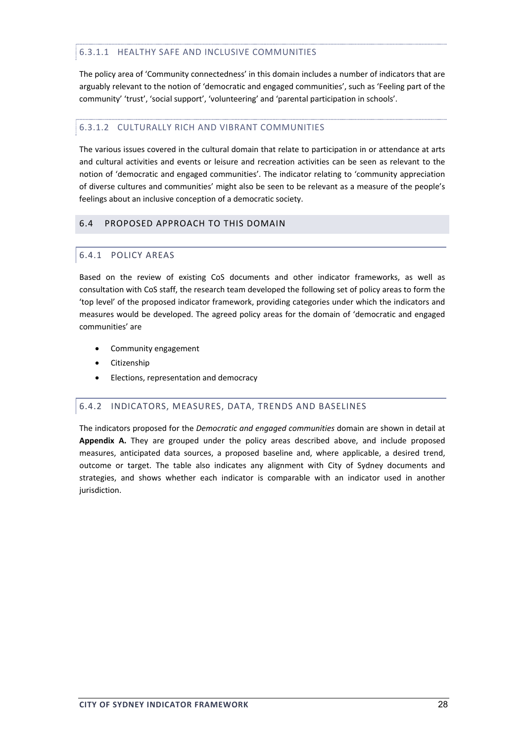#### 6.3.1.1 HEALTHY SAFE AND INCLUSIVE COMMUNITIES

The policy area of 'Community connectedness' in this domain includes a number of indicators that are arguably relevant to the notion of 'democratic and engaged communities', such as 'Feeling part of the community' 'trust', 'social support', 'volunteering' and 'parental participation in schools'.

#### 6.3.1.2 CULTURALLY RICH AND VIBRANT COMMUNITIES

The various issues covered in the cultural domain that relate to participation in or attendance at arts and cultural activities and events or leisure and recreation activities can be seen as relevant to the notion of 'democratic and engaged communities'. The indicator relating to 'community appreciation of diverse cultures and communities' might also be seen to be relevant as a measure of the people's feelings about an inclusive conception of a democratic society.

## 6.4 PROPOSED APPROACH TO THIS DOMAIN

### 6.4.1 POLICY AREAS

Based on the review of existing CoS documents and other indicator frameworks, as well as consultation with CoS staff, the research team developed the following set of policy areas to form the 'top level' of the proposed indicator framework, providing categories under which the indicators and measures would be developed. The agreed policy areas for the domain of 'democratic and engaged communities' are

- Community engagement
- Citizenship
- Elections, representation and democracy

### 6.4.2 INDICATORS, MEASURES, DATA, TRENDS AND BASELINES

The indicators proposed for the *Democratic and engaged communities* domain are shown in detail at **Appendix A.** They are grouped under the policy areas described above, and include proposed measures, anticipated data sources, a proposed baseline and, where applicable, a desired trend, outcome or target. The table also indicates any alignment with City of Sydney documents and strategies, and shows whether each indicator is comparable with an indicator used in another jurisdiction.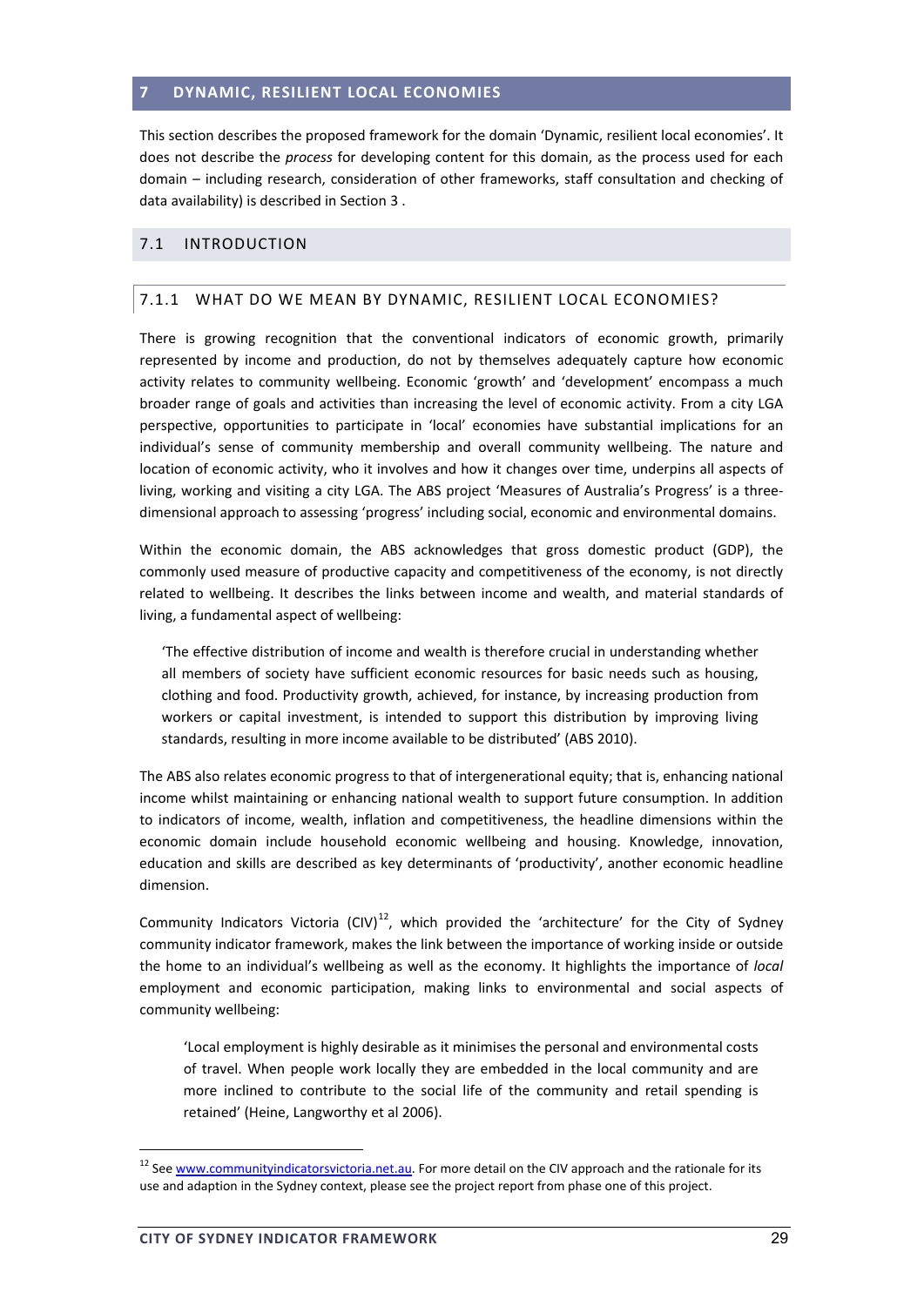# 7 DYNAMIC, RESILIENT LOCAL ECONOMIES

This section describes the proposed framework for the domain 'Dynamic, resilient local economies'. It does not describe the *process* for developing content for this domain, as the process used for each domain – including research, consideration of other frameworks, staff consultation and checking of data availability) is described in Section 3 .

## 7.1 INTRODUCTION

### 7.1.1 WHAT DO WE MEAN BY DYNAMIC, RESILIENT LOCAL ECONOMIES?

There is growing recognition that the conventional indicators of economic growth, primarily represented by income and production, do not by themselves adequately capture how economic activity relates to community wellbeing. Economic 'growth' and 'development' encompass a much broader range of goals and activities than increasing the level of economic activity. From a city LGA perspective, opportunities to participate in 'local' economies have substantial implications for an individual's sense of community membership and overall community wellbeing. The nature and location of economic activity, who it involves and how it changes over time, underpins all aspects of living, working and visiting a city LGA. The ABS project 'Measures of Australia's Progress' is a three-dimensional approach to assessing 'progress' including social, economic and environmental domains.

Within the economic domain, the ABS acknowledges that gross domestic product (GDP), the commonly used measure of productive capacity and competitiveness of the economy, is not directly related to wellbeing. It describes the links between income and wealth, and material standards of living, a fundamental aspect of wellbeing:

> 'The effective distribution of income and wealth is therefore crucial in understanding whether all members of society have sufficient economic resources for basic needs such as housing, clothing and food. Productivity growth, achieved, for instance, by increasing production from workers or capital investment, is intended to support this distribution by improving living standards, resulting in more income available to be distributed' (ABS 2010).

The ABS also relates economic progress to that of intergenerational equity; that is, enhancing national income whilst maintaining or enhancing national wealth to support future consumption. In addition to indicators of income, wealth, inflation and competitiveness, the headline dimensions within the economic domain include household economic wellbeing and housing. Knowledge, innovation, education and skills are described as key determinants of 'productivity', another economic headline dimension.

Community Indicators Victoria (CIV)[12], which provided the 'architecture' for the City of Sydney community indicator framework, makes the link between the importance of working inside or outside the home to an individual's wellbeing as well as the economy. It highlights the importance of *local* employment and economic participation, making links to environmental and social aspects of community wellbeing:

> 'Local employment is highly desirable as it minimises the personal and environmental costs of travel. When people work locally they are embedded in the local community and are more inclined to contribute to the social life of the community and retail spending is retained' (Heine, Langworthy et al 2006).

[12] See www.communityindicatorsvictoria.net.au. For more detail on the CIV approach and the rationale for its use and adaption in the Sydney context, please see the project report from phase one of this project.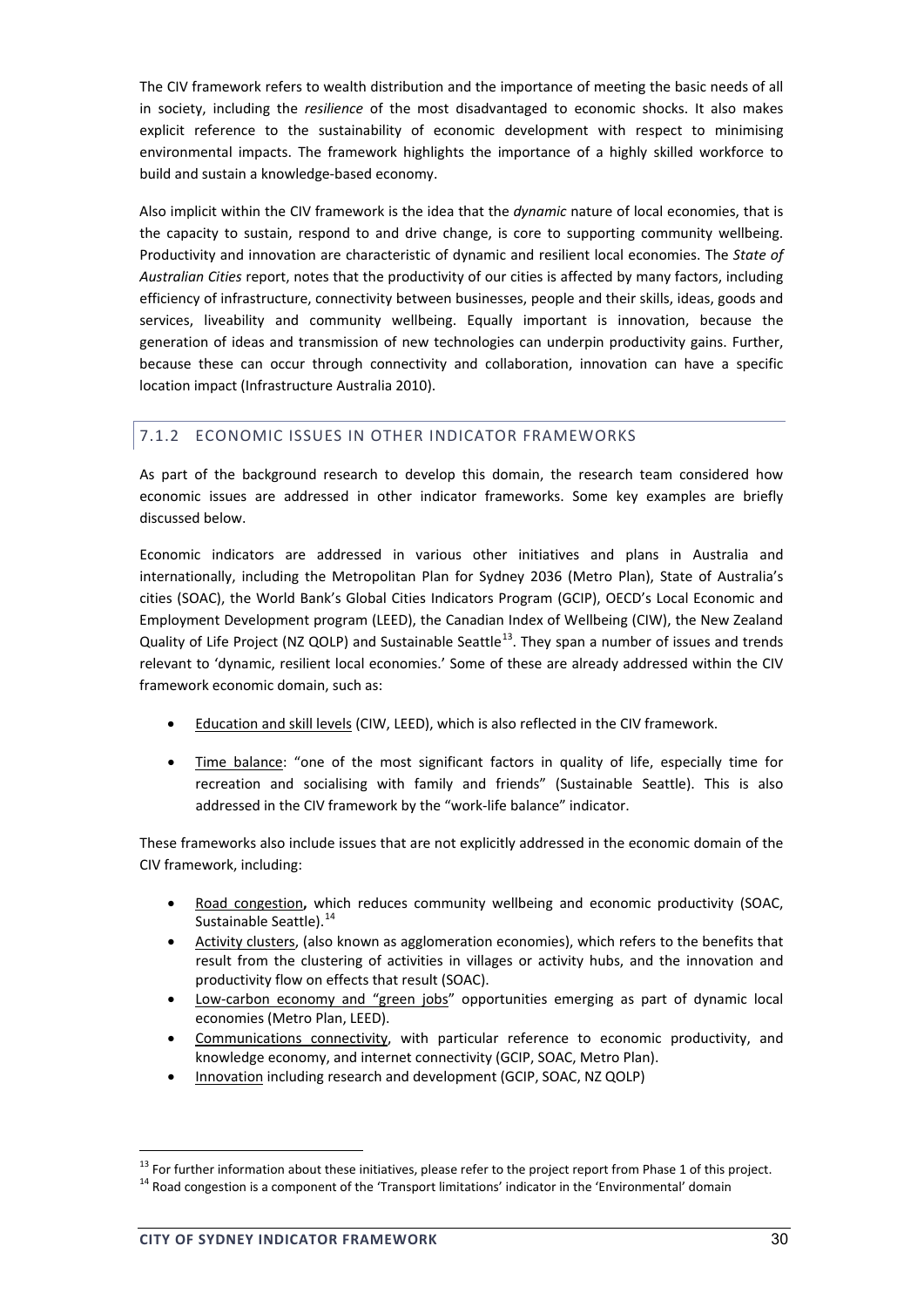The CIV framework refers to wealth distribution and the importance of meeting the basic needs of all in society, including the *resilience* of the most disadvantaged to economic shocks. It also makes explicit reference to the sustainability of economic development with respect to minimising environmental impacts. The framework highlights the importance of a highly skilled workforce to build and sustain a knowledge-based economy.

Also implicit within the CIV framework is the idea that the *dynamic* nature of local economies, that is the capacity to sustain, respond to and drive change, is core to supporting community wellbeing. Productivity and innovation are characteristic of dynamic and resilient local economies. The *State of Australian Cities* report, notes that the productivity of our cities is affected by many factors, including efficiency of infrastructure, connectivity between businesses, people and their skills, ideas, goods and services, liveability and community wellbeing. Equally important is innovation, because the generation of ideas and transmission of new technologies can underpin productivity gains. Further, because these can occur through connectivity and collaboration, innovation can have a specific location impact (Infrastructure Australia 2010).

### 7.1.2 ECONOMIC ISSUES IN OTHER INDICATOR FRAMEWORKS

As part of the background research to develop this domain, the research team considered how economic issues are addressed in other indicator frameworks. Some key examples are briefly discussed below.

Economic indicators are addressed in various other initiatives and plans in Australia and internationally, including the Metropolitan Plan for Sydney 2036 (Metro Plan), State of Australia's cities (SOAC), the World Bank's Global Cities Indicators Program (GCIP), OECD's Local Economic and Employment Development program (LEED), the Canadian Index of Wellbeing (CIW), the New Zealand Quality of Life Project (NZ QOLP) and Sustainable Seattle[13]. They span a number of issues and trends relevant to 'dynamic, resilient local economies.' Some of these are already addressed within the CIV framework economic domain, such as:

- Education and skill levels (CIW, LEED), which is also reflected in the CIV framework.
- Time balance: "one of the most significant factors in quality of life, especially time for recreation and socialising with family and friends" (Sustainable Seattle). This is also addressed in the CIV framework by the "work-life balance" indicator.

These frameworks also include issues that are not explicitly addressed in the economic domain of the CIV framework, including:

- Road congestion**,** which reduces community wellbeing and economic productivity (SOAC, Sustainable Seattle).[14]
- Activity clusters, (also known as agglomeration economies), which refers to the benefits that result from the clustering of activities in villages or activity hubs, and the innovation and productivity flow on effects that result (SOAC).
- Low-carbon economy and "green jobs" opportunities emerging as part of dynamic local economies (Metro Plan, LEED).
- Communications connectivity, with particular reference to economic productivity, and knowledge economy, and internet connectivity (GCIP, SOAC, Metro Plan).
- Innovation including research and development (GCIP, SOAC, NZ QOLP)

[13] For further information about these initiatives, please refer to the project report from Phase 1 of this project.

[14] Road congestion is a component of the 'Transport limitations' indicator in the 'Environmental' domain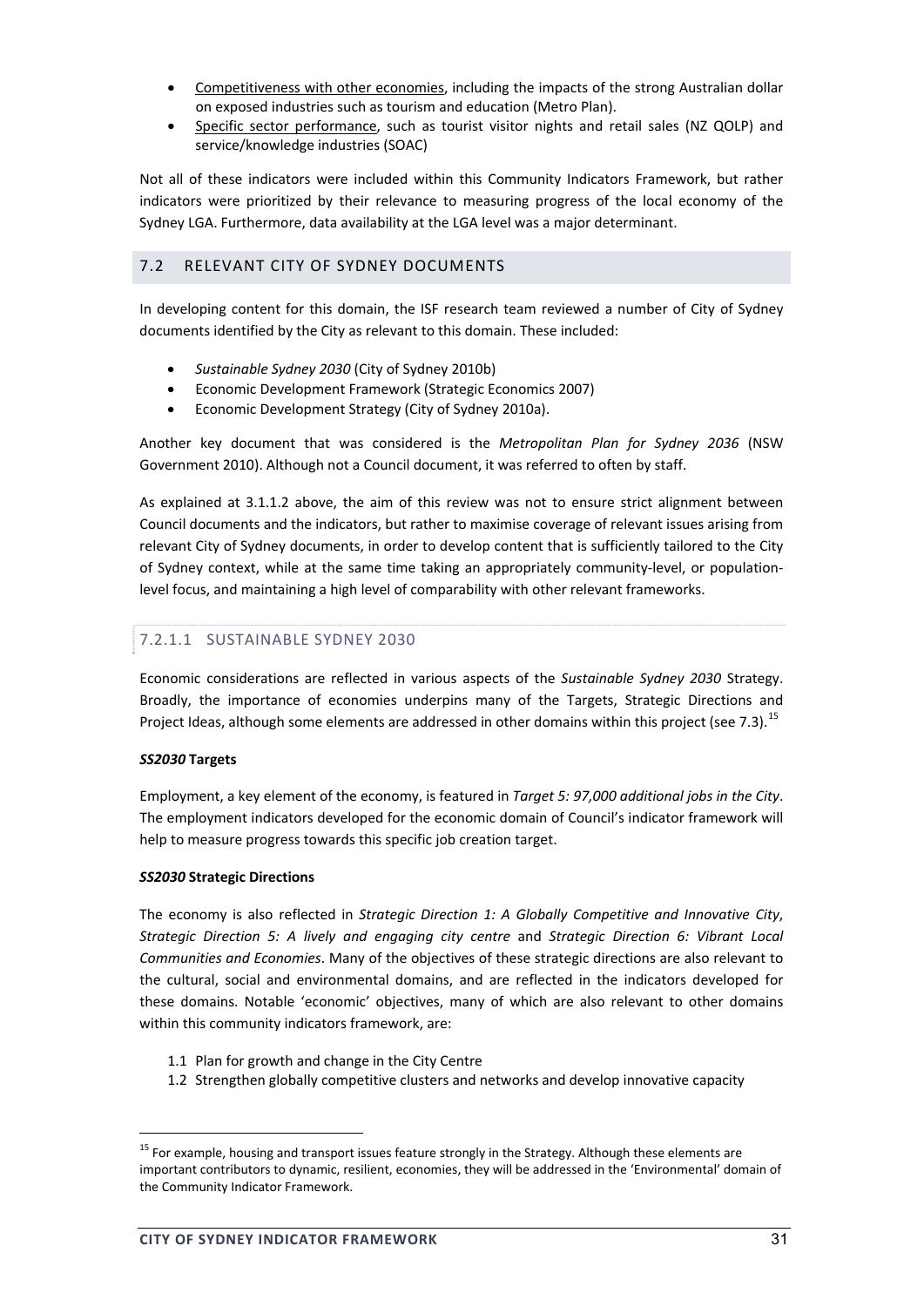- Competitiveness with other economies, including the impacts of the strong Australian dollar on exposed industries such as tourism and education (Metro Plan).
- Specific sector performance, such as tourist visitor nights and retail sales (NZ QOLP) and service/knowledge industries (SOAC)

Not all of these indicators were included within this Community Indicators Framework, but rather indicators were prioritized by their relevance to measuring progress of the local economy of the Sydney LGA. Furthermore, data availability at the LGA level was a major determinant.

## 7.2 RELEVANT CITY OF SYDNEY DOCUMENTS

In developing content for this domain, the ISF research team reviewed a number of City of Sydney documents identified by the City as relevant to this domain. These included:

- *Sustainable Sydney 2030* (City of Sydney 2010b)
- Economic Development Framework (Strategic Economics 2007)
- Economic Development Strategy (City of Sydney 2010a).

Another key document that was considered is the *Metropolitan Plan for Sydney 2036* (NSW Government 2010). Although not a Council document, it was referred to often by staff.

As explained at 3.1.1.2 above, the aim of this review was not to ensure strict alignment between Council documents and the indicators, but rather to maximise coverage of relevant issues arising from relevant City of Sydney documents, in order to develop content that is sufficiently tailored to the City of Sydney context, while at the same time taking an appropriately community-level, or population-level focus, and maintaining a high level of comparability with other relevant frameworks.

#### 7.2.1.1 SUSTAINABLE SYDNEY 2030

Economic considerations are reflected in various aspects of the *Sustainable Sydney 2030* Strategy. Broadly, the importance of economies underpins many of the Targets, Strategic Directions and Project Ideas, although some elements are addressed in other domains within this project (see 7.3).[15]

***SS2030* Targets**

Employment, a key element of the economy, is featured in *Target 5: 97,000 additional jobs in the City*. The employment indicators developed for the economic domain of Council's indicator framework will help to measure progress towards this specific job creation target.

***SS2030* Strategic Directions**

The economy is also reflected in *Strategic Direction 1: A Globally Competitive and Innovative City*, *Strategic Direction 5: A lively and engaging city centre* and *Strategic Direction 6: Vibrant Local Communities and Economies*. Many of the objectives of these strategic directions are also relevant to the cultural, social and environmental domains, and are reflected in the indicators developed for these domains. Notable 'economic' objectives, many of which are also relevant to other domains within this community indicators framework, are:

1.1 Plan for growth and change in the City Centre
1.2 Strengthen globally competitive clusters and networks and develop innovative capacity

---

[15] For example, housing and transport issues feature strongly in the Strategy. Although these elements are important contributors to dynamic, resilient, economies, they will be addressed in the 'Environmental' domain of the Community Indicator Framework.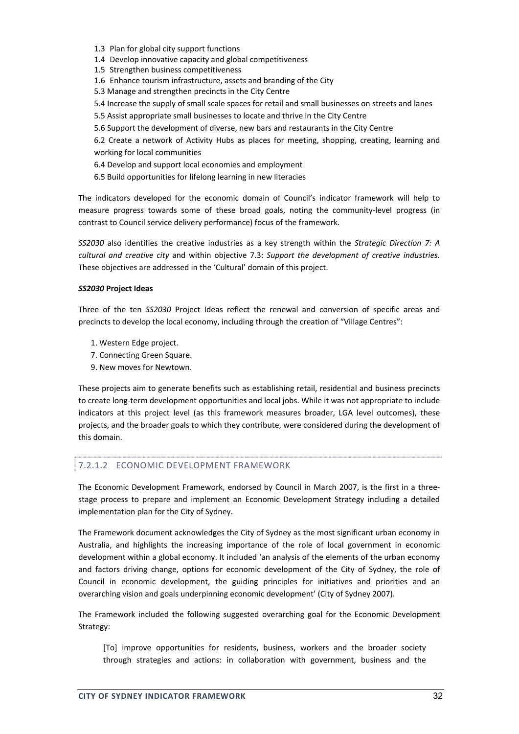- 1.3 Plan for global city support functions
- 1.4 Develop innovative capacity and global competitiveness
- 1.5 Strengthen business competitiveness
- 1.6 Enhance tourism infrastructure, assets and branding of the City
- 5.3 Manage and strengthen precincts in the City Centre
- 5.4 Increase the supply of small scale spaces for retail and small businesses on streets and lanes
- 5.5 Assist appropriate small businesses to locate and thrive in the City Centre
- 5.6 Support the development of diverse, new bars and restaurants in the City Centre
- 6.2 Create a network of Activity Hubs as places for meeting, shopping, creating, learning and working for local communities
- 6.4 Develop and support local economies and employment
- 6.5 Build opportunities for lifelong learning in new literacies

The indicators developed for the economic domain of Council's indicator framework will help to measure progress towards some of these broad goals, noting the community-level progress (in contrast to Council service delivery performance) focus of the framework.

*SS2030* also identifies the creative industries as a key strength within the *Strategic Direction 7: A cultural and creative city* and within objective 7.3: *Support the development of creative industries.* These objectives are addressed in the 'Cultural' domain of this project.

***SS2030* Project Ideas**

Three of the ten *SS2030* Project Ideas reflect the renewal and conversion of specific areas and precincts to develop the local economy, including through the creation of "Village Centres":

1. Western Edge project.
7. Connecting Green Square.
9. New moves for Newtown.

These projects aim to generate benefits such as establishing retail, residential and business precincts to create long-term development opportunities and local jobs. While it was not appropriate to include indicators at this project level (as this framework measures broader, LGA level outcomes), these projects, and the broader goals to which they contribute, were considered during the development of this domain.

#### 7.2.1.2 ECONOMIC DEVELOPMENT FRAMEWORK

The Economic Development Framework, endorsed by Council in March 2007, is the first in a three-stage process to prepare and implement an Economic Development Strategy including a detailed implementation plan for the City of Sydney.

The Framework document acknowledges the City of Sydney as the most significant urban economy in Australia, and highlights the increasing importance of the role of local government in economic development within a global economy. It included 'an analysis of the elements of the urban economy and factors driving change, options for economic development of the City of Sydney, the role of Council in economic development, the guiding principles for initiatives and priorities and an overarching vision and goals underpinning economic development' (City of Sydney 2007).

The Framework included the following suggested overarching goal for the Economic Development Strategy:

> [To] improve opportunities for residents, business, workers and the broader society through strategies and actions: in collaboration with government, business and the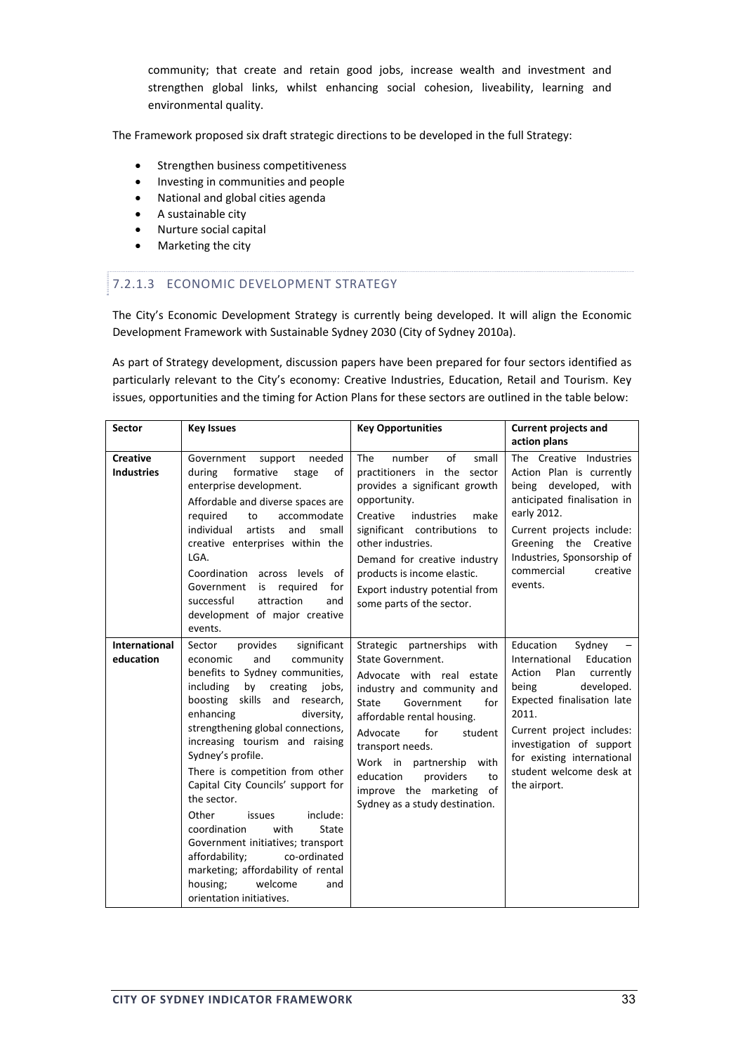community; that create and retain good jobs, increase wealth and investment and strengthen global links, whilst enhancing social cohesion, liveability, learning and environmental quality.

The Framework proposed six draft strategic directions to be developed in the full Strategy:

- Strengthen business competitiveness
- Investing in communities and people
- National and global cities agenda
- A sustainable city
- Nurture social capital
- Marketing the city

#### 7.2.1.3 ECONOMIC DEVELOPMENT STRATEGY

The City's Economic Development Strategy is currently being developed. It will align the Economic Development Framework with Sustainable Sydney 2030 (City of Sydney 2010a).

As part of Strategy development, discussion papers have been prepared for four sectors identified as particularly relevant to the City's economy: Creative Industries, Education, Retail and Tourism. Key issues, opportunities and the timing for Action Plans for these sectors are outlined in the table below:

| Sector | Key Issues | Key Opportunities | Current projects and action plans |
|---|---|---|---|
| **Creative Industries** | Government support needed during formative stage of enterprise development.<br>Affordable and diverse spaces are required to accommodate individual artists and small creative enterprises within the LGA.<br>Coordination across levels of Government is required for successful attraction and development of major creative events. | The number of small practitioners in the sector provides a significant growth opportunity.<br>Creative industries make significant contributions to other industries.<br>Demand for creative industry products is income elastic.<br>Export industry potential from some parts of the sector. | The Creative Industries Action Plan is currently being developed, with anticipated finalisation in early 2012.<br>Current projects include: Greening the Creative Industries, Sponsorship of commercial creative events. |
| **International education** | Sector provides significant economic and community benefits to Sydney communities, including by creating jobs, boosting skills and research, enhancing diversity, strengthening global connections, increasing tourism and raising Sydney's profile.<br>There is competition from other Capital City Councils' support for the sector.<br>Other issues include: coordination with State Government initiatives; transport affordability; co-ordinated marketing; affordability of rental housing; welcome and orientation initiatives. | Strategic partnerships with State Government.<br>Advocate with real estate industry and community and State Government for affordable rental housing.<br>Advocate for student transport needs.<br>Work in partnership with education providers to improve the marketing of Sydney as a study destination. | Education Sydney – International Education Action Plan currently being developed. Expected finalisation late 2011.<br>Current project includes: investigation of support for existing international student welcome desk at the airport. |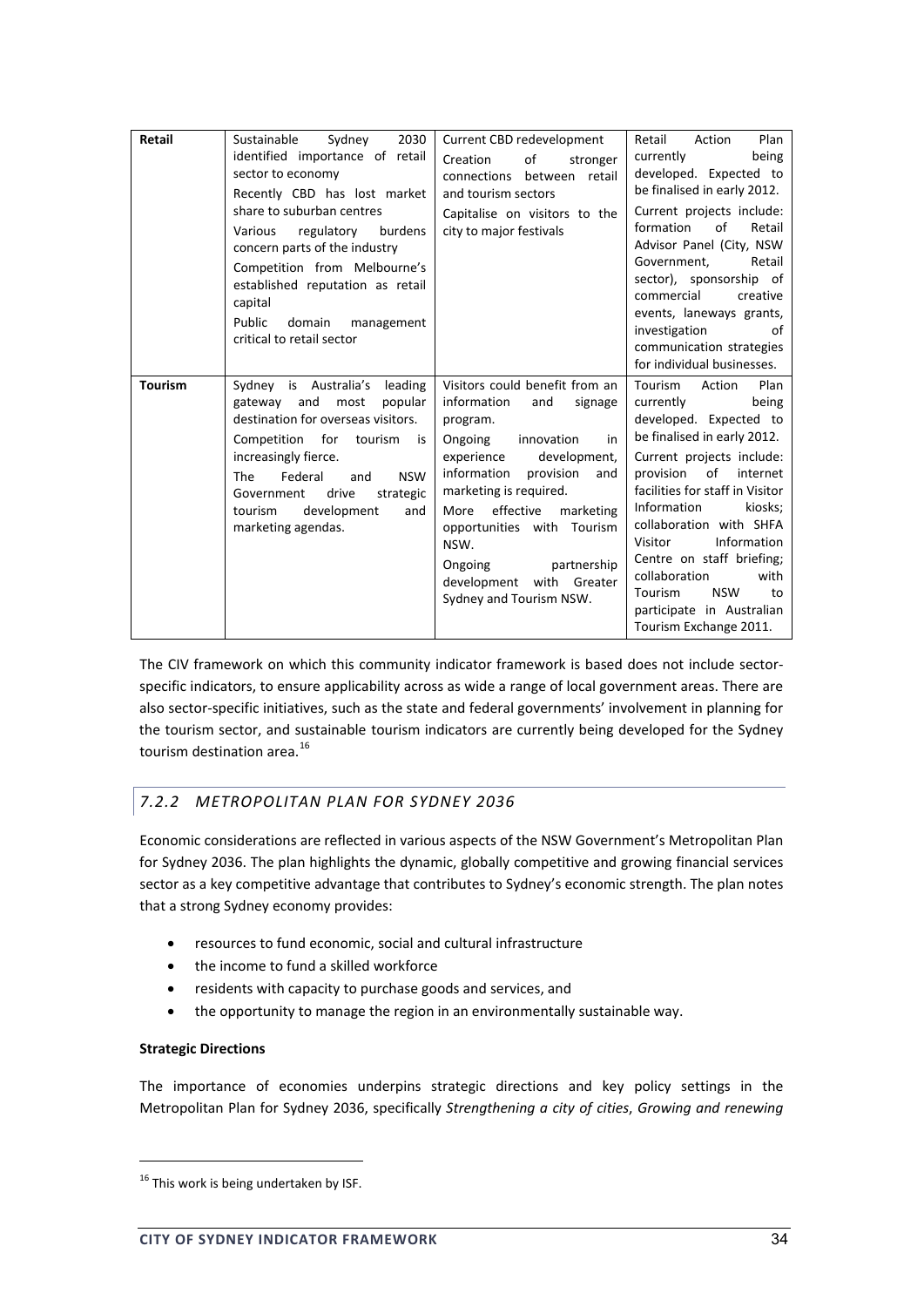| Retail | Sustainable Sydney 2030 identified importance of retail sector to economy<br>Recently CBD has lost market share to suburban centres<br>Various regulatory burdens concern parts of the industry<br>Competition from Melbourne's established reputation as retail capital<br>Public domain management critical to retail sector | Current CBD redevelopment<br>Creation of stronger connections between retail and tourism sectors<br>Capitalise on visitors to the city to major festivals | Retail Action Plan currently being developed. Expected to be finalised in early 2012.<br>Current projects include: formation of Retail Advisor Panel (City, NSW Government, Retail sector), sponsorship of commercial creative events, laneways grants, investigation of communication strategies for individual businesses. |
|---|---|---|---|
| Tourism | Sydney is Australia's leading gateway and most popular destination for overseas visitors.<br>Competition for tourism is increasingly fierce.<br>The Federal and NSW Government drive strategic tourism development and marketing agendas. | Visitors could benefit from an information and signage program.<br>Ongoing innovation in experience development, information provision and marketing is required.<br>More effective marketing opportunities with Tourism NSW.<br>Ongoing partnership development with Greater Sydney and Tourism NSW. | Tourism Action Plan currently being developed. Expected to be finalised in early 2012.<br>Current projects include: provision of internet facilities for staff in Visitor Information kiosks; collaboration with SHFA Visitor Information Centre on staff briefing; collaboration with Tourism NSW to participate in Australian Tourism Exchange 2011. |

The CIV framework on which this community indicator framework is based does not include sector-specific indicators, to ensure applicability across as wide a range of local government areas. There are also sector-specific initiatives, such as the state and federal governments' involvement in planning for the tourism sector, and sustainable tourism indicators are currently being developed for the Sydney tourism destination area.[16]

### 7.2.2 METROPOLITAN PLAN FOR SYDNEY 2036

Economic considerations are reflected in various aspects of the NSW Government's Metropolitan Plan for Sydney 2036. The plan highlights the dynamic, globally competitive and growing financial services sector as a key competitive advantage that contributes to Sydney's economic strength. The plan notes that a strong Sydney economy provides:

- resources to fund economic, social and cultural infrastructure
- the income to fund a skilled workforce
- residents with capacity to purchase goods and services, and
- the opportunity to manage the region in an environmentally sustainable way.

**Strategic Directions**

The importance of economies underpins strategic directions and key policy settings in the Metropolitan Plan for Sydney 2036, specifically *Strengthening a city of cities*, *Growing and renewing*

---

[16] This work is being undertaken by ISF.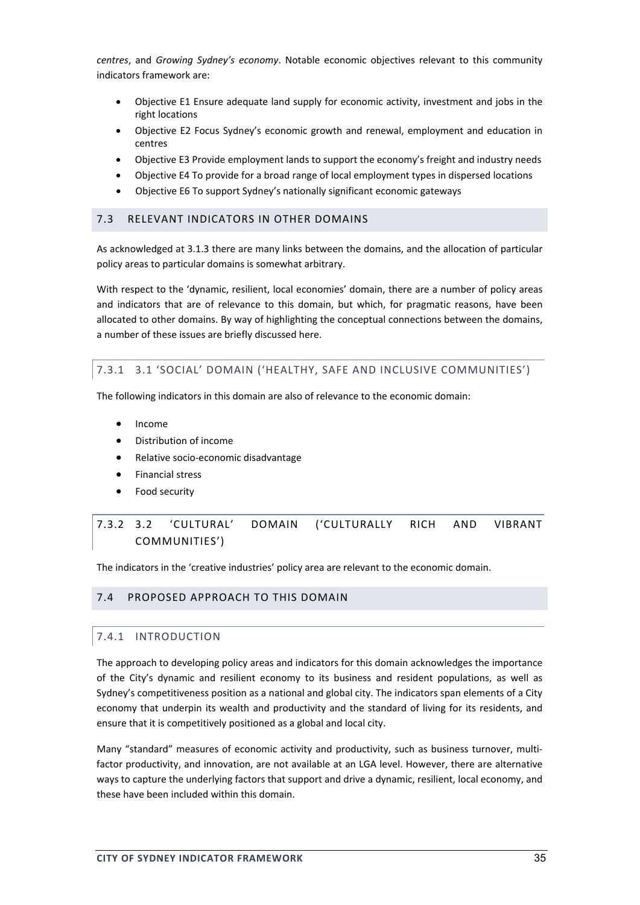*centres*, and *Growing Sydney's economy*. Notable economic objectives relevant to this community indicators framework are:

- Objective E1 Ensure adequate land supply for economic activity, investment and jobs in the right locations
- Objective E2 Focus Sydney's economic growth and renewal, employment and education in centres
- Objective E3 Provide employment lands to support the economy's freight and industry needs
- Objective E4 To provide for a broad range of local employment types in dispersed locations
- Objective E6 To support Sydney's nationally significant economic gateways

## 7.3 RELEVANT INDICATORS IN OTHER DOMAINS

As acknowledged at 3.1.3 there are many links between the domains, and the allocation of particular policy areas to particular domains is somewhat arbitrary.

With respect to the 'dynamic, resilient, local economies' domain, there are a number of policy areas and indicators that are of relevance to this domain, but which, for pragmatic reasons, have been allocated to other domains. By way of highlighting the conceptual connections between the domains, a number of these issues are briefly discussed here.

### 7.3.1 3.1 'SOCIAL' DOMAIN ('HEALTHY, SAFE AND INCLUSIVE COMMUNITIES')

The following indicators in this domain are also of relevance to the economic domain:

- Income
- Distribution of income
- Relative socio-economic disadvantage
- Financial stress
- Food security

### 7.3.2 3.2 'CULTURAL' DOMAIN ('CULTURALLY RICH AND VIBRANT COMMUNITIES')

The indicators in the 'creative industries' policy area are relevant to the economic domain.

## 7.4 PROPOSED APPROACH TO THIS DOMAIN

### 7.4.1 INTRODUCTION

The approach to developing policy areas and indicators for this domain acknowledges the importance of the City's dynamic and resilient economy to its business and resident populations, as well as Sydney's competitiveness position as a national and global city. The indicators span elements of a City economy that underpin its wealth and productivity and the standard of living for its residents, and ensure that it is competitively positioned as a global and local city.

Many "standard" measures of economic activity and productivity, such as business turnover, multi-factor productivity, and innovation, are not available at an LGA level. However, there are alternative ways to capture the underlying factors that support and drive a dynamic, resilient, local economy, and these have been included within this domain.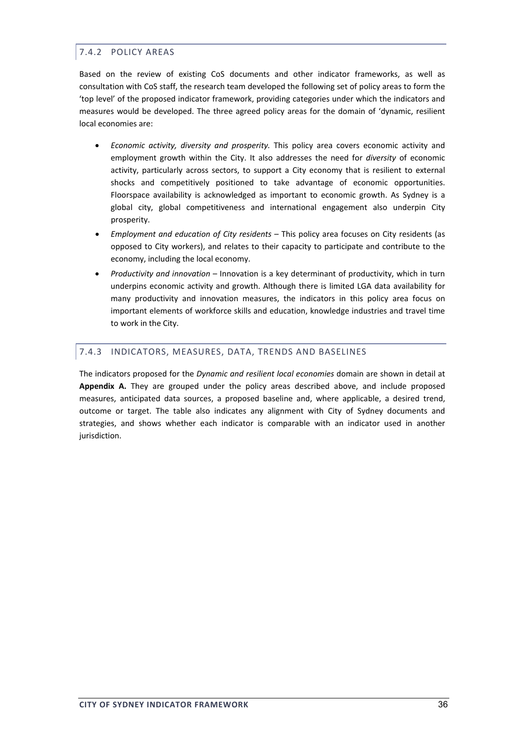### 7.4.2 POLICY AREAS

Based on the review of existing CoS documents and other indicator frameworks, as well as consultation with CoS staff, the research team developed the following set of policy areas to form the 'top level' of the proposed indicator framework, providing categories under which the indicators and measures would be developed. The three agreed policy areas for the domain of 'dynamic, resilient local economies are:

- *Economic activity, diversity and prosperity.* This policy area covers economic activity and employment growth within the City. It also addresses the need for *diversity* of economic activity, particularly across sectors, to support a City economy that is resilient to external shocks and competitively positioned to take advantage of economic opportunities. Floorspace availability is acknowledged as important to economic growth. As Sydney is a global city, global competitiveness and international engagement also underpin City prosperity.
- *Employment and education of City residents* – This policy area focuses on City residents (as opposed to City workers), and relates to their capacity to participate and contribute to the economy, including the local economy.
- *Productivity and innovation* – Innovation is a key determinant of productivity, which in turn underpins economic activity and growth. Although there is limited LGA data availability for many productivity and innovation measures, the indicators in this policy area focus on important elements of workforce skills and education, knowledge industries and travel time to work in the City.

### 7.4.3 INDICATORS, MEASURES, DATA, TRENDS AND BASELINES

The indicators proposed for the *Dynamic and resilient local economies* domain are shown in detail at **Appendix A.** They are grouped under the policy areas described above, and include proposed measures, anticipated data sources, a proposed baseline and, where applicable, a desired trend, outcome or target. The table also indicates any alignment with City of Sydney documents and strategies, and shows whether each indicator is comparable with an indicator used in another jurisdiction.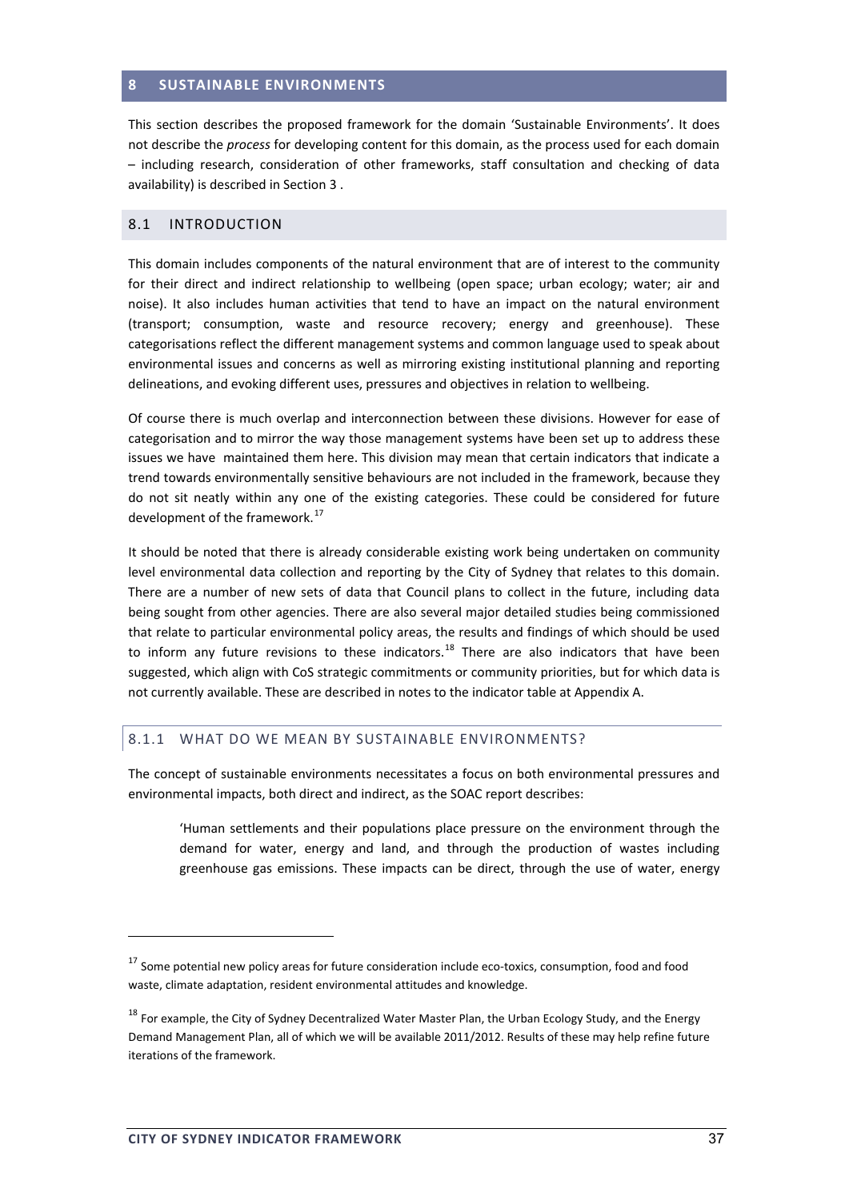# 8 SUSTAINABLE ENVIRONMENTS

This section describes the proposed framework for the domain 'Sustainable Environments'. It does not describe the *process* for developing content for this domain, as the process used for each domain – including research, consideration of other frameworks, staff consultation and checking of data availability) is described in Section 3 .

## 8.1 INTRODUCTION

This domain includes components of the natural environment that are of interest to the community for their direct and indirect relationship to wellbeing (open space; urban ecology; water; air and noise). It also includes human activities that tend to have an impact on the natural environment (transport; consumption, waste and resource recovery; energy and greenhouse). These categorisations reflect the different management systems and common language used to speak about environmental issues and concerns as well as mirroring existing institutional planning and reporting delineations, and evoking different uses, pressures and objectives in relation to wellbeing.

Of course there is much overlap and interconnection between these divisions. However for ease of categorisation and to mirror the way those management systems have been set up to address these issues we have maintained them here. This division may mean that certain indicators that indicate a trend towards environmentally sensitive behaviours are not included in the framework, because they do not sit neatly within any one of the existing categories. These could be considered for future development of the framework.[17]

It should be noted that there is already considerable existing work being undertaken on community level environmental data collection and reporting by the City of Sydney that relates to this domain. There are a number of new sets of data that Council plans to collect in the future, including data being sought from other agencies. There are also several major detailed studies being commissioned that relate to particular environmental policy areas, the results and findings of which should be used to inform any future revisions to these indicators.[18] There are also indicators that have been suggested, which align with CoS strategic commitments or community priorities, but for which data is not currently available. These are described in notes to the indicator table at Appendix A.

### 8.1.1 WHAT DO WE MEAN BY SUSTAINABLE ENVIRONMENTS?

The concept of sustainable environments necessitates a focus on both environmental pressures and environmental impacts, both direct and indirect, as the SOAC report describes:

> 'Human settlements and their populations place pressure on the environment through the demand for water, energy and land, and through the production of wastes including greenhouse gas emissions. These impacts can be direct, through the use of water, energy

---

[17] Some potential new policy areas for future consideration include eco-toxics, consumption, food and food waste, climate adaptation, resident environmental attitudes and knowledge.

[18] For example, the City of Sydney Decentralized Water Master Plan, the Urban Ecology Study, and the Energy Demand Management Plan, all of which we will be available 2011/2012. Results of these may help refine future iterations of the framework.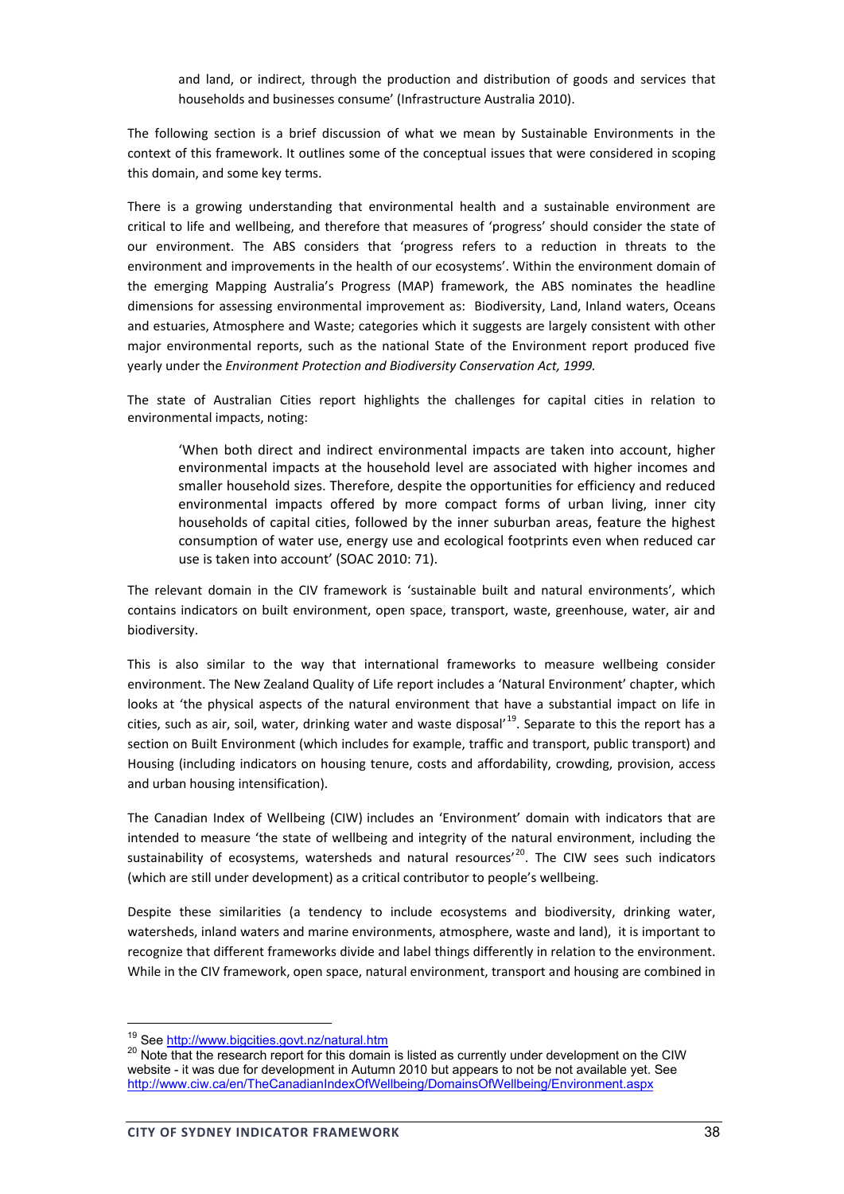> and land, or indirect, through the production and distribution of goods and services that households and businesses consume' (Infrastructure Australia 2010).

The following section is a brief discussion of what we mean by Sustainable Environments in the context of this framework. It outlines some of the conceptual issues that were considered in scoping this domain, and some key terms.

There is a growing understanding that environmental health and a sustainable environment are critical to life and wellbeing, and therefore that measures of 'progress' should consider the state of our environment. The ABS considers that 'progress refers to a reduction in threats to the environment and improvements in the health of our ecosystems'. Within the environment domain of the emerging Mapping Australia's Progress (MAP) framework, the ABS nominates the headline dimensions for assessing environmental improvement as: Biodiversity, Land, Inland waters, Oceans and estuaries, Atmosphere and Waste; categories which it suggests are largely consistent with other major environmental reports, such as the national State of the Environment report produced five yearly under the *Environment Protection and Biodiversity Conservation Act, 1999.*

The state of Australian Cities report highlights the challenges for capital cities in relation to environmental impacts, noting:

> 'When both direct and indirect environmental impacts are taken into account, higher environmental impacts at the household level are associated with higher incomes and smaller household sizes. Therefore, despite the opportunities for efficiency and reduced environmental impacts offered by more compact forms of urban living, inner city households of capital cities, followed by the inner suburban areas, feature the highest consumption of water use, energy use and ecological footprints even when reduced car use is taken into account' (SOAC 2010: 71).

The relevant domain in the CIV framework is 'sustainable built and natural environments', which contains indicators on built environment, open space, transport, waste, greenhouse, water, air and biodiversity.

This is also similar to the way that international frameworks to measure wellbeing consider environment. The New Zealand Quality of Life report includes a 'Natural Environment' chapter, which looks at 'the physical aspects of the natural environment that have a substantial impact on life in cities, such as air, soil, water, drinking water and waste disposal'[19]. Separate to this the report has a section on Built Environment (which includes for example, traffic and transport, public transport) and Housing (including indicators on housing tenure, costs and affordability, crowding, provision, access and urban housing intensification).

The Canadian Index of Wellbeing (CIW) includes an 'Environment' domain with indicators that are intended to measure 'the state of wellbeing and integrity of the natural environment, including the sustainability of ecosystems, watersheds and natural resources'[20]. The CIW sees such indicators (which are still under development) as a critical contributor to people's wellbeing.

Despite these similarities (a tendency to include ecosystems and biodiversity, drinking water, watersheds, inland waters and marine environments, atmosphere, waste and land), it is important to recognize that different frameworks divide and label things differently in relation to the environment. While in the CIV framework, open space, natural environment, transport and housing are combined in

---

[19] See http://www.bigcities.govt.nz/natural.htm

[20] Note that the research report for this domain is listed as currently under development on the CIW website - it was due for development in Autumn 2010 but appears to not be not available yet. See http://www.ciw.ca/en/TheCanadianIndexOfWellbeing/DomainsOfWellbeing/Environment.aspx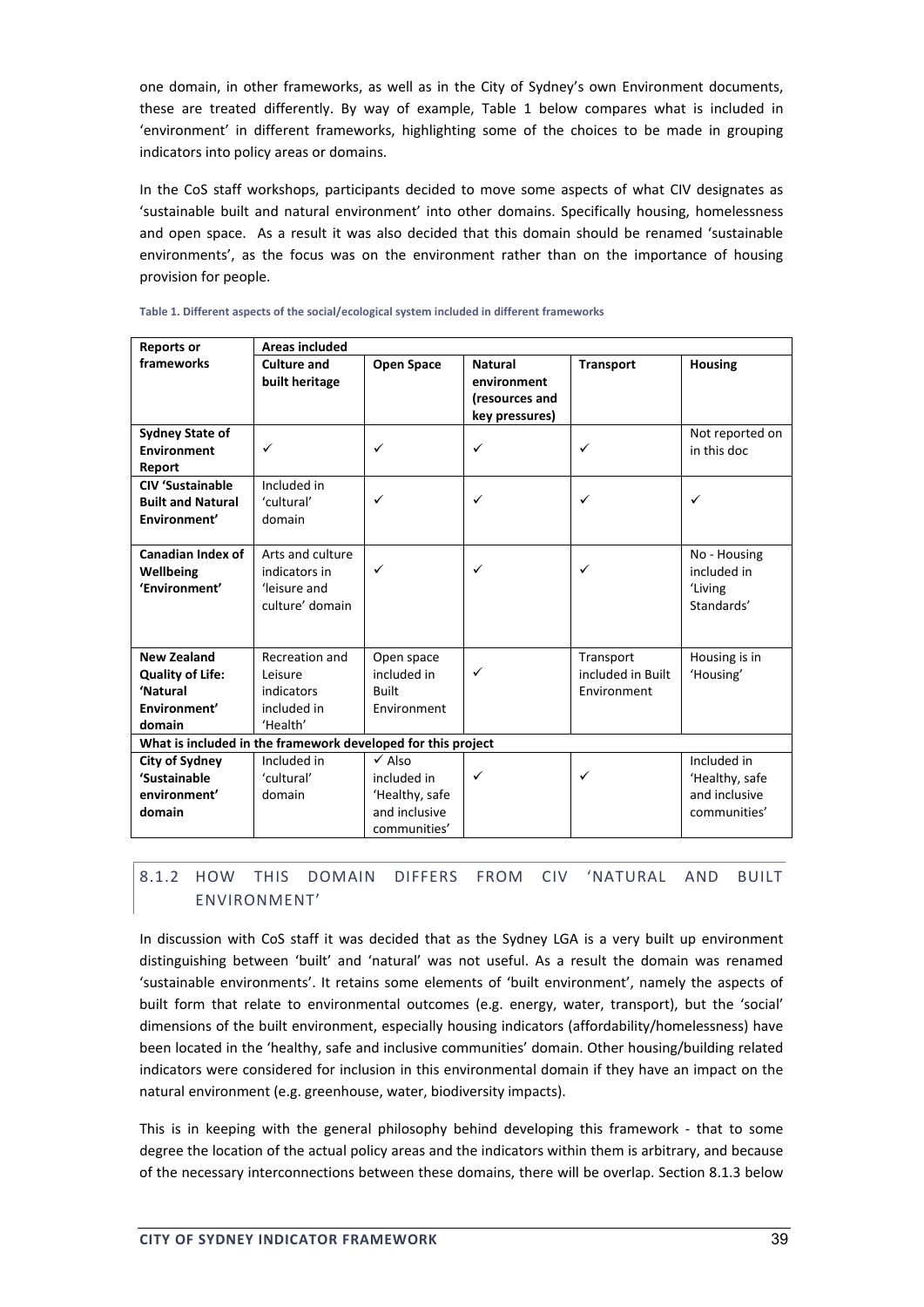one domain, in other frameworks, as well as in the City of Sydney's own Environment documents, these are treated differently. By way of example, Table 1 below compares what is included in 'environment' in different frameworks, highlighting some of the choices to be made in grouping indicators into policy areas or domains.

In the CoS staff workshops, participants decided to move some aspects of what CIV designates as 'sustainable built and natural environment' into other domains. Specifically housing, homelessness and open space. As a result it was also decided that this domain should be renamed 'sustainable environments', as the focus was on the environment rather than on the importance of housing provision for people.

**Table 1. Different aspects of the social/ecological system included in different frameworks**

| **Reports or frameworks** | **Areas included** | | | | |
|---|---|---|---|---|---|
| | **Culture and built heritage** | **Open Space** | **Natural environment (resources and key pressures)** | **Transport** | **Housing** |
| **Sydney State of Environment Report** | ✓ | ✓ | ✓ | ✓ | Not reported on in this doc |
| **CIV 'Sustainable Built and Natural Environment'** | Included in 'cultural' domain | ✓ | ✓ | ✓ | ✓ |
| **Canadian Index of Wellbeing 'Environment'** | Arts and culture indicators in 'leisure and culture' domain | ✓ | ✓ | ✓ | No - Housing included in 'Living Standards' |
| **New Zealand Quality of Life: 'Natural Environment' domain** | Recreation and Leisure indicators included in 'Health' | Open space included in Built Environment | ✓ | Transport included in Built Environment | Housing is in 'Housing' |
| **What is included in the framework developed for this project** | | | | | |
| **City of Sydney 'Sustainable environment' domain** | Included in 'cultural' domain | ✓ Also included in 'Healthy, safe and inclusive communities' | ✓ | ✓ | Included in 'Healthy, safe and inclusive communities' |

### 8.1.2 HOW THIS DOMAIN DIFFERS FROM CIV 'NATURAL AND BUILT ENVIRONMENT'

In discussion with CoS staff it was decided that as the Sydney LGA is a very built up environment distinguishing between 'built' and 'natural' was not useful. As a result the domain was renamed 'sustainable environments'. It retains some elements of 'built environment', namely the aspects of built form that relate to environmental outcomes (e.g. energy, water, transport), but the 'social' dimensions of the built environment, especially housing indicators (affordability/homelessness) have been located in the 'healthy, safe and inclusive communities' domain. Other housing/building related indicators were considered for inclusion in this environmental domain if they have an impact on the natural environment (e.g. greenhouse, water, biodiversity impacts).

This is in keeping with the general philosophy behind developing this framework - that to some degree the location of the actual policy areas and the indicators within them is arbitrary, and because of the necessary interconnections between these domains, there will be overlap. Section 8.1.3 below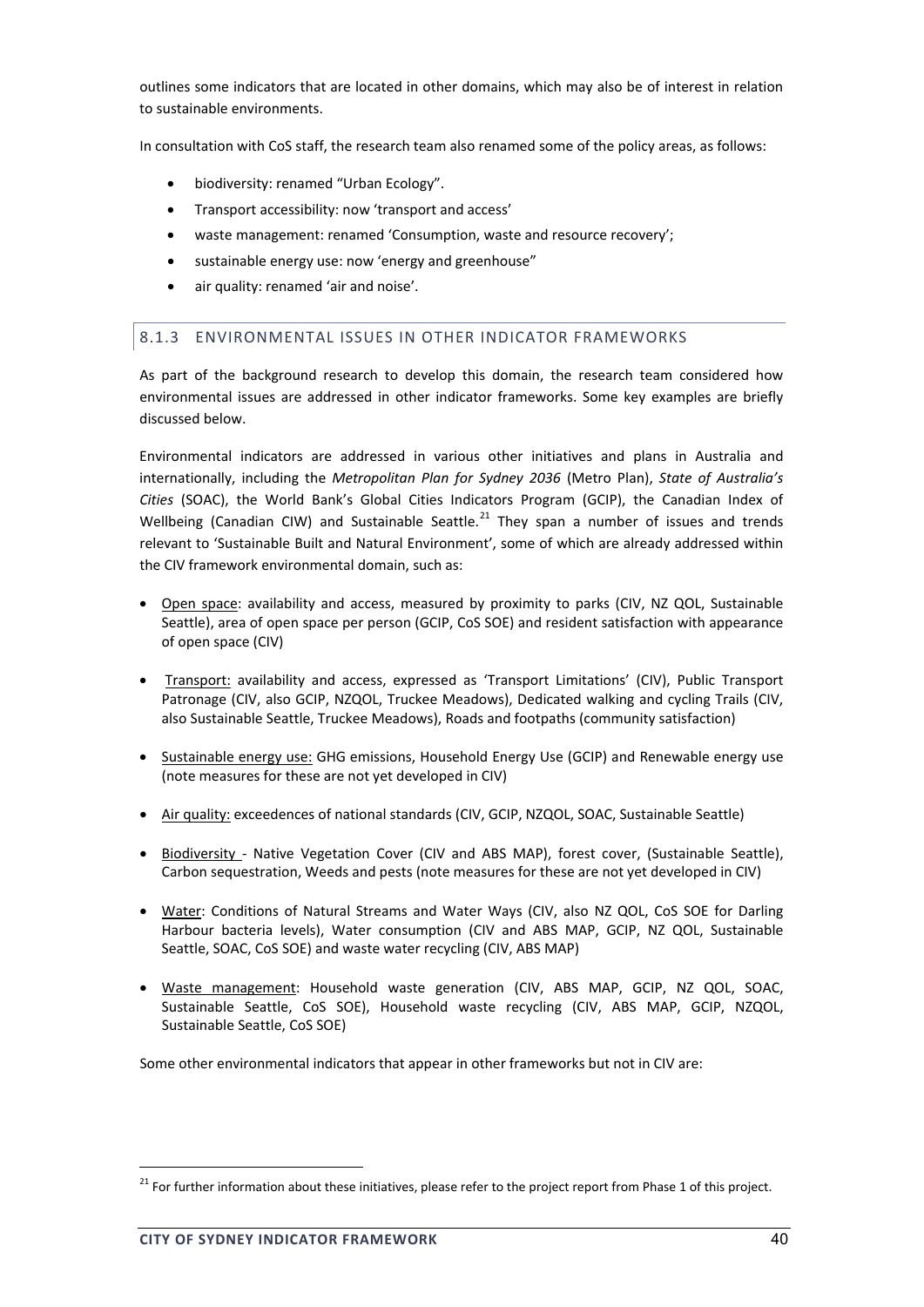outlines some indicators that are located in other domains, which may also be of interest in relation to sustainable environments.

In consultation with CoS staff, the research team also renamed some of the policy areas, as follows:

- biodiversity: renamed "Urban Ecology".
- Transport accessibility: now 'transport and access'
- waste management: renamed 'Consumption, waste and resource recovery';
- sustainable energy use: now 'energy and greenhouse"
- air quality: renamed 'air and noise'.

### 8.1.3 ENVIRONMENTAL ISSUES IN OTHER INDICATOR FRAMEWORKS

As part of the background research to develop this domain, the research team considered how environmental issues are addressed in other indicator frameworks. Some key examples are briefly discussed below.

Environmental indicators are addressed in various other initiatives and plans in Australia and internationally, including the *Metropolitan Plan for Sydney 2036* (Metro Plan), *State of Australia's Cities* (SOAC), the World Bank's Global Cities Indicators Program (GCIP), the Canadian Index of Wellbeing (Canadian CIW) and Sustainable Seattle.[21] They span a number of issues and trends relevant to 'Sustainable Built and Natural Environment', some of which are already addressed within the CIV framework environmental domain, such as:

- Open space: availability and access, measured by proximity to parks (CIV, NZ QOL, Sustainable Seattle), area of open space per person (GCIP, CoS SOE) and resident satisfaction with appearance of open space (CIV)
- Transport: availability and access, expressed as 'Transport Limitations' (CIV), Public Transport Patronage (CIV, also GCIP, NZQOL, Truckee Meadows), Dedicated walking and cycling Trails (CIV, also Sustainable Seattle, Truckee Meadows), Roads and footpaths (community satisfaction)
- Sustainable energy use: GHG emissions, Household Energy Use (GCIP) and Renewable energy use (note measures for these are not yet developed in CIV)
- Air quality: exceedences of national standards (CIV, GCIP, NZQOL, SOAC, Sustainable Seattle)
- Biodiversity - Native Vegetation Cover (CIV and ABS MAP), forest cover, (Sustainable Seattle), Carbon sequestration, Weeds and pests (note measures for these are not yet developed in CIV)
- Water: Conditions of Natural Streams and Water Ways (CIV, also NZ QOL, CoS SOE for Darling Harbour bacteria levels), Water consumption (CIV and ABS MAP, GCIP, NZ QOL, Sustainable Seattle, SOAC, CoS SOE) and waste water recycling (CIV, ABS MAP)
- Waste management: Household waste generation (CIV, ABS MAP, GCIP, NZ QOL, SOAC, Sustainable Seattle, CoS SOE), Household waste recycling (CIV, ABS MAP, GCIP, NZQOL, Sustainable Seattle, CoS SOE)

Some other environmental indicators that appear in other frameworks but not in CIV are:

[21] For further information about these initiatives, please refer to the project report from Phase 1 of this project.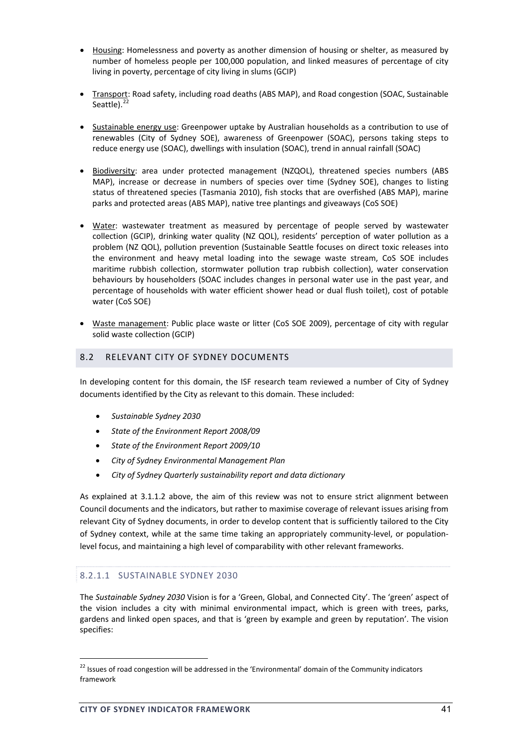- Housing: Homelessness and poverty as another dimension of housing or shelter, as measured by number of homeless people per 100,000 population, and linked measures of percentage of city living in poverty, percentage of city living in slums (GCIP)

- Transport: Road safety, including road deaths (ABS MAP), and Road congestion (SOAC, Sustainable Seattle).[22]

- Sustainable energy use: Greenpower uptake by Australian households as a contribution to use of renewables (City of Sydney SOE), awareness of Greenpower (SOAC), persons taking steps to reduce energy use (SOAC), dwellings with insulation (SOAC), trend in annual rainfall (SOAC)

- Biodiversity: area under protected management (NZQOL), threatened species numbers (ABS MAP), increase or decrease in numbers of species over time (Sydney SOE), changes to listing status of threatened species (Tasmania 2010), fish stocks that are overfished (ABS MAP), marine parks and protected areas (ABS MAP), native tree plantings and giveaways (CoS SOE)

- Water: wastewater treatment as measured by percentage of people served by wastewater collection (GCIP), drinking water quality (NZ QOL), residents' perception of water pollution as a problem (NZ QOL), pollution prevention (Sustainable Seattle focuses on direct toxic releases into the environment and heavy metal loading into the sewage waste stream, CoS SOE includes maritime rubbish collection, stormwater pollution trap rubbish collection), water conservation behaviours by householders (SOAC includes changes in personal water use in the past year, and percentage of households with water efficient shower head or dual flush toilet), cost of potable water (CoS SOE)

- Waste management: Public place waste or litter (CoS SOE 2009), percentage of city with regular solid waste collection (GCIP)

## 8.2 RELEVANT CITY OF SYDNEY DOCUMENTS

In developing content for this domain, the ISF research team reviewed a number of City of Sydney documents identified by the City as relevant to this domain. These included:

- *Sustainable Sydney 2030*
- *State of the Environment Report 2008/09*
- *State of the Environment Report 2009/10*
- *City of Sydney Environmental Management Plan*
- *City of Sydney Quarterly sustainability report and data dictionary*

As explained at 3.1.1.2 above, the aim of this review was not to ensure strict alignment between Council documents and the indicators, but rather to maximise coverage of relevant issues arising from relevant City of Sydney documents, in order to develop content that is sufficiently tailored to the City of Sydney context, while at the same time taking an appropriately community-level, or population-level focus, and maintaining a high level of comparability with other relevant frameworks.

#### 8.2.1.1 SUSTAINABLE SYDNEY 2030

The *Sustainable Sydney 2030* Vision is for a 'Green, Global, and Connected City'. The 'green' aspect of the vision includes a city with minimal environmental impact, which is green with trees, parks, gardens and linked open spaces, and that is 'green by example and green by reputation'. The vision specifies:

[22] Issues of road congestion will be addressed in the 'Environmental' domain of the Community indicators framework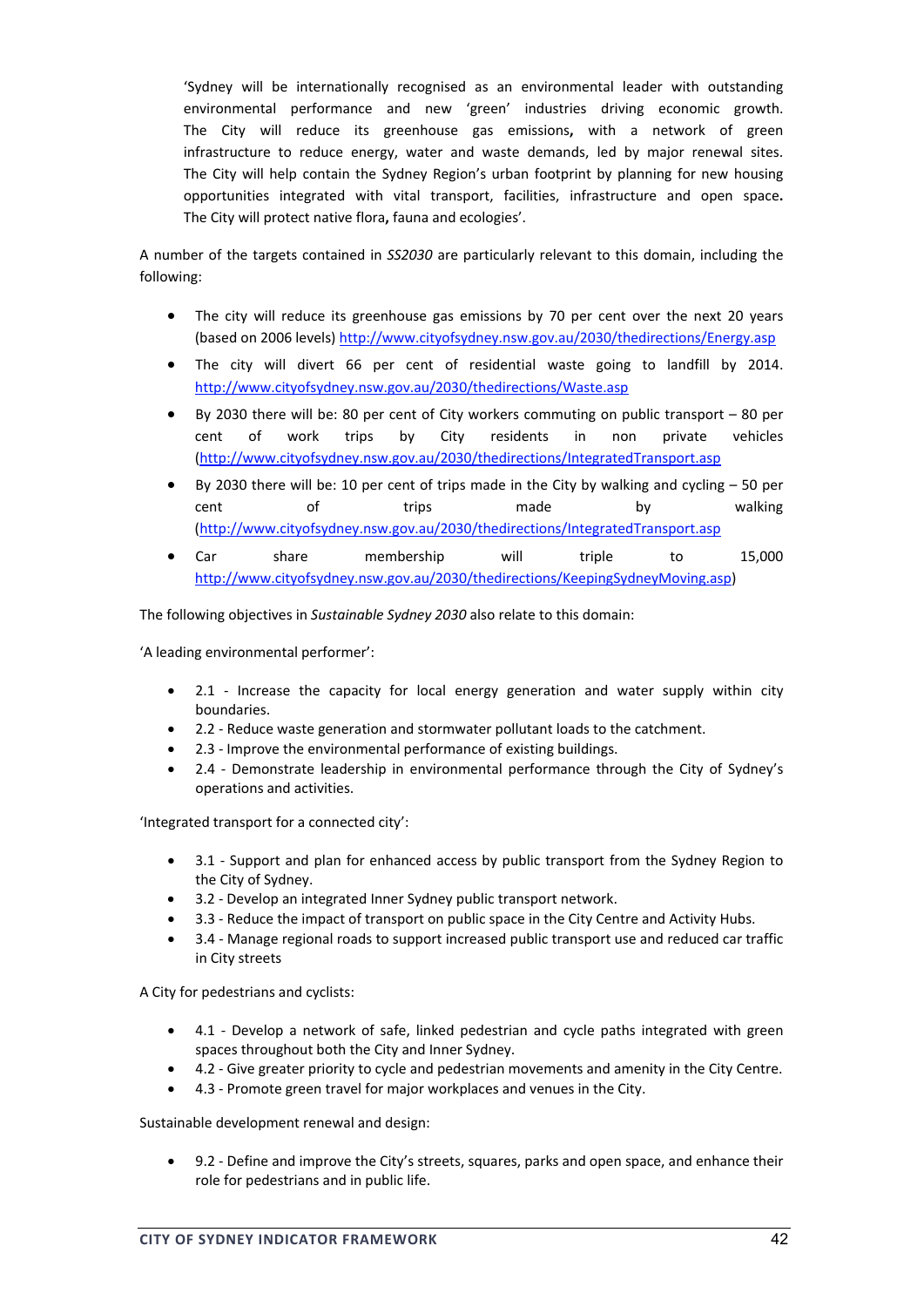> 'Sydney will be internationally recognised as an environmental leader with outstanding environmental performance and new 'green' industries driving economic growth. The City will reduce its greenhouse gas emissions**,** with a network of green infrastructure to reduce energy, water and waste demands, led by major renewal sites. The City will help contain the Sydney Region's urban footprint by planning for new housing opportunities integrated with vital transport, facilities, infrastructure and open space**.** The City will protect native flora**,** fauna and ecologies'.

A number of the targets contained in *SS2030* are particularly relevant to this domain, including the following:

- The city will reduce its greenhouse gas emissions by 70 per cent over the next 20 years (based on 2006 levels) http://www.cityofsydney.nsw.gov.au/2030/thedirections/Energy.asp
- The city will divert 66 per cent of residential waste going to landfill by 2014. http://www.cityofsydney.nsw.gov.au/2030/thedirections/Waste.asp
- By 2030 there will be: 80 per cent of City workers commuting on public transport – 80 per cent of work trips by City residents in non private vehicles (http://www.cityofsydney.nsw.gov.au/2030/thedirections/IntegratedTransport.asp
- By 2030 there will be: 10 per cent of trips made in the City by walking and cycling – 50 per cent of trips made by walking (http://www.cityofsydney.nsw.gov.au/2030/thedirections/IntegratedTransport.asp
- Car share membership will triple to 15,000 http://www.cityofsydney.nsw.gov.au/2030/thedirections/KeepingSydneyMoving.asp)

The following objectives in *Sustainable Sydney 2030* also relate to this domain:

'A leading environmental performer':

- 2.1 - Increase the capacity for local energy generation and water supply within city boundaries.
- 2.2 - Reduce waste generation and stormwater pollutant loads to the catchment.
- 2.3 - Improve the environmental performance of existing buildings.
- 2.4 - Demonstrate leadership in environmental performance through the City of Sydney's operations and activities.

'Integrated transport for a connected city':

- 3.1 - Support and plan for enhanced access by public transport from the Sydney Region to the City of Sydney.
- 3.2 - Develop an integrated Inner Sydney public transport network.
- 3.3 - Reduce the impact of transport on public space in the City Centre and Activity Hubs.
- 3.4 - Manage regional roads to support increased public transport use and reduced car traffic in City streets

A City for pedestrians and cyclists:

- 4.1 - Develop a network of safe, linked pedestrian and cycle paths integrated with green spaces throughout both the City and Inner Sydney.
- 4.2 - Give greater priority to cycle and pedestrian movements and amenity in the City Centre.
- 4.3 - Promote green travel for major workplaces and venues in the City.

Sustainable development renewal and design:

- 9.2 - Define and improve the City's streets, squares, parks and open space, and enhance their role for pedestrians and in public life.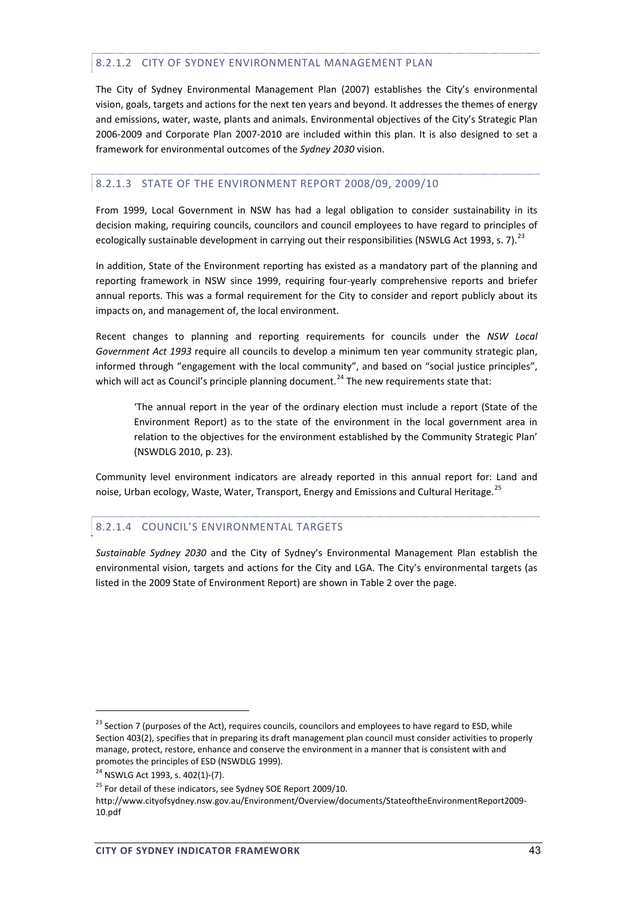#### 8.2.1.2 CITY OF SYDNEY ENVIRONMENTAL MANAGEMENT PLAN

The City of Sydney Environmental Management Plan (2007) establishes the City's environmental vision, goals, targets and actions for the next ten years and beyond. It addresses the themes of energy and emissions, water, waste, plants and animals. Environmental objectives of the City's Strategic Plan 2006-2009 and Corporate Plan 2007-2010 are included within this plan. It is also designed to set a framework for environmental outcomes of the *Sydney 2030* vision.

#### 8.2.1.3 STATE OF THE ENVIRONMENT REPORT 2008/09, 2009/10

From 1999, Local Government in NSW has had a legal obligation to consider sustainability in its decision making, requiring councils, councilors and council employees to have regard to principles of ecologically sustainable development in carrying out their responsibilities (NSWLG Act 1993, s. 7).[23]

In addition, State of the Environment reporting has existed as a mandatory part of the planning and reporting framework in NSW since 1999, requiring four-yearly comprehensive reports and briefer annual reports. This was a formal requirement for the City to consider and report publicly about its impacts on, and management of, the local environment.

Recent changes to planning and reporting requirements for councils under the *NSW Local Government Act 1993* require all councils to develop a minimum ten year community strategic plan, informed through "engagement with the local community", and based on "social justice principles", which will act as Council's principle planning document.[24] The new requirements state that:

> 'The annual report in the year of the ordinary election must include a report (State of the Environment Report) as to the state of the environment in the local government area in relation to the objectives for the environment established by the Community Strategic Plan' (NSWDLG 2010, p. 23).

Community level environment indicators are already reported in this annual report for: Land and noise, Urban ecology, Waste, Water, Transport, Energy and Emissions and Cultural Heritage.[25]

#### 8.2.1.4 COUNCIL'S ENVIRONMENTAL TARGETS

*Sustainable Sydney 2030* and the City of Sydney's Environmental Management Plan establish the environmental vision, targets and actions for the City and LGA. The City's environmental targets (as listed in the 2009 State of Environment Report) are shown in Table 2 over the page.

---

[23] Section 7 (purposes of the Act), requires councils, councilors and employees to have regard to ESD, while Section 403(2), specifies that in preparing its draft management plan council must consider activities to properly manage, protect, restore, enhance and conserve the environment in a manner that is consistent with and promotes the principles of ESD (NSWDLG 1999).

[24] NSWLG Act 1993, s. 402(1)-(7).

[25] For detail of these indicators, see Sydney SOE Report 2009/10. http://www.cityofsydney.nsw.gov.au/Environment/Overview/documents/StateoftheEnvironmentReport2009-10.pdf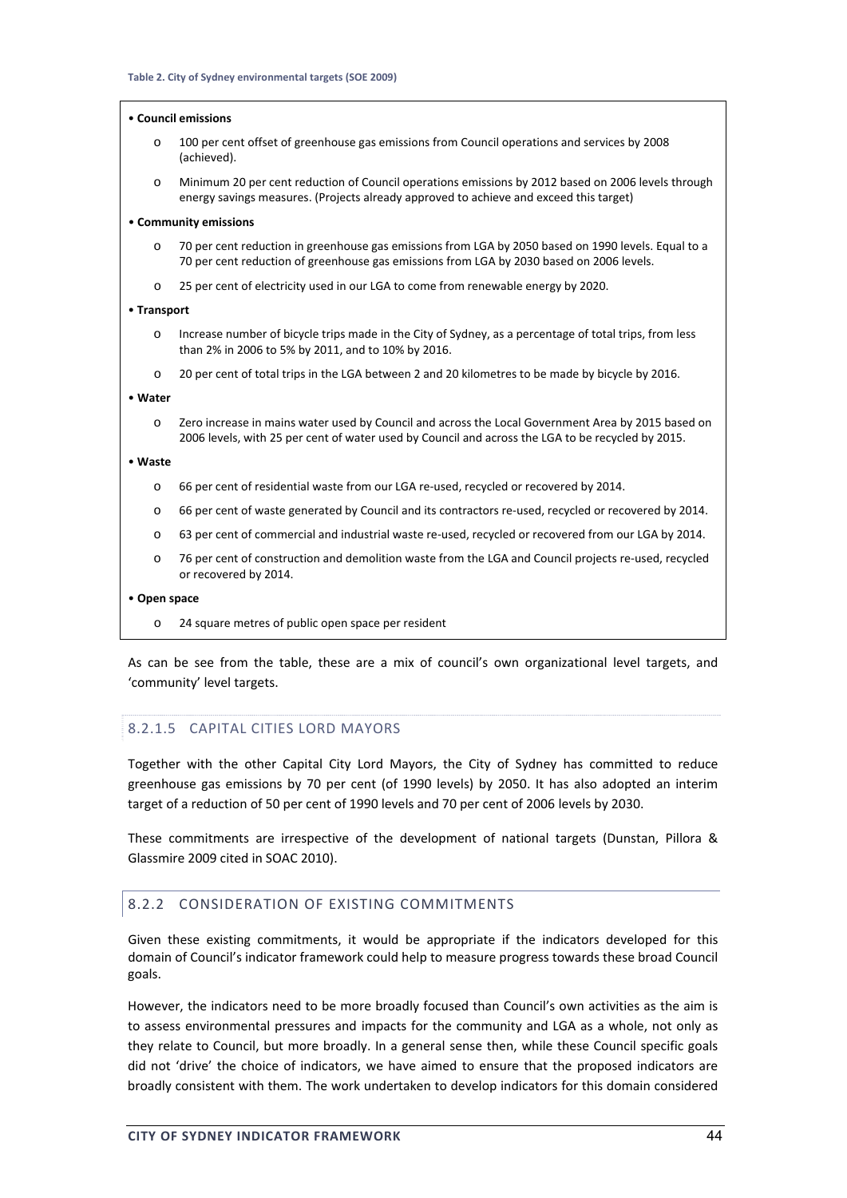**Table 2. City of Sydney environmental targets (SOE 2009)**

- **Council emissions**
  - 100 per cent offset of greenhouse gas emissions from Council operations and services by 2008 (achieved).
  - Minimum 20 per cent reduction of Council operations emissions by 2012 based on 2006 levels through energy savings measures. (Projects already approved to achieve and exceed this target)
- **Community emissions**
  - 70 per cent reduction in greenhouse gas emissions from LGA by 2050 based on 1990 levels. Equal to a 70 per cent reduction of greenhouse gas emissions from LGA by 2030 based on 2006 levels.
  - 25 per cent of electricity used in our LGA to come from renewable energy by 2020.
- **Transport**
  - Increase number of bicycle trips made in the City of Sydney, as a percentage of total trips, from less than 2% in 2006 to 5% by 2011, and to 10% by 2016.
  - 20 per cent of total trips in the LGA between 2 and 20 kilometres to be made by bicycle by 2016.
- **Water**
  - Zero increase in mains water used by Council and across the Local Government Area by 2015 based on 2006 levels, with 25 per cent of water used by Council and across the LGA to be recycled by 2015.
- **Waste**
  - 66 per cent of residential waste from our LGA re-used, recycled or recovered by 2014.
  - 66 per cent of waste generated by Council and its contractors re-used, recycled or recovered by 2014.
  - 63 per cent of commercial and industrial waste re-used, recycled or recovered from our LGA by 2014.
  - 76 per cent of construction and demolition waste from the LGA and Council projects re-used, recycled or recovered by 2014.
- **Open space**
  - 24 square metres of public open space per resident

As can be see from the table, these are a mix of council's own organizational level targets, and 'community' level targets.

#### 8.2.1.5 CAPITAL CITIES LORD MAYORS

Together with the other Capital City Lord Mayors, the City of Sydney has committed to reduce greenhouse gas emissions by 70 per cent (of 1990 levels) by 2050. It has also adopted an interim target of a reduction of 50 per cent of 1990 levels and 70 per cent of 2006 levels by 2030.

These commitments are irrespective of the development of national targets (Dunstan, Pillora & Glassmire 2009 cited in SOAC 2010).

### 8.2.2 CONSIDERATION OF EXISTING COMMITMENTS

Given these existing commitments, it would be appropriate if the indicators developed for this domain of Council's indicator framework could help to measure progress towards these broad Council goals.

However, the indicators need to be more broadly focused than Council's own activities as the aim is to assess environmental pressures and impacts for the community and LGA as a whole, not only as they relate to Council, but more broadly. In a general sense then, while these Council specific goals did not 'drive' the choice of indicators, we have aimed to ensure that the proposed indicators are broadly consistent with them. The work undertaken to develop indicators for this domain considered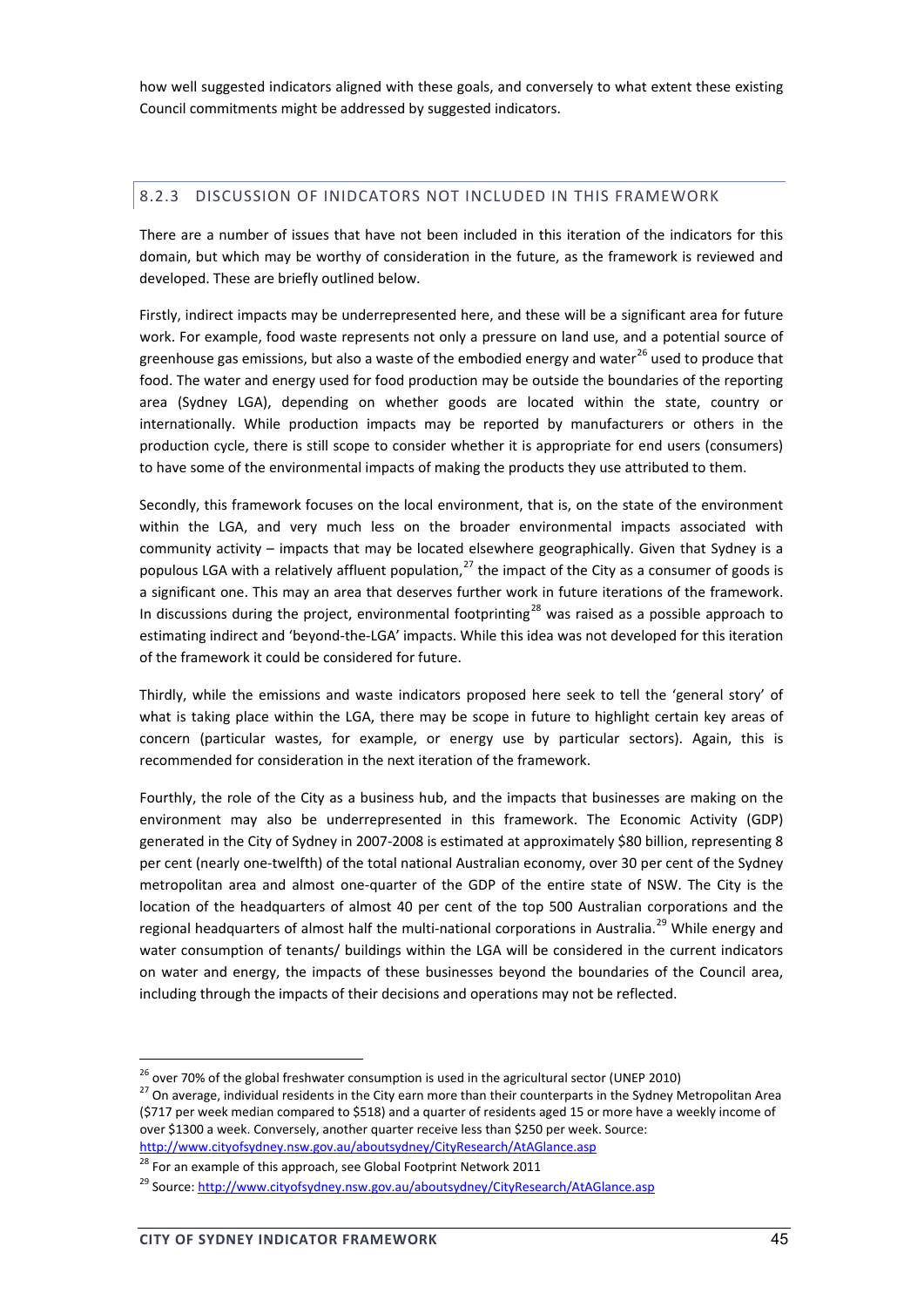how well suggested indicators aligned with these goals, and conversely to what extent these existing Council commitments might be addressed by suggested indicators.

### 8.2.3 DISCUSSION OF INIDCATORS NOT INCLUDED IN THIS FRAMEWORK

There are a number of issues that have not been included in this iteration of the indicators for this domain, but which may be worthy of consideration in the future, as the framework is reviewed and developed. These are briefly outlined below.

Firstly, indirect impacts may be underrepresented here, and these will be a significant area for future work. For example, food waste represents not only a pressure on land use, and a potential source of greenhouse gas emissions, but also a waste of the embodied energy and water[26] used to produce that food. The water and energy used for food production may be outside the boundaries of the reporting area (Sydney LGA), depending on whether goods are located within the state, country or internationally. While production impacts may be reported by manufacturers or others in the production cycle, there is still scope to consider whether it is appropriate for end users (consumers) to have some of the environmental impacts of making the products they use attributed to them.

Secondly, this framework focuses on the local environment, that is, on the state of the environment within the LGA, and very much less on the broader environmental impacts associated with community activity – impacts that may be located elsewhere geographically. Given that Sydney is a populous LGA with a relatively affluent population,[27] the impact of the City as a consumer of goods is a significant one. This may an area that deserves further work in future iterations of the framework. In discussions during the project, environmental footprinting[28] was raised as a possible approach to estimating indirect and 'beyond-the-LGA' impacts. While this idea was not developed for this iteration of the framework it could be considered for future.

Thirdly, while the emissions and waste indicators proposed here seek to tell the 'general story' of what is taking place within the LGA, there may be scope in future to highlight certain key areas of concern (particular wastes, for example, or energy use by particular sectors). Again, this is recommended for consideration in the next iteration of the framework.

Fourthly, the role of the City as a business hub, and the impacts that businesses are making on the environment may also be underrepresented in this framework. The Economic Activity (GDP) generated in the City of Sydney in 2007-2008 is estimated at approximately $80 billion, representing 8 per cent (nearly one-twelfth) of the total national Australian economy, over 30 per cent of the Sydney metropolitan area and almost one-quarter of the GDP of the entire state of NSW. The City is the location of the headquarters of almost 40 per cent of the top 500 Australian corporations and the regional headquarters of almost half the multi-national corporations in Australia.[29] While energy and water consumption of tenants/ buildings within the LGA will be considered in the current indicators on water and energy, the impacts of these businesses beyond the boundaries of the Council area, including through the impacts of their decisions and operations may not be reflected.

---

[26] over 70% of the global freshwater consumption is used in the agricultural sector (UNEP 2010)

[27] On average, individual residents in the City earn more than their counterparts in the Sydney Metropolitan Area ($717 per week median compared to $518) and a quarter of residents aged 15 or more have a weekly income of over $1300 a week. Conversely, another quarter receive less than $250 per week. Source: http://www.cityofsydney.nsw.gov.au/aboutsydney/CityResearch/AtAGlance.asp

[28] For an example of this approach, see Global Footprint Network 2011

[29] Source: http://www.cityofsydney.nsw.gov.au/aboutsydney/CityResearch/AtAGlance.asp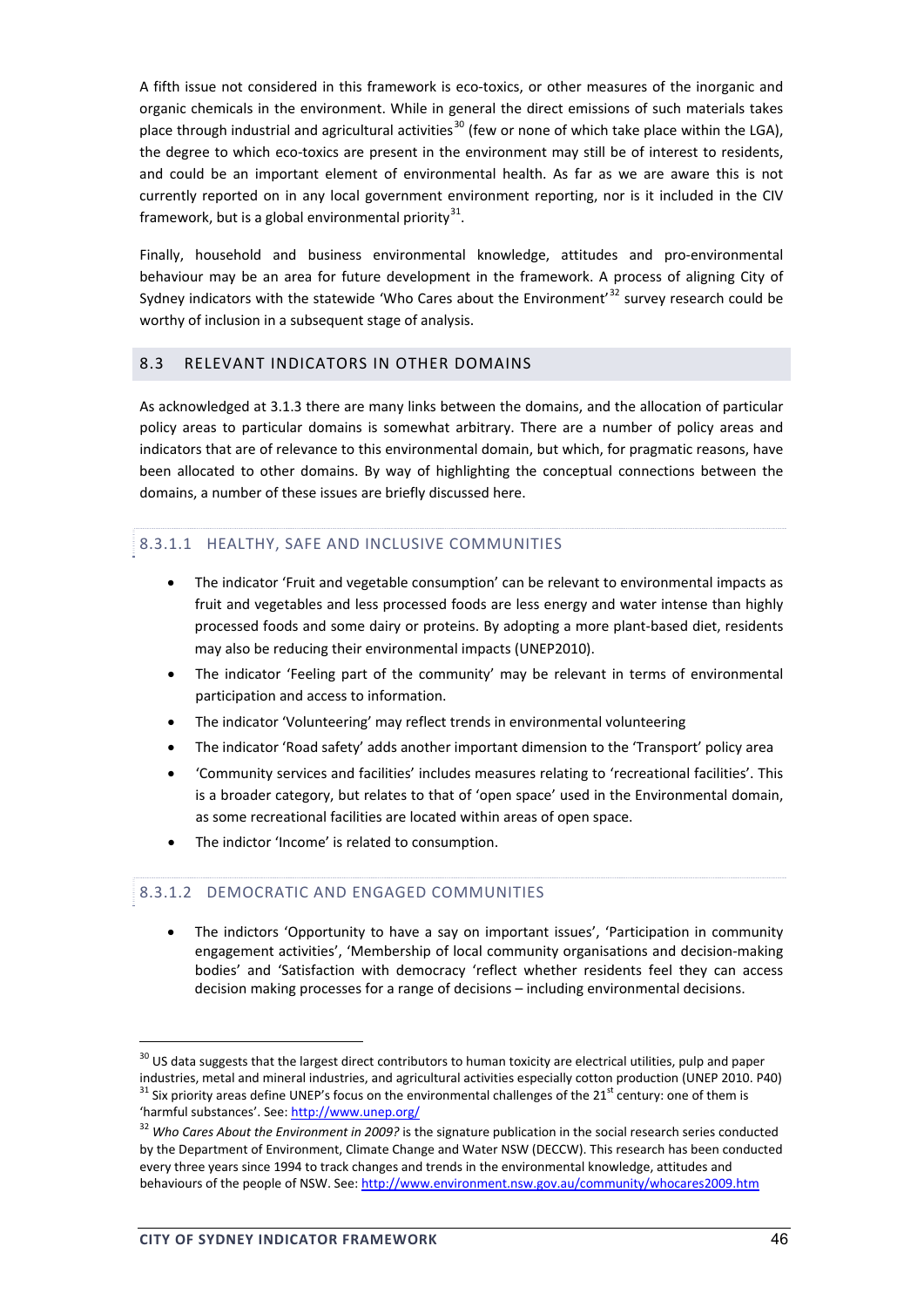A fifth issue not considered in this framework is eco-toxics, or other measures of the inorganic and organic chemicals in the environment. While in general the direct emissions of such materials takes place through industrial and agricultural activities[30] (few or none of which take place within the LGA), the degree to which eco-toxics are present in the environment may still be of interest to residents, and could be an important element of environmental health. As far as we are aware this is not currently reported on in any local government environment reporting, nor is it included in the CIV framework, but is a global environmental priority[31].

Finally, household and business environmental knowledge, attitudes and pro-environmental behaviour may be an area for future development in the framework. A process of aligning City of Sydney indicators with the statewide 'Who Cares about the Environment'[32] survey research could be worthy of inclusion in a subsequent stage of analysis.

## 8.3 RELEVANT INDICATORS IN OTHER DOMAINS

As acknowledged at 3.1.3 there are many links between the domains, and the allocation of particular policy areas to particular domains is somewhat arbitrary. There are a number of policy areas and indicators that are of relevance to this environmental domain, but which, for pragmatic reasons, have been allocated to other domains. By way of highlighting the conceptual connections between the domains, a number of these issues are briefly discussed here.

### 8.3.1.1 HEALTHY, SAFE AND INCLUSIVE COMMUNITIES

- The indicator 'Fruit and vegetable consumption' can be relevant to environmental impacts as fruit and vegetables and less processed foods are less energy and water intense than highly processed foods and some dairy or proteins. By adopting a more plant-based diet, residents may also be reducing their environmental impacts (UNEP2010).
- The indicator 'Feeling part of the community' may be relevant in terms of environmental participation and access to information.
- The indicator 'Volunteering' may reflect trends in environmental volunteering
- The indicator 'Road safety' adds another important dimension to the 'Transport' policy area
- 'Community services and facilities' includes measures relating to 'recreational facilities'. This is a broader category, but relates to that of 'open space' used in the Environmental domain, as some recreational facilities are located within areas of open space.
- The indictor 'Income' is related to consumption.

### 8.3.1.2 DEMOCRATIC AND ENGAGED COMMUNITIES

- The indictors 'Opportunity to have a say on important issues', 'Participation in community engagement activities', 'Membership of local community organisations and decision-making bodies' and 'Satisfaction with democracy 'reflect whether residents feel they can access decision making processes for a range of decisions – including environmental decisions.

---

[30] US data suggests that the largest direct contributors to human toxicity are electrical utilities, pulp and paper industries, metal and mineral industries, and agricultural activities especially cotton production (UNEP 2010. P40)

[31] Six priority areas define UNEP's focus on the environmental challenges of the 21st century: one of them is 'harmful substances'. See: http://www.unep.org/

[32] *Who Cares About the Environment in 2009?* is the signature publication in the social research series conducted by the Department of Environment, Climate Change and Water NSW (DECCW). This research has been conducted every three years since 1994 to track changes and trends in the environmental knowledge, attitudes and behaviours of the people of NSW. See: http://www.environment.nsw.gov.au/community/whocares2009.htm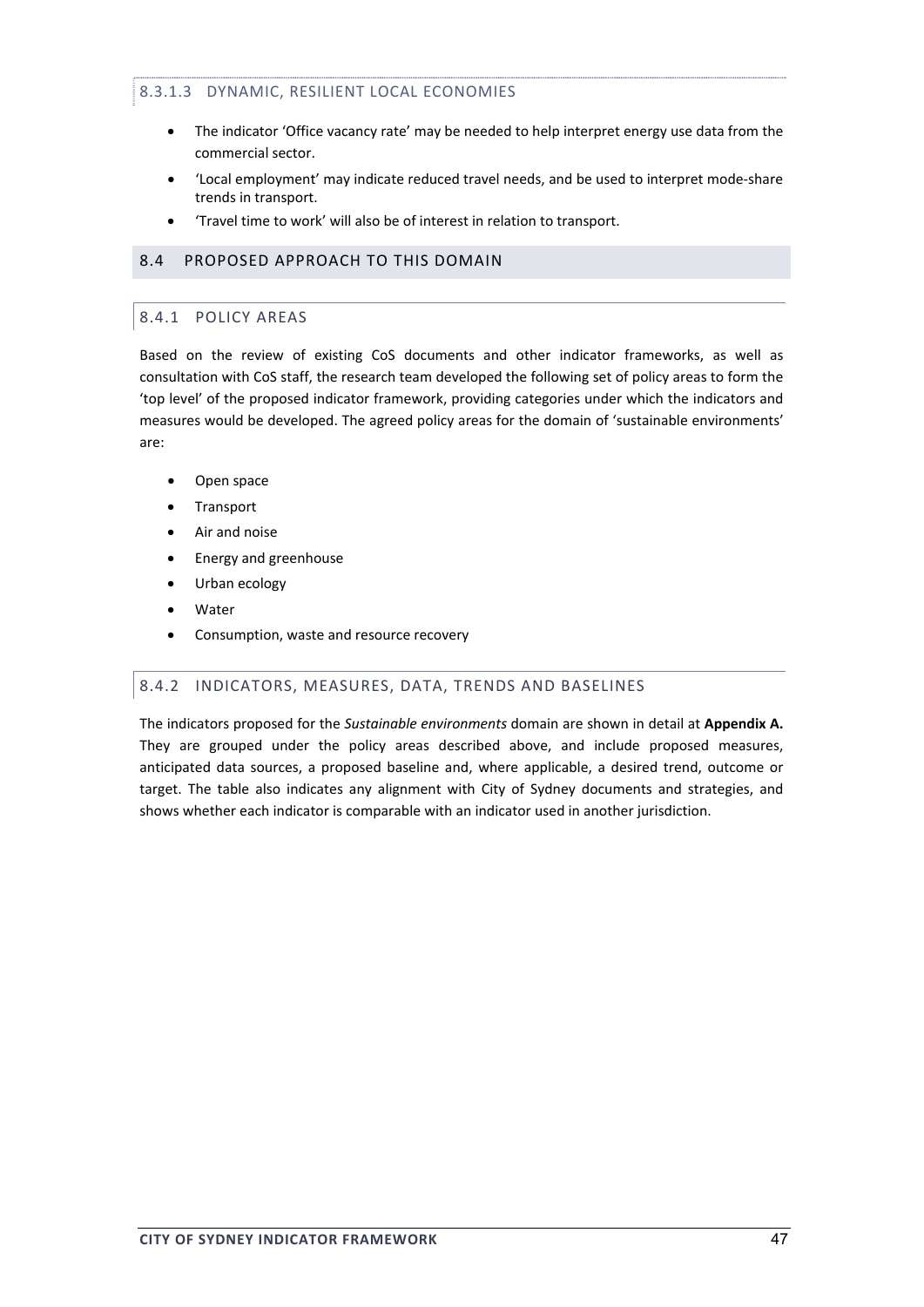#### 8.3.1.3 DYNAMIC, RESILIENT LOCAL ECONOMIES

- The indicator 'Office vacancy rate' may be needed to help interpret energy use data from the commercial sector.
- 'Local employment' may indicate reduced travel needs, and be used to interpret mode-share trends in transport.
- 'Travel time to work' will also be of interest in relation to transport.

## 8.4 PROPOSED APPROACH TO THIS DOMAIN

### 8.4.1 POLICY AREAS

Based on the review of existing CoS documents and other indicator frameworks, as well as consultation with CoS staff, the research team developed the following set of policy areas to form the 'top level' of the proposed indicator framework, providing categories under which the indicators and measures would be developed. The agreed policy areas for the domain of 'sustainable environments' are:

- Open space
- Transport
- Air and noise
- Energy and greenhouse
- Urban ecology
- Water
- Consumption, waste and resource recovery

### 8.4.2 INDICATORS, MEASURES, DATA, TRENDS AND BASELINES

The indicators proposed for the *Sustainable environments* domain are shown in detail at **Appendix A.** They are grouped under the policy areas described above, and include proposed measures, anticipated data sources, a proposed baseline and, where applicable, a desired trend, outcome or target. The table also indicates any alignment with City of Sydney documents and strategies, and shows whether each indicator is comparable with an indicator used in another jurisdiction.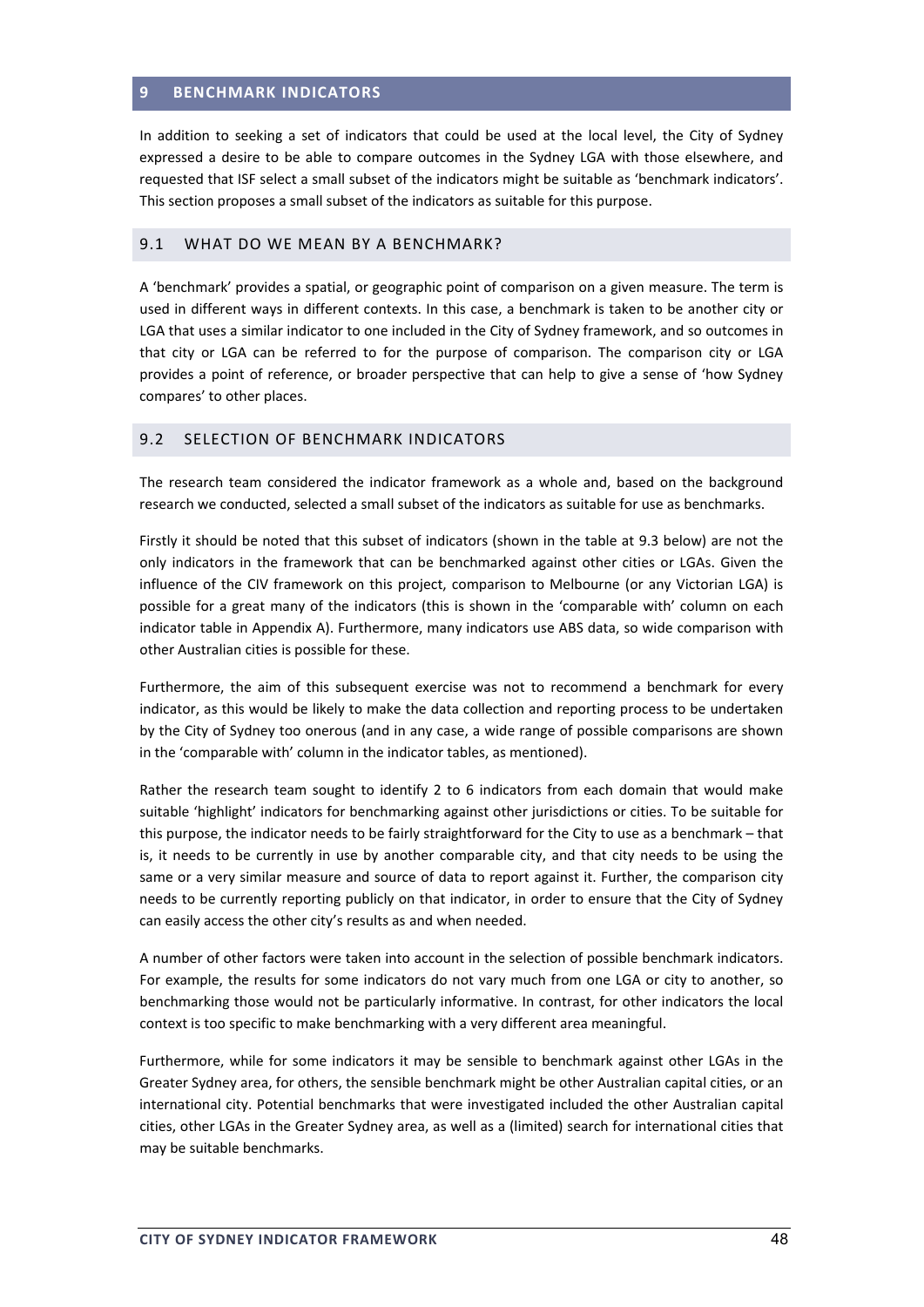# 9 BENCHMARK INDICATORS

In addition to seeking a set of indicators that could be used at the local level, the City of Sydney expressed a desire to be able to compare outcomes in the Sydney LGA with those elsewhere, and requested that ISF select a small subset of the indicators might be suitable as 'benchmark indicators'. This section proposes a small subset of the indicators as suitable for this purpose.

## 9.1 WHAT DO WE MEAN BY A BENCHMARK?

A 'benchmark' provides a spatial, or geographic point of comparison on a given measure. The term is used in different ways in different contexts. In this case, a benchmark is taken to be another city or LGA that uses a similar indicator to one included in the City of Sydney framework, and so outcomes in that city or LGA can be referred to for the purpose of comparison. The comparison city or LGA provides a point of reference, or broader perspective that can help to give a sense of 'how Sydney compares' to other places.

## 9.2 SELECTION OF BENCHMARK INDICATORS

The research team considered the indicator framework as a whole and, based on the background research we conducted, selected a small subset of the indicators as suitable for use as benchmarks.

Firstly it should be noted that this subset of indicators (shown in the table at 9.3 below) are not the only indicators in the framework that can be benchmarked against other cities or LGAs. Given the influence of the CIV framework on this project, comparison to Melbourne (or any Victorian LGA) is possible for a great many of the indicators (this is shown in the 'comparable with' column on each indicator table in Appendix A). Furthermore, many indicators use ABS data, so wide comparison with other Australian cities is possible for these.

Furthermore, the aim of this subsequent exercise was not to recommend a benchmark for every indicator, as this would be likely to make the data collection and reporting process to be undertaken by the City of Sydney too onerous (and in any case, a wide range of possible comparisons are shown in the 'comparable with' column in the indicator tables, as mentioned).

Rather the research team sought to identify 2 to 6 indicators from each domain that would make suitable 'highlight' indicators for benchmarking against other jurisdictions or cities. To be suitable for this purpose, the indicator needs to be fairly straightforward for the City to use as a benchmark – that is, it needs to be currently in use by another comparable city, and that city needs to be using the same or a very similar measure and source of data to report against it. Further, the comparison city needs to be currently reporting publicly on that indicator, in order to ensure that the City of Sydney can easily access the other city's results as and when needed.

A number of other factors were taken into account in the selection of possible benchmark indicators. For example, the results for some indicators do not vary much from one LGA or city to another, so benchmarking those would not be particularly informative. In contrast, for other indicators the local context is too specific to make benchmarking with a very different area meaningful.

Furthermore, while for some indicators it may be sensible to benchmark against other LGAs in the Greater Sydney area, for others, the sensible benchmark might be other Australian capital cities, or an international city. Potential benchmarks that were investigated included the other Australian capital cities, other LGAs in the Greater Sydney area, as well as a (limited) search for international cities that may be suitable benchmarks.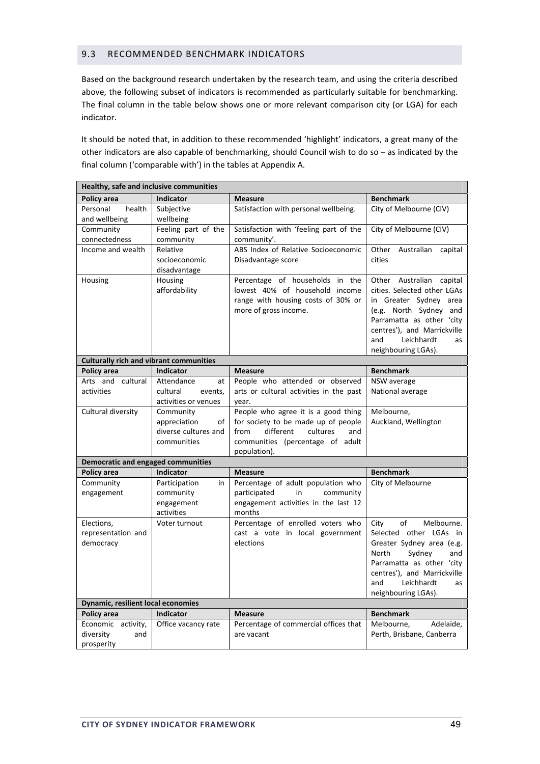## 9.3 RECOMMENDED BENCHMARK INDICATORS

Based on the background research undertaken by the research team, and using the criteria described above, the following subset of indicators is recommended as particularly suitable for benchmarking. The final column in the table below shows one or more relevant comparison city (or LGA) for each indicator.

It should be noted that, in addition to these recommended 'highlight' indicators, a great many of the other indicators are also capable of benchmarking, should Council wish to do so – as indicated by the final column ('comparable with') in the tables at Appendix A.

| **Healthy, safe and inclusive communities** | | | |
|---|---|---|---|
| **Policy area** | **Indicator** | **Measure** | **Benchmark** |
| Personal health and wellbeing | Subjective wellbeing | Satisfaction with personal wellbeing. | City of Melbourne (CIV) |
| Community connectedness | Feeling part of the community | Satisfaction with 'feeling part of the community'. | City of Melbourne (CIV) |
| Income and wealth | Relative socioeconomic disadvantage | ABS Index of Relative Socioeconomic Disadvantage score | Other Australian capital cities |
| Housing | Housing affordability | Percentage of households in the lowest 40% of household income range with housing costs of 30% or more of gross income. | Other Australian capital cities. Selected other LGAs in Greater Sydney area (e.g. North Sydney and Parramatta as other 'city centres'), and Marrickville and Leichhardt as neighbouring LGAs). |
| **Culturally rich and vibrant communities** | | | |
| **Policy area** | **Indicator** | **Measure** | **Benchmark** |
| Arts and cultural activities | Attendance at cultural events, activities or venues | People who attended or observed arts or cultural activities in the past year. | NSW average<br>National average |
| Cultural diversity | Community appreciation of diverse cultures and communities | People who agree it is a good thing for society to be made up of people from different cultures and communities (percentage of adult population). | Melbourne,<br>Auckland, Wellington |
| **Democratic and engaged communities** | | | |
| **Policy area** | **Indicator** | **Measure** | **Benchmark** |
| Community engagement | Participation in community engagement activities | Percentage of adult population who participated in community engagement activities in the last 12 months | City of Melbourne |
| Elections, representation and democracy | Voter turnout | Percentage of enrolled voters who cast a vote in local government elections | City of Melbourne. Selected other LGAs in Greater Sydney area (e.g. North Sydney and Parramatta as other 'city centres'), and Marrickville and Leichhardt as neighbouring LGAs). |
| **Dynamic, resilient local economies** | | | |
| **Policy area** | **Indicator** | **Measure** | **Benchmark** |
| Economic activity, diversity and prosperity | Office vacancy rate | Percentage of commercial offices that are vacant | Melbourne, Adelaide, Perth, Brisbane, Canberra |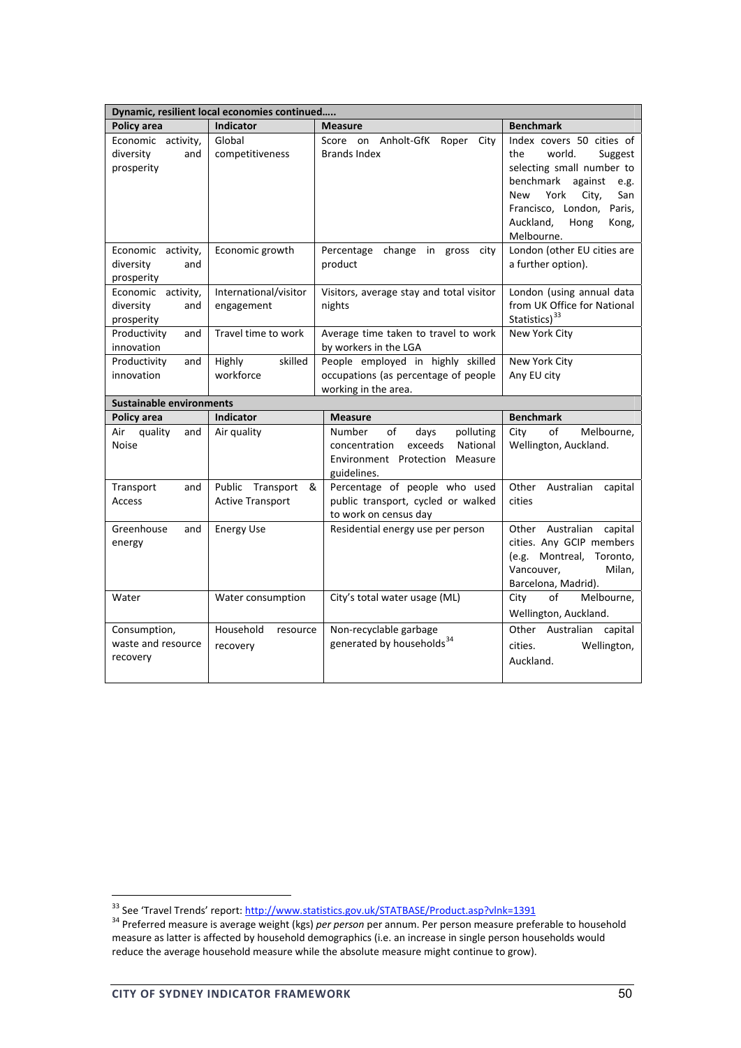| Dynamic, resilient local economies continued….. | | | |
|---|---|---|---|
| **Policy area** | **Indicator** | **Measure** | **Benchmark** |
| Economic activity, diversity and prosperity | Global competitiveness | Score on Anholt-GfK Roper City Brands Index | Index covers 50 cities of the world. Suggest selecting small number to benchmark against e.g. New York City, San Francisco, London, Paris, Auckland, Hong Kong, Melbourne. |
| Economic activity, diversity and prosperity | Economic growth | Percentage change in gross city product | London (other EU cities are a further option). |
| Economic activity, diversity and prosperity | International/visitor engagement | Visitors, average stay and total visitor nights | London (using annual data from UK Office for National Statistics)[33] |
| Productivity and innovation | Travel time to work | Average time taken to travel to work by workers in the LGA | New York City |
| Productivity and innovation | Highly skilled workforce | People employed in highly skilled occupations (as percentage of people working in the area. | New York City<br>Any EU city |
| **Sustainable environments** | | | |
| **Policy area** | **Indicator** | **Measure** | **Benchmark** |
| Air quality and Noise | Air quality | Number of days polluting concentration exceeds National Environment Protection Measure guidelines. | City of Melbourne, Wellington, Auckland. |
| Transport and Access | Public Transport & Active Transport | Percentage of people who used public transport, cycled or walked to work on census day | Other Australian capital cities |
| Greenhouse and energy | Energy Use | Residential energy use per person | Other Australian capital cities. Any GCIP members (e.g. Montreal, Toronto, Vancouver, Milan, Barcelona, Madrid). |
| Water | Water consumption | City's total water usage (ML) | City of Melbourne, Wellington, Auckland. |
| Consumption, waste and resource recovery | Household resource recovery | Non-recyclable garbage generated by households[34] | Other Australian capital cities. Wellington, Auckland. |

[33] See 'Travel Trends' report: http://www.statistics.gov.uk/STATBASE/Product.asp?vlnk=1391

[34] Preferred measure is average weight (kgs) *per person* per annum. Per person measure preferable to household measure as latter is affected by household demographics (i.e. an increase in single person households would reduce the average household measure while the absolute measure might continue to grow).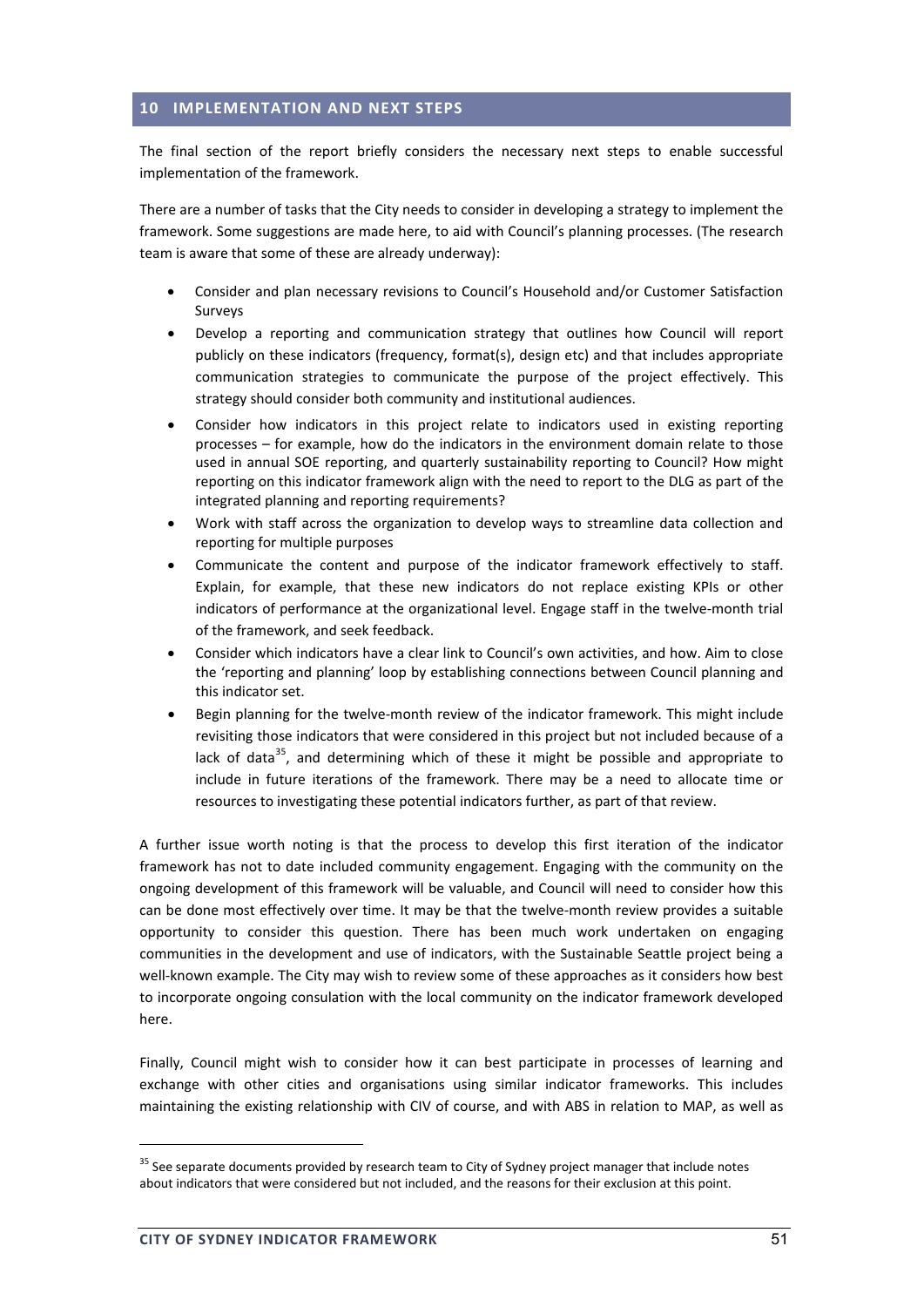## 10 IMPLEMENTATION AND NEXT STEPS

The final section of the report briefly considers the necessary next steps to enable successful implementation of the framework.

There are a number of tasks that the City needs to consider in developing a strategy to implement the framework. Some suggestions are made here, to aid with Council's planning processes. (The research team is aware that some of these are already underway):

- Consider and plan necessary revisions to Council's Household and/or Customer Satisfaction Surveys
- Develop a reporting and communication strategy that outlines how Council will report publicly on these indicators (frequency, format(s), design etc) and that includes appropriate communication strategies to communicate the purpose of the project effectively. This strategy should consider both community and institutional audiences.
- Consider how indicators in this project relate to indicators used in existing reporting processes – for example, how do the indicators in the environment domain relate to those used in annual SOE reporting, and quarterly sustainability reporting to Council? How might reporting on this indicator framework align with the need to report to the DLG as part of the integrated planning and reporting requirements?
- Work with staff across the organization to develop ways to streamline data collection and reporting for multiple purposes
- Communicate the content and purpose of the indicator framework effectively to staff. Explain, for example, that these new indicators do not replace existing KPIs or other indicators of performance at the organizational level. Engage staff in the twelve-month trial of the framework, and seek feedback.
- Consider which indicators have a clear link to Council's own activities, and how. Aim to close the 'reporting and planning' loop by establishing connections between Council planning and this indicator set.
- Begin planning for the twelve-month review of the indicator framework. This might include revisiting those indicators that were considered in this project but not included because of a lack of data[35], and determining which of these it might be possible and appropriate to include in future iterations of the framework. There may be a need to allocate time or resources to investigating these potential indicators further, as part of that review.

A further issue worth noting is that the process to develop this first iteration of the indicator framework has not to date included community engagement. Engaging with the community on the ongoing development of this framework will be valuable, and Council will need to consider how this can be done most effectively over time. It may be that the twelve-month review provides a suitable opportunity to consider this question. There has been much work undertaken on engaging communities in the development and use of indicators, with the Sustainable Seattle project being a well-known example. The City may wish to review some of these approaches as it considers how best to incorporate ongoing consulation with the local community on the indicator framework developed here.

Finally, Council might wish to consider how it can best participate in processes of learning and exchange with other cities and organisations using similar indicator frameworks. This includes maintaining the existing relationship with CIV of course, and with ABS in relation to MAP, as well as

[35] See separate documents provided by research team to City of Sydney project manager that include notes about indicators that were considered but not included, and the reasons for their exclusion at this point.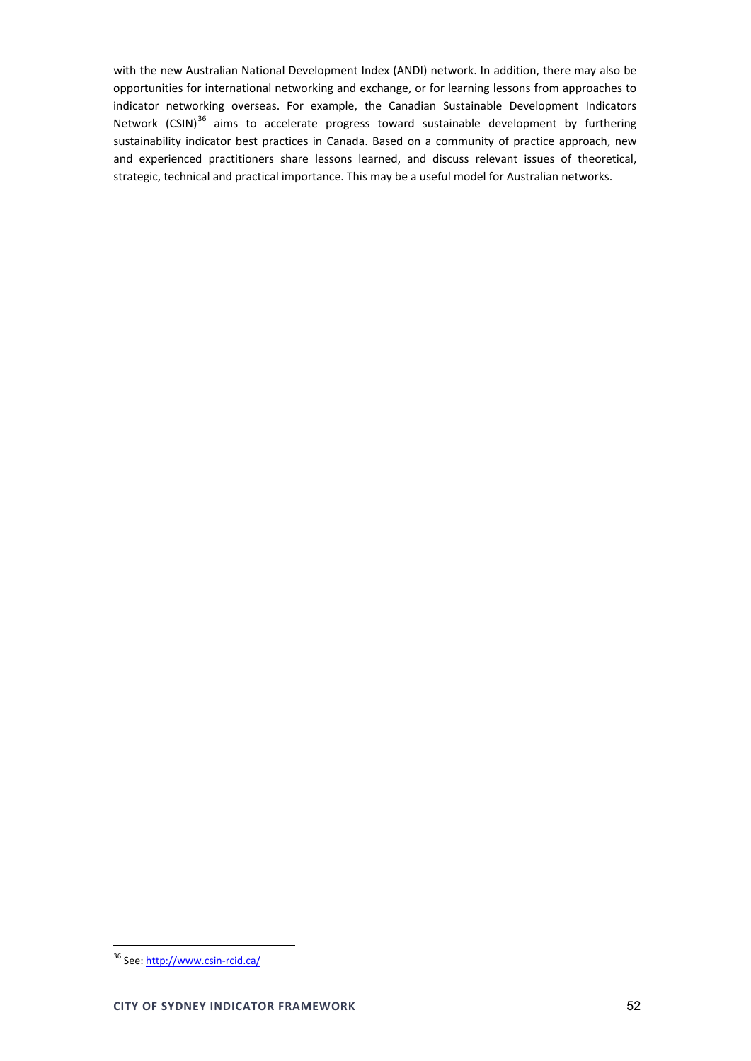with the new Australian National Development Index (ANDI) network. In addition, there may also be opportunities for international networking and exchange, or for learning lessons from approaches to indicator networking overseas. For example, the Canadian Sustainable Development Indicators Network (CSIN)[36] aims to accelerate progress toward sustainable development by furthering sustainability indicator best practices in Canada. Based on a community of practice approach, new and experienced practitioners share lessons learned, and discuss relevant issues of theoretical, strategic, technical and practical importance. This may be a useful model for Australian networks.

[36] See: http://www.csin-rcid.ca/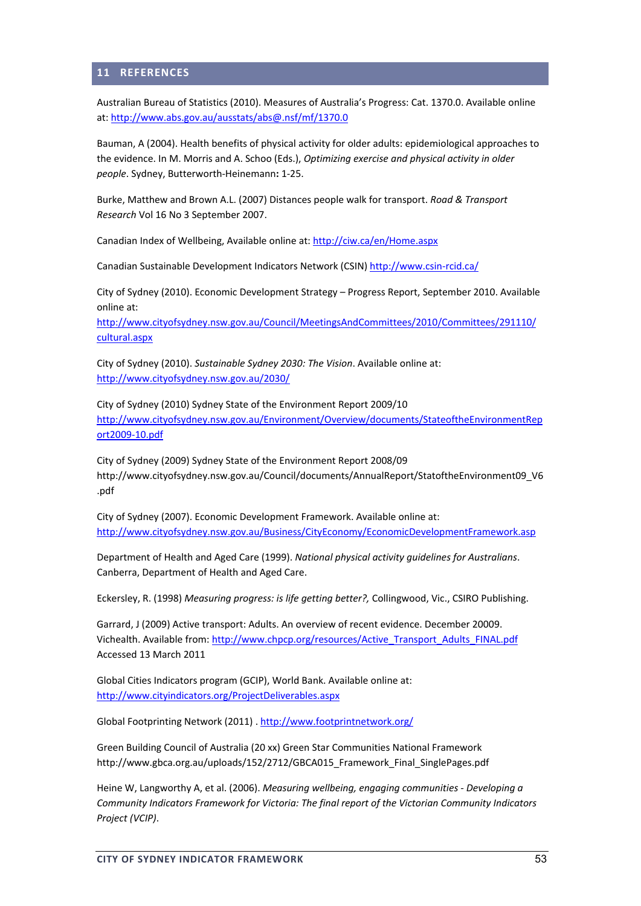# 11 REFERENCES

Australian Bureau of Statistics (2010). Measures of Australia's Progress: Cat. 1370.0. Available online at: http://www.abs.gov.au/ausstats/abs@.nsf/mf/1370.0

Bauman, A (2004). Health benefits of physical activity for older adults: epidemiological approaches to the evidence. In M. Morris and A. Schoo (Eds.), *Optimizing exercise and physical activity in older people*. Sydney, Butterworth-Heinemann**:** 1-25.

Burke, Matthew and Brown A.L. (2007) Distances people walk for transport. *Road & Transport Research* Vol 16 No 3 September 2007.

Canadian Index of Wellbeing, Available online at: http://ciw.ca/en/Home.aspx

Canadian Sustainable Development Indicators Network (CSIN) http://www.csin-rcid.ca/

City of Sydney (2010). Economic Development Strategy – Progress Report, September 2010. Available online at: http://www.cityofsydney.nsw.gov.au/Council/MeetingsAndCommittees/2010/Committees/291110/cultural.aspx

City of Sydney (2010). *Sustainable Sydney 2030: The Vision*. Available online at: http://www.cityofsydney.nsw.gov.au/2030/

City of Sydney (2010) Sydney State of the Environment Report 2009/10 http://www.cityofsydney.nsw.gov.au/Environment/Overview/documents/StateoftheEnvironmentReport2009-10.pdf

City of Sydney (2009) Sydney State of the Environment Report 2008/09 http://www.cityofsydney.nsw.gov.au/Council/documents/AnnualReport/StatoftheEnvironment09_V6.pdf

City of Sydney (2007). Economic Development Framework. Available online at: http://www.cityofsydney.nsw.gov.au/Business/CityEconomy/EconomicDevelopmentFramework.asp

Department of Health and Aged Care (1999). *National physical activity guidelines for Australians*. Canberra, Department of Health and Aged Care.

Eckersley, R. (1998) *Measuring progress: is life getting better?,* Collingwood, Vic., CSIRO Publishing.

Garrard, J (2009) Active transport: Adults. An overview of recent evidence. December 20009. Vichealth. Available from: http://www.chpcp.org/resources/Active_Transport_Adults_FINAL.pdf Accessed 13 March 2011

Global Cities Indicators program (GCIP), World Bank. Available online at: http://www.cityindicators.org/ProjectDeliverables.aspx

Global Footprinting Network (2011) . http://www.footprintnetwork.org/

Green Building Council of Australia (20 xx) Green Star Communities National Framework http://www.gbca.org.au/uploads/152/2712/GBCA015_Framework_Final_SinglePages.pdf

Heine W, Langworthy A, et al. (2006). *Measuring wellbeing, engaging communities - Developing a Community Indicators Framework for Victoria: The final report of the Victorian Community Indicators Project (VCIP)*.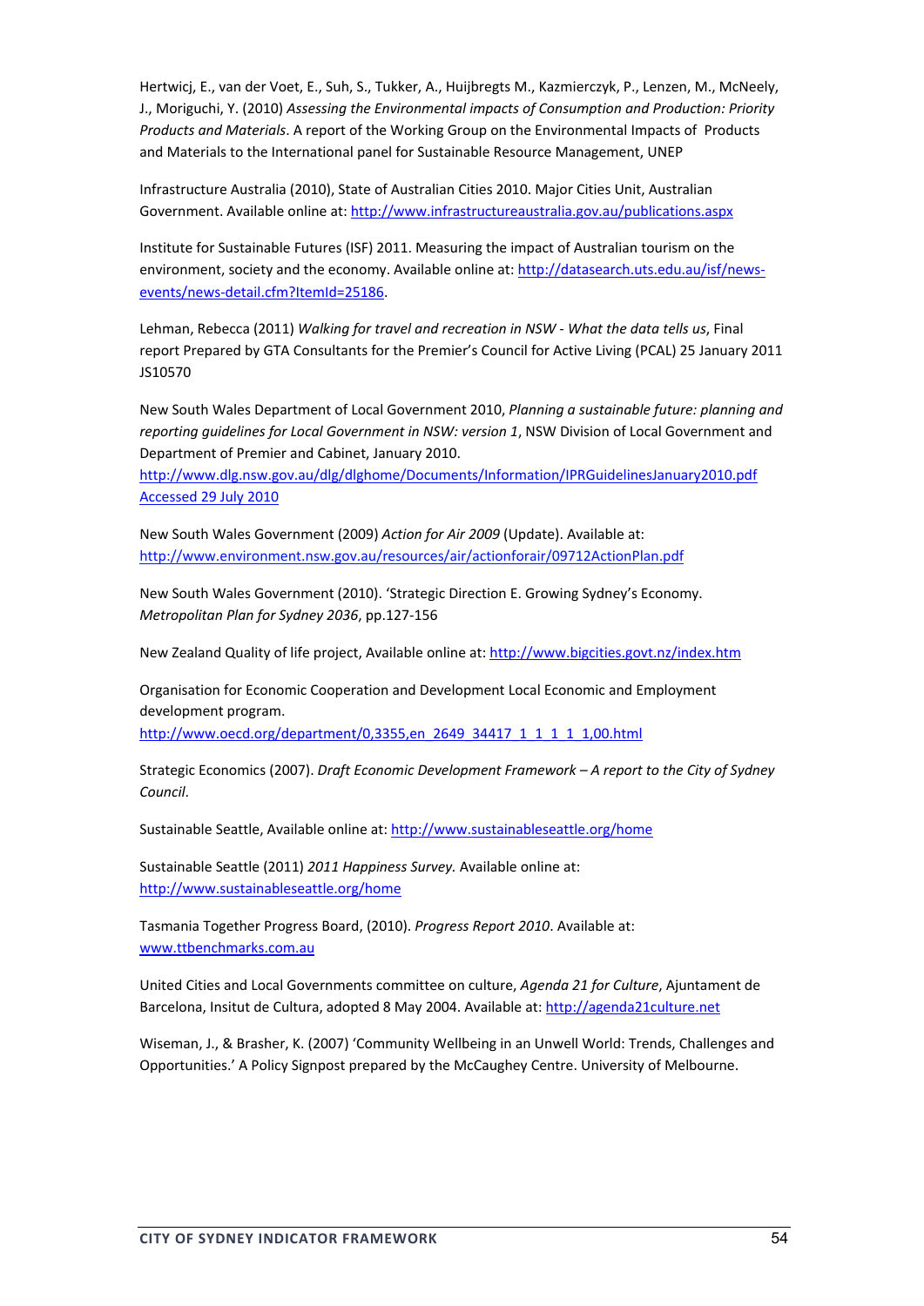Hertwicj, E., van der Voet, E., Suh, S., Tukker, A., Huijbregts M., Kazmierczyk, P., Lenzen, M., McNeely, J., Moriguchi, Y. (2010) *Assessing the Environmental impacts of Consumption and Production: Priority Products and Materials*. A report of the Working Group on the Environmental Impacts of Products and Materials to the International panel for Sustainable Resource Management, UNEP

Infrastructure Australia (2010), State of Australian Cities 2010. Major Cities Unit, Australian Government. Available online at: http://www.infrastructureaustralia.gov.au/publications.aspx

Institute for Sustainable Futures (ISF) 2011. Measuring the impact of Australian tourism on the environment, society and the economy. Available online at: http://datasearch.uts.edu.au/isf/news-events/news-detail.cfm?ItemId=25186.

Lehman, Rebecca (2011) *Walking for travel and recreation in NSW - What the data tells us*, Final report Prepared by GTA Consultants for the Premier's Council for Active Living (PCAL) 25 January 2011 JS10570

New South Wales Department of Local Government 2010, *Planning a sustainable future: planning and reporting guidelines for Local Government in NSW: version 1*, NSW Division of Local Government and Department of Premier and Cabinet, January 2010. http://www.dlg.nsw.gov.au/dlg/dlghome/Documents/Information/IPRGuidelinesJanuary2010.pdf Accessed 29 July 2010

New South Wales Government (2009) *Action for Air 2009* (Update). Available at: http://www.environment.nsw.gov.au/resources/air/actionforair/09712ActionPlan.pdf

New South Wales Government (2010). 'Strategic Direction E. Growing Sydney's Economy. *Metropolitan Plan for Sydney 2036*, pp.127-156

New Zealand Quality of life project, Available online at: http://www.bigcities.govt.nz/index.htm

Organisation for Economic Cooperation and Development Local Economic and Employment development program. http://www.oecd.org/department/0,3355,en_2649_34417_1_1_1_1_1,00.html

Strategic Economics (2007). *Draft Economic Development Framework – A report to the City of Sydney Council*.

Sustainable Seattle, Available online at: http://www.sustainableseattle.org/home

Sustainable Seattle (2011) *2011 Happiness Survey.* Available online at: http://www.sustainableseattle.org/home

Tasmania Together Progress Board, (2010). *Progress Report 2010*. Available at: www.ttbenchmarks.com.au

United Cities and Local Governments committee on culture, *Agenda 21 for Culture*, Ajuntament de Barcelona, Insitut de Cultura, adopted 8 May 2004. Available at: http://agenda21culture.net

Wiseman, J., & Brasher, K. (2007) 'Community Wellbeing in an Unwell World: Trends, Challenges and Opportunities.' A Policy Signpost prepared by the McCaughey Centre. University of Melbourne.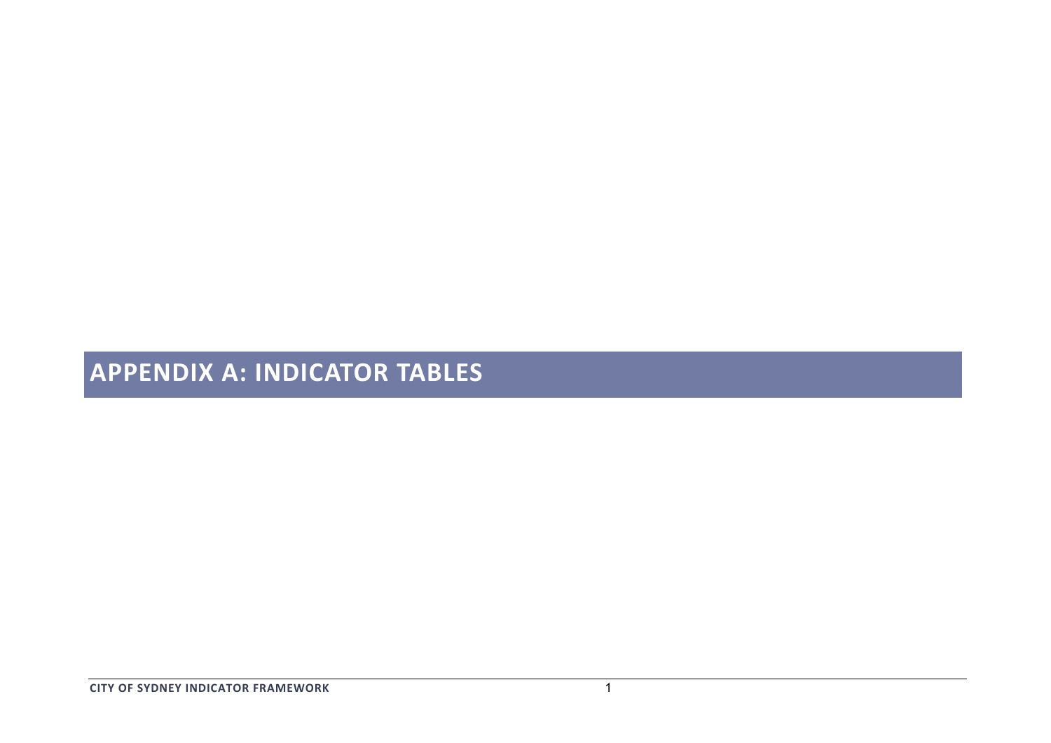# APPENDIX A: INDICATOR TABLES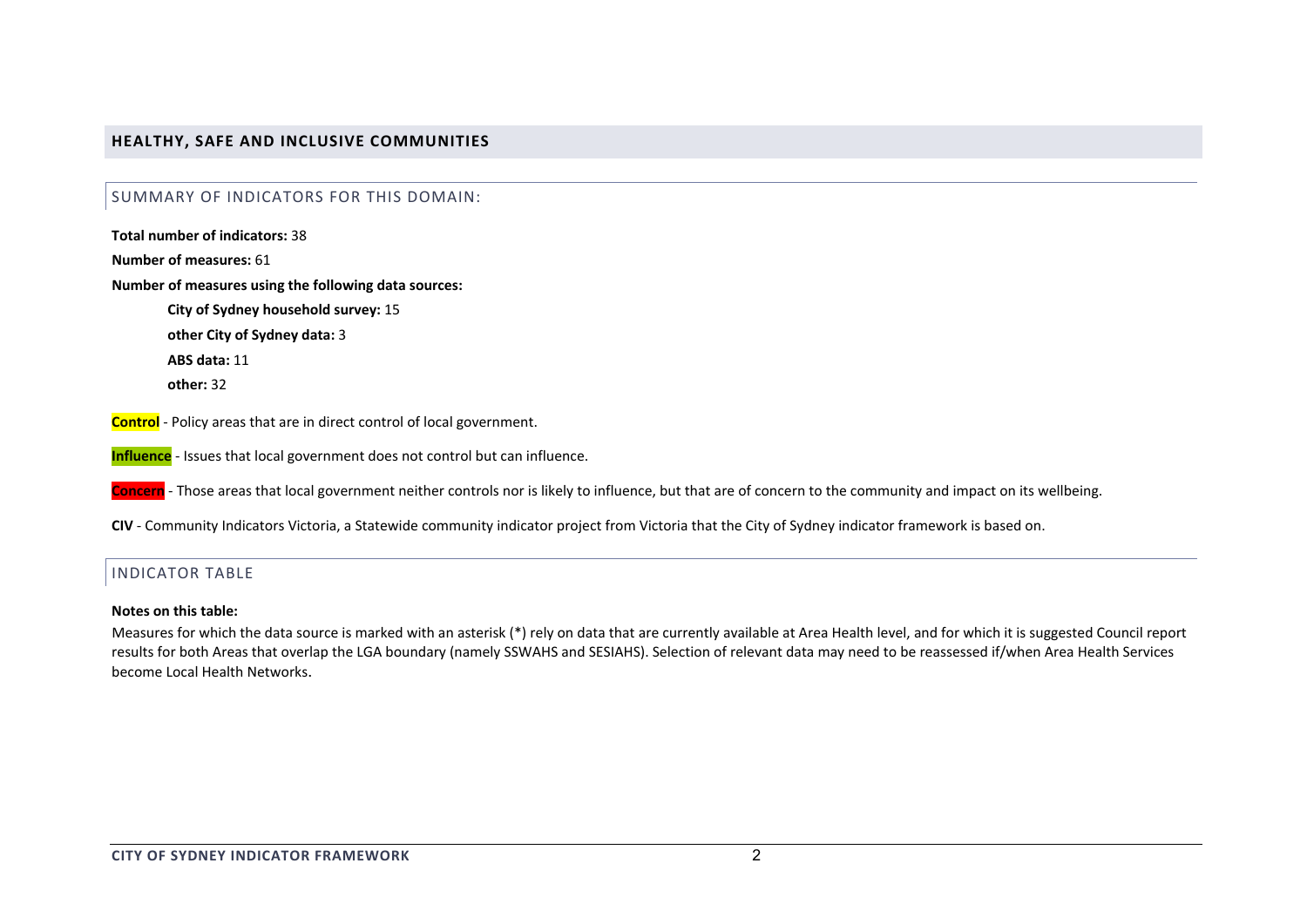## HEALTHY, SAFE AND INCLUSIVE COMMUNITIES

### SUMMARY OF INDICATORS FOR THIS DOMAIN:

**Total number of indicators:** 38

**Number of measures:** 61

**Number of measures using the following data sources:**

- **City of Sydney household survey:** 15
- **other City of Sydney data:** 3
- **ABS data:** 11
- **other:** 32

**Control** - Policy areas that are in direct control of local government.

**Influence** - Issues that local government does not control but can influence.

**Concern** - Those areas that local government neither controls nor is likely to influence, but that are of concern to the community and impact on its wellbeing.

**CIV** - Community Indicators Victoria, a Statewide community indicator project from Victoria that the City of Sydney indicator framework is based on.

### INDICATOR TABLE

**Notes on this table:**

Measures for which the data source is marked with an asterisk (*) rely on data that are currently available at Area Health level, and for which it is suggested Council report results for both Areas that overlap the LGA boundary (namely SSWAHS and SESIAHS). Selection of relevant data may need to be reassessed if/when Area Health Services become Local Health Networks.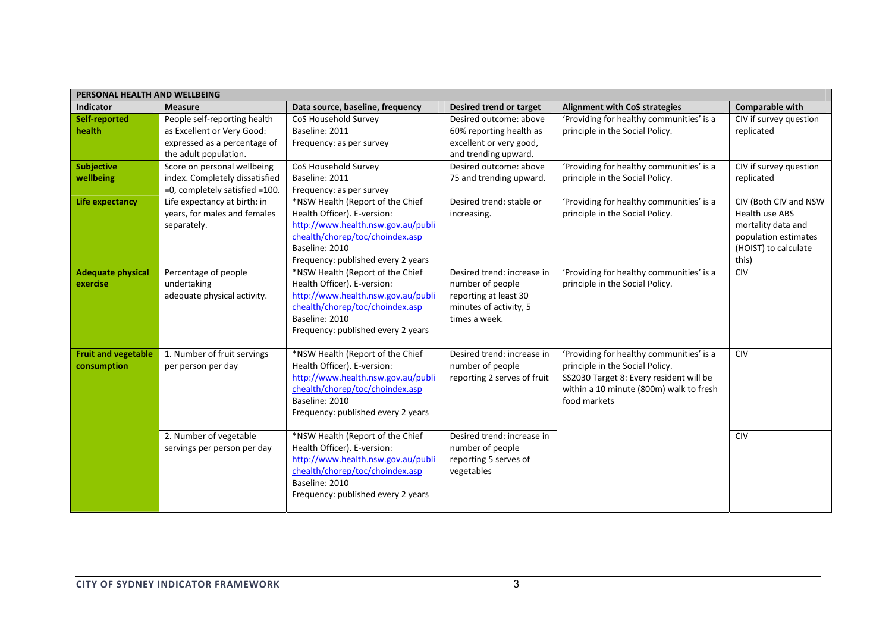| PERSONAL HEALTH AND WELLBEING | | | | | |
|---|---|---|---|---|---|
| **Indicator** | **Measure** | **Data source, baseline, frequency** | **Desired trend or target** | **Alignment with CoS strategies** | **Comparable with** |
| **Self-reported health** | People self-reporting health as Excellent or Very Good: expressed as a percentage of the adult population. | CoS Household Survey<br>Baseline: 2011<br>Frequency: as per survey | Desired outcome: above 60% reporting health as excellent or very good, and trending upward. | 'Providing for healthy communities' is a principle in the Social Policy. | CIV if survey question replicated |
| **Subjective wellbeing** | Score on personal wellbeing index. Completely dissatisfied =0, completely satisfied =100. | CoS Household Survey<br>Baseline: 2011<br>Frequency: as per survey | Desired outcome: above 75 and trending upward. | 'Providing for healthy communities' is a principle in the Social Policy. | CIV if survey question replicated |
| **Life expectancy** | Life expectancy at birth: in years, for males and females separately. | *NSW Health (Report of the Chief Health Officer). E-version: http://www.health.nsw.gov.au/publichealth/chorep/toc/choindex.asp<br>Baseline: 2010<br>Frequency: published every 2 years | Desired trend: stable or increasing. | 'Providing for healthy communities' is a principle in the Social Policy. | CIV (Both CIV and NSW Health use ABS mortality data and population estimates (HOIST) to calculate this) |
| **Adequate physical exercise** | Percentage of people undertaking adequate physical activity. | *NSW Health (Report of the Chief Health Officer). E-version: http://www.health.nsw.gov.au/publichealth/chorep/toc/choindex.asp<br>Baseline: 2010<br>Frequency: published every 2 years | Desired trend: increase in number of people reporting at least 30 minutes of activity, 5 times a week. | 'Providing for healthy communities' is a principle in the Social Policy. | CIV |
| **Fruit and vegetable consumption** | 1. Number of fruit servings per person per day | *NSW Health (Report of the Chief Health Officer). E-version: http://www.health.nsw.gov.au/publichealth/chorep/toc/choindex.asp<br>Baseline: 2010<br>Frequency: published every 2 years | Desired trend: increase in number of people reporting 2 serves of fruit | 'Providing for healthy communities' is a principle in the Social Policy.<br>SS2030 Target 8: Every resident will be within a 10 minute (800m) walk to fresh food markets | CIV |
| | 2. Number of vegetable servings per person per day | *NSW Health (Report of the Chief Health Officer). E-version: http://www.health.nsw.gov.au/publichealth/chorep/toc/choindex.asp<br>Baseline: 2010<br>Frequency: published every 2 years | Desired trend: increase in number of people reporting 5 serves of vegetables | | CIV |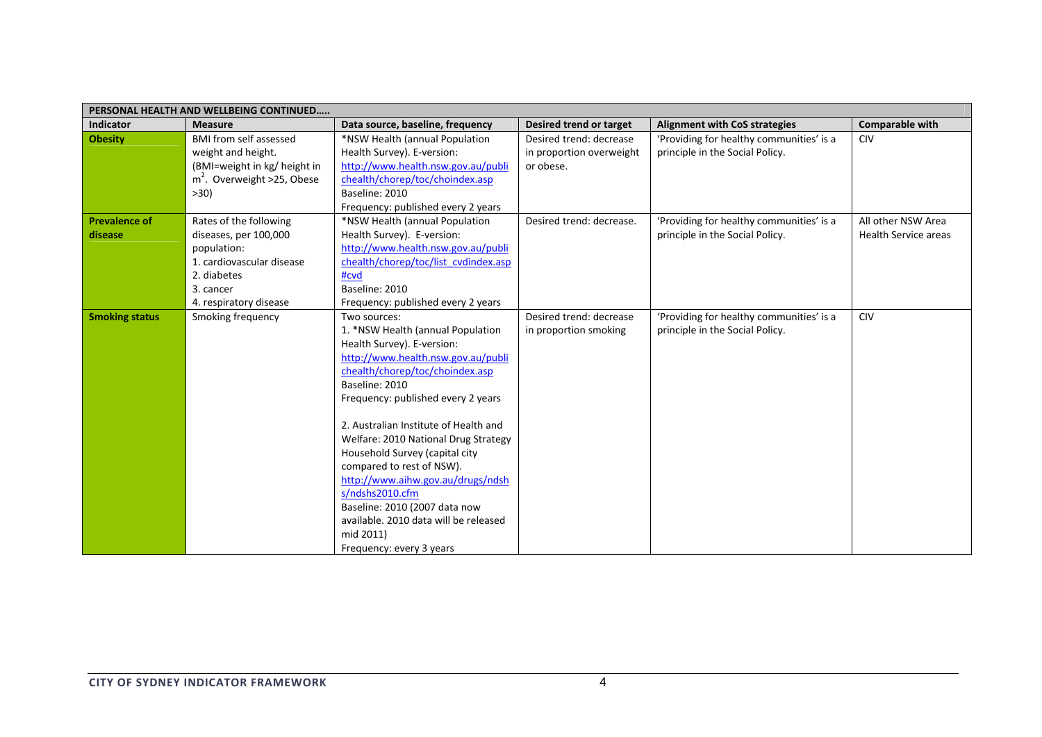| PERSONAL HEALTH AND WELLBEING CONTINUED….. | | | | | |
|---|---|---|---|---|---|
| **Indicator** | **Measure** | **Data source, baseline, frequency** | **Desired trend or target** | **Alignment with CoS strategies** | **Comparable with** |
| **Obesity** | BMI from self assessed weight and height. (BMI=weight in kg/ height in $m^2$. Overweight >25, Obese >30) | *NSW Health (annual Population Health Survey). E-version: http://www.health.nsw.gov.au/publichealth/chorep/toc/choindex.asp Baseline: 2010 Frequency: published every 2 years | Desired trend: decrease in proportion overweight or obese. | 'Providing for healthy communities' is a principle in the Social Policy. | CIV |
| **Prevalence of disease** | Rates of the following diseases, per 100,000 population: 1. cardiovascular disease 2. diabetes 3. cancer 4. respiratory disease | *NSW Health (annual Population Health Survey). E-version: http://www.health.nsw.gov.au/publichealth/chorep/toc/list_cvdindex.asp#cvd Baseline: 2010 Frequency: published every 2 years | Desired trend: decrease. | 'Providing for healthy communities' is a principle in the Social Policy. | All other NSW Area Health Service areas |
| **Smoking status** | Smoking frequency | Two sources: 1. *NSW Health (annual Population Health Survey). E-version: http://www.health.nsw.gov.au/publichealth/chorep/toc/choindex.asp Baseline: 2010 Frequency: published every 2 years<br><br>2. Australian Institute of Health and Welfare: 2010 National Drug Strategy Household Survey (capital city compared to rest of NSW). http://www.aihw.gov.au/drugs/ndshs/ndshs2010.cfm Baseline: 2010 (2007 data now available. 2010 data will be released mid 2011) Frequency: every 3 years | Desired trend: decrease in proportion smoking | 'Providing for healthy communities' is a principle in the Social Policy. | CIV |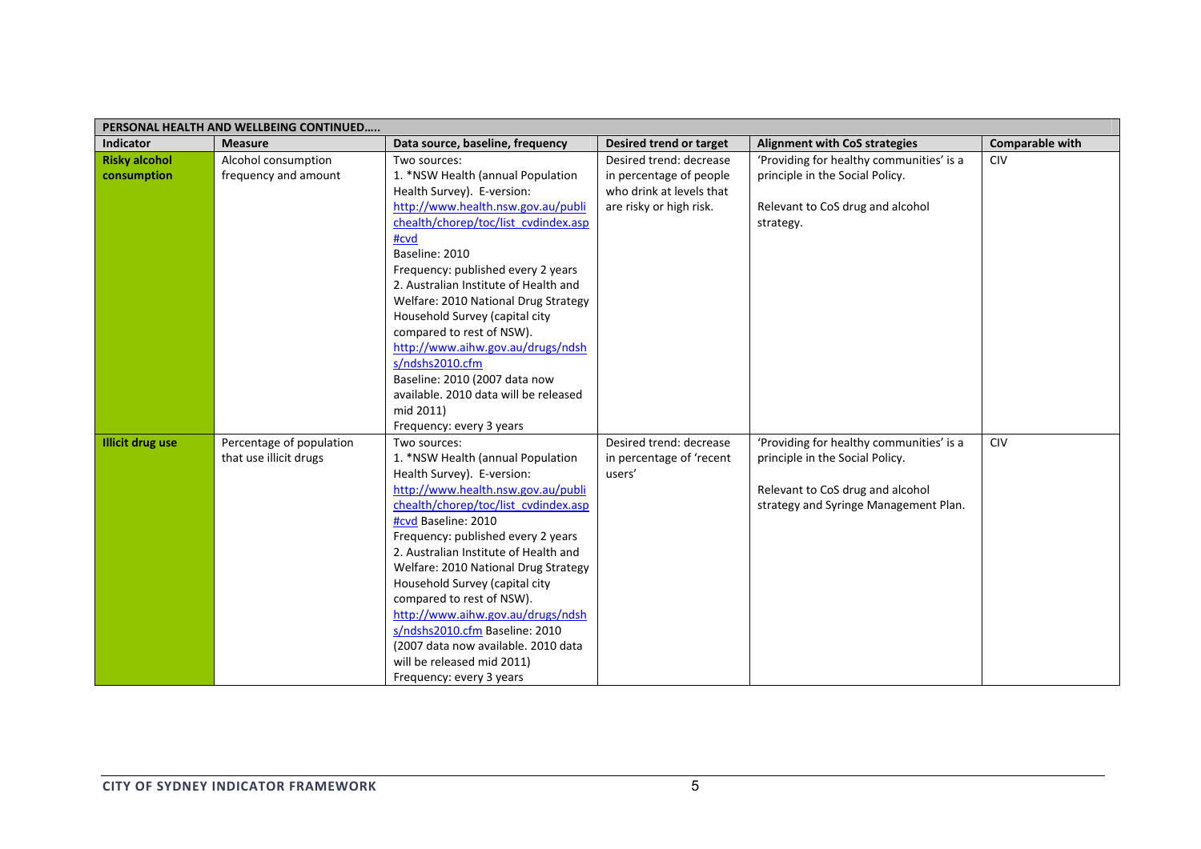| PERSONAL HEALTH AND WELLBEING CONTINUED….. | | | | | |
|---|---|---|---|---|---|
| **Indicator** | **Measure** | **Data source, baseline, frequency** | **Desired trend or target** | **Alignment with CoS strategies** | **Comparable with** |
| **Risky alcohol consumption** | Alcohol consumption frequency and amount | Two sources:<br>1. *NSW Health (annual Population Health Survey). E-version: http://www.health.nsw.gov.au/publichealth/chorep/toc/list_cvdindex.asp#cvd<br>Baseline: 2010<br>Frequency: published every 2 years<br>2. Australian Institute of Health and Welfare: 2010 National Drug Strategy Household Survey (capital city compared to rest of NSW). http://www.aihw.gov.au/drugs/ndshs/ndshs2010.cfm<br>Baseline: 2010 (2007 data now available. 2010 data will be released mid 2011)<br>Frequency: every 3 years | Desired trend: decrease in percentage of people who drink at levels that are risky or high risk. | 'Providing for healthy communities' is a principle in the Social Policy.<br><br>Relevant to CoS drug and alcohol strategy. | CIV |
| **Illicit drug use** | Percentage of population that use illicit drugs | Two sources:<br>1. *NSW Health (annual Population Health Survey). E-version: http://www.health.nsw.gov.au/publichealth/chorep/toc/list_cvdindex.asp#cvd Baseline: 2010<br>Frequency: published every 2 years<br>2. Australian Institute of Health and Welfare: 2010 National Drug Strategy Household Survey (capital city compared to rest of NSW). http://www.aihw.gov.au/drugs/ndshs/ndshs2010.cfm Baseline: 2010 (2007 data now available. 2010 data will be released mid 2011)<br>Frequency: every 3 years | Desired trend: decrease in percentage of 'recent users' | 'Providing for healthy communities' is a principle in the Social Policy.<br><br>Relevant to CoS drug and alcohol strategy and Syringe Management Plan. | CIV |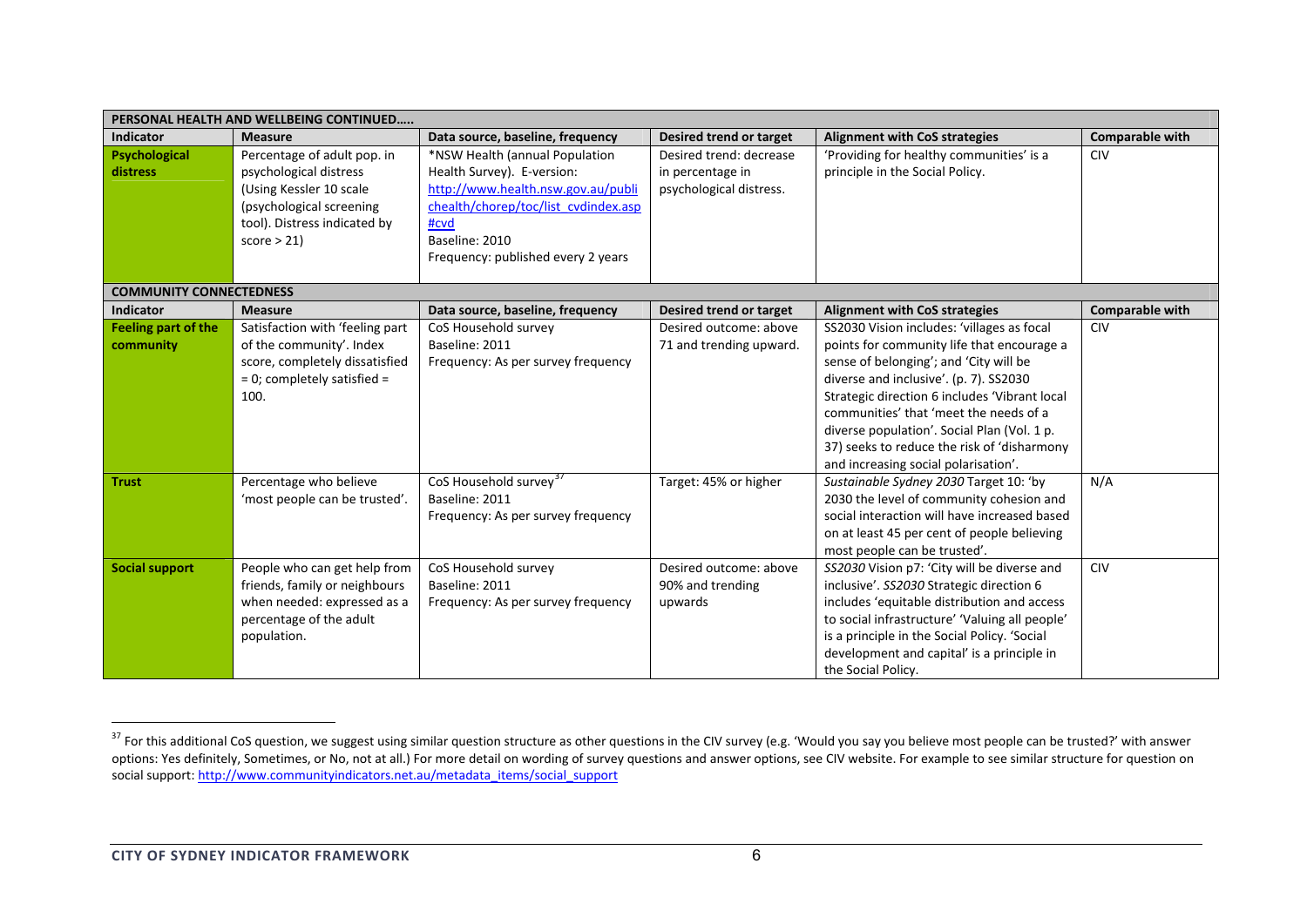| PERSONAL HEALTH AND WELLBEING CONTINUED….. | | | | | |
|---|---|---|---|---|---|
| **Indicator** | **Measure** | **Data source, baseline, frequency** | **Desired trend or target** | **Alignment with CoS strategies** | **Comparable with** |
| **Psychological distress** | Percentage of adult pop. in psychological distress (Using Kessler 10 scale (psychological screening tool). Distress indicated by score > 21) | *NSW Health (annual Population Health Survey). E-version: http://www.health.nsw.gov.au/publichealth/chorep/toc/list_cvdindex.asp#cvd<br>Baseline: 2010<br>Frequency: published every 2 years | Desired trend: decrease in percentage in psychological distress. | 'Providing for healthy communities' is a principle in the Social Policy. | CIV |

| COMMUNITY CONNECTEDNESS | | | | | |
|---|---|---|---|---|---|
| **Indicator** | **Measure** | **Data source, baseline, frequency** | **Desired trend or target** | **Alignment with CoS strategies** | **Comparable with** |
| **Feeling part of the community** | Satisfaction with 'feeling part of the community'. Index score, completely dissatisfied = 0; completely satisfied = 100. | CoS Household survey<br>Baseline: 2011<br>Frequency: As per survey frequency | Desired outcome: above 71 and trending upward. | SS2030 Vision includes: 'villages as focal points for community life that encourage a sense of belonging'; and 'City will be diverse and inclusive'. (p. 7). SS2030 Strategic direction 6 includes 'Vibrant local communities' that 'meet the needs of a diverse population'. Social Plan (Vol. 1 p. 37) seeks to reduce the risk of 'disharmony and increasing social polarisation'. | CIV |
| **Trust** | Percentage who believe 'most people can be trusted'. | CoS Household survey[37]<br>Baseline: 2011<br>Frequency: As per survey frequency | Target: 45% or higher | *Sustainable Sydney 2030* Target 10: 'by 2030 the level of community cohesion and social interaction will have increased based on at least 45 per cent of people believing most people can be trusted'. | N/A |
| **Social support** | People who can get help from friends, family or neighbours when needed: expressed as a percentage of the adult population. | CoS Household survey<br>Baseline: 2011<br>Frequency: As per survey frequency | Desired outcome: above 90% and trending upwards | *SS2030* Vision p7: 'City will be diverse and inclusive'. *SS2030* Strategic direction 6 includes 'equitable distribution and access to social infrastructure' 'Valuing all people' is a principle in the Social Policy. 'Social development and capital' is a principle in the Social Policy. | CIV |

[37] For this additional CoS question, we suggest using similar question structure as other questions in the CIV survey (e.g. 'Would you say you believe most people can be trusted?' with answer options: Yes definitely, Sometimes, or No, not at all.) For more detail on wording of survey questions and answer options, see CIV website. For example to see similar structure for question on social support: http://www.communityindicators.net.au/metadata_items/social_support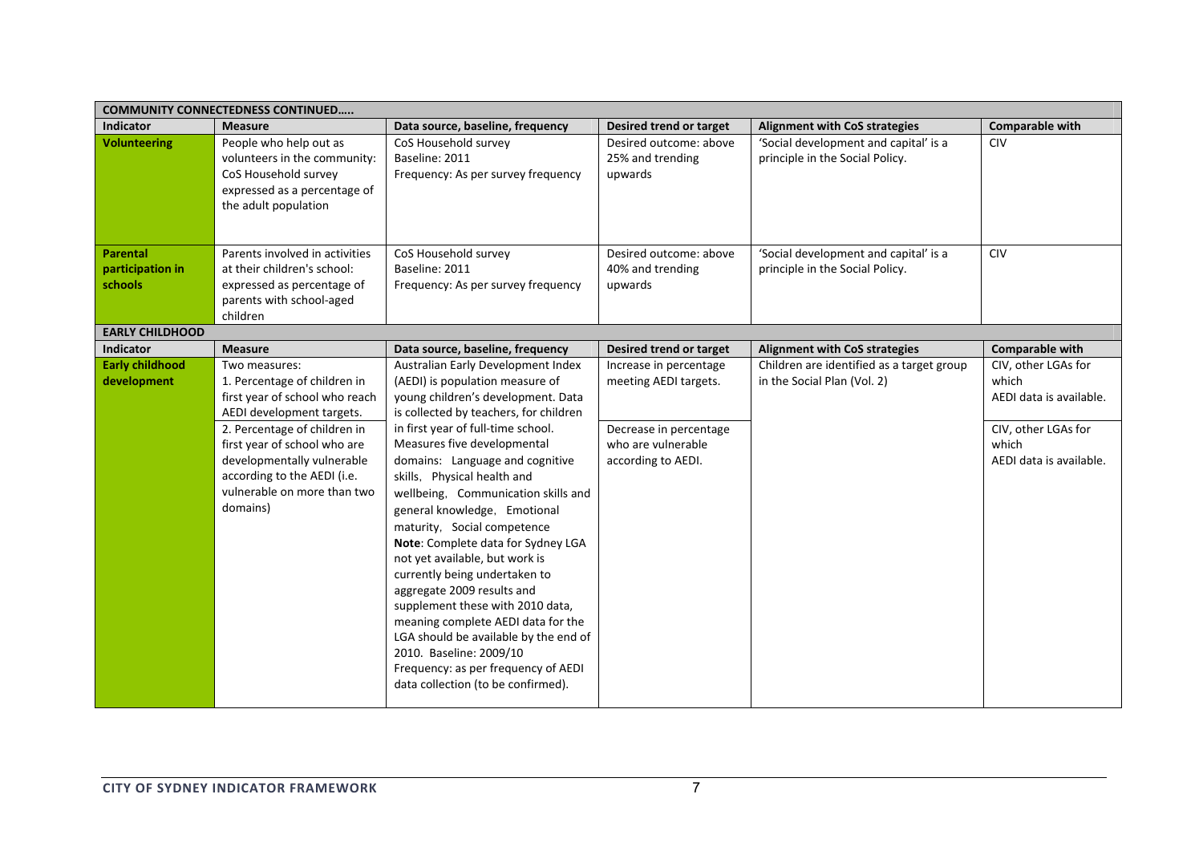| COMMUNITY CONNECTEDNESS CONTINUED….. | | | | | |
|---|---|---|---|---|---|
| **Indicator** | **Measure** | **Data source, baseline, frequency** | **Desired trend or target** | **Alignment with CoS strategies** | **Comparable with** |
| **Volunteering** | People who help out as volunteers in the community: CoS Household survey expressed as a percentage of the adult population | CoS Household survey<br>Baseline: 2011<br>Frequency: As per survey frequency | Desired outcome: above 25% and trending upwards | 'Social development and capital' is a principle in the Social Policy. | CIV |
| **Parental participation in schools** | Parents involved in activities at their children's school: expressed as percentage of parents with school-aged children | CoS Household survey<br>Baseline: 2011<br>Frequency: As per survey frequency | Desired outcome: above 40% and trending upwards | 'Social development and capital' is a principle in the Social Policy. | CIV |
| **EARLY CHILDHOOD** | | | | | |
| **Indicator** | **Measure** | **Data source, baseline, frequency** | **Desired trend or target** | **Alignment with CoS strategies** | **Comparable with** |
| **Early childhood development** | Two measures:<br>1. Percentage of children in first year of school who reach AEDI development targets.<br>2. Percentage of children in first year of school who are developmentally vulnerable according to the AEDI (i.e. vulnerable on more than two domains) | Australian Early Development Index (AEDI) is population measure of young children's development. Data is collected by teachers, for children in first year of full-time school. Measures five developmental domains: Language and cognitive skills, Physical health and wellbeing, Communication skills and general knowledge, Emotional maturity, Social competence<br>**Note**: Complete data for Sydney LGA not yet available, but work is currently being undertaken to aggregate 2009 results and supplement these with 2010 data, meaning complete AEDI data for the LGA should be available by the end of 2010. Baseline: 2009/10<br>Frequency: as per frequency of AEDI data collection (to be confirmed). | Increase in percentage meeting AEDI targets.<br><br>Decrease in percentage who are vulnerable according to AEDI. | Children are identified as a target group in the Social Plan (Vol. 2) | CIV, other LGAs for which AEDI data is available.<br><br>CIV, other LGAs for which AEDI data is available. |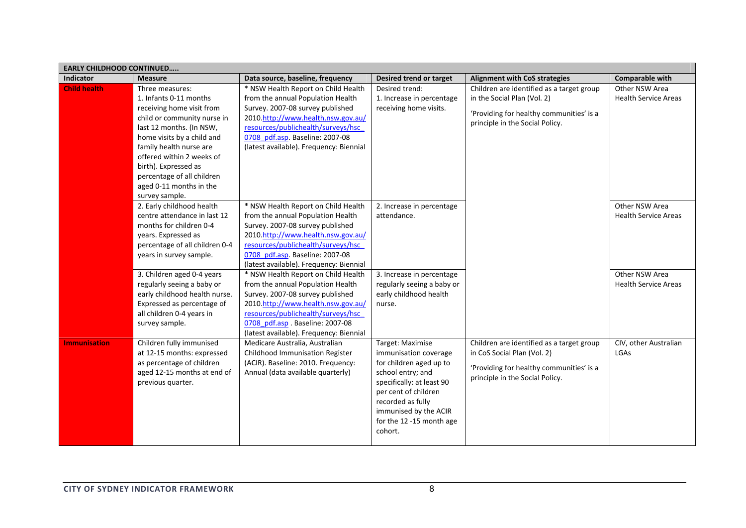| EARLY CHILDHOOD CONTINUED….. | | | | | |
|---|---|---|---|---|---|
| **Indicator** | **Measure** | **Data source, baseline, frequency** | **Desired trend or target** | **Alignment with CoS strategies** | **Comparable with** |
| **Child health** | Three measures:<br>1. Infants 0-11 months receiving home visit from child or community nurse in last 12 months. (In NSW, home visits by a child and family health nurse are offered within 2 weeks of birth). Expressed as percentage of all children aged 0-11 months in the survey sample. | * NSW Health Report on Child Health from the annual Population Health Survey. 2007-08 survey published 2010.http://www.health.nsw.gov.au/resources/publichealth/surveys/hsc_0708_pdf.asp. Baseline: 2007-08 (latest available). Frequency: Biennial | Desired trend:<br>1. Increase in percentage receiving home visits. | Children are identified as a target group in the Social Plan (Vol. 2)<br><br>'Providing for healthy communities' is a principle in the Social Policy. | Other NSW Area Health Service Areas |
| | 2. Early childhood health centre attendance in last 12 months for children 0-4 years. Expressed as percentage of all children 0-4 years in survey sample. | * NSW Health Report on Child Health from the annual Population Health Survey. 2007-08 survey published 2010.http://www.health.nsw.gov.au/resources/publichealth/surveys/hsc_0708_pdf.asp. Baseline: 2007-08 (latest available). Frequency: Biennial | 2. Increase in percentage attendance. | | Other NSW Area Health Service Areas |
| | 3. Children aged 0-4 years regularly seeing a baby or early childhood health nurse. Expressed as percentage of all children 0-4 years in survey sample. | * NSW Health Report on Child Health from the annual Population Health Survey. 2007-08 survey published 2010.http://www.health.nsw.gov.au/resources/publichealth/surveys/hsc_0708_pdf.asp . Baseline: 2007-08 (latest available). Frequency: Biennial | 3. Increase in percentage regularly seeing a baby or early childhood health nurse. | | Other NSW Area Health Service Areas |
| **Immunisation** | Children fully immunised at 12-15 months: expressed as percentage of children aged 12-15 months at end of previous quarter. | Medicare Australia, Australian Childhood Immunisation Register (ACIR). Baseline: 2010. Frequency: Annual (data available quarterly) | Target: Maximise immunisation coverage for children aged up to school entry; and specifically: at least 90 per cent of children recorded as fully immunised by the ACIR for the 12 -15 month age cohort. | Children are identified as a target group in CoS Social Plan (Vol. 2)<br><br>'Providing for healthy communities' is a principle in the Social Policy. | CIV, other Australian LGAs |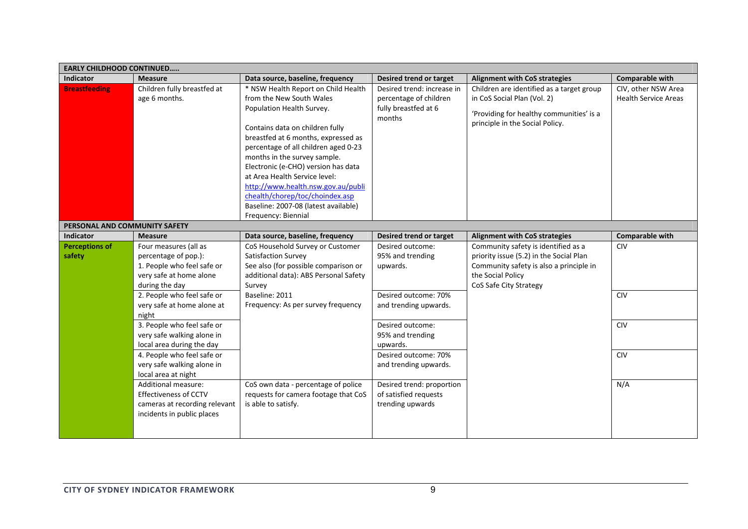| EARLY CHILDHOOD CONTINUED….. | | | | | |
|---|---|---|---|---|---|
| **Indicator** | **Measure** | **Data source, baseline, frequency** | **Desired trend or target** | **Alignment with CoS strategies** | **Comparable with** |
| **Breastfeeding** | Children fully breastfed at age 6 months. | * NSW Health Report on Child Health from the New South Wales Population Health Survey.<br><br>Contains data on children fully breastfed at 6 months, expressed as percentage of all children aged 0-23 months in the survey sample. Electronic (e-CHO) version has data at Area Health Service level: http://www.health.nsw.gov.au/publichealth/chorep/toc/choindex.asp<br>Baseline: 2007-08 (latest available)<br>Frequency: Biennial | Desired trend: increase in percentage of children fully breastfed at 6 months | Children are identified as a target group in CoS Social Plan (Vol. 2)<br><br>'Providing for healthy communities' is a principle in the Social Policy. | CIV, other NSW Area Health Service Areas |

| PERSONAL AND COMMUNITY SAFETY | | | | | |
|---|---|---|---|---|---|
| **Indicator** | **Measure** | **Data source, baseline, frequency** | **Desired trend or target** | **Alignment with CoS strategies** | **Comparable with** |
| **Perceptions of safety** | Four measures (all as percentage of pop.):<br>1. People who feel safe or very safe at home alone during the day | CoS Household Survey or Customer Satisfaction Survey<br>See also (for possible comparison or additional data): ABS Personal Safety Survey<br>Baseline: 2011<br>Frequency: As per survey frequency | Desired outcome: 95% and trending upwards. | Community safety is identified as a priority issue (5.2) in the Social Plan<br>Community safety is also a principle in the Social Policy<br>CoS Safe City Strategy | CIV |
| | 2. People who feel safe or very safe at home alone at night | | Desired outcome: 70% and trending upwards. | | CIV |
| | 3. People who feel safe or very safe walking alone in local area during the day | | Desired outcome: 95% and trending upwards. | | CIV |
| | 4. People who feel safe or very safe walking alone in local area at night | | Desired outcome: 70% and trending upwards. | | CIV |
| | Additional measure: Effectiveness of CCTV cameras at recording relevant incidents in public places | CoS own data - percentage of police requests for camera footage that CoS is able to satisfy. | Desired trend: proportion of satisfied requests trending upwards | | N/A |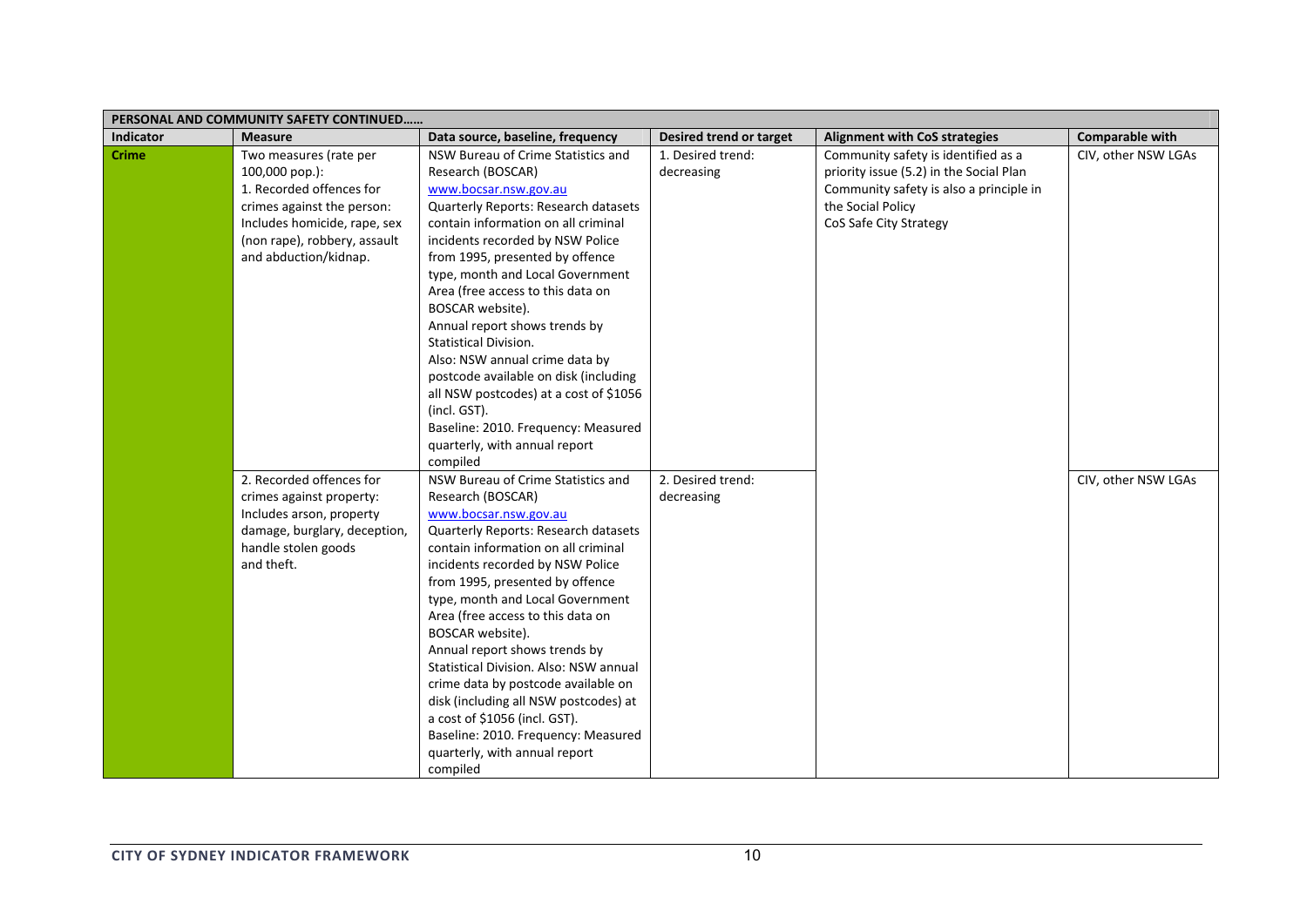| PERSONAL AND COMMUNITY SAFETY CONTINUED…… | | | | | |
|---|---|---|---|---|---|
| **Indicator** | **Measure** | **Data source, baseline, frequency** | **Desired trend or target** | **Alignment with CoS strategies** | **Comparable with** |
| **Crime** | Two measures (rate per 100,000 pop.): 1. Recorded offences for crimes against the person: Includes homicide, rape, sex (non rape), robbery, assault and abduction/kidnap. | NSW Bureau of Crime Statistics and Research (BOSCAR) www.bocsar.nsw.gov.au Quarterly Reports: Research datasets contain information on all criminal incidents recorded by NSW Police from 1995, presented by offence type, month and Local Government Area (free access to this data on BOSCAR website). Annual report shows trends by Statistical Division. Also: NSW annual crime data by postcode available on disk (including all NSW postcodes) at a cost of $1056 (incl. GST). Baseline: 2010. Frequency: Measured quarterly, with annual report compiled | 1. Desired trend: decreasing | Community safety is identified as a priority issue (5.2) in the Social Plan Community safety is also a principle in the Social Policy CoS Safe City Strategy | CIV, other NSW LGAs |
| | 2. Recorded offences for crimes against property: Includes arson, property damage, burglary, deception, handle stolen goods and theft. | NSW Bureau of Crime Statistics and Research (BOSCAR) www.bocsar.nsw.gov.au Quarterly Reports: Research datasets contain information on all criminal incidents recorded by NSW Police from 1995, presented by offence type, month and Local Government Area (free access to this data on BOSCAR website). Annual report shows trends by Statistical Division. Also: NSW annual crime data by postcode available on disk (including all NSW postcodes) at a cost of $1056 (incl. GST). Baseline: 2010. Frequency: Measured quarterly, with annual report compiled | 2. Desired trend: decreasing | | CIV, other NSW LGAs |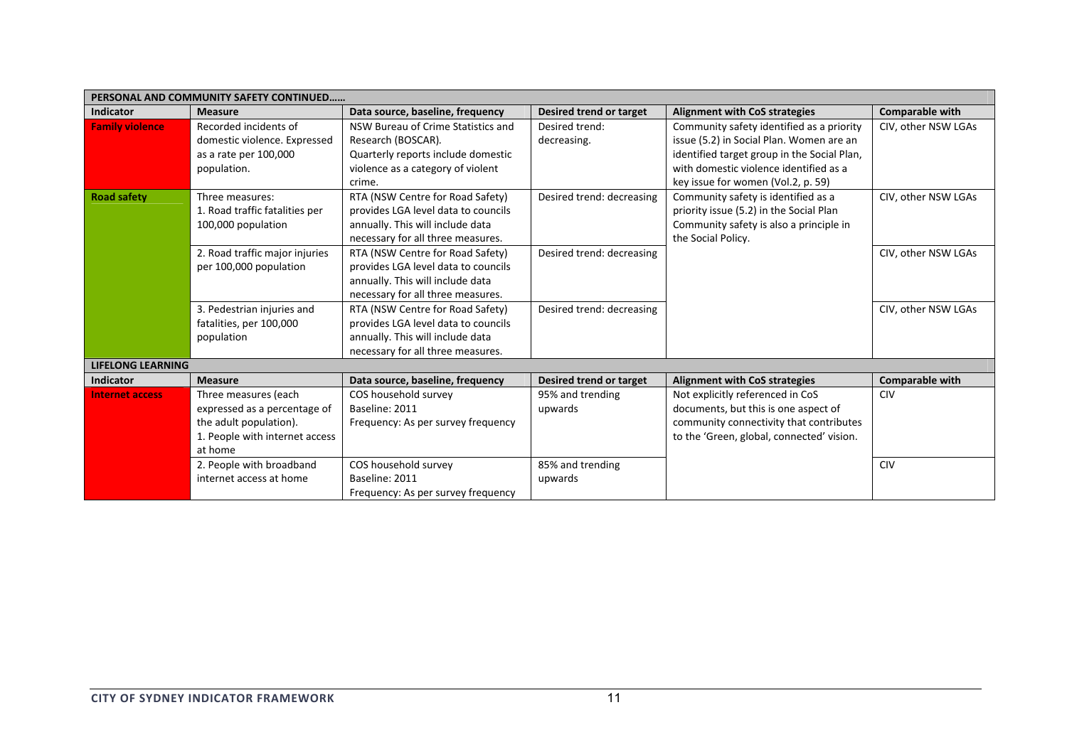| PERSONAL AND COMMUNITY SAFETY CONTINUED…… | | | | | |
|---|---|---|---|---|---|
| **Indicator** | **Measure** | **Data source, baseline, frequency** | **Desired trend or target** | **Alignment with CoS strategies** | **Comparable with** |
| **Family violence** | Recorded incidents of domestic violence. Expressed as a rate per 100,000 population. | NSW Bureau of Crime Statistics and Research (BOSCAR). Quarterly reports include domestic violence as a category of violent crime. | Desired trend: decreasing. | Community safety identified as a priority issue (5.2) in Social Plan. Women are an identified target group in the Social Plan, with domestic violence identified as a key issue for women (Vol.2, p. 59) | CIV, other NSW LGAs |
| **Road safety** | Three measures: 1. Road traffic fatalities per 100,000 population | RTA (NSW Centre for Road Safety) provides LGA level data to councils annually. This will include data necessary for all three measures. | Desired trend: decreasing | Community safety is identified as a priority issue (5.2) in the Social Plan Community safety is also a principle in the Social Policy. | CIV, other NSW LGAs |
| | 2. Road traffic major injuries per 100,000 population | RTA (NSW Centre for Road Safety) provides LGA level data to councils annually. This will include data necessary for all three measures. | Desired trend: decreasing | | CIV, other NSW LGAs |
| | 3. Pedestrian injuries and fatalities, per 100,000 population | RTA (NSW Centre for Road Safety) provides LGA level data to councils annually. This will include data necessary for all three measures. | Desired trend: decreasing | | CIV, other NSW LGAs |
| **LIFELONG LEARNING** | | | | | |
| **Indicator** | **Measure** | **Data source, baseline, frequency** | **Desired trend or target** | **Alignment with CoS strategies** | **Comparable with** |
| **Internet access** | Three measures (each expressed as a percentage of the adult population). 1. People with internet access at home | COS household survey Baseline: 2011 Frequency: As per survey frequency | 95% and trending upwards | Not explicitly referenced in CoS documents, but this is one aspect of community connectivity that contributes to the 'Green, global, connected' vision. | CIV |
| | 2. People with broadband internet access at home | COS household survey Baseline: 2011 Frequency: As per survey frequency | 85% and trending upwards | | CIV |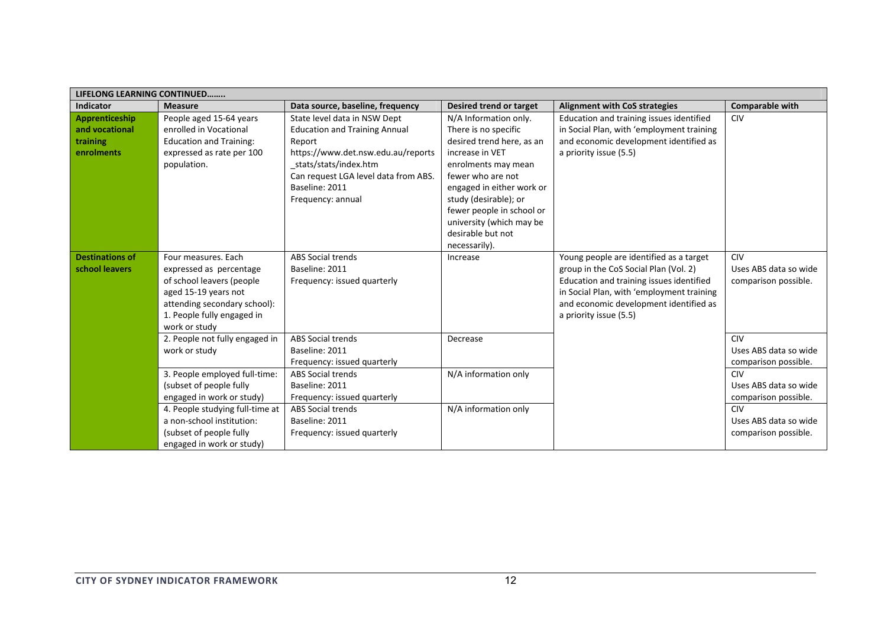| LIFELONG LEARNING CONTINUED…….. | | | | | |
|---|---|---|---|---|---|
| **Indicator** | **Measure** | **Data source, baseline, frequency** | **Desired trend or target** | **Alignment with CoS strategies** | **Comparable with** |
| **Apprenticeship and vocational training enrolments** | People aged 15-64 years enrolled in Vocational Education and Training: expressed as rate per 100 population. | State level data in NSW Dept Education and Training Annual Report https://www.det.nsw.edu.au/reports_stats/stats/index.htm Can request LGA level data from ABS. Baseline: 2011 Frequency: annual | N/A Information only. There is no specific desired trend here, as an increase in VET enrolments may mean fewer who are not engaged in either work or study (desirable); or fewer people in school or university (which may be desirable but not necessarily). | Education and training issues identified in Social Plan, with 'employment training and economic development identified as a priority issue (5.5) | CIV |
| **Destinations of school leavers** | Four measures. Each expressed as percentage of school leavers (people aged 15-19 years not attending secondary school): 1. People fully engaged in work or study | ABS Social trends Baseline: 2011 Frequency: issued quarterly | Increase | Young people are identified as a target group in the CoS Social Plan (Vol. 2) Education and training issues identified in Social Plan, with 'employment training and economic development identified as a priority issue (5.5) | CIV Uses ABS data so wide comparison possible. |
| | 2. People not fully engaged in work or study | ABS Social trends Baseline: 2011 Frequency: issued quarterly | Decrease | | CIV Uses ABS data so wide comparison possible. |
| | 3. People employed full-time: (subset of people fully engaged in work or study) | ABS Social trends Baseline: 2011 Frequency: issued quarterly | N/A information only | | CIV Uses ABS data so wide comparison possible. |
| | 4. People studying full-time at a non-school institution: (subset of people fully engaged in work or study) | ABS Social trends Baseline: 2011 Frequency: issued quarterly | N/A information only | | CIV Uses ABS data so wide comparison possible. |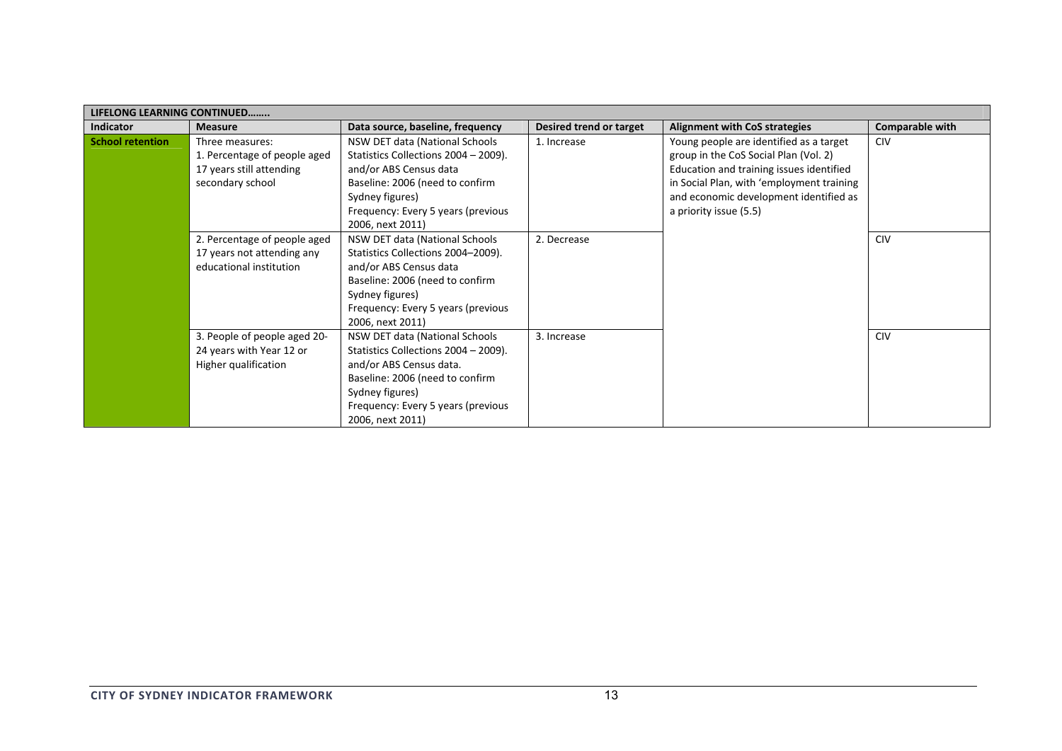| LIFELONG LEARNING CONTINUED…….. | | | | | |
|---|---|---|---|---|---|
| **Indicator** | **Measure** | **Data source, baseline, frequency** | **Desired trend or target** | **Alignment with CoS strategies** | **Comparable with** |
| **School retention** | Three measures:<br>1. Percentage of people aged 17 years still attending secondary school | NSW DET data (National Schools Statistics Collections 2004 – 2009). and/or ABS Census data<br>Baseline: 2006 (need to confirm Sydney figures)<br>Frequency: Every 5 years (previous 2006, next 2011) | 1. Increase | Young people are identified as a target group in the CoS Social Plan (Vol. 2) Education and training issues identified in Social Plan, with 'employment training and economic development identified as a priority issue (5.5) | CIV |
| | 2. Percentage of people aged 17 years not attending any educational institution | NSW DET data (National Schools Statistics Collections 2004–2009). and/or ABS Census data<br>Baseline: 2006 (need to confirm Sydney figures)<br>Frequency: Every 5 years (previous 2006, next 2011) | 2. Decrease | | CIV |
| | 3. People of people aged 20-24 years with Year 12 or Higher qualification | NSW DET data (National Schools Statistics Collections 2004 – 2009). and/or ABS Census data.<br>Baseline: 2006 (need to confirm Sydney figures)<br>Frequency: Every 5 years (previous 2006, next 2011) | 3. Increase | | CIV |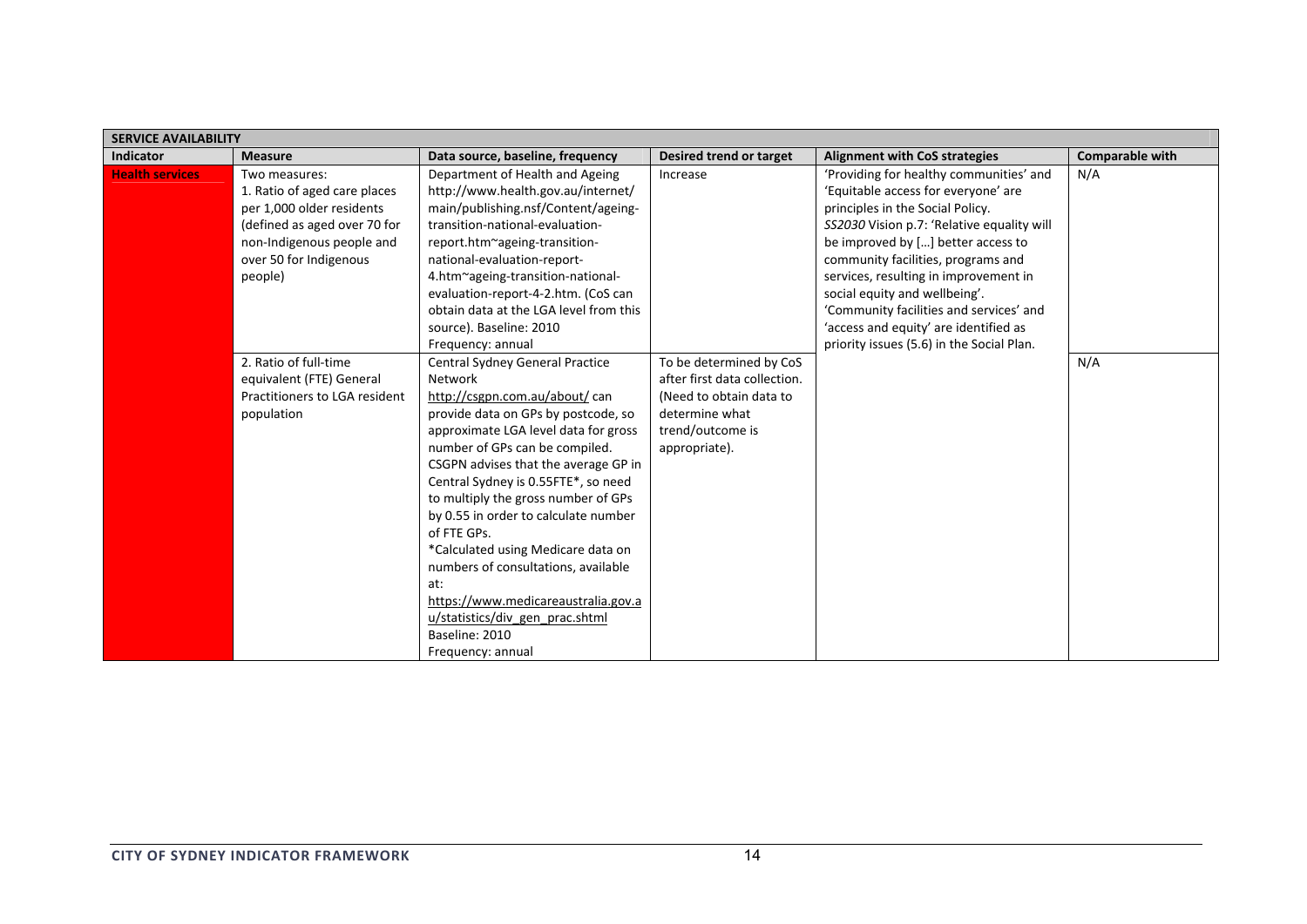| SERVICE AVAILABILITY | | | | | |
|---|---|---|---|---|---|
| **Indicator** | **Measure** | **Data source, baseline, frequency** | **Desired trend or target** | **Alignment with CoS strategies** | **Comparable with** |
| **Health services** | Two measures:<br>1. Ratio of aged care places per 1,000 older residents (defined as aged over 70 for non-Indigenous people and over 50 for Indigenous people) | Department of Health and Ageing http://www.health.gov.au/internet/main/publishing.nsf/Content/ageing-transition-national-evaluation-report.htm~ageing-transition-national-evaluation-report-4.htm~ageing-transition-national-evaluation-report-4-2.htm. (CoS can obtain data at the LGA level from this source). Baseline: 2010<br>Frequency: annual | Increase | 'Providing for healthy communities' and 'Equitable access for everyone' are principles in the Social Policy.<br>*SS2030* Vision p.7: 'Relative equality will be improved by […] better access to community facilities, programs and services, resulting in improvement in social equity and wellbeing'.<br>'Community facilities and services' and 'access and equity' are identified as priority issues (5.6) in the Social Plan. | N/A |
| | 2. Ratio of full-time equivalent (FTE) General Practitioners to LGA resident population | Central Sydney General Practice Network<br>http://csgpn.com.au/about/ can provide data on GPs by postcode, so approximate LGA level data for gross number of GPs can be compiled. CSGPN advises that the average GP in Central Sydney is 0.55FTE*, so need to multiply the gross number of GPs by 0.55 in order to calculate number of FTE GPs.<br>*Calculated using Medicare data on numbers of consultations, available at:<br>https://www.medicareaustralia.gov.au/statistics/div_gen_prac.shtml<br>Baseline: 2010<br>Frequency: annual | To be determined by CoS after first data collection. (Need to obtain data to determine what trend/outcome is appropriate). | | N/A |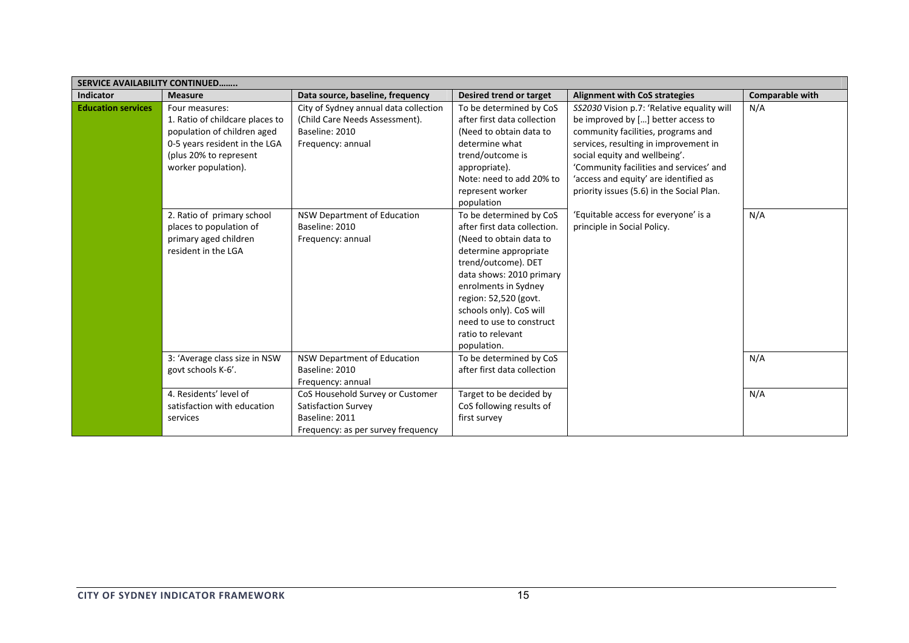| SERVICE AVAILABILITY CONTINUED…….. | | | | | |
|---|---|---|---|---|---|
| **Indicator** | **Measure** | **Data source, baseline, frequency** | **Desired trend or target** | **Alignment with CoS strategies** | **Comparable with** |
| **Education services** | Four measures:<br>1. Ratio of childcare places to population of children aged 0-5 years resident in the LGA (plus 20% to represent worker population). | City of Sydney annual data collection (Child Care Needs Assessment).<br>Baseline: 2010<br>Frequency: annual | To be determined by CoS after first data collection (Need to obtain data to determine what trend/outcome is appropriate).<br>Note: need to add 20% to represent worker population | *SS2030* Vision p.7: 'Relative equality will be improved by […] better access to community facilities, programs and services, resulting in improvement in social equity and wellbeing'.<br>'Community facilities and services' and 'access and equity' are identified as priority issues (5.6) in the Social Plan. | N/A |
| | 2. Ratio of primary school places to population of primary aged children resident in the LGA | NSW Department of Education<br>Baseline: 2010<br>Frequency: annual | To be determined by CoS after first data collection. (Need to obtain data to determine appropriate trend/outcome). DET data shows: 2010 primary enrolments in Sydney region: 52,520 (govt. schools only). CoS will need to use to construct ratio to relevant population. | 'Equitable access for everyone' is a principle in Social Policy. | N/A |
| | 3: 'Average class size in NSW govt schools K-6'. | NSW Department of Education<br>Baseline: 2010<br>Frequency: annual | To be determined by CoS after first data collection | | N/A |
| | 4. Residents' level of satisfaction with education services | CoS Household Survey or Customer Satisfaction Survey<br>Baseline: 2011<br>Frequency: as per survey frequency | Target to be decided by CoS following results of first survey | | N/A |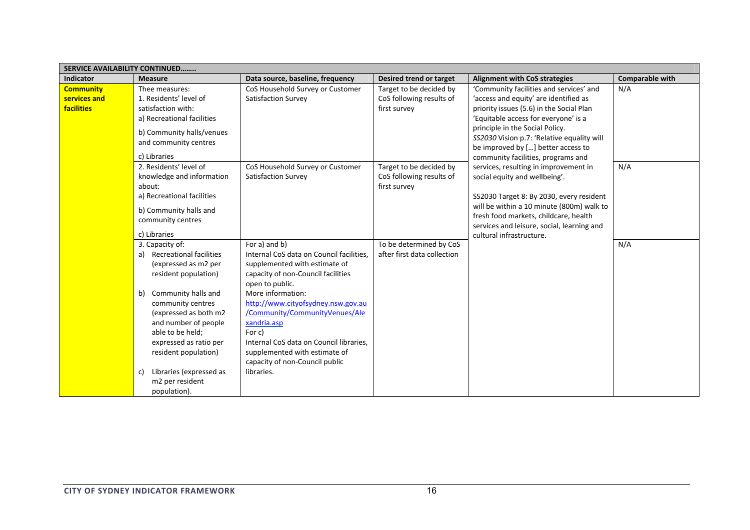| SERVICE AVAILABILITY CONTINUED…….. | | | | | |
|---|---|---|---|---|---|
| **Indicator** | **Measure** | **Data source, baseline, frequency** | **Desired trend or target** | **Alignment with CoS strategies** | **Comparable with** |
| **Community services and facilities** | Thee measures:<br>1. Residents' level of satisfaction with:<br>a) Recreational facilities<br>b) Community halls/venues and community centres<br>c) Libraries | CoS Household Survey or Customer Satisfaction Survey | Target to be decided by CoS following results of first survey | 'Community facilities and services' and 'access and equity' are identified as priority issues (5.6) in the Social Plan<br>'Equitable access for everyone' is a principle in the Social Policy.<br>*SS2030* Vision p.7: 'Relative equality will be improved by […] better access to community facilities, programs and services, resulting in improvement in social equity and wellbeing'.<br><br>SS2030 Target 8: By 2030, every resident will be within a 10 minute (800m) walk to fresh food markets, childcare, health services and leisure, social, learning and cultural infrastructure. | N/A |
| | 2. Residents' level of knowledge and information about:<br>a) Recreational facilities<br>b) Community halls and community centres<br>c) Libraries | CoS Household Survey or Customer Satisfaction Survey | Target to be decided by CoS following results of first survey | | N/A |
| | 3. Capacity of:<br>a) Recreational facilities (expressed as m2 per resident population)<br>b) Community halls and community centres (expressed as both m2 and number of people able to be held; expressed as ratio per resident population)<br>c) Libraries (expressed as m2 per resident population). | For a) and b)<br>Internal CoS data on Council facilities, supplemented with estimate of capacity of non-Council facilities open to public.<br>More information:<br>[http://www.cityofsydney.nsw.gov.au/Community/CommunityVenues/Alexandria.asp](http://www.cityofsydney.nsw.gov.au/Community/CommunityVenues/Alexandria.asp)<br>For c)<br>Internal CoS data on Council libraries, supplemented with estimate of capacity of non-Council public libraries. | To be determined by CoS after first data collection | | N/A |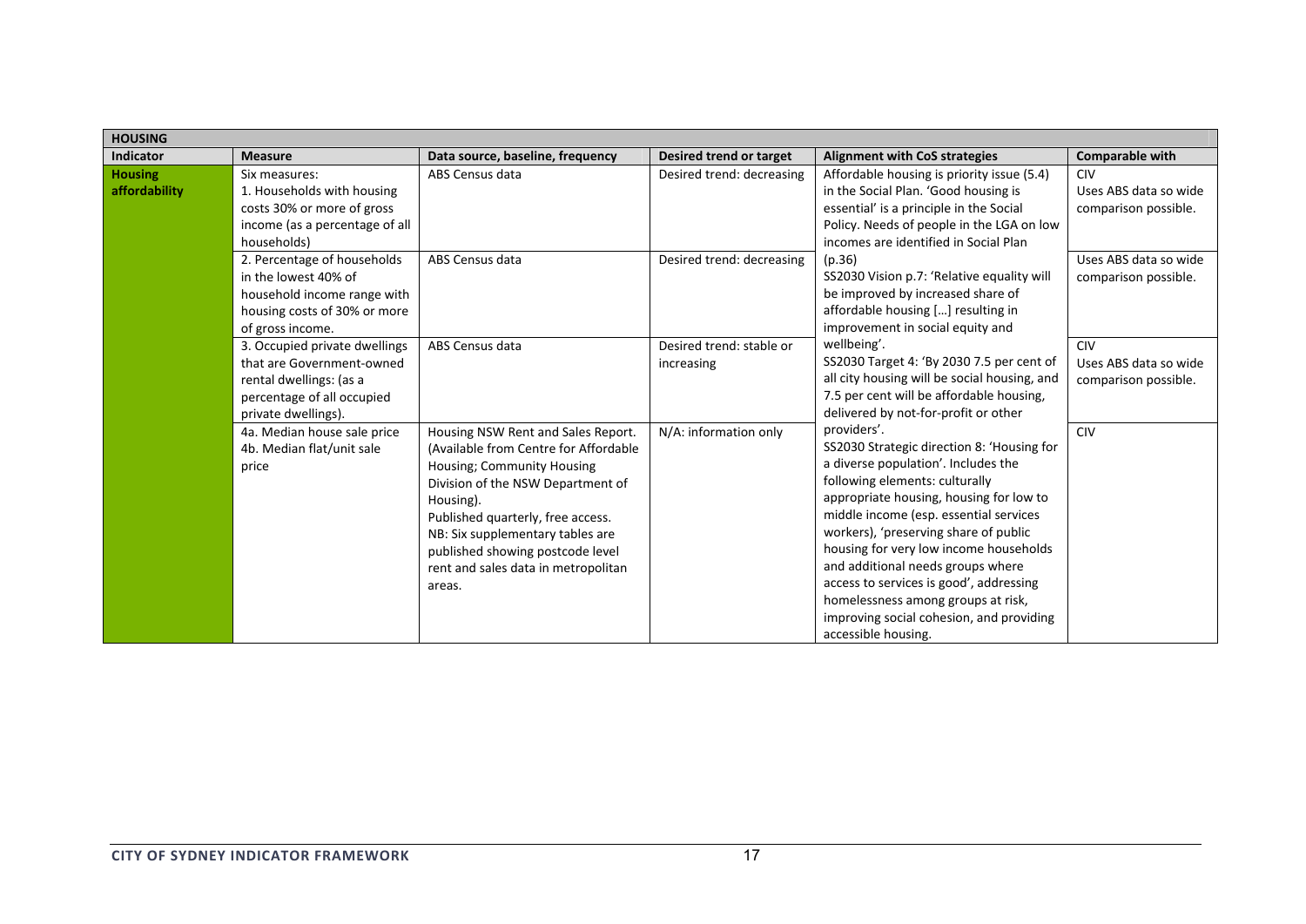| HOUSING | | | | | |
|---|---|---|---|---|---|
| **Indicator** | **Measure** | **Data source, baseline, frequency** | **Desired trend or target** | **Alignment with CoS strategies** | **Comparable with** |
| **Housing affordability** | Six measures:<br>1. Households with housing costs 30% or more of gross income (as a percentage of all households) | ABS Census data | Desired trend: decreasing | Affordable housing is priority issue (5.4) in the Social Plan. 'Good housing is essential' is a principle in the Social Policy. Needs of people in the LGA on low incomes are identified in Social Plan (p.36)<br>SS2030 Vision p.7: 'Relative equality will be improved by increased share of affordable housing […] resulting in improvement in social equity and wellbeing'.<br>SS2030 Target 4: 'By 2030 7.5 per cent of all city housing will be social housing, and 7.5 per cent will be affordable housing, delivered by not-for-profit or other providers'.<br>SS2030 Strategic direction 8: 'Housing for a diverse population'. Includes the following elements: culturally appropriate housing, housing for low to middle income (esp. essential services workers), 'preserving share of public housing for very low income households and additional needs groups where access to services is good', addressing homelessness among groups at risk, improving social cohesion, and providing accessible housing. | CIV<br>Uses ABS data so wide comparison possible. |
| | 2. Percentage of households in the lowest 40% of household income range with housing costs of 30% or more of gross income. | ABS Census data | Desired trend: decreasing | | Uses ABS data so wide comparison possible. |
| | 3. Occupied private dwellings that are Government-owned rental dwellings: (as a percentage of all occupied private dwellings). | ABS Census data | Desired trend: stable or increasing | | CIV<br>Uses ABS data so wide comparison possible. |
| | 4a. Median house sale price<br>4b. Median flat/unit sale price | Housing NSW Rent and Sales Report. (Available from Centre for Affordable Housing; Community Housing Division of the NSW Department of Housing).<br>Published quarterly, free access.<br>NB: Six supplementary tables are published showing postcode level rent and sales data in metropolitan areas. | N/A: information only | | CIV |

**CITY OF SYDNEY INDICATOR FRAMEWORK**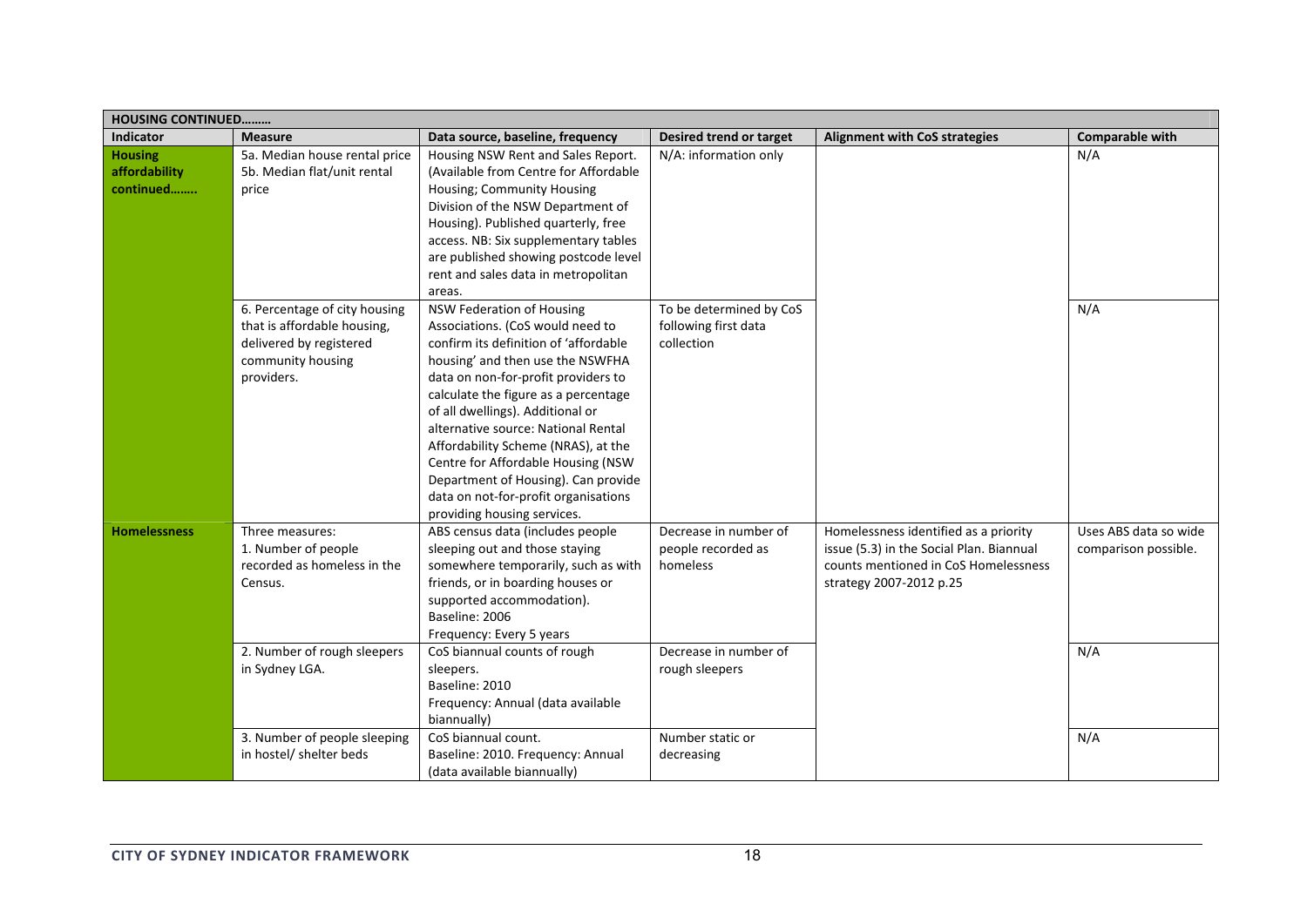| HOUSING CONTINUED……… | | | | | |
|---|---|---|---|---|---|
| **Indicator** | **Measure** | **Data source, baseline, frequency** | **Desired trend or target** | **Alignment with CoS strategies** | **Comparable with** |
| **Housing affordability continued……..** | 5a. Median house rental price<br>5b. Median flat/unit rental price | Housing NSW Rent and Sales Report. (Available from Centre for Affordable Housing; Community Housing Division of the NSW Department of Housing). Published quarterly, free access. NB: Six supplementary tables are published showing postcode level rent and sales data in metropolitan areas. | N/A: information only | | N/A |
| | 6. Percentage of city housing that is affordable housing, delivered by registered community housing providers. | NSW Federation of Housing Associations. (CoS would need to confirm its definition of 'affordable housing' and then use the NSWFHA data on non-for-profit providers to calculate the figure as a percentage of all dwellings). Additional or alternative source: National Rental Affordability Scheme (NRAS), at the Centre for Affordable Housing (NSW Department of Housing). Can provide data on not-for-profit organisations providing housing services. | To be determined by CoS following first data collection | | N/A |
| **Homelessness** | Three measures:<br>1. Number of people recorded as homeless in the Census. | ABS census data (includes people sleeping out and those staying somewhere temporarily, such as with friends, or in boarding houses or supported accommodation).<br>Baseline: 2006<br>Frequency: Every 5 years | Decrease in number of people recorded as homeless | Homelessness identified as a priority issue (5.3) in the Social Plan. Biannual counts mentioned in CoS Homelessness strategy 2007-2012 p.25 | Uses ABS data so wide comparison possible. |
| | 2. Number of rough sleepers in Sydney LGA. | CoS biannual counts of rough sleepers.<br>Baseline: 2010<br>Frequency: Annual (data available biannually) | Decrease in number of rough sleepers | | N/A |
| | 3. Number of people sleeping in hostel/ shelter beds | CoS biannual count.<br>Baseline: 2010. Frequency: Annual (data available biannually) | Number static or decreasing | | N/A |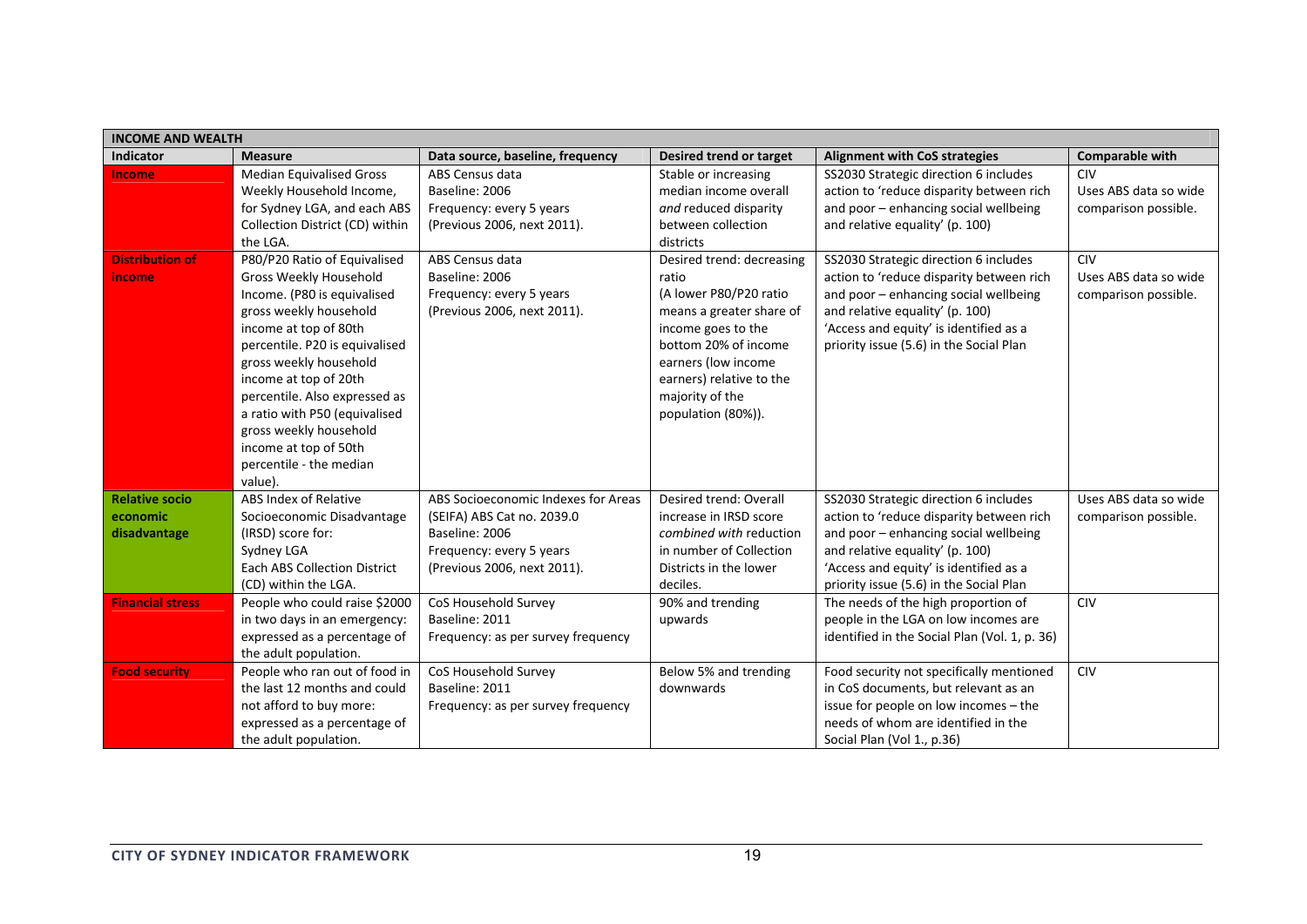| INCOME AND WEALTH | | | | | |
|---|---|---|---|---|---|
| **Indicator** | **Measure** | **Data source, baseline, frequency** | **Desired trend or target** | **Alignment with CoS strategies** | **Comparable with** |
| **Income** | Median Equivalised Gross Weekly Household Income, for Sydney LGA, and each ABS Collection District (CD) within the LGA. | ABS Census data<br>Baseline: 2006<br>Frequency: every 5 years<br>(Previous 2006, next 2011). | Stable or increasing median income overall *and* reduced disparity between collection districts | SS2030 Strategic direction 6 includes action to 'reduce disparity between rich and poor – enhancing social wellbeing and relative equality' (p. 100) | CIV<br>Uses ABS data so wide comparison possible. |
| **Distribution of income** | P80/P20 Ratio of Equivalised Gross Weekly Household Income. (P80 is equivalised gross weekly household income at top of 80th percentile. P20 is equivalised gross weekly household income at top of 20th percentile. Also expressed as a ratio with P50 (equivalised gross weekly household income at top of 50th percentile - the median value). | ABS Census data<br>Baseline: 2006<br>Frequency: every 5 years<br>(Previous 2006, next 2011). | Desired trend: decreasing ratio<br>(A lower P80/P20 ratio means a greater share of income goes to the bottom 20% of income earners (low income earners) relative to the majority of the population (80%)). | SS2030 Strategic direction 6 includes action to 'reduce disparity between rich and poor – enhancing social wellbeing and relative equality' (p. 100)<br>'Access and equity' is identified as a priority issue (5.6) in the Social Plan | CIV<br>Uses ABS data so wide comparison possible. |
| **Relative socio economic disadvantage** | ABS Index of Relative Socioeconomic Disadvantage (IRSD) score for:<br>Sydney LGA<br>Each ABS Collection District (CD) within the LGA. | ABS Socioeconomic Indexes for Areas (SEIFA) ABS Cat no. 2039.0<br>Baseline: 2006<br>Frequency: every 5 years<br>(Previous 2006, next 2011). | Desired trend: Overall increase in IRSD score *combined with* reduction in number of Collection Districts in the lower deciles. | SS2030 Strategic direction 6 includes action to 'reduce disparity between rich and poor – enhancing social wellbeing and relative equality' (p. 100)<br>'Access and equity' is identified as a priority issue (5.6) in the Social Plan | Uses ABS data so wide comparison possible. |
| **Financial stress** | People who could raise $2000 in two days in an emergency: expressed as a percentage of the adult population. | CoS Household Survey<br>Baseline: 2011<br>Frequency: as per survey frequency | 90% and trending upwards | The needs of the high proportion of people in the LGA on low incomes are identified in the Social Plan (Vol. 1, p. 36) | CIV |
| **Food security** | People who ran out of food in the last 12 months and could not afford to buy more: expressed as a percentage of the adult population. | CoS Household Survey<br>Baseline: 2011<br>Frequency: as per survey frequency | Below 5% and trending downwards | Food security not specifically mentioned in CoS documents, but relevant as an issue for people on low incomes – the needs of whom are identified in the Social Plan (Vol 1., p.36) | CIV |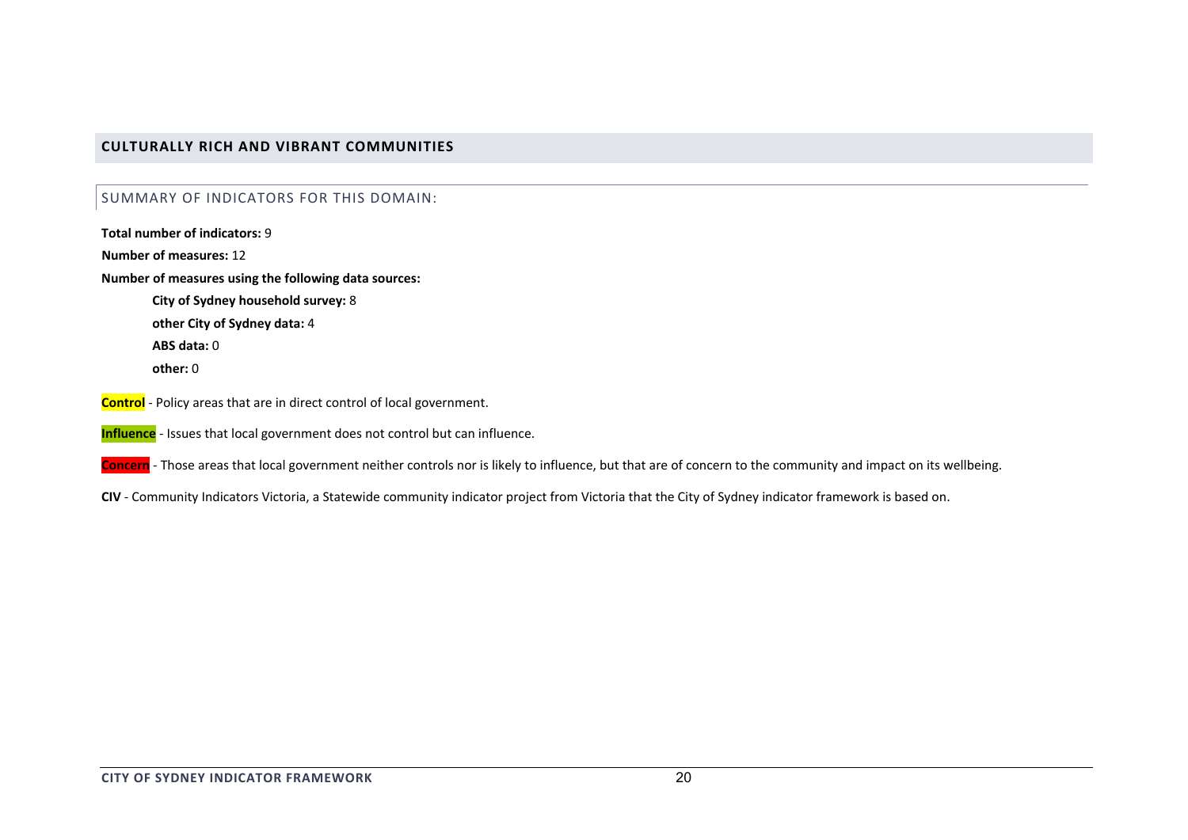## CULTURALLY RICH AND VIBRANT COMMUNITIES

### SUMMARY OF INDICATORS FOR THIS DOMAIN:

**Total number of indicators:** 9

**Number of measures:** 12

**Number of measures using the following data sources:**

- **City of Sydney household survey:** 8
- **other City of Sydney data:** 4
- **ABS data:** 0
- **other:** 0

**Control** - Policy areas that are in direct control of local government.

**Influence** - Issues that local government does not control but can influence.

**Concern** - Those areas that local government neither controls nor is likely to influence, but that are of concern to the community and impact on its wellbeing.

**CIV** - Community Indicators Victoria, a Statewide community indicator project from Victoria that the City of Sydney indicator framework is based on.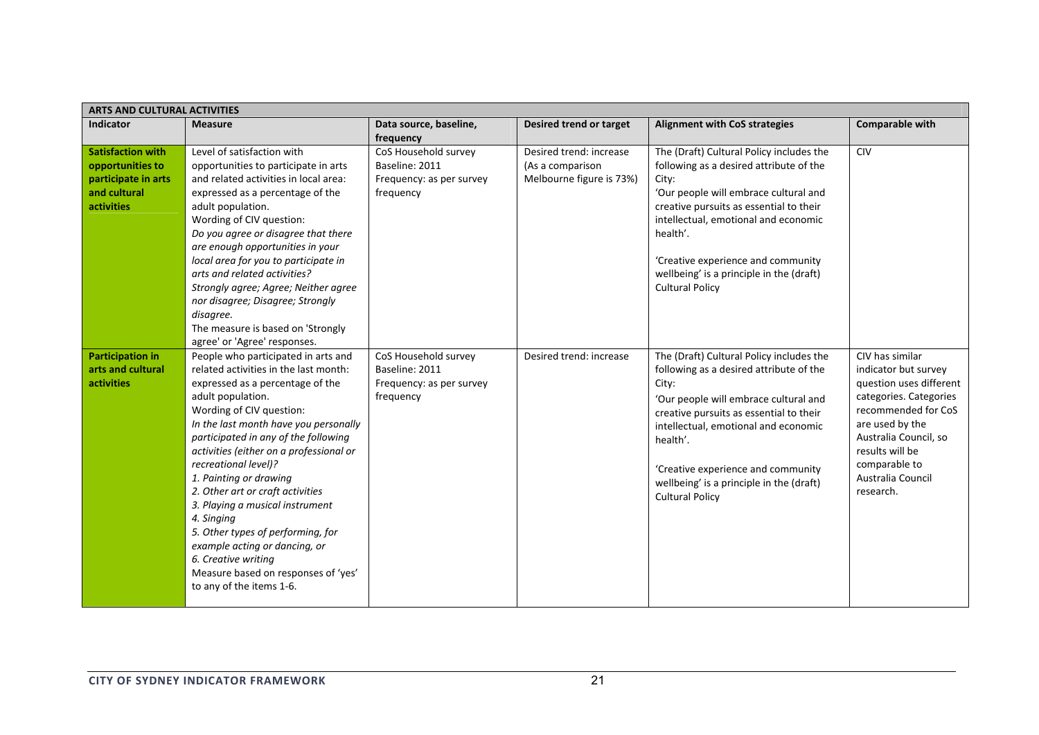| ARTS AND CULTURAL ACTIVITIES | | | | | |
|---|---|---|---|---|---|
| **Indicator** | **Measure** | **Data source, baseline, frequency** | **Desired trend or target** | **Alignment with CoS strategies** | **Comparable with** |
| **Satisfaction with opportunities to participate in arts and cultural activities** | Level of satisfaction with opportunities to participate in arts and related activities in local area: expressed as a percentage of the adult population.<br>Wording of CIV question:<br>*Do you agree or disagree that there are enough opportunities in your local area for you to participate in arts and related activities?*<br>*Strongly agree; Agree; Neither agree nor disagree; Disagree; Strongly disagree.*<br>The measure is based on 'Strongly agree' or 'Agree' responses. | CoS Household survey<br>Baseline: 2011<br>Frequency: as per survey frequency | Desired trend: increase<br>(As a comparison Melbourne figure is 73%) | The (Draft) Cultural Policy includes the following as a desired attribute of the City:<br>'Our people will embrace cultural and creative pursuits as essential to their intellectual, emotional and economic health'.<br><br>'Creative experience and community wellbeing' is a principle in the (draft) Cultural Policy | CIV |
| **Participation in arts and cultural activities** | People who participated in arts and related activities in the last month: expressed as a percentage of the adult population.<br>Wording of CIV question:<br>*In the last month have you personally participated in any of the following activities (either on a professional or recreational level)?*<br>*1. Painting or drawing*<br>*2. Other art or craft activities*<br>*3. Playing a musical instrument*<br>*4. Singing*<br>*5. Other types of performing, for example acting or dancing, or*<br>*6. Creative writing*<br>Measure based on responses of 'yes' to any of the items 1-6. | CoS Household survey<br>Baseline: 2011<br>Frequency: as per survey frequency | Desired trend: increase | The (Draft) Cultural Policy includes the following as a desired attribute of the City:<br>'Our people will embrace cultural and creative pursuits as essential to their intellectual, emotional and economic health'.<br><br>'Creative experience and community wellbeing' is a principle in the (draft) Cultural Policy | CIV has similar indicator but survey question uses different categories. Categories recommended for CoS are used by the Australia Council, so results will be comparable to Australia Council research. |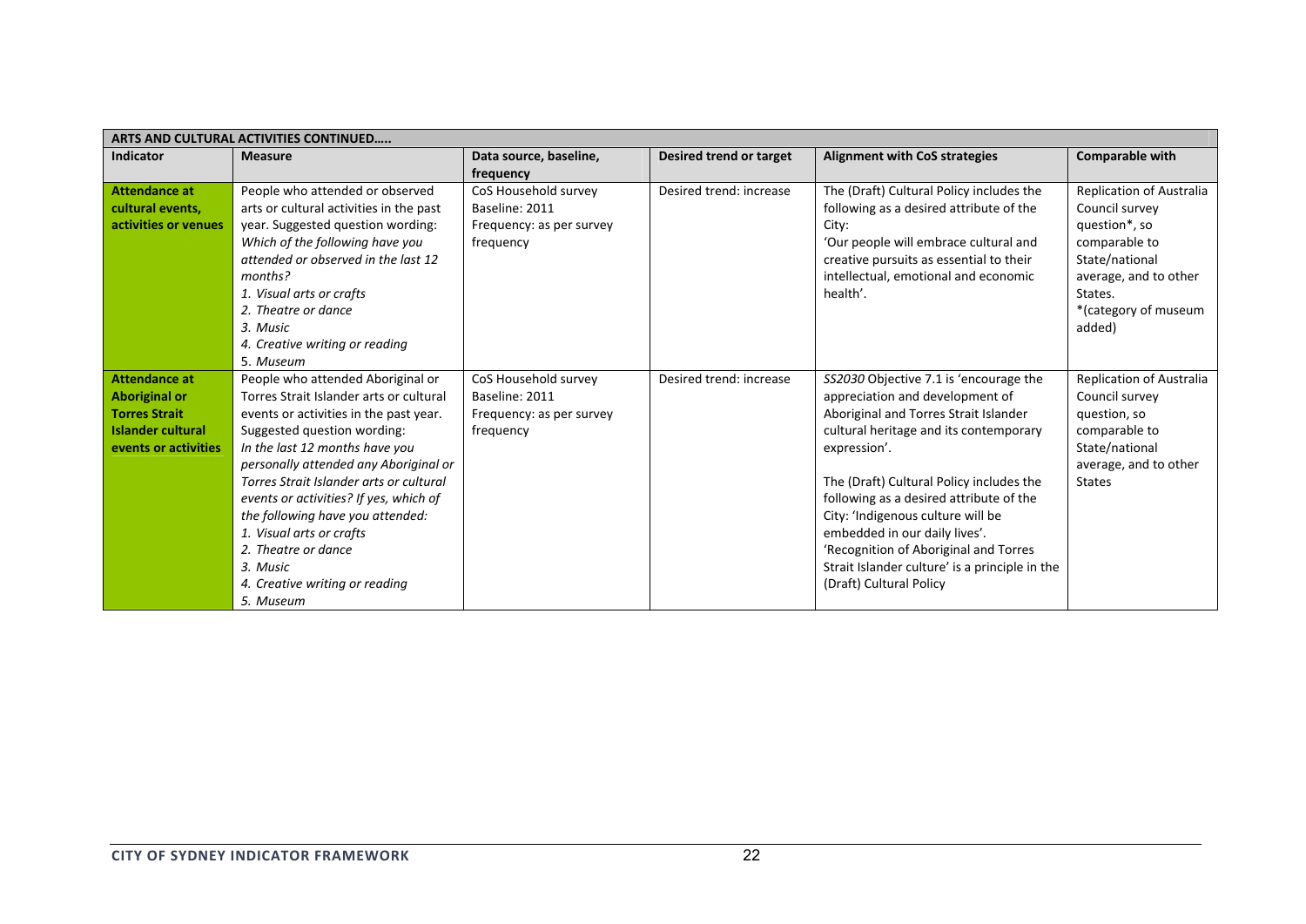| ARTS AND CULTURAL ACTIVITIES CONTINUED….. | | | | | |
|---|---|---|---|---|---|
| **Indicator** | **Measure** | **Data source, baseline, frequency** | **Desired trend or target** | **Alignment with CoS strategies** | **Comparable with** |
| **Attendance at cultural events, activities or venues** | People who attended or observed arts or cultural activities in the past year. Suggested question wording: *Which of the following have you attended or observed in the last 12 months?* *1. Visual arts or crafts* *2. Theatre or dance* *3. Music* *4. Creative writing or reading* 5. *Museum* | CoS Household survey Baseline: 2011 Frequency: as per survey frequency | Desired trend: increase | The (Draft) Cultural Policy includes the following as a desired attribute of the City: 'Our people will embrace cultural and creative pursuits as essential to their intellectual, emotional and economic health'. | Replication of Australia Council survey question*, so comparable to State/national average, and to other States. *(category of museum added) |
| **Attendance at Aboriginal or Torres Strait Islander cultural events or activities** | People who attended Aboriginal or Torres Strait Islander arts or cultural events or activities in the past year. Suggested question wording: *In the last 12 months have you personally attended any Aboriginal or Torres Strait Islander arts or cultural events or activities? If yes, which of the following have you attended:* *1. Visual arts or crafts* *2. Theatre or dance* *3. Music* *4. Creative writing or reading* *5. Museum* | CoS Household survey Baseline: 2011 Frequency: as per survey frequency | Desired trend: increase | *SS2030* Objective 7.1 is 'encourage the appreciation and development of Aboriginal and Torres Strait Islander cultural heritage and its contemporary expression'. The (Draft) Cultural Policy includes the following as a desired attribute of the City: 'Indigenous culture will be embedded in our daily lives'. 'Recognition of Aboriginal and Torres Strait Islander culture' is a principle in the (Draft) Cultural Policy | Replication of Australia Council survey question, so comparable to State/national average, and to other States |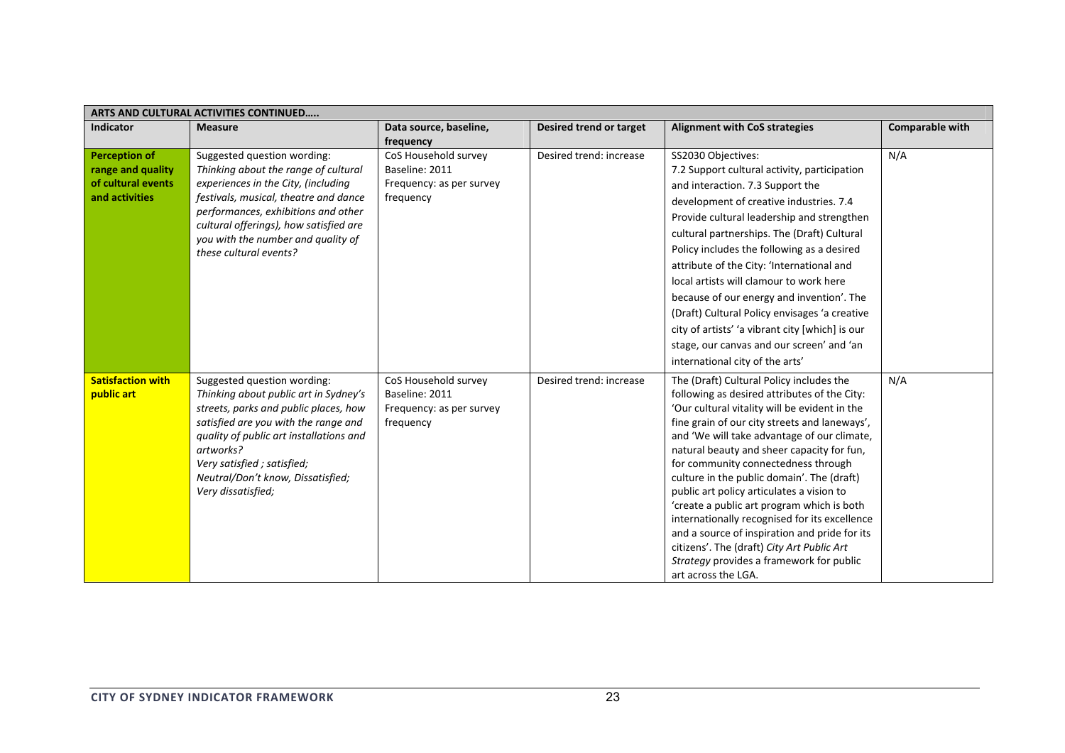| ARTS AND CULTURAL ACTIVITIES CONTINUED….. | | | | | |
|---|---|---|---|---|---|
| **Indicator** | **Measure** | **Data source, baseline, frequency** | **Desired trend or target** | **Alignment with CoS strategies** | **Comparable with** |
| **Perception of range and quality of cultural events and activities** | Suggested question wording: *Thinking about the range of cultural experiences in the City, (including festivals, musical, theatre and dance performances, exhibitions and other cultural offerings), how satisfied are you with the number and quality of these cultural events?* | CoS Household survey Baseline: 2011 Frequency: as per survey frequency | Desired trend: increase | SS2030 Objectives: 7.2 Support cultural activity, participation and interaction. 7.3 Support the development of creative industries. 7.4 Provide cultural leadership and strengthen cultural partnerships. The (Draft) Cultural Policy includes the following as a desired attribute of the City: 'International and local artists will clamour to work here because of our energy and invention'. The (Draft) Cultural Policy envisages 'a creative city of artists' 'a vibrant city [which] is our stage, our canvas and our screen' and 'an international city of the arts' | N/A |
| **Satisfaction with public art** | Suggested question wording: *Thinking about public art in Sydney's streets, parks and public places, how satisfied are you with the range and quality of public art installations and artworks? Very satisfied ; satisfied; Neutral/Don't know, Dissatisfied; Very dissatisfied;* | CoS Household survey Baseline: 2011 Frequency: as per survey frequency | Desired trend: increase | The (Draft) Cultural Policy includes the following as desired attributes of the City: 'Our cultural vitality will be evident in the fine grain of our city streets and laneways', and 'We will take advantage of our climate, natural beauty and sheer capacity for fun, for community connectedness through culture in the public domain'. The (draft) public art policy articulates a vision to 'create a public art program which is both internationally recognised for its excellence and a source of inspiration and pride for its citizens'. The (draft) *City Art Public Art Strategy* provides a framework for public art across the LGA. | N/A |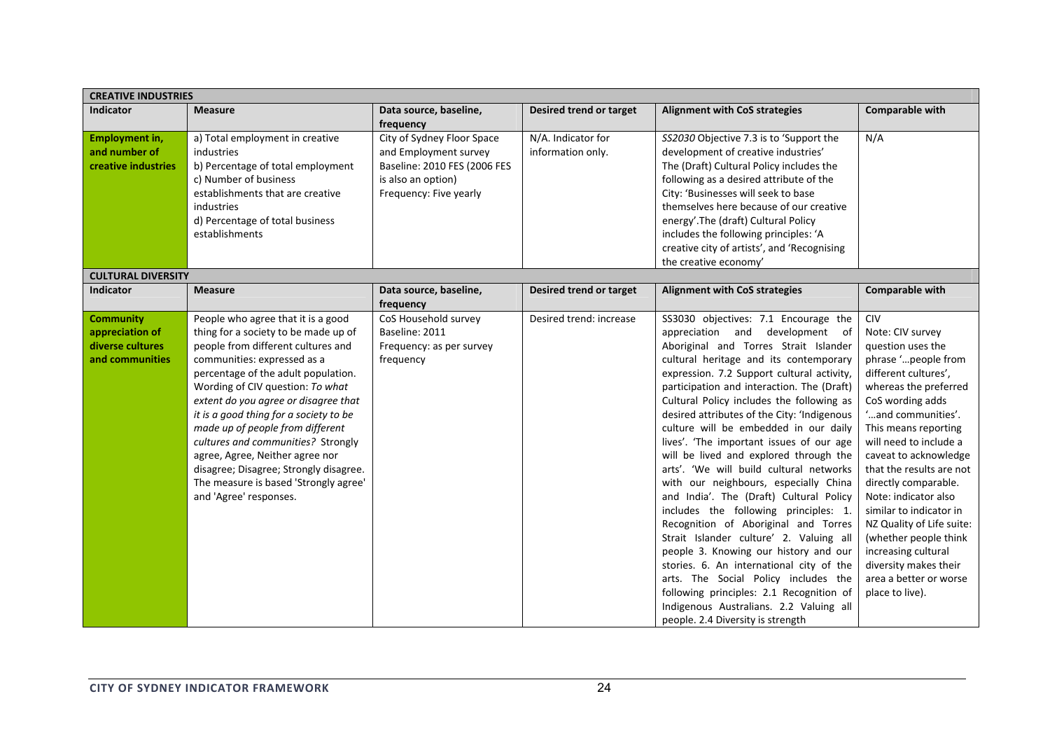| CREATIVE INDUSTRIES | | | | | |
|---|---|---|---|---|---|
| **Indicator** | **Measure** | **Data source, baseline, frequency** | **Desired trend or target** | **Alignment with CoS strategies** | **Comparable with** |
| **Employment in, and number of creative industries** | a) Total employment in creative industries<br>b) Percentage of total employment<br>c) Number of business establishments that are creative industries<br>d) Percentage of total business establishments | City of Sydney Floor Space and Employment survey<br>Baseline: 2010 FES (2006 FES is also an option)<br>Frequency: Five yearly | N/A. Indicator for information only. | *SS2030* Objective 7.3 is to 'Support the development of creative industries' The (Draft) Cultural Policy includes the following as a desired attribute of the City: 'Businesses will seek to base themselves here because of our creative energy'.The (draft) Cultural Policy includes the following principles: 'A creative city of artists', and 'Recognising the creative economy' | N/A |
| **CULTURAL DIVERSITY** | | | | | |
| **Indicator** | **Measure** | **Data source, baseline, frequency** | **Desired trend or target** | **Alignment with CoS strategies** | **Comparable with** |
| **Community appreciation of diverse cultures and communities** | People who agree that it is a good thing for a society to be made up of people from different cultures and communities: expressed as a percentage of the adult population. Wording of CIV question: *To what extent do you agree or disagree that it is a good thing for a society to be made up of people from different cultures and communities?* Strongly agree, Agree, Neither agree nor disagree; Disagree; Strongly disagree. The measure is based 'Strongly agree' and 'Agree' responses. | CoS Household survey<br>Baseline: 2011<br>Frequency: as per survey frequency | Desired trend: increase | SS3030 objectives: 7.1 Encourage the appreciation and development of Aboriginal and Torres Strait Islander cultural heritage and its contemporary expression. 7.2 Support cultural activity, participation and interaction. The (Draft) Cultural Policy includes the following as desired attributes of the City: 'Indigenous culture will be embedded in our daily lives'. 'The important issues of our age will be lived and explored through the arts'. 'We will build cultural networks with our neighbours, especially China and India'. The (Draft) Cultural Policy includes the following principles: 1. Recognition of Aboriginal and Torres Strait Islander culture' 2. Valuing all people 3. Knowing our history and our stories. 6. An international city of the arts. The Social Policy includes the following principles: 2.1 Recognition of Indigenous Australians. 2.2 Valuing all people. 2.4 Diversity is strength | CIV<br>Note: CIV survey question uses the phrase '…people from different cultures', whereas the preferred CoS wording adds '…and communities'. This means reporting will need to include a caveat to acknowledge that the results are not directly comparable.<br>Note: indicator also similar to indicator in NZ Quality of Life suite: (whether people think increasing cultural diversity makes their area a better or worse place to live). |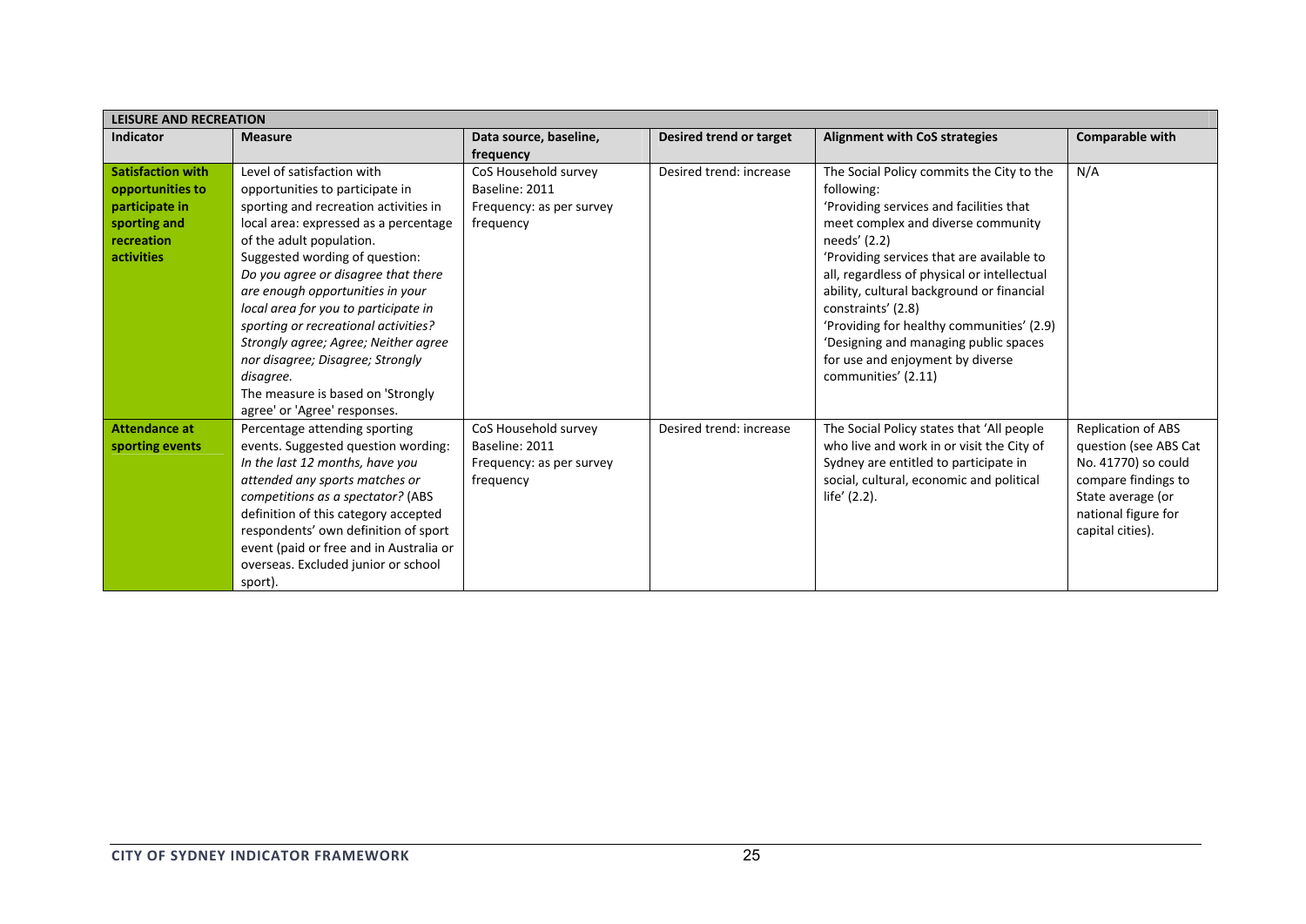| LEISURE AND RECREATION | | | | | |
|---|---|---|---|---|---|
| **Indicator** | **Measure** | **Data source, baseline, frequency** | **Desired trend or target** | **Alignment with CoS strategies** | **Comparable with** |
| **Satisfaction with opportunities to participate in sporting and recreation activities** | Level of satisfaction with opportunities to participate in sporting and recreation activities in local area: expressed as a percentage of the adult population. Suggested wording of question: *Do you agree or disagree that there are enough opportunities in your local area for you to participate in sporting or recreational activities? Strongly agree; Agree; Neither agree nor disagree; Disagree; Strongly disagree.* The measure is based on 'Strongly agree' or 'Agree' responses. | CoS Household survey Baseline: 2011 Frequency: as per survey frequency | Desired trend: increase | The Social Policy commits the City to the following: 'Providing services and facilities that meet complex and diverse community needs' (2.2) 'Providing services that are available to all, regardless of physical or intellectual ability, cultural background or financial constraints' (2.8) 'Providing for healthy communities' (2.9) 'Designing and managing public spaces for use and enjoyment by diverse communities' (2.11) | N/A |
| **Attendance at sporting events** | Percentage attending sporting events. Suggested question wording: *In the last 12 months, have you attended any sports matches or competitions as a spectator?* (ABS definition of this category accepted respondents' own definition of sport event (paid or free and in Australia or overseas. Excluded junior or school sport). | CoS Household survey Baseline: 2011 Frequency: as per survey frequency | Desired trend: increase | The Social Policy states that 'All people who live and work in or visit the City of Sydney are entitled to participate in social, cultural, economic and political life' (2.2). | Replication of ABS question (see ABS Cat No. 41770) so could compare findings to State average (or national figure for capital cities). |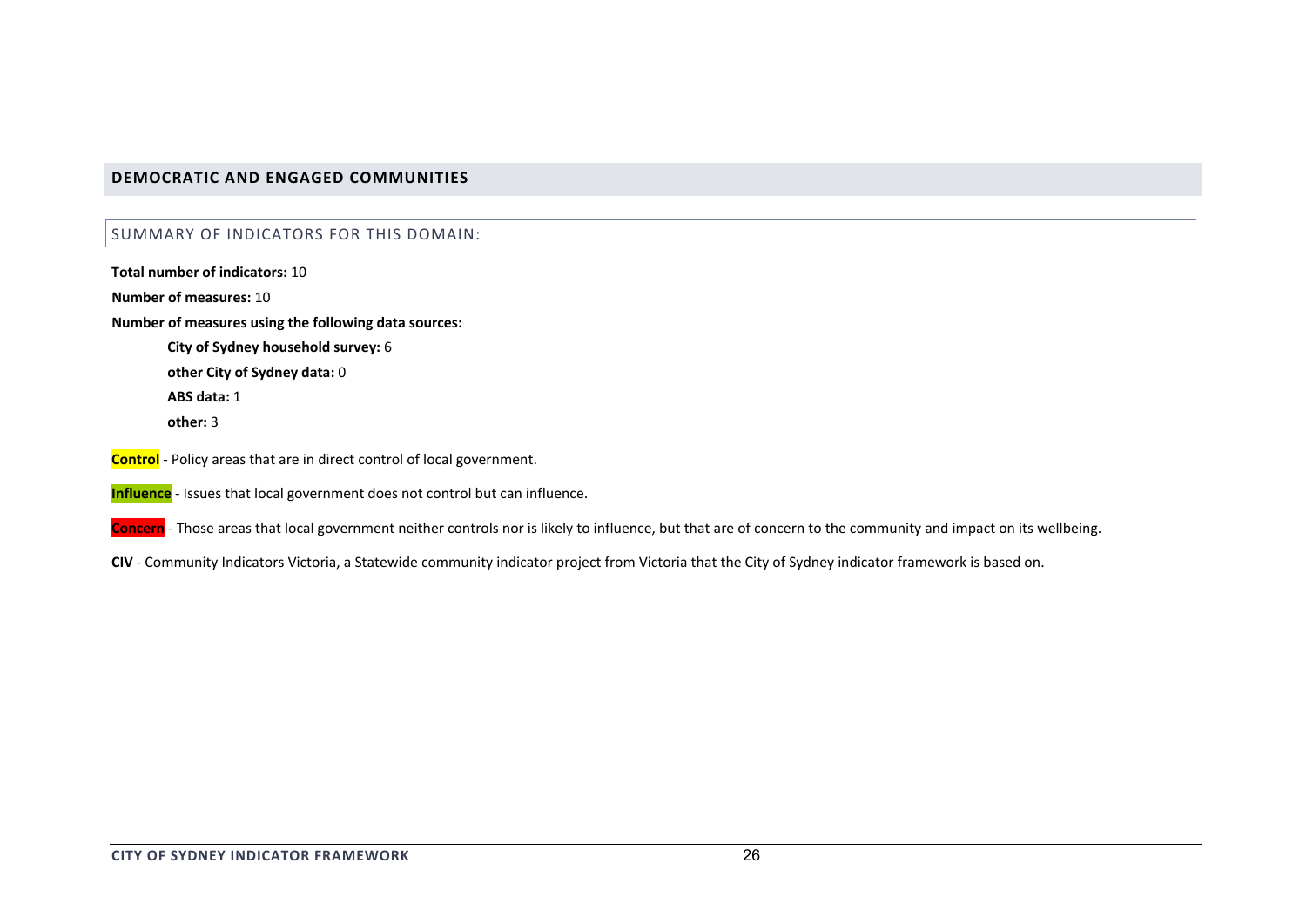## DEMOCRATIC AND ENGAGED COMMUNITIES

### SUMMARY OF INDICATORS FOR THIS DOMAIN:

**Total number of indicators:** 10

**Number of measures:** 10

**Number of measures using the following data sources:**

- **City of Sydney household survey:** 6
- **other City of Sydney data:** 0
- **ABS data:** 1
- **other:** 3

**Control** - Policy areas that are in direct control of local government.

**Influence** - Issues that local government does not control but can influence.

**Concern** - Those areas that local government neither controls nor is likely to influence, but that are of concern to the community and impact on its wellbeing.

**CIV** - Community Indicators Victoria, a Statewide community indicator project from Victoria that the City of Sydney indicator framework is based on.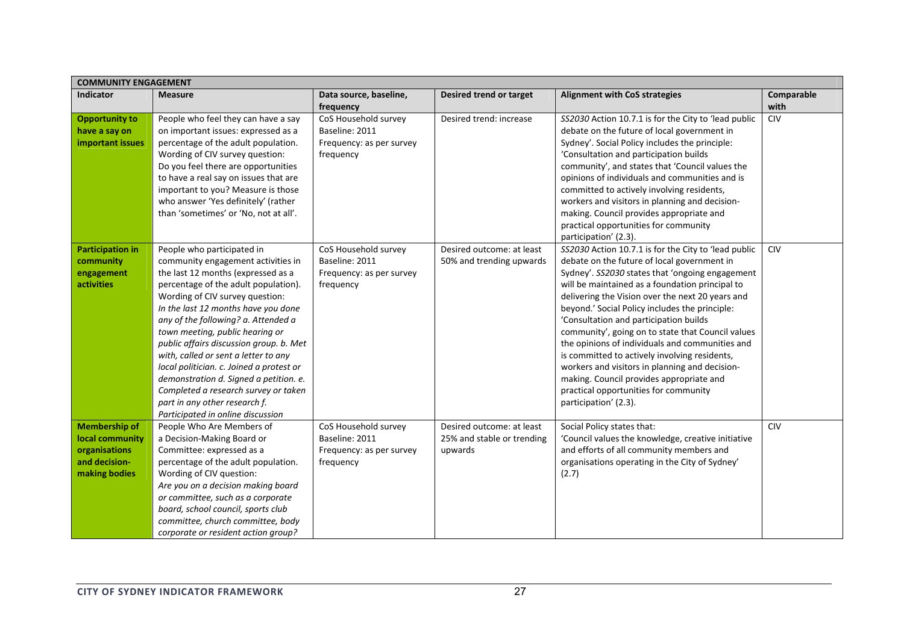| COMMUNITY ENGAGEMENT | | | | | |
|---|---|---|---|---|---|
| **Indicator** | **Measure** | **Data source, baseline, frequency** | **Desired trend or target** | **Alignment with CoS strategies** | **Comparable with** |
| **Opportunity to have a say on important issues** | People who feel they can have a say on important issues: expressed as a percentage of the adult population. Wording of CIV survey question: Do you feel there are opportunities to have a real say on issues that are important to you? Measure is those who answer 'Yes definitely' (rather than 'sometimes' or 'No, not at all'. | CoS Household survey Baseline: 2011 Frequency: as per survey frequency | Desired trend: increase | *SS2030* Action 10.7.1 is for the City to 'lead public debate on the future of local government in Sydney'. Social Policy includes the principle: 'Consultation and participation builds community', and states that 'Council values the opinions of individuals and communities and is committed to actively involving residents, workers and visitors in planning and decision-making. Council provides appropriate and practical opportunities for community participation' (2.3). | CIV |
| **Participation in community engagement activities** | People who participated in community engagement activities in the last 12 months (expressed as a percentage of the adult population). Wording of CIV survey question: *In the last 12 months have you done any of the following? a. Attended a town meeting, public hearing or public affairs discussion group. b. Met with, called or sent a letter to any local politician. c. Joined a protest or demonstration d. Signed a petition. e. Completed a research survey or taken part in any other research f. Participated in online discussion* | CoS Household survey Baseline: 2011 Frequency: as per survey frequency | Desired outcome: at least 50% and trending upwards | *SS2030* Action 10.7.1 is for the City to 'lead public debate on the future of local government in Sydney'. *SS2030* states that 'ongoing engagement will be maintained as a foundation principal to delivering the Vision over the next 20 years and beyond.' Social Policy includes the principle: 'Consultation and participation builds community', going on to state that Council values the opinions of individuals and communities and is committed to actively involving residents, workers and visitors in planning and decision-making. Council provides appropriate and practical opportunities for community participation' (2.3). | CIV |
| **Membership of local community organisations and decision-making bodies** | People Who Are Members of a Decision-Making Board or Committee: expressed as a percentage of the adult population. Wording of CIV question: *Are you on a decision making board or committee, such as a corporate board, school council, sports club committee, church committee, body corporate or resident action group?* | CoS Household survey Baseline: 2011 Frequency: as per survey frequency | Desired outcome: at least 25% and stable or trending upwards | Social Policy states that: 'Council values the knowledge, creative initiative and efforts of all community members and organisations operating in the City of Sydney' (2.7) | CIV |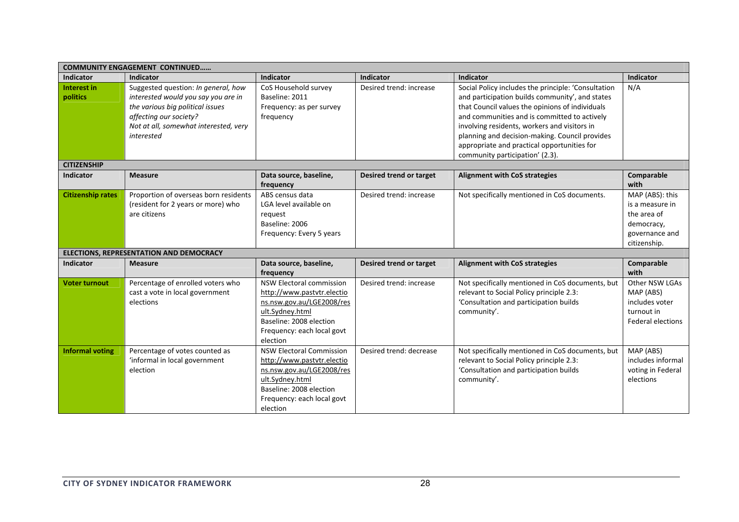| COMMUNITY ENGAGEMENT CONTINUED…… | | | | | |
|---|---|---|---|---|---|
| **Indicator** | **Indicator** | **Indicator** | **Indicator** | **Indicator** | **Indicator** |
| **Interest in politics** | Suggested question: *In general, how interested would you say you are in the various big political issues affecting our society? Not at all, somewhat interested, very interested* | CoS Household survey<br>Baseline: 2011<br>Frequency: as per survey frequency | Desired trend: increase | Social Policy includes the principle: 'Consultation and participation builds community', and states that Council values the opinions of individuals and communities and is committed to actively involving residents, workers and visitors in planning and decision-making. Council provides appropriate and practical opportunities for community participation' (2.3). | N/A |
| **CITIZENSHIP** | | | | | |
| **Indicator** | **Measure** | **Data source, baseline, frequency** | **Desired trend or target** | **Alignment with CoS strategies** | **Comparable with** |
| **Citizenship rates** | Proportion of overseas born residents (resident for 2 years or more) who are citizens | ABS census data<br>LGA level available on request<br>Baseline: 2006<br>Frequency: Every 5 years | Desired trend: increase | Not specifically mentioned in CoS documents. | MAP (ABS): this is a measure in the area of democracy, governance and citizenship. |
| **ELECTIONS, REPRESENTATION AND DEMOCRACY** | | | | | |
| **Indicator** | **Measure** | **Data source, baseline, frequency** | **Desired trend or target** | **Alignment with CoS strategies** | **Comparable with** |
| **Voter turnout** | Percentage of enrolled voters who cast a vote in local government elections | NSW Electoral commission<br>http://www.pastvtr.elections.nsw.gov.au/LGE2008/result.Sydney.html<br>Baseline: 2008 election<br>Frequency: each local govt election | Desired trend: increase | Not specifically mentioned in CoS documents, but relevant to Social Policy principle 2.3: 'Consultation and participation builds community'. | Other NSW LGAs<br>MAP (ABS) includes voter turnout in Federal elections |
| **Informal voting** | Percentage of votes counted as 'informal in local government election | NSW Electoral Commission<br>http://www.pastvtr.elections.nsw.gov.au/LGE2008/result.Sydney.html<br>Baseline: 2008 election<br>Frequency: each local govt election | Desired trend: decrease | Not specifically mentioned in CoS documents, but relevant to Social Policy principle 2.3: 'Consultation and participation builds community'. | MAP (ABS) includes informal voting in Federal elections |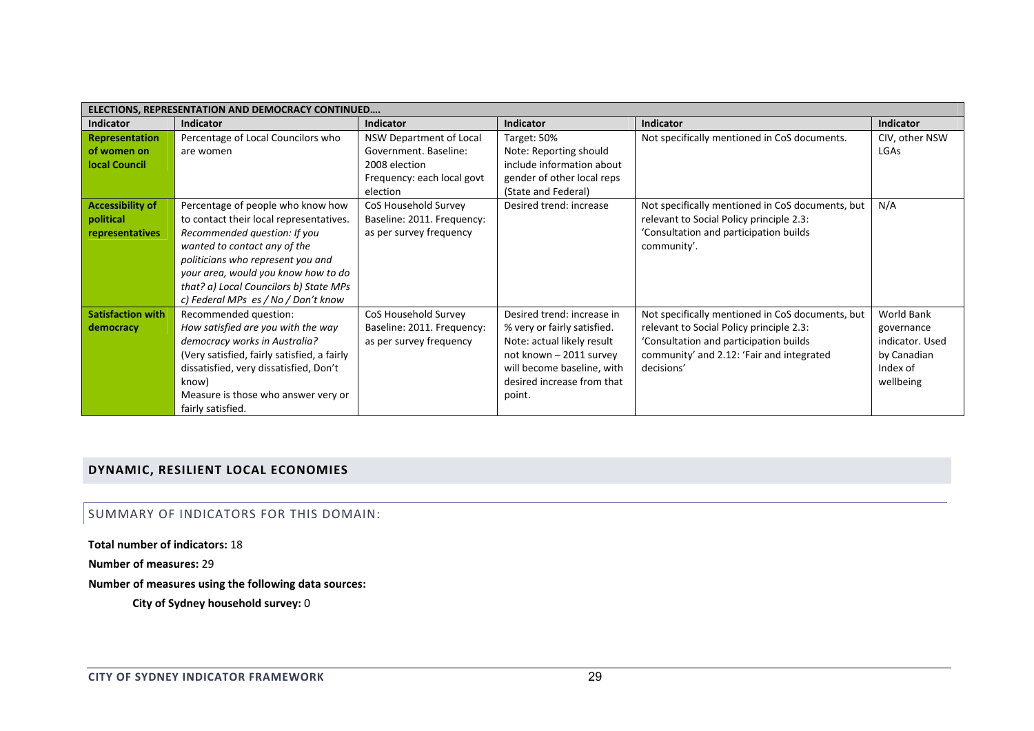| ELECTIONS, REPRESENTATION AND DEMOCRACY CONTINUED…. | | | | | |
|---|---|---|---|---|---|
| **Indicator** | **Indicator** | **Indicator** | **Indicator** | **Indicator** | **Indicator** |
| **Representation of women on local Council** | Percentage of Local Councilors who are women | NSW Department of Local Government. Baseline: 2008 election Frequency: each local govt election | Target: 50% Note: Reporting should include information about gender of other local reps (State and Federal) | Not specifically mentioned in CoS documents. | CIV, other NSW LGAs |
| **Accessibility of political representatives** | Percentage of people who know how to contact their local representatives. *Recommended question: If you wanted to contact any of the politicians who represent you and your area, would you know how to do that? a) Local Councilors b) State MPs c) Federal MPs es / No / Don't know* | CoS Household Survey Baseline: 2011. Frequency: as per survey frequency | Desired trend: increase | Not specifically mentioned in CoS documents, but relevant to Social Policy principle 2.3: 'Consultation and participation builds community'. | N/A |
| **Satisfaction with democracy** | Recommended question: *How satisfied are you with the way democracy works in Australia?* (Very satisfied, fairly satisfied, a fairly dissatisfied, very dissatisfied, Don't know) Measure is those who answer very or fairly satisfied. | CoS Household Survey Baseline: 2011. Frequency: as per survey frequency | Desired trend: increase in % very or fairly satisfied. Note: actual likely result not known – 2011 survey will become baseline, with desired increase from that point. | Not specifically mentioned in CoS documents, but relevant to Social Policy principle 2.3: 'Consultation and participation builds community' and 2.12: 'Fair and integrated decisions' | World Bank governance indicator. Used by Canadian Index of wellbeing |

## DYNAMIC, RESILIENT LOCAL ECONOMIES

### SUMMARY OF INDICATORS FOR THIS DOMAIN:

**Total number of indicators:** 18

**Number of measures:** 29

**Number of measures using the following data sources:**

**City of Sydney household survey:** 0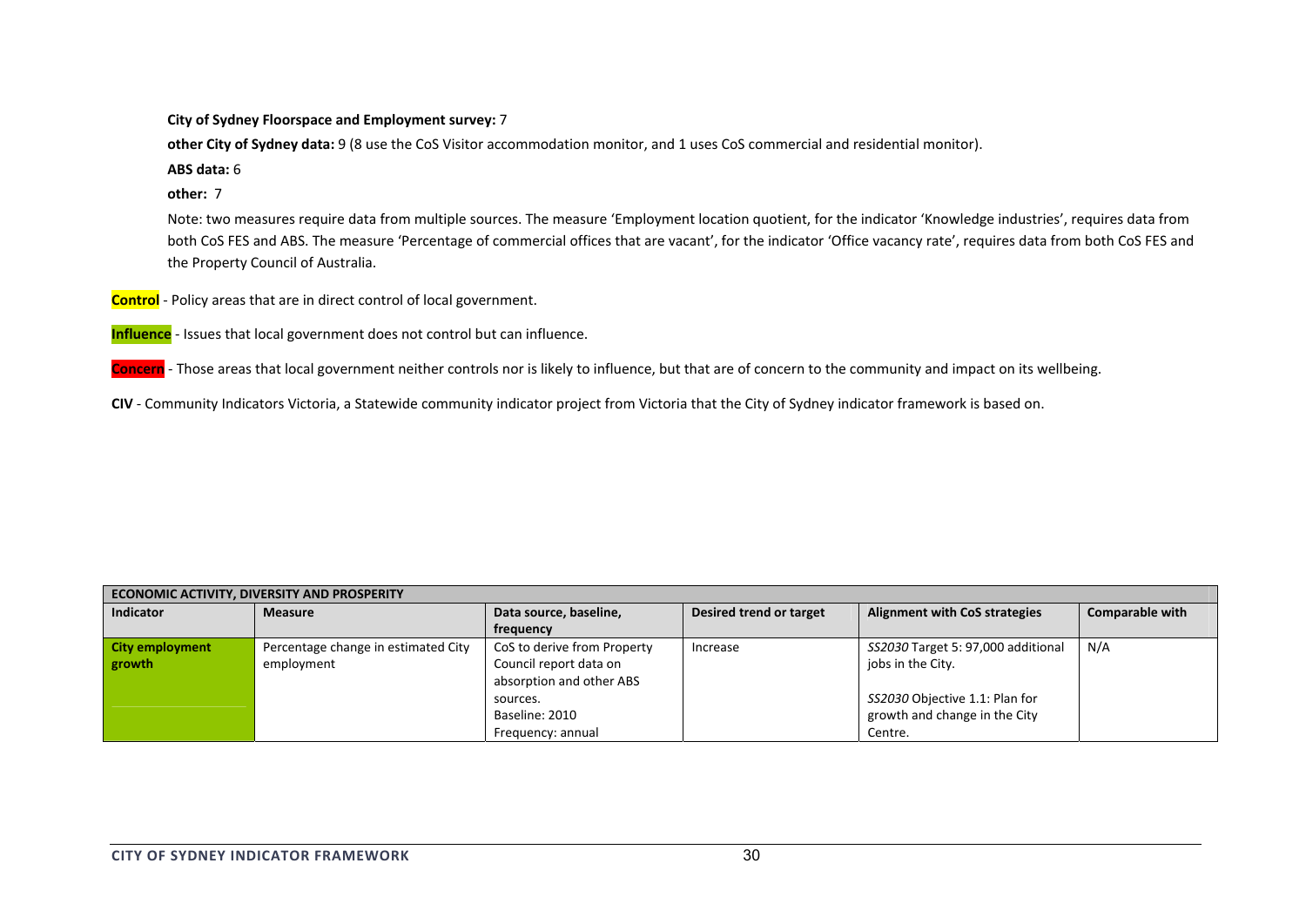**City of Sydney Floorspace and Employment survey:** 7

**other City of Sydney data:** 9 (8 use the CoS Visitor accommodation monitor, and 1 uses CoS commercial and residential monitor).

**ABS data:** 6

**other:** 7

Note: two measures require data from multiple sources. The measure 'Employment location quotient, for the indicator 'Knowledge industries', requires data from both CoS FES and ABS. The measure 'Percentage of commercial offices that are vacant', for the indicator 'Office vacancy rate', requires data from both CoS FES and the Property Council of Australia.

**Control** - Policy areas that are in direct control of local government.

**Influence** - Issues that local government does not control but can influence.

**Concern** - Those areas that local government neither controls nor is likely to influence, but that are of concern to the community and impact on its wellbeing.

**CIV** - Community Indicators Victoria, a Statewide community indicator project from Victoria that the City of Sydney indicator framework is based on.

| **ECONOMIC ACTIVITY, DIVERSITY AND PROSPERITY** | | | | | |
|---|---|---|---|---|---|
| **Indicator** | **Measure** | **Data source, baseline, frequency** | **Desired trend or target** | **Alignment with CoS strategies** | **Comparable with** |
| **City employment growth** | Percentage change in estimated City employment | CoS to derive from Property Council report data on absorption and other ABS sources.<br>Baseline: 2010<br>Frequency: annual | Increase | *SS2030* Target 5: 97,000 additional jobs in the City.<br><br>*SS2030* Objective 1.1: Plan for growth and change in the City Centre. | N/A |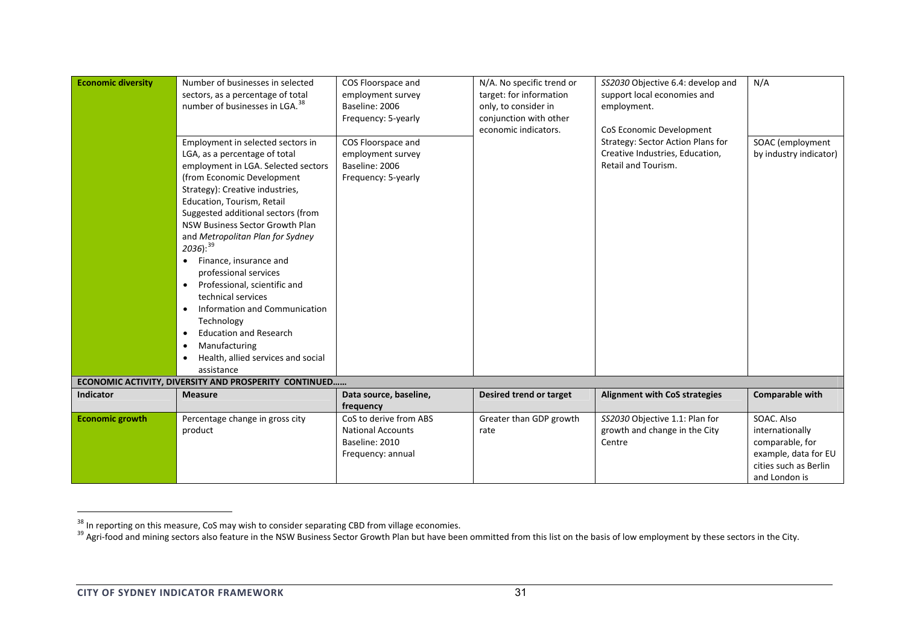| Indicator | Measure | Data source, baseline, frequency | Desired trend or target | Alignment with CoS strategies | Comparable with |
|---|---|---|---|---|---|
| **Economic diversity** | Number of businesses in selected sectors, as a percentage of total number of businesses in LGA.[38] | COS Floorspace and employment survey<br>Baseline: 2006<br>Frequency: 5-yearly | N/A. No specific trend or target: for information only, to consider in conjunction with other economic indicators. | *SS2030* Objective 6.4: develop and support local economies and employment.<br><br>CoS Economic Development Strategy: Sector Action Plans for Creative Industries, Education, Retail and Tourism. | N/A |
| | Employment in selected sectors in LGA, as a percentage of total employment in LGA. Selected sectors (from Economic Development Strategy): Creative industries, Education, Tourism, Retail<br>Suggested additional sectors (from NSW Business Sector Growth Plan and *Metropolitan Plan for Sydney 2036*):[39]<br>• Finance, insurance and professional services<br>• Professional, scientific and technical services<br>• Information and Communication Technology<br>• Education and Research<br>• Manufacturing<br>• Health, allied services and social assistance | COS Floorspace and employment survey<br>Baseline: 2006<br>Frequency: 5-yearly | | | SOAC (employment by industry indicator) |
| **ECONOMIC ACTIVITY, DIVERSITY AND PROSPERITY CONTINUED……** | | | | | |
| **Indicator** | **Measure** | **Data source, baseline, frequency** | **Desired trend or target** | **Alignment with CoS strategies** | **Comparable with** |
| **Economic growth** | Percentage change in gross city product | CoS to derive from ABS National Accounts<br>Baseline: 2010<br>Frequency: annual | Greater than GDP growth rate | *SS2030* Objective 1.1: Plan for growth and change in the City Centre | SOAC. Also internationally comparable, for example, data for EU cities such as Berlin and London is |

[38] In reporting on this measure, CoS may wish to consider separating CBD from village economies.

[39] Agri-food and mining sectors also feature in the NSW Business Sector Growth Plan but have been ommitted from this list on the basis of low employment by these sectors in the City.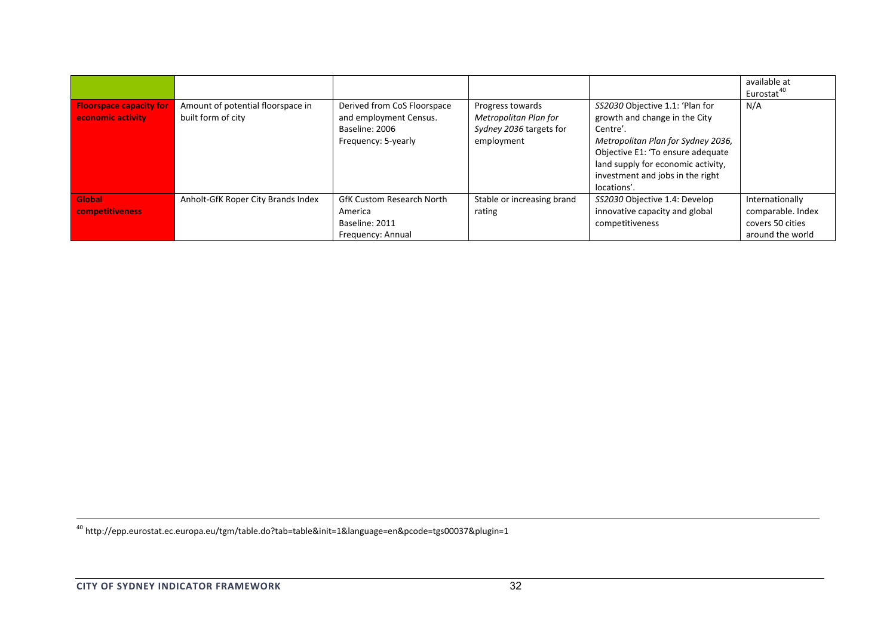| | | | | | |
|---|---|---|---|---|---|
| | | | | | available at Eurostat[40] |
| **Floorspace capacity for economic activity** | Amount of potential floorspace in built form of city | Derived from CoS Floorspace and employment Census.<br>Baseline: 2006<br>Frequency: 5-yearly | Progress towards *Metropolitan Plan for Sydney 2036* targets for employment | *SS2030* Objective 1.1: 'Plan for growth and change in the City Centre'.<br>*Metropolitan Plan for Sydney 2036,* Objective E1: 'To ensure adequate land supply for economic activity, investment and jobs in the right locations'. | N/A |
| **Global competitiveness** | Anholt-GfK Roper City Brands Index | GfK Custom Research North America<br>Baseline: 2011<br>Frequency: Annual | Stable or increasing brand rating | *SS2030* Objective 1.4: Develop innovative capacity and global competitiveness | Internationally comparable. Index covers 50 cities around the world |

[40] http://epp.eurostat.ec.europa.eu/tgm/table.do?tab=table&init=1&language=en&pcode=tgs00037&plugin=1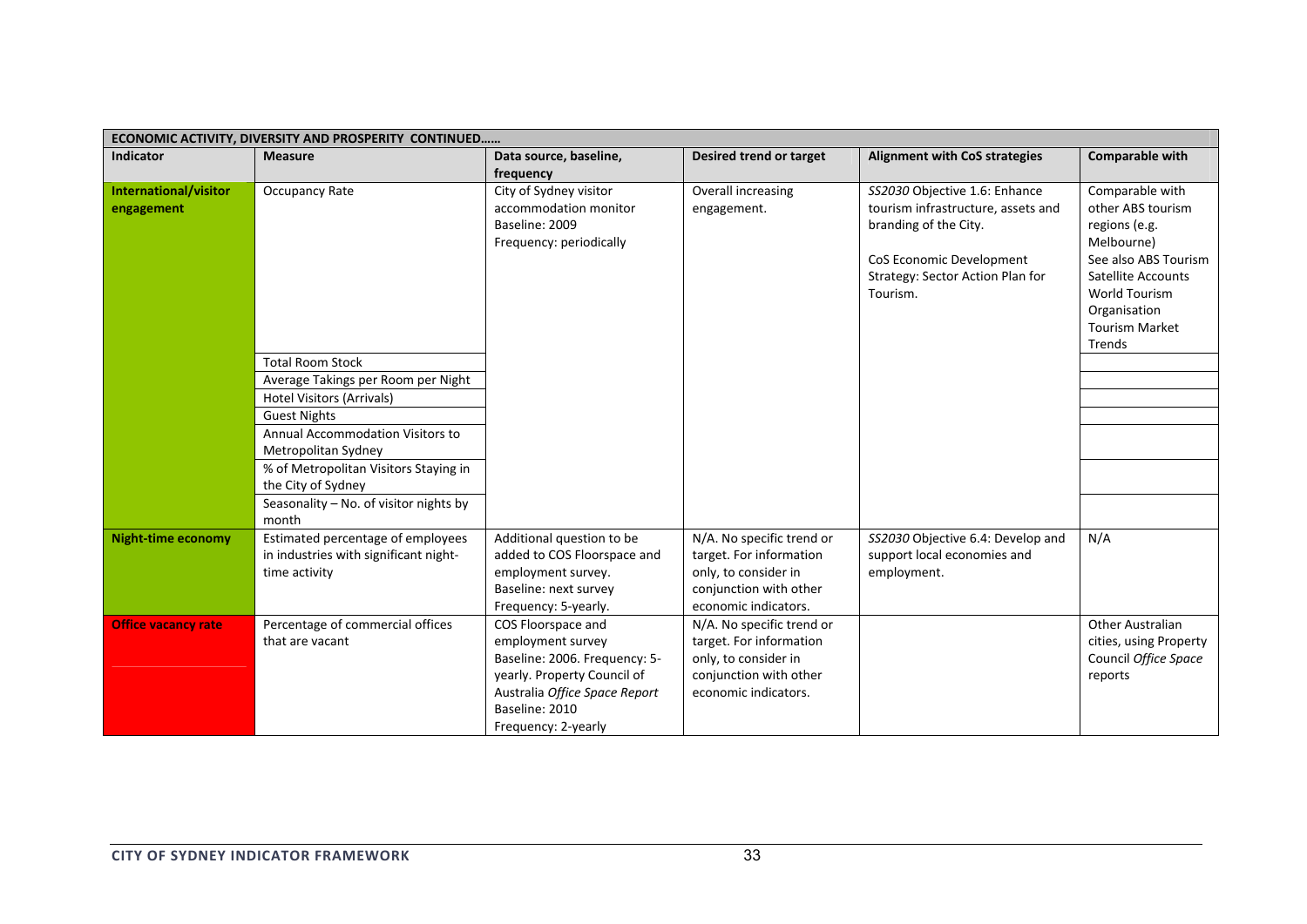| ECONOMIC ACTIVITY, DIVERSITY AND PROSPERITY CONTINUED…… | | | | | |
|---|---|---|---|---|---|
| **Indicator** | **Measure** | **Data source, baseline, frequency** | **Desired trend or target** | **Alignment with CoS strategies** | **Comparable with** |
| **International/visitor engagement** | Occupancy Rate | City of Sydney visitor accommodation monitor<br>Baseline: 2009<br>Frequency: periodically | Overall increasing engagement. | *SS2030* Objective 1.6: Enhance tourism infrastructure, assets and branding of the City.<br><br>CoS Economic Development Strategy: Sector Action Plan for Tourism. | Comparable with other ABS tourism regions (e.g. Melbourne)<br>See also ABS Tourism Satellite Accounts<br>World Tourism Organisation Tourism Market Trends |
| | Total Room Stock | | | | |
| | Average Takings per Room per Night | | | | |
| | Hotel Visitors (Arrivals) | | | | |
| | Guest Nights | | | | |
| | Annual Accommodation Visitors to Metropolitan Sydney | | | | |
| | % of Metropolitan Visitors Staying in the City of Sydney | | | | |
| | Seasonality – No. of visitor nights by month | | | | |
| **Night-time economy** | Estimated percentage of employees in industries with significant night-time activity | Additional question to be added to COS Floorspace and employment survey.<br>Baseline: next survey<br>Frequency: 5-yearly. | N/A. No specific trend or target. For information only, to consider in conjunction with other economic indicators. | *SS2030* Objective 6.4: Develop and support local economies and employment. | N/A |
| **Office vacancy rate** | Percentage of commercial offices that are vacant | COS Floorspace and employment survey<br>Baseline: 2006. Frequency: 5-yearly. Property Council of Australia *Office Space Report*<br>Baseline: 2010<br>Frequency: 2-yearly | N/A. No specific trend or target. For information only, to consider in conjunction with other economic indicators. | | Other Australian cities, using Property Council *Office Space* reports |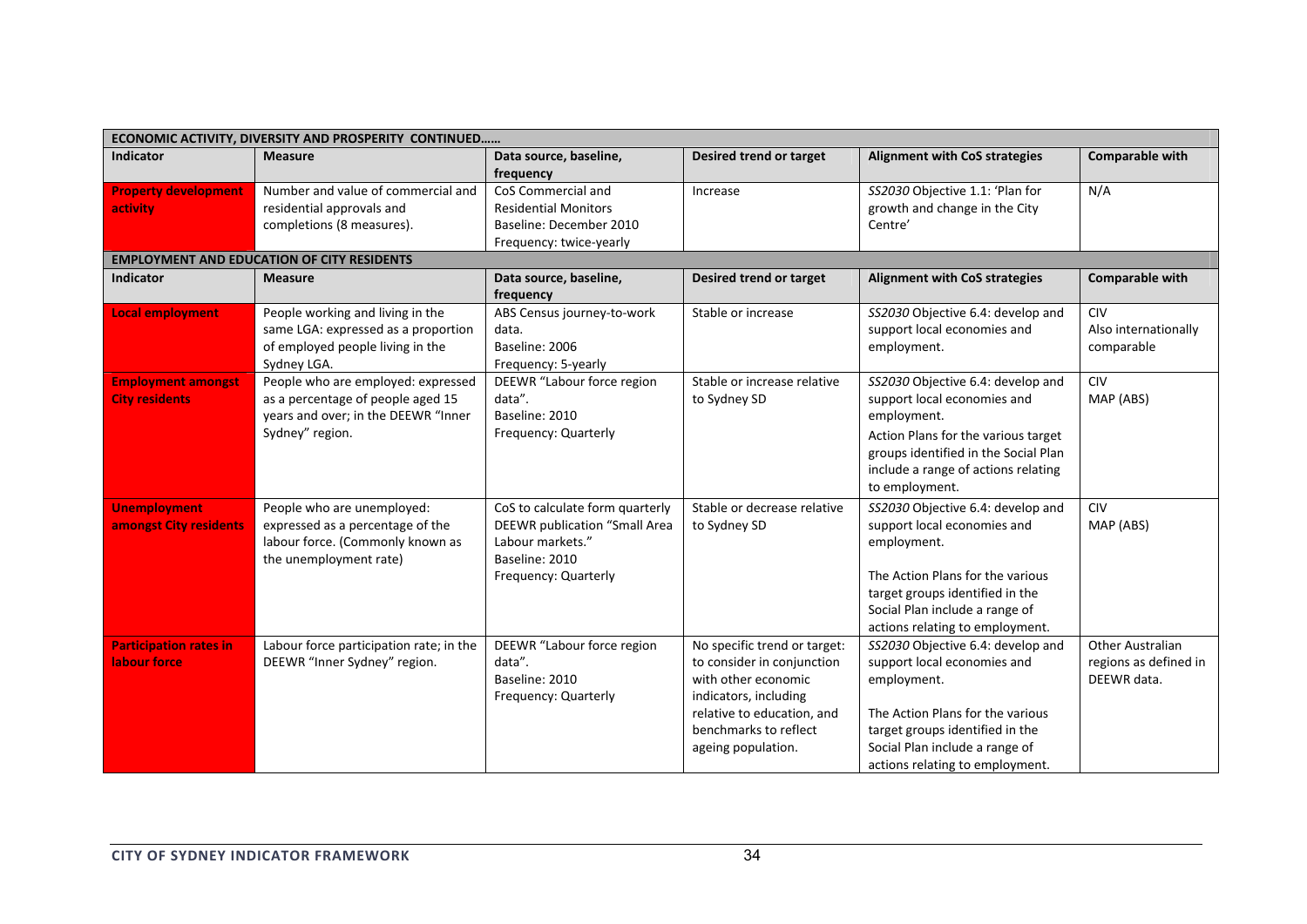| ECONOMIC ACTIVITY, DIVERSITY AND PROSPERITY CONTINUED…… | | | | | |
|---|---|---|---|---|---|
| **Indicator** | **Measure** | **Data source, baseline, frequency** | **Desired trend or target** | **Alignment with CoS strategies** | **Comparable with** |
| **Property development activity** | Number and value of commercial and residential approvals and completions (8 measures). | CoS Commercial and Residential Monitors<br>Baseline: December 2010<br>Frequency: twice-yearly | Increase | *SS2030* Objective 1.1: 'Plan for growth and change in the City Centre' | N/A |

| EMPLOYMENT AND EDUCATION OF CITY RESIDENTS | | | | | |
|---|---|---|---|---|---|
| **Indicator** | **Measure** | **Data source, baseline, frequency** | **Desired trend or target** | **Alignment with CoS strategies** | **Comparable with** |
| **Local employment** | People working and living in the same LGA: expressed as a proportion of employed people living in the Sydney LGA. | ABS Census journey-to-work data.<br>Baseline: 2006<br>Frequency: 5-yearly | Stable or increase | *SS2030* Objective 6.4: develop and support local economies and employment. | CIV<br>Also internationally comparable |
| **Employment amongst City residents** | People who are employed: expressed as a percentage of people aged 15 years and over; in the DEEWR "Inner Sydney" region. | DEEWR "Labour force region data".<br>Baseline: 2010<br>Frequency: Quarterly | Stable or increase relative to Sydney SD | *SS2030* Objective 6.4: develop and support local economies and employment.<br>Action Plans for the various target groups identified in the Social Plan include a range of actions relating to employment. | CIV<br>MAP (ABS) |
| **Unemployment amongst City residents** | People who are unemployed: expressed as a percentage of the labour force. (Commonly known as the unemployment rate) | CoS to calculate form quarterly DEEWR publication "Small Area Labour markets."<br>Baseline: 2010<br>Frequency: Quarterly | Stable or decrease relative to Sydney SD | *SS2030* Objective 6.4: develop and support local economies and employment.<br><br>The Action Plans for the various target groups identified in the Social Plan include a range of actions relating to employment. | CIV<br>MAP (ABS) |
| **Participation rates in labour force** | Labour force participation rate; in the DEEWR "Inner Sydney" region. | DEEWR "Labour force region data".<br>Baseline: 2010<br>Frequency: Quarterly | No specific trend or target: to consider in conjunction with other economic indicators, including relative to education, and benchmarks to reflect ageing population. | *SS2030* Objective 6.4: develop and support local economies and employment.<br><br>The Action Plans for the various target groups identified in the Social Plan include a range of actions relating to employment. | Other Australian regions as defined in DEEWR data. |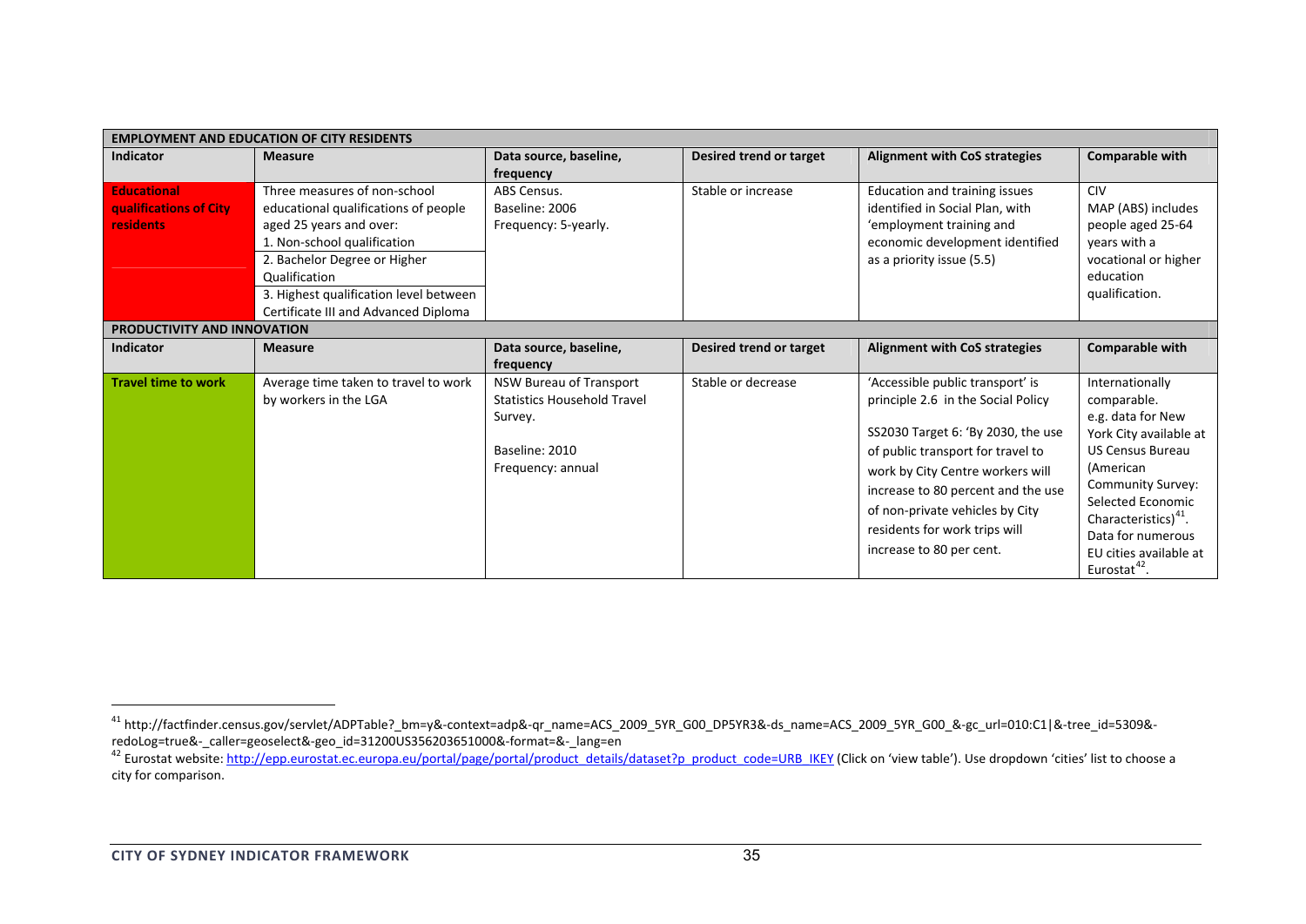| EMPLOYMENT AND EDUCATION OF CITY RESIDENTS | | | | | |
|---|---|---|---|---|---|
| **Indicator** | **Measure** | **Data source, baseline, frequency** | **Desired trend or target** | **Alignment with CoS strategies** | **Comparable with** |
| **Educational qualifications of City residents** | Three measures of non-school educational qualifications of people aged 25 years and over:<br>1. Non-school qualification<br>2. Bachelor Degree or Higher Qualification<br>3. Highest qualification level between Certificate III and Advanced Diploma | ABS Census.<br>Baseline: 2006<br>Frequency: 5-yearly. | Stable or increase | Education and training issues identified in Social Plan, with 'employment training and economic development identified as a priority issue (5.5) | CIV<br>MAP (ABS) includes people aged 25-64 years with a vocational or higher education qualification. |
| **PRODUCTIVITY AND INNOVATION** | | | | | |
| **Indicator** | **Measure** | **Data source, baseline, frequency** | **Desired trend or target** | **Alignment with CoS strategies** | **Comparable with** |
| **Travel time to work** | Average time taken to travel to work by workers in the LGA | NSW Bureau of Transport Statistics Household Travel Survey.<br><br>Baseline: 2010<br>Frequency: annual | Stable or decrease | 'Accessible public transport' is principle 2.6 in the Social Policy<br><br>SS2030 Target 6: 'By 2030, the use of public transport for travel to work by City Centre workers will increase to 80 percent and the use of non-private vehicles by City residents for work trips will increase to 80 per cent. | Internationally comparable.<br>e.g. data for New York City available at US Census Bureau (American Community Survey: Selected Economic Characteristics)[41].<br>Data for numerous EU cities available at Eurostat[42]. |

[41] http://factfinder.census.gov/servlet/ADPTable?_bm=y&-context=adp&-qr_name=ACS_2009_5YR_G00_DP5YR3&-ds_name=ACS_2009_5YR_G00_&-gc_url=010:C1|&-tree_id=5309&-redoLog=true&-_caller=geoselect&-geo_id=31200US356203651000&-format=&-_lang=en

[42] Eurostat website: http://epp.eurostat.ec.europa.eu/portal/page/portal/product_details/dataset?p_product_code=URB_IKEY (Click on 'view table'). Use dropdown 'cities' list to choose a city for comparison.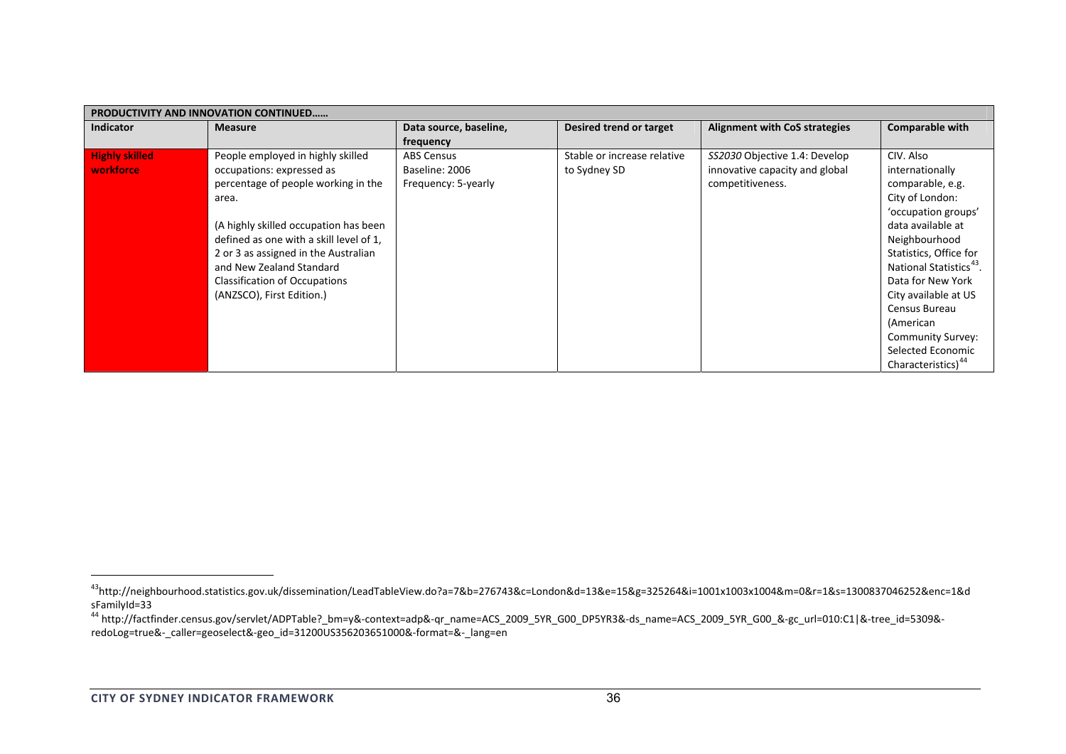| PRODUCTIVITY AND INNOVATION CONTINUED…… | | | | | |
|---|---|---|---|---|---|
| **Indicator** | **Measure** | **Data source, baseline, frequency** | **Desired trend or target** | **Alignment with CoS strategies** | **Comparable with** |
| **Highly skilled workforce** | People employed in highly skilled occupations: expressed as percentage of people working in the area.<br><br>(A highly skilled occupation has been defined as one with a skill level of 1, 2 or 3 as assigned in the Australian and New Zealand Standard Classification of Occupations (ANZSCO), First Edition.) | ABS Census<br>Baseline: 2006<br>Frequency: 5-yearly | Stable or increase relative to Sydney SD | *SS2030* Objective 1.4: Develop innovative capacity and global competitiveness. | CIV. Also internationally comparable, e.g. City of London: 'occupation groups' data available at Neighbourhood Statistics, Office for National Statistics[43]. Data for New York City available at US Census Bureau (American Community Survey: Selected Economic Characteristics)[44] |

[43]http://neighbourhood.statistics.gov.uk/dissemination/LeadTableView.do?a=7&b=276743&c=London&d=13&e=15&g=325264&i=1001x1003x1004&m=0&r=1&s=1300837046252&enc=1&dsFamilyId=33

[44] http://factfinder.census.gov/servlet/ADPTable?_bm=y&-context=adp&-qr_name=ACS_2009_5YR_G00_DP5YR3&-ds_name=ACS_2009_5YR_G00_&-gc_url=010:C1|&-tree_id=5309&-redoLog=true&-_caller=geoselect&-geo_id=31200US356203651000&-format=&-_lang=en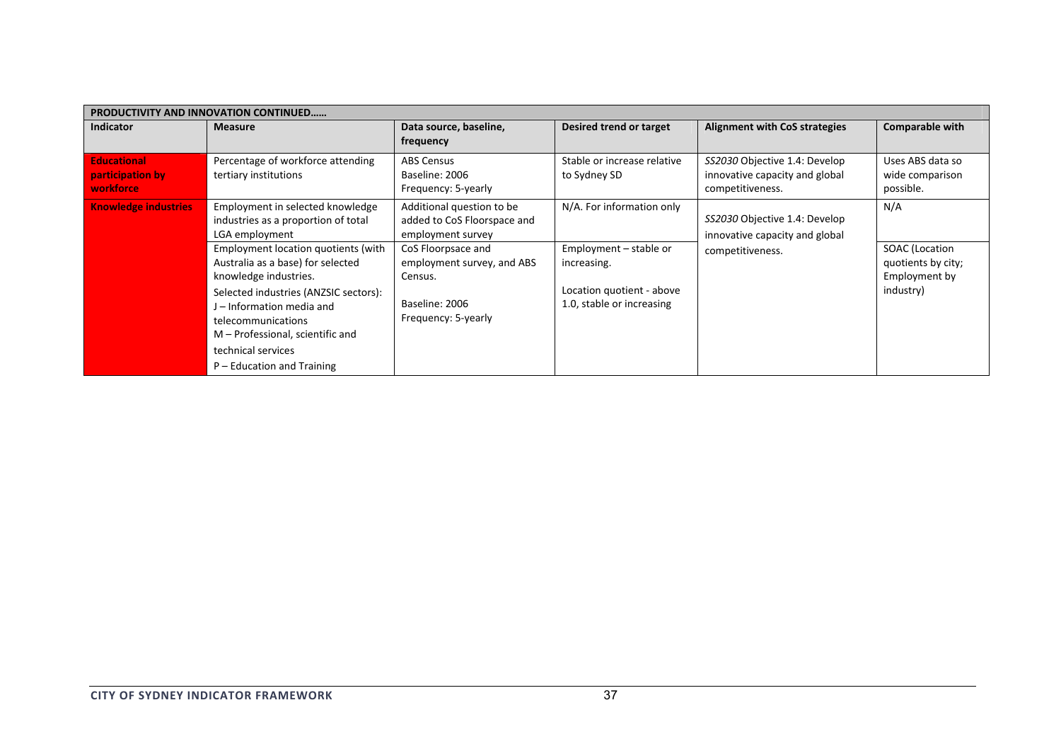| PRODUCTIVITY AND INNOVATION CONTINUED…… | | | | | |
|---|---|---|---|---|---|
| **Indicator** | **Measure** | **Data source, baseline, frequency** | **Desired trend or target** | **Alignment with CoS strategies** | **Comparable with** |
| **Educational participation by workforce** | Percentage of workforce attending tertiary institutions | ABS Census<br>Baseline: 2006<br>Frequency: 5-yearly | Stable or increase relative to Sydney SD | *SS2030* Objective 1.4: Develop innovative capacity and global competitiveness. | Uses ABS data so wide comparison possible. |
| **Knowledge industries** | Employment in selected knowledge industries as a proportion of total LGA employment | Additional question to be added to CoS Floorspace and employment survey | N/A. For information only | *SS2030* Objective 1.4: Develop innovative capacity and global competitiveness. | N/A |
| | Employment location quotients (with Australia as a base) for selected knowledge industries.<br>Selected industries (ANZSIC sectors):<br>J – Information media and telecommunications<br>M – Professional, scientific and technical services<br>P – Education and Training | CoS Floorpsace and employment survey, and ABS Census.<br><br>Baseline: 2006<br>Frequency: 5-yearly | Employment – stable or increasing.<br><br>Location quotient - above 1.0, stable or increasing | | SOAC (Location quotients by city; Employment by industry) |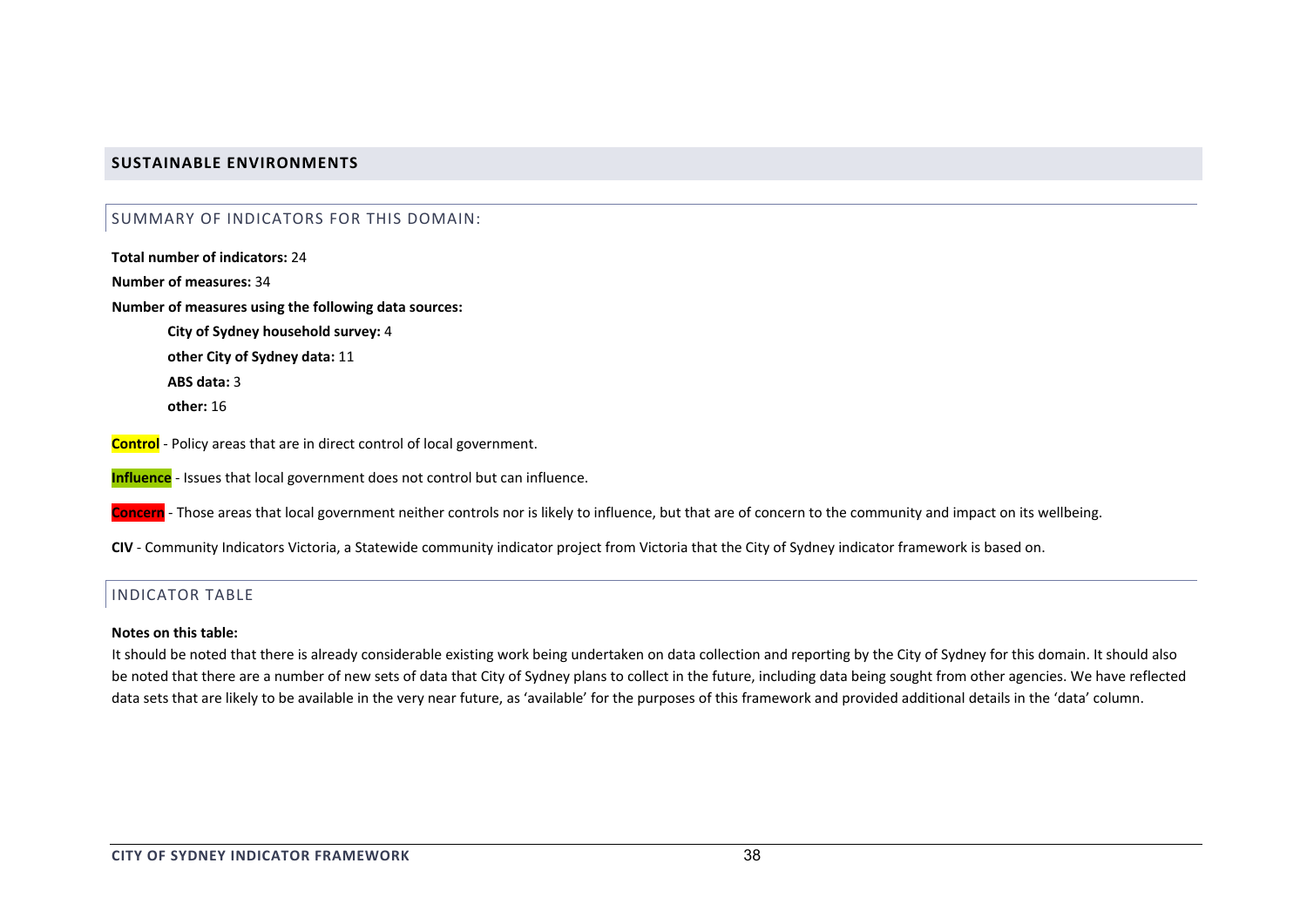## SUSTAINABLE ENVIRONMENTS

### SUMMARY OF INDICATORS FOR THIS DOMAIN:

**Total number of indicators:** 24

**Number of measures:** 34

**Number of measures using the following data sources:**

- **City of Sydney household survey:** 4
- **other City of Sydney data:** 11
- **ABS data:** 3
- **other:** 16

**Control** - Policy areas that are in direct control of local government.

**Influence** - Issues that local government does not control but can influence.

**Concern** - Those areas that local government neither controls nor is likely to influence, but that are of concern to the community and impact on its wellbeing.

**CIV** - Community Indicators Victoria, a Statewide community indicator project from Victoria that the City of Sydney indicator framework is based on.

### INDICATOR TABLE

**Notes on this table:**

It should be noted that there is already considerable existing work being undertaken on data collection and reporting by the City of Sydney for this domain. It should also be noted that there are a number of new sets of data that City of Sydney plans to collect in the future, including data being sought from other agencies. We have reflected data sets that are likely to be available in the very near future, as 'available' for the purposes of this framework and provided additional details in the 'data' column.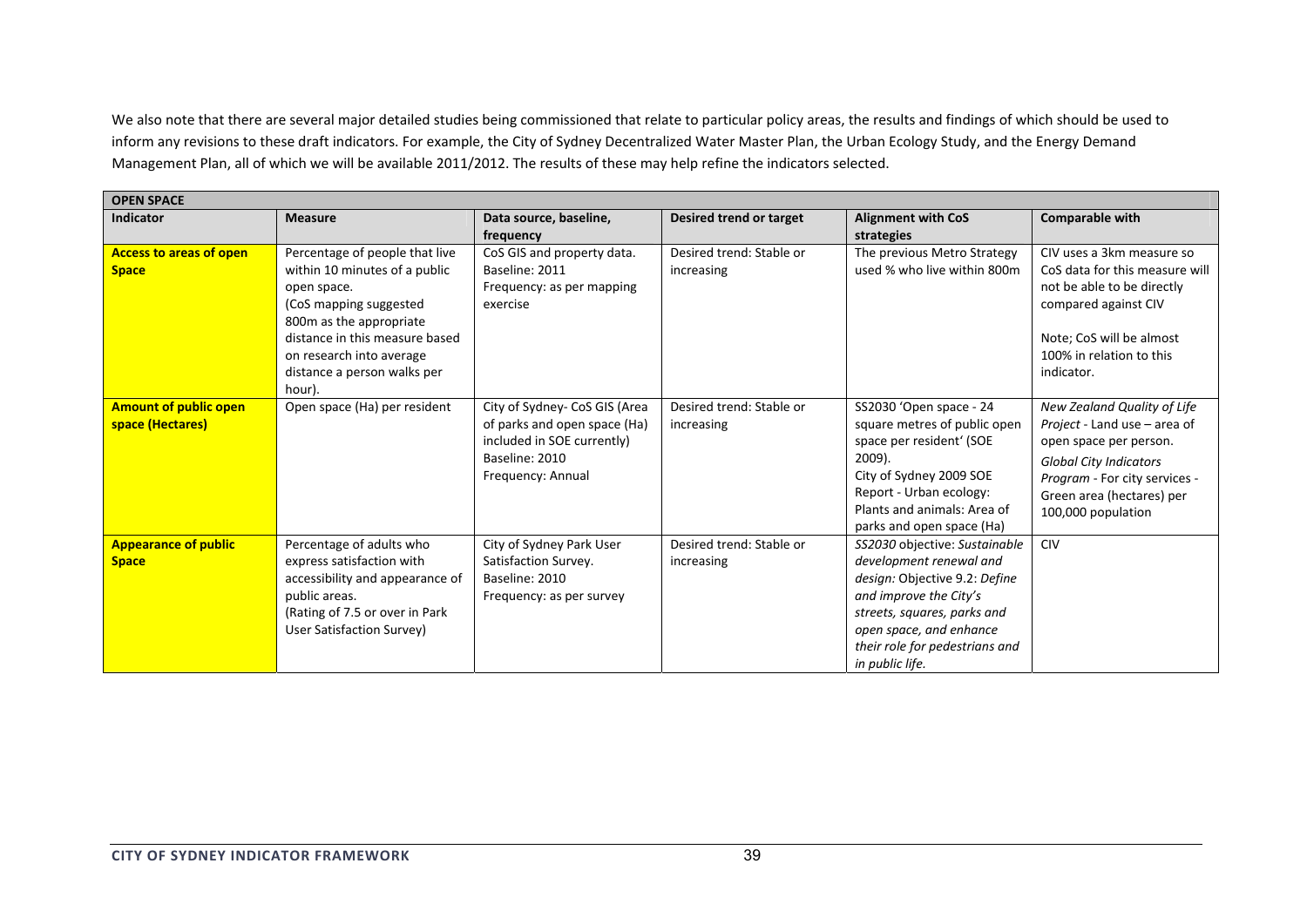We also note that there are several major detailed studies being commissioned that relate to particular policy areas, the results and findings of which should be used to inform any revisions to these draft indicators. For example, the City of Sydney Decentralized Water Master Plan, the Urban Ecology Study, and the Energy Demand Management Plan, all of which we will be available 2011/2012. The results of these may help refine the indicators selected.

| **OPEN SPACE** | | | | | |
|---|---|---|---|---|---|
| **Indicator** | **Measure** | **Data source, baseline, frequency** | **Desired trend or target** | **Alignment with CoS strategies** | **Comparable with** |
| **Access to areas of open Space** | Percentage of people that live within 10 minutes of a public open space. (CoS mapping suggested 800m as the appropriate distance in this measure based on research into average distance a person walks per hour). | CoS GIS and property data. Baseline: 2011 Frequency: as per mapping exercise | Desired trend: Stable or increasing | The previous Metro Strategy used % who live within 800m | CIV uses a 3km measure so CoS data for this measure will not be able to be directly compared against CIV<br><br>Note; CoS will be almost 100% in relation to this indicator. |
| **Amount of public open space (Hectares)** | Open space (Ha) per resident | City of Sydney- CoS GIS (Area of parks and open space (Ha) included in SOE currently) Baseline: 2010 Frequency: Annual | Desired trend: Stable or increasing | SS2030 'Open space - 24 square metres of public open space per resident' (SOE 2009). City of Sydney 2009 SOE Report - Urban ecology: Plants and animals: Area of parks and open space (Ha) | *New Zealand Quality of Life Project* - Land use – area of open space per person. *Global City Indicators Program* - For city services - Green area (hectares) per 100,000 population |
| **Appearance of public Space** | Percentage of adults who express satisfaction with accessibility and appearance of public areas. (Rating of 7.5 or over in Park User Satisfaction Survey) | City of Sydney Park User Satisfaction Survey. Baseline: 2010 Frequency: as per survey | Desired trend: Stable or increasing | *SS2030* objective: *Sustainable development renewal and design:* Objective 9.2: *Define and improve the City's streets, squares, parks and open space, and enhance their role for pedestrians and in public life.* | CIV |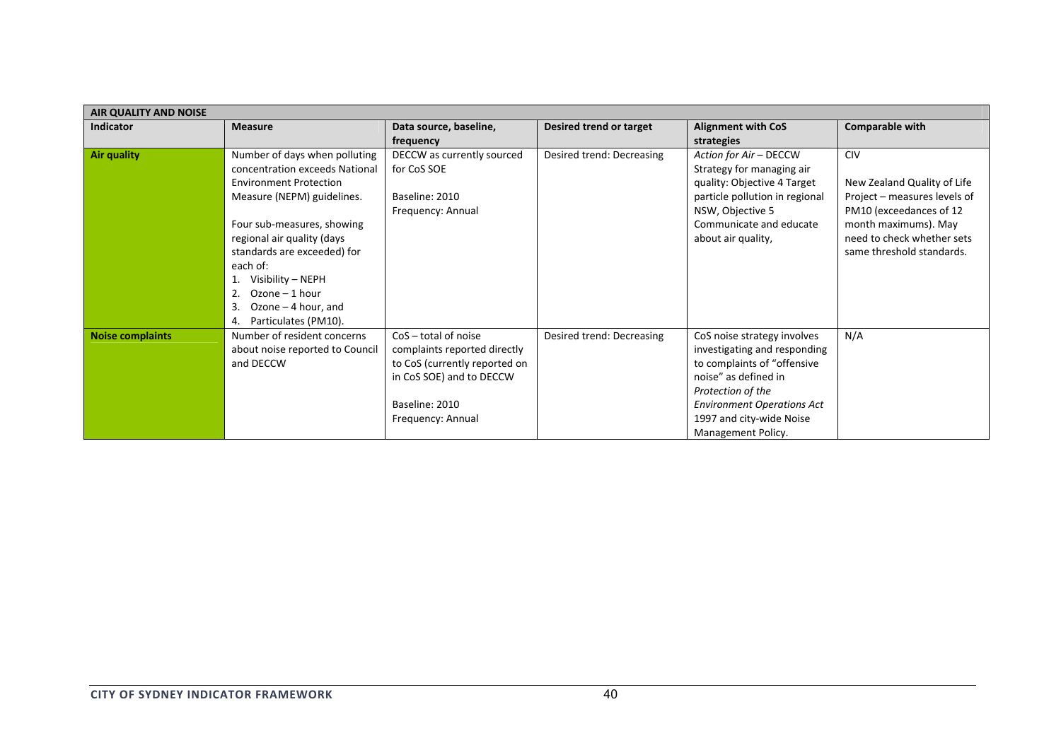| AIR QUALITY AND NOISE | | | | | |
|---|---|---|---|---|---|
| **Indicator** | **Measure** | **Data source, baseline, frequency** | **Desired trend or target** | **Alignment with CoS strategies** | **Comparable with** |
| **Air quality** | Number of days when polluting concentration exceeds National Environment Protection Measure (NEPM) guidelines.<br><br>Four sub-measures, showing regional air quality (days standards are exceeded) for each of:<br>1. Visibility – NEPH<br>2. Ozone – 1 hour<br>3. Ozone – 4 hour, and<br>4. Particulates (PM10). | DECCW as currently sourced for CoS SOE<br><br>Baseline: 2010<br>Frequency: Annual | Desired trend: Decreasing | *Action for Air* – DECCW Strategy for managing air quality: Objective 4 Target particle pollution in regional NSW, Objective 5 Communicate and educate about air quality, | CIV<br><br>New Zealand Quality of Life Project – measures levels of PM10 (exceedances of 12 month maximums). May need to check whether sets same threshold standards. |
| **Noise complaints** | Number of resident concerns about noise reported to Council and DECCW | CoS – total of noise complaints reported directly to CoS (currently reported on in CoS SOE) and to DECCW<br><br>Baseline: 2010<br>Frequency: Annual | Desired trend: Decreasing | CoS noise strategy involves investigating and responding to complaints of "offensive noise" as defined in *Protection of the Environment Operations Act* 1997 and city-wide Noise Management Policy. | N/A |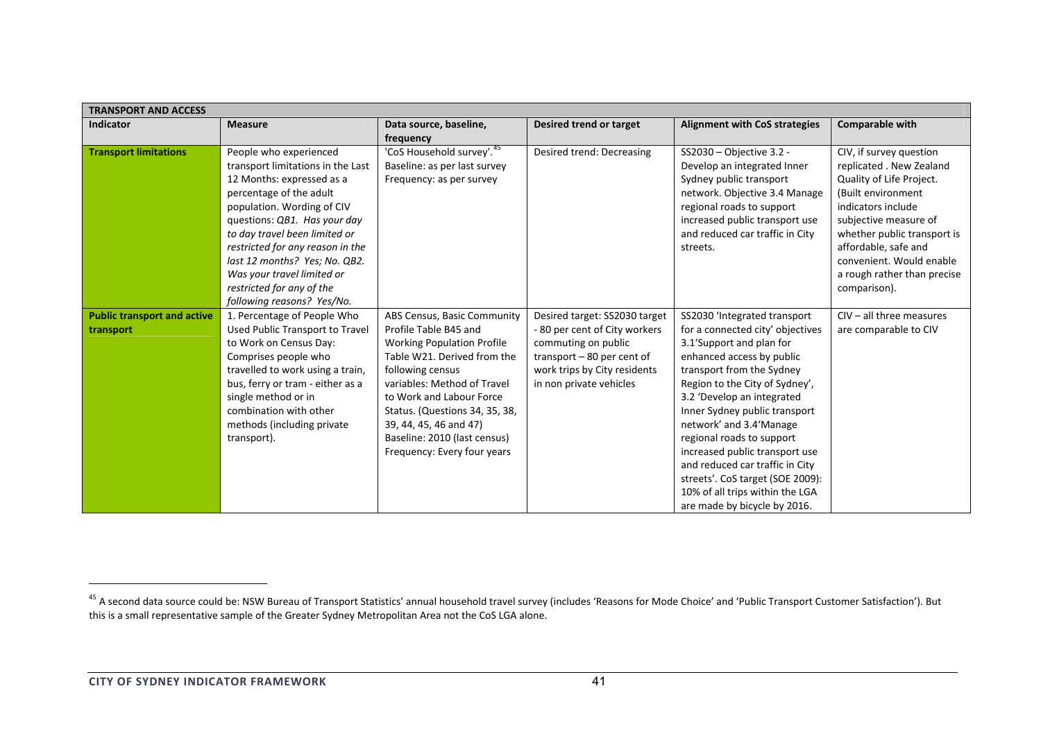| TRANSPORT AND ACCESS | | | | | |
|---|---|---|---|---|---|
| **Indicator** | **Measure** | **Data source, baseline, frequency** | **Desired trend or target** | **Alignment with CoS strategies** | **Comparable with** |
| **Transport limitations** | People who experienced transport limitations in the Last 12 Months: expressed as a percentage of the adult population. Wording of CIV questions: *QB1. Has your day to day travel been limited or restricted for any reason in the last 12 months? Yes; No. QB2. Was your travel limited or restricted for any of the following reasons? Yes/No.* | 'CoS Household survey'.[45] Baseline: as per last survey Frequency: as per survey | Desired trend: Decreasing | SS2030 – Objective 3.2 - Develop an integrated Inner Sydney public transport network. Objective 3.4 Manage regional roads to support increased public transport use and reduced car traffic in City streets. | CIV, if survey question replicated . New Zealand Quality of Life Project. (Built environment indicators include subjective measure of whether public transport is affordable, safe and convenient. Would enable a rough rather than precise comparison). |
| **Public transport and active transport** | 1. Percentage of People Who Used Public Transport to Travel to Work on Census Day: Comprises people who travelled to work using a train, bus, ferry or tram - either as a single method or in combination with other methods (including private transport). | ABS Census, Basic Community Profile Table B45 and Working Population Profile Table W21. Derived from the following census variables: Method of Travel to Work and Labour Force Status. (Questions 34, 35, 38, 39, 44, 45, 46 and 47) Baseline: 2010 (last census) Frequency: Every four years | Desired target: SS2030 target - 80 per cent of City workers commuting on public transport – 80 per cent of work trips by City residents in non private vehicles | SS2030 'Integrated transport for a connected city' objectives 3.1'Support and plan for enhanced access by public transport from the Sydney Region to the City of Sydney', 3.2 'Develop an integrated Inner Sydney public transport network' and 3.4'Manage regional roads to support increased public transport use and reduced car traffic in City streets'. CoS target (SOE 2009): 10% of all trips within the LGA are made by bicycle by 2016. | CIV – all three measures are comparable to CIV |

[45] A second data source could be: NSW Bureau of Transport Statistics' annual household travel survey (includes 'Reasons for Mode Choice' and 'Public Transport Customer Satisfaction'). But this is a small representative sample of the Greater Sydney Metropolitan Area not the CoS LGA alone.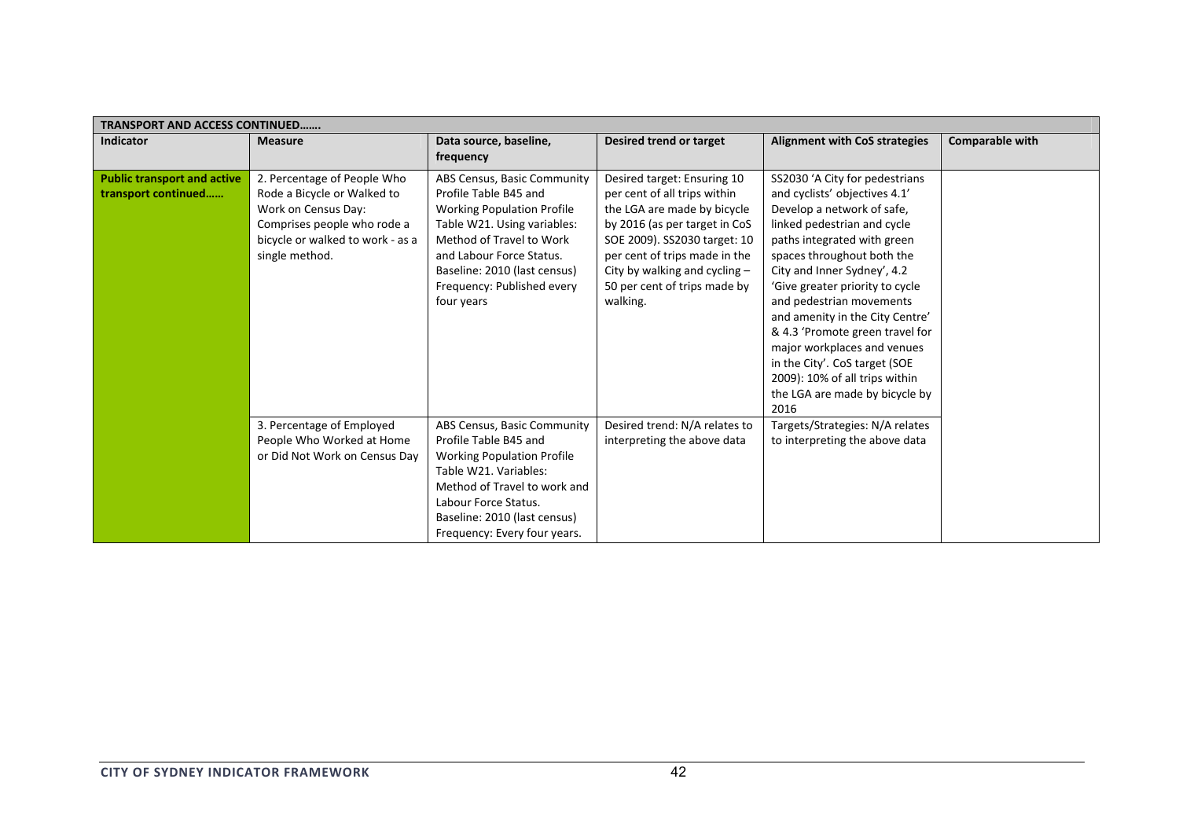| TRANSPORT AND ACCESS CONTINUED……. | | | | | |
|---|---|---|---|---|---|
| **Indicator** | **Measure** | **Data source, baseline, frequency** | **Desired trend or target** | **Alignment with CoS strategies** | **Comparable with** |
| **Public transport and active transport continued……** | 2. Percentage of People Who Rode a Bicycle or Walked to Work on Census Day: Comprises people who rode a bicycle or walked to work - as a single method. | ABS Census, Basic Community Profile Table B45 and Working Population Profile Table W21. Using variables: Method of Travel to Work and Labour Force Status. Baseline: 2010 (last census) Frequency: Published every four years | Desired target: Ensuring 10 per cent of all trips within the LGA are made by bicycle by 2016 (as per target in CoS SOE 2009). SS2030 target: 10 per cent of trips made in the City by walking and cycling – 50 per cent of trips made by walking. | SS2030 'A City for pedestrians and cyclists' objectives 4.1' Develop a network of safe, linked pedestrian and cycle paths integrated with green spaces throughout both the City and Inner Sydney', 4.2 'Give greater priority to cycle and pedestrian movements and amenity in the City Centre' & 4.3 'Promote green travel for major workplaces and venues in the City'. CoS target (SOE 2009): 10% of all trips within the LGA are made by bicycle by 2016 | |
| | 3. Percentage of Employed People Who Worked at Home or Did Not Work on Census Day | ABS Census, Basic Community Profile Table B45 and Working Population Profile Table W21. Variables: Method of Travel to work and Labour Force Status. Baseline: 2010 (last census) Frequency: Every four years. | Desired trend: N/A relates to interpreting the above data | Targets/Strategies: N/A relates to interpreting the above data | |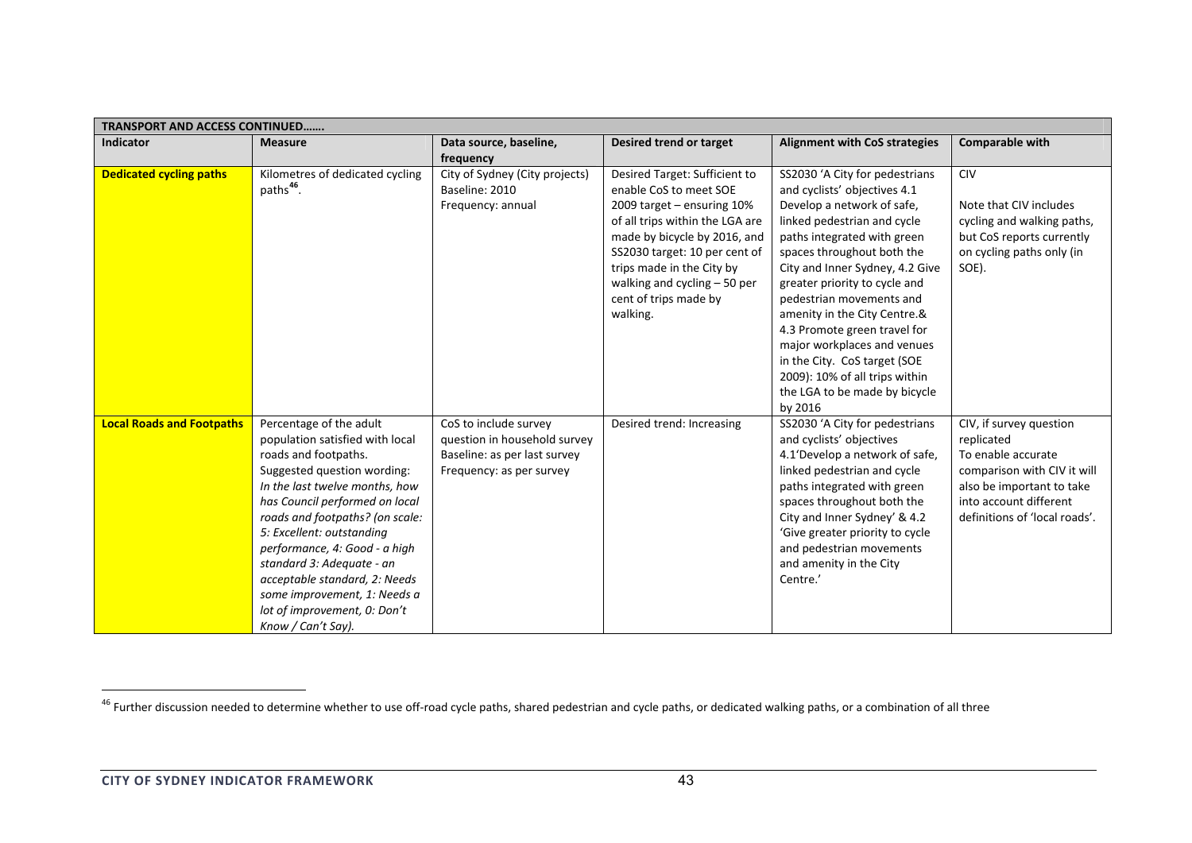| TRANSPORT AND ACCESS CONTINUED……. | | | | | |
|---|---|---|---|---|---|
| **Indicator** | **Measure** | **Data source, baseline, frequency** | **Desired trend or target** | **Alignment with CoS strategies** | **Comparable with** |
| **Dedicated cycling paths** | Kilometres of dedicated cycling paths[46]. | City of Sydney (City projects)<br>Baseline: 2010<br>Frequency: annual | Desired Target: Sufficient to enable CoS to meet SOE 2009 target – ensuring 10% of all trips within the LGA are made by bicycle by 2016, and SS2030 target: 10 per cent of trips made in the City by walking and cycling – 50 per cent of trips made by walking. | SS2030 'A City for pedestrians and cyclists' objectives 4.1 Develop a network of safe, linked pedestrian and cycle paths integrated with green spaces throughout both the City and Inner Sydney, 4.2 Give greater priority to cycle and pedestrian movements and amenity in the City Centre.& 4.3 Promote green travel for major workplaces and venues in the City. CoS target (SOE 2009): 10% of all trips within the LGA to be made by bicycle by 2016 | CIV<br><br>Note that CIV includes cycling and walking paths, but CoS reports currently on cycling paths only (in SOE). |
| **Local Roads and Footpaths** | Percentage of the adult population satisfied with local roads and footpaths.<br>Suggested question wording: *In the last twelve months, how has Council performed on local roads and footpaths? (on scale: 5: Excellent: outstanding performance, 4: Good - a high standard 3: Adequate - an acceptable standard, 2: Needs some improvement, 1: Needs a lot of improvement, 0: Don't Know / Can't Say).* | CoS to include survey question in household survey<br>Baseline: as per last survey<br>Frequency: as per survey | Desired trend: Increasing | SS2030 'A City for pedestrians and cyclists' objectives 4.1'Develop a network of safe, linked pedestrian and cycle paths integrated with green spaces throughout both the City and Inner Sydney' & 4.2 'Give greater priority to cycle and pedestrian movements and amenity in the City Centre.' | CIV, if survey question replicated<br>To enable accurate comparison with CIV it will also be important to take into account different definitions of 'local roads'. |

[46] Further discussion needed to determine whether to use off-road cycle paths, shared pedestrian and cycle paths, or dedicated walking paths, or a combination of all three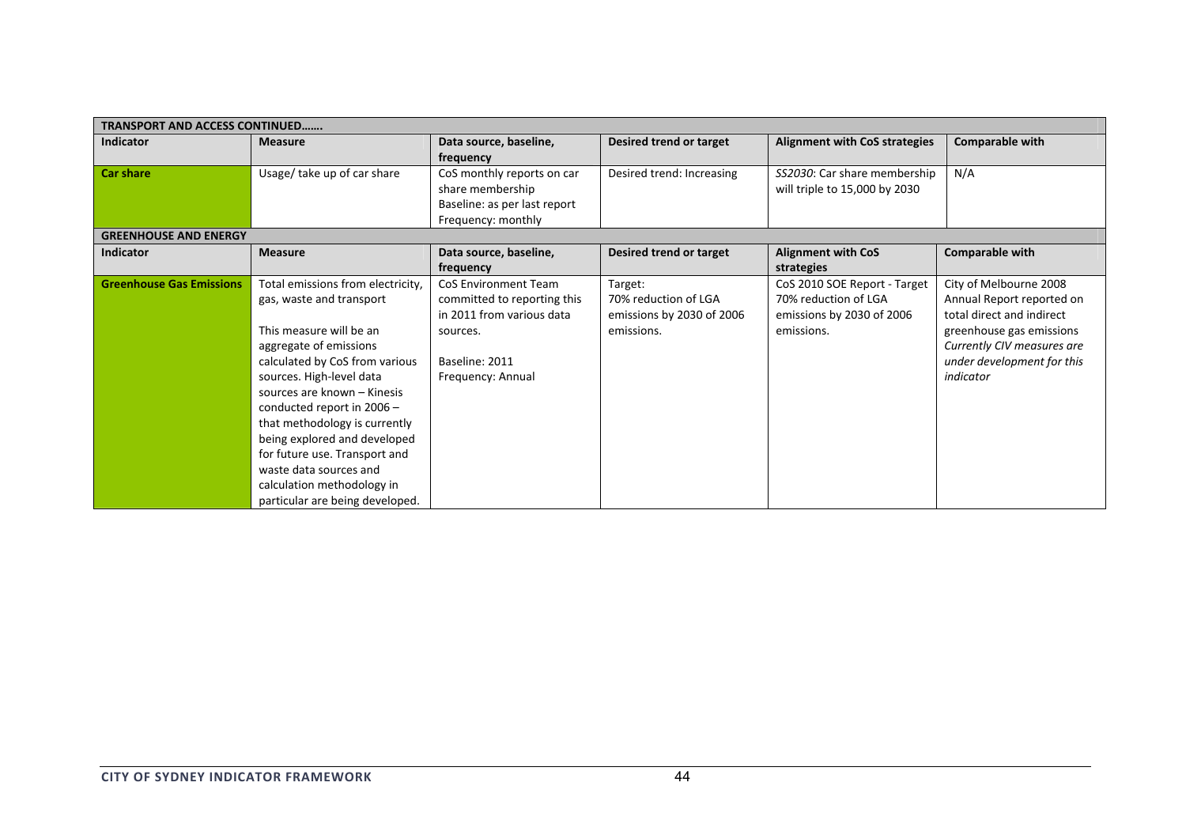| TRANSPORT AND ACCESS CONTINUED……. | | | | | |
|---|---|---|---|---|---|
| **Indicator** | **Measure** | **Data source, baseline, frequency** | **Desired trend or target** | **Alignment with CoS strategies** | **Comparable with** |
| **Car share** | Usage/ take up of car share | CoS monthly reports on car share membership<br>Baseline: as per last report<br>Frequency: monthly | Desired trend: Increasing | *SS2030*: Car share membership will triple to 15,000 by 2030 | N/A |

| GREENHOUSE AND ENERGY | | | | | |
|---|---|---|---|---|---|
| **Indicator** | **Measure** | **Data source, baseline, frequency** | **Desired trend or target** | **Alignment with CoS strategies** | **Comparable with** |
| **Greenhouse Gas Emissions** | Total emissions from electricity, gas, waste and transport<br><br>This measure will be an aggregate of emissions calculated by CoS from various sources. High-level data sources are known – Kinesis conducted report in 2006 – that methodology is currently being explored and developed for future use. Transport and waste data sources and calculation methodology in particular are being developed. | CoS Environment Team committed to reporting this in 2011 from various data sources.<br><br>Baseline: 2011<br>Frequency: Annual | Target:<br>70% reduction of LGA emissions by 2030 of 2006 emissions. | CoS 2010 SOE Report - Target 70% reduction of LGA emissions by 2030 of 2006 emissions. | City of Melbourne 2008 Annual Report reported on total direct and indirect greenhouse gas emissions<br>*Currently CIV measures are under development for this indicator* |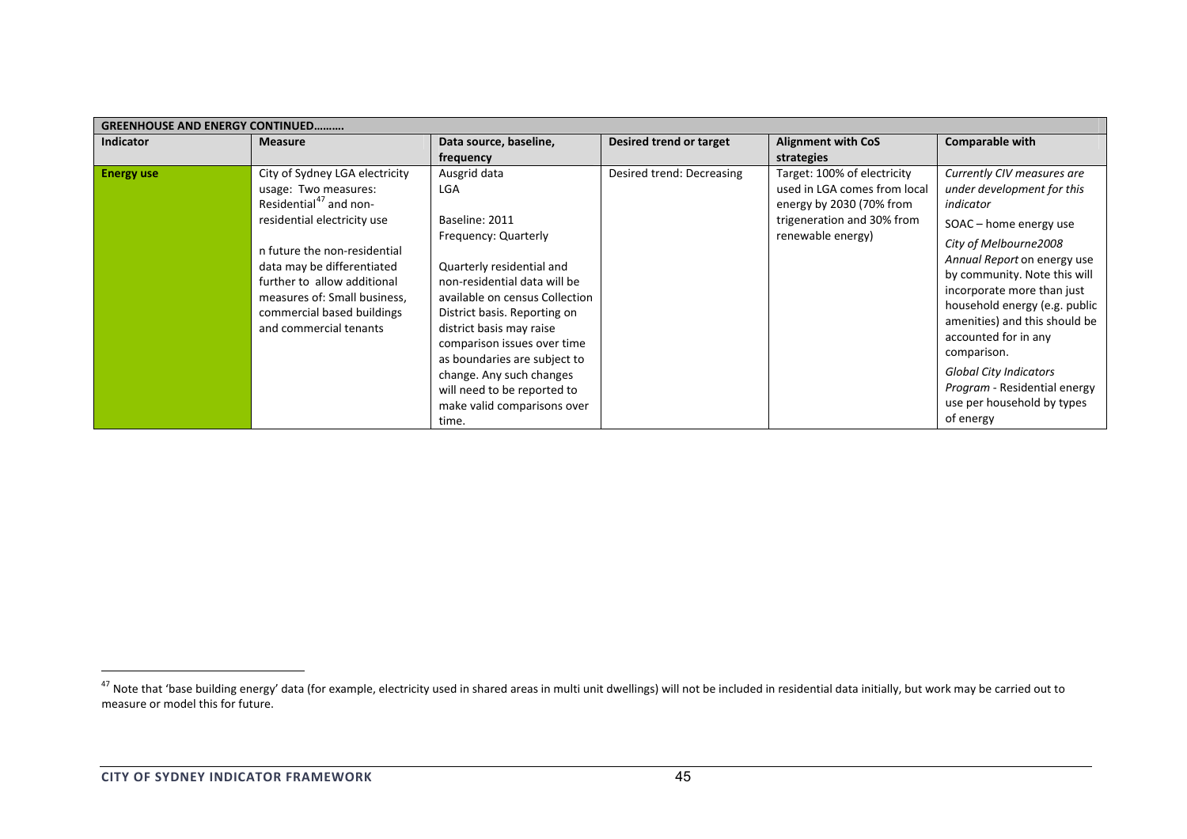| GREENHOUSE AND ENERGY CONTINUED………. | | | | | |
|---|---|---|---|---|---|
| **Indicator** | **Measure** | **Data source, baseline, frequency** | **Desired trend or target** | **Alignment with CoS strategies** | **Comparable with** |
| **Energy use** | City of Sydney LGA electricity usage: Two measures: Residential[47] and non-residential electricity use<br><br>n future the non-residential data may be differentiated further to allow additional measures of: Small business, commercial based buildings and commercial tenants | Ausgrid data<br>LGA<br><br>Baseline: 2011<br>Frequency: Quarterly<br><br>Quarterly residential and non-residential data will be available on census Collection District basis. Reporting on district basis may raise comparison issues over time as boundaries are subject to change. Any such changes will need to be reported to make valid comparisons over time. | Desired trend: Decreasing | Target: 100% of electricity used in LGA comes from local energy by 2030 (70% from trigeneration and 30% from renewable energy) | *Currently CIV measures are under development for this indicator*<br><br>SOAC – home energy use<br><br>*City of Melbourne2008 Annual Report* on energy use by community. Note this will incorporate more than just household energy (e.g. public amenities) and this should be accounted for in any comparison.<br><br>*Global City Indicators Program* - Residential energy use per household by types of energy |

[47] Note that 'base building energy' data (for example, electricity used in shared areas in multi unit dwellings) will not be included in residential data initially, but work may be carried out to measure or model this for future.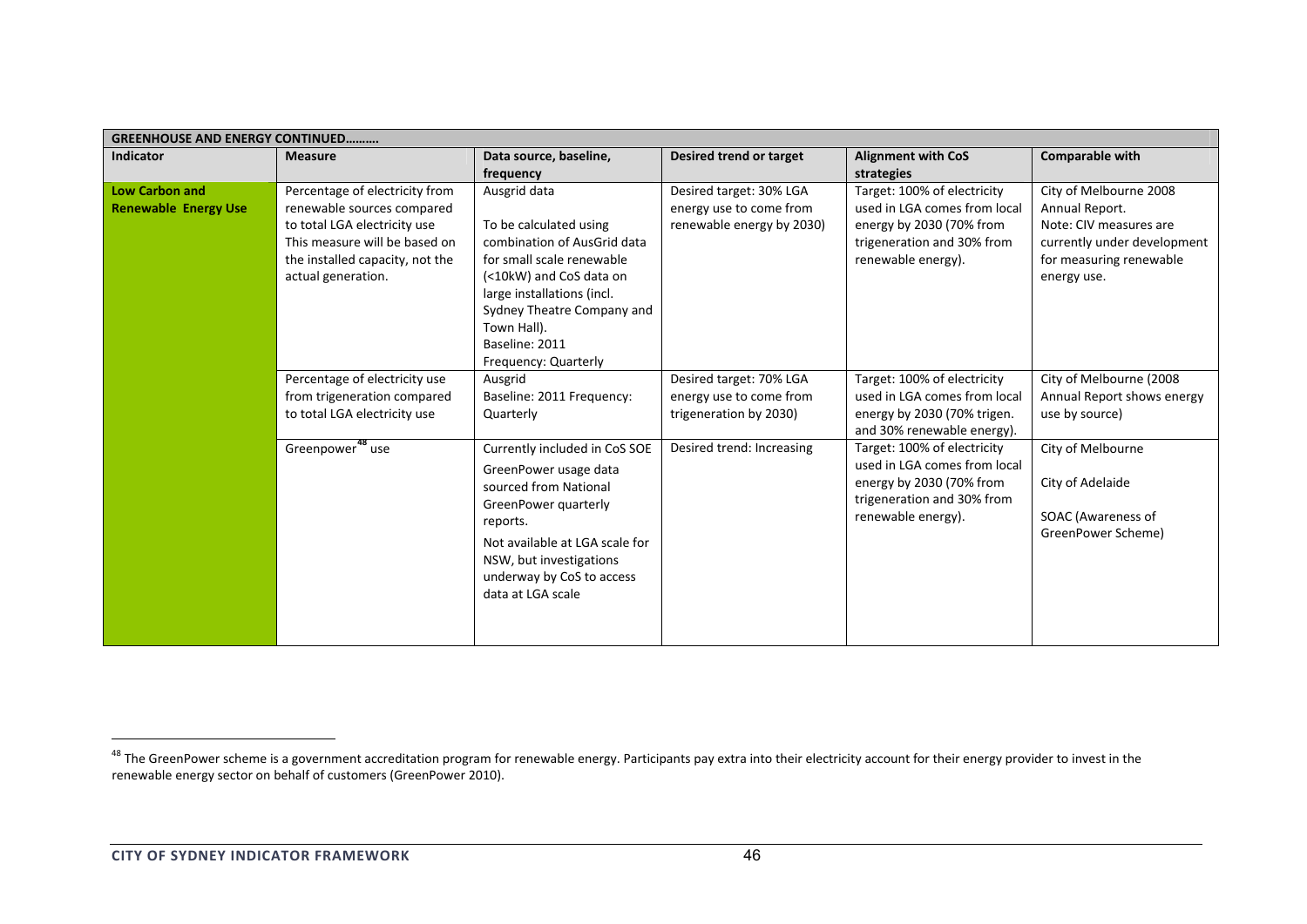| GREENHOUSE AND ENERGY CONTINUED………. | | | | | |
|---|---|---|---|---|---|
| **Indicator** | **Measure** | **Data source, baseline, frequency** | **Desired trend or target** | **Alignment with CoS strategies** | **Comparable with** |
| **Low Carbon and Renewable Energy Use** | Percentage of electricity from renewable sources compared to total LGA electricity use This measure will be based on the installed capacity, not the actual generation. | Ausgrid data<br><br>To be calculated using combination of AusGrid data for small scale renewable (<10kW) and CoS data on large installations (incl. Sydney Theatre Company and Town Hall).<br>Baseline: 2011<br>Frequency: Quarterly | Desired target: 30% LGA energy use to come from renewable energy by 2030) | Target: 100% of electricity used in LGA comes from local energy by 2030 (70% from trigeneration and 30% from renewable energy). | City of Melbourne 2008 Annual Report.<br>Note: CIV measures are currently under development for measuring renewable energy use. |
| | Percentage of electricity use from trigeneration compared to total LGA electricity use | Ausgrid<br>Baseline: 2011 Frequency: Quarterly | Desired target: 70% LGA energy use to come from trigeneration by 2030) | Target: 100% of electricity used in LGA comes from local energy by 2030 (70% trigen. and 30% renewable energy). | City of Melbourne (2008 Annual Report shows energy use by source) |
| | Greenpower[48] use | Currently included in CoS SOE<br>GreenPower usage data sourced from National GreenPower quarterly reports.<br>Not available at LGA scale for NSW, but investigations underway by CoS to access data at LGA scale | Desired trend: Increasing | Target: 100% of electricity used in LGA comes from local energy by 2030 (70% from trigeneration and 30% from renewable energy). | City of Melbourne<br><br>City of Adelaide<br><br>SOAC (Awareness of GreenPower Scheme) |

[48] The GreenPower scheme is a government accreditation program for renewable energy. Participants pay extra into their electricity account for their energy provider to invest in the renewable energy sector on behalf of customers (GreenPower 2010).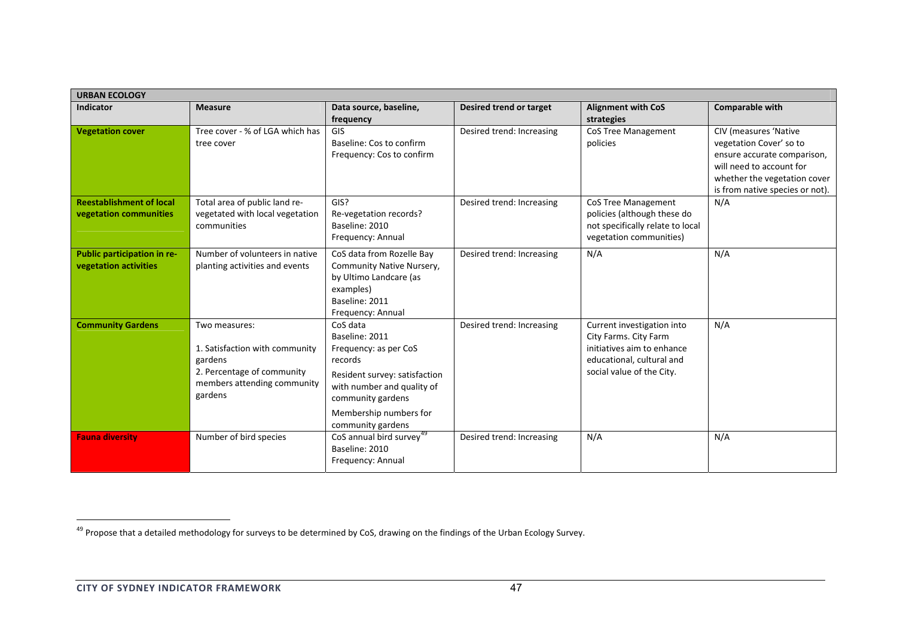| URBAN ECOLOGY | | | | | |
|---|---|---|---|---|---|
| **Indicator** | **Measure** | **Data source, baseline, frequency** | **Desired trend or target** | **Alignment with CoS strategies** | **Comparable with** |
| **Vegetation cover** | Tree cover - % of LGA which has tree cover | GIS<br>Baseline: Cos to confirm<br>Frequency: Cos to confirm | Desired trend: Increasing | CoS Tree Management policies | CIV (measures 'Native vegetation Cover' so to ensure accurate comparison, will need to account for whether the vegetation cover is from native species or not). |
| **Reestablishment of local vegetation communities** | Total area of public land re-vegetated with local vegetation communities | GIS?<br>Re-vegetation records?<br>Baseline: 2010<br>Frequency: Annual | Desired trend: Increasing | CoS Tree Management policies (although these do not specifically relate to local vegetation communities) | N/A |
| **Public participation in re-vegetation activities** | Number of volunteers in native planting activities and events | CoS data from Rozelle Bay Community Native Nursery, by Ultimo Landcare (as examples)<br>Baseline: 2011<br>Frequency: Annual | Desired trend: Increasing | N/A | N/A |
| **Community Gardens** | Two measures:<br>1. Satisfaction with community gardens<br>2. Percentage of community members attending community gardens | CoS data<br>Baseline: 2011<br>Frequency: as per CoS records<br>Resident survey: satisfaction with number and quality of community gardens<br>Membership numbers for community gardens | Desired trend: Increasing | Current investigation into City Farms. City Farm initiatives aim to enhance educational, cultural and social value of the City. | N/A |
| **Fauna diversity** | Number of bird species | CoS annual bird survey[49]<br>Baseline: 2010<br>Frequency: Annual | Desired trend: Increasing | N/A | N/A |

[49] Propose that a detailed methodology for surveys to be determined by CoS, drawing on the findings of the Urban Ecology Survey.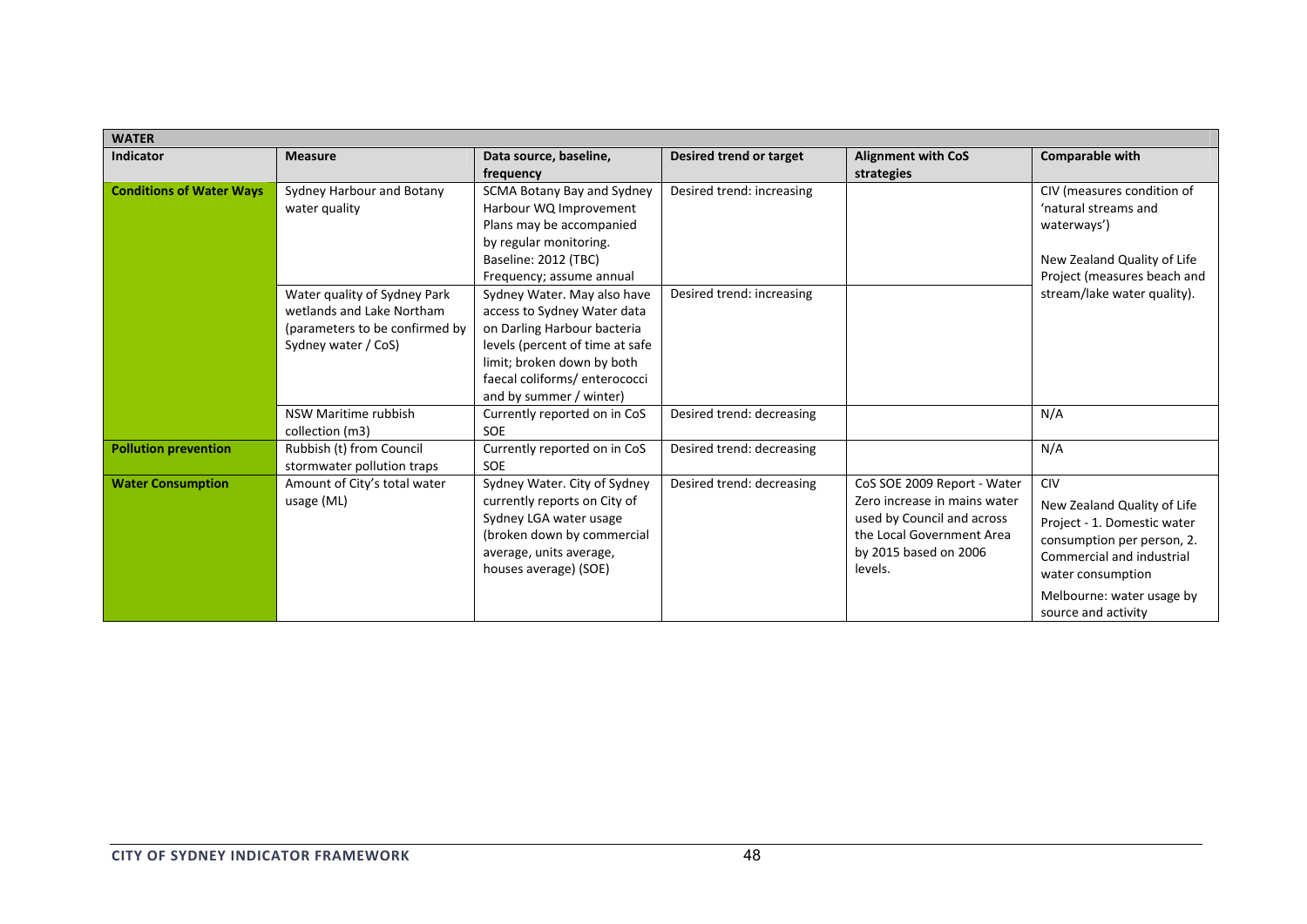| WATER | | | | | |
|---|---|---|---|---|---|
| **Indicator** | **Measure** | **Data source, baseline, frequency** | **Desired trend or target** | **Alignment with CoS strategies** | **Comparable with** |
| **Conditions of Water Ways** | Sydney Harbour and Botany water quality | SCMA Botany Bay and Sydney Harbour WQ Improvement Plans may be accompanied by regular monitoring. Baseline: 2012 (TBC) Frequency; assume annual | Desired trend: increasing | | CIV (measures condition of 'natural streams and waterways') New Zealand Quality of Life Project (measures beach and stream/lake water quality). |
| | Water quality of Sydney Park wetlands and Lake Northam (parameters to be confirmed by Sydney water / CoS) | Sydney Water. May also have access to Sydney Water data on Darling Harbour bacteria levels (percent of time at safe limit; broken down by both faecal coliforms/ enterococci and by summer / winter) | Desired trend: increasing | | |
| | NSW Maritime rubbish collection (m3) | Currently reported on in CoS SOE | Desired trend: decreasing | | N/A |
| **Pollution prevention** | Rubbish (t) from Council stormwater pollution traps | Currently reported on in CoS SOE | Desired trend: decreasing | | N/A |
| **Water Consumption** | Amount of City's total water usage (ML) | Sydney Water. City of Sydney currently reports on City of Sydney LGA water usage (broken down by commercial average, units average, houses average) (SOE) | Desired trend: decreasing | CoS SOE 2009 Report - Water Zero increase in mains water used by Council and across the Local Government Area by 2015 based on 2006 levels. | CIV New Zealand Quality of Life Project - 1. Domestic water consumption per person, 2. Commercial and industrial water consumption Melbourne: water usage by source and activity |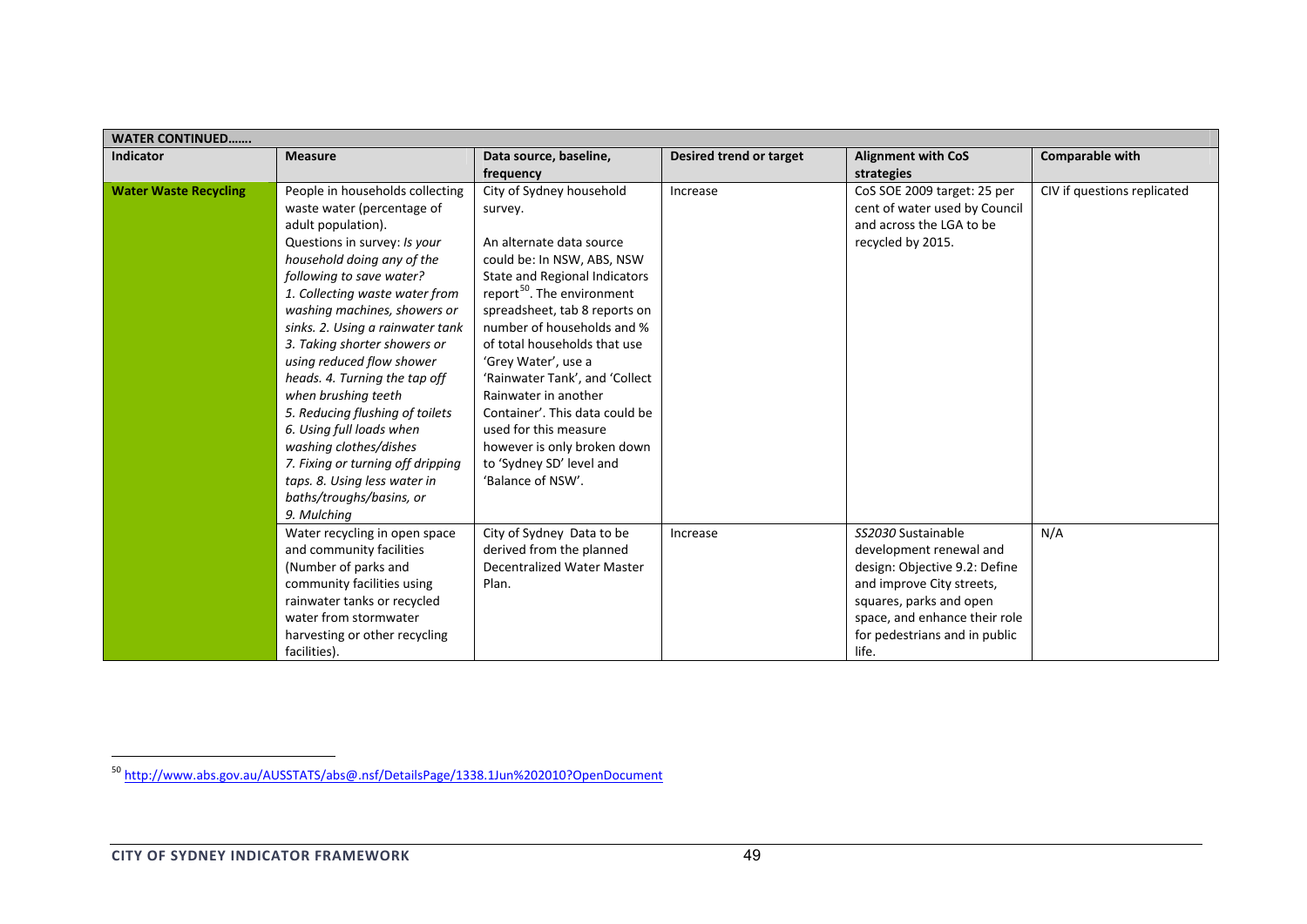| **WATER CONTINUED…….** | | | | | |
|---|---|---|---|---|---|
| **Indicator** | **Measure** | **Data source, baseline, frequency** | **Desired trend or target** | **Alignment with CoS strategies** | **Comparable with** |
| **Water Waste Recycling** | People in households collecting waste water (percentage of adult population). Questions in survey: *Is your household doing any of the following to save water? 1. Collecting waste water from washing machines, showers or sinks. 2. Using a rainwater tank 3. Taking shorter showers or using reduced flow shower heads. 4. Turning the tap off when brushing teeth 5. Reducing flushing of toilets 6. Using full loads when washing clothes/dishes 7. Fixing or turning off dripping taps. 8. Using less water in baths/troughs/basins, or 9. Mulching* | City of Sydney household survey. An alternate data source could be: In NSW, ABS, NSW State and Regional Indicators report[50]. The environment spreadsheet, tab 8 reports on number of households and % of total households that use 'Grey Water', use a 'Rainwater Tank', and 'Collect Rainwater in another Container'. This data could be used for this measure however is only broken down to 'Sydney SD' level and 'Balance of NSW'. | Increase | CoS SOE 2009 target: 25 per cent of water used by Council and across the LGA to be recycled by 2015. | CIV if questions replicated |
| | Water recycling in open space and community facilities (Number of parks and community facilities using rainwater tanks or recycled water from stormwater harvesting or other recycling facilities). | City of Sydney Data to be derived from the planned Decentralized Water Master Plan. | Increase | *SS2030* Sustainable development renewal and design: Objective 9.2: Define and improve City streets, squares, parks and open space, and enhance their role for pedestrians and in public life. | N/A |

[50] http://www.abs.gov.au/AUSSTATS/abs@.nsf/DetailsPage/1338.1Jun%202010?OpenDocument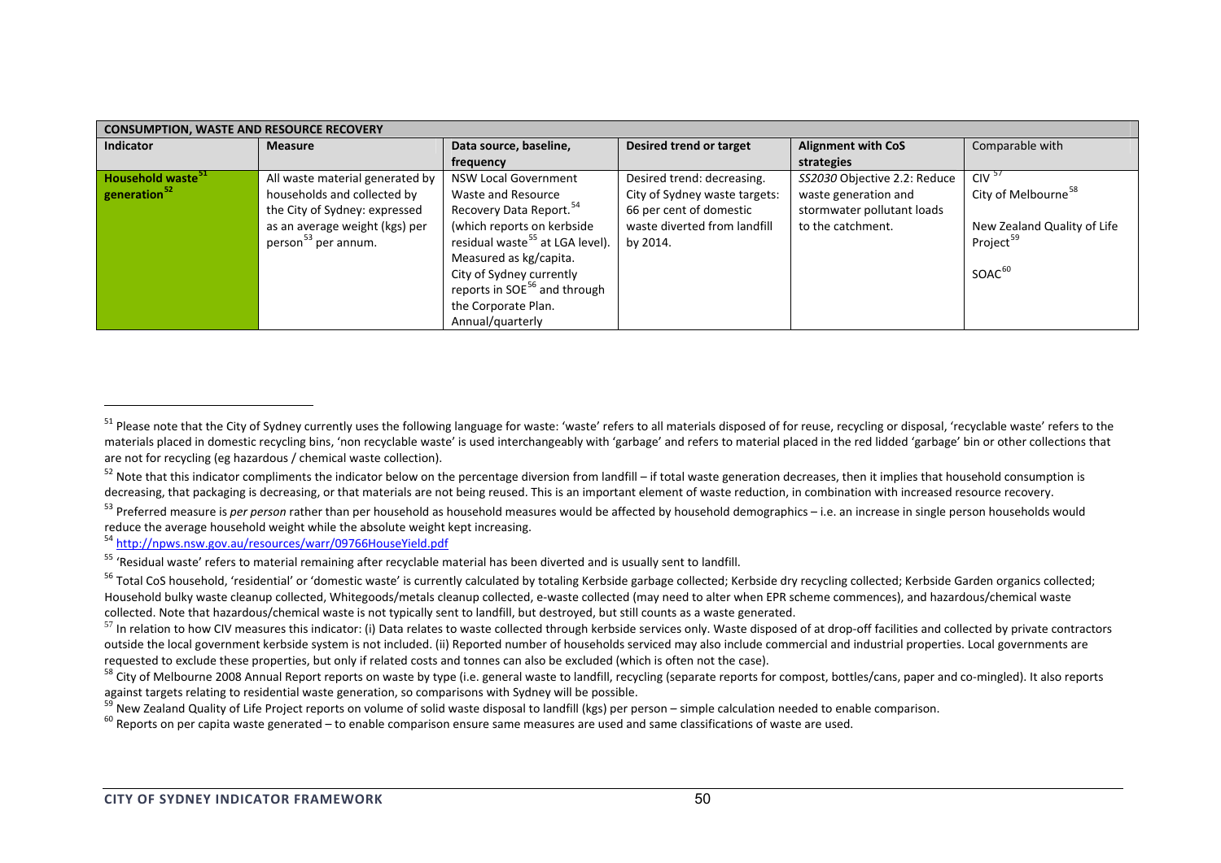| CONSUMPTION, WASTE AND RESOURCE RECOVERY | | | | | |
|---|---|---|---|---|---|
| **Indicator** | **Measure** | **Data source, baseline, frequency** | **Desired trend or target** | **Alignment with CoS strategies** | Comparable with |
| **Household waste[51] generation[52]** | All waste material generated by households and collected by the City of Sydney: expressed as an average weight (kgs) per person[53] per annum. | NSW Local Government Waste and Resource Recovery Data Report.[54] (which reports on kerbside residual waste[55] at LGA level). Measured as kg/capita. City of Sydney currently reports in SOE[56] and through the Corporate Plan. Annual/quarterly | Desired trend: decreasing. City of Sydney waste targets: 66 per cent of domestic waste diverted from landfill by 2014. | *SS2030* Objective 2.2: Reduce waste generation and stormwater pollutant loads to the catchment. | CIV[57]<br>City of Melbourne[58]<br><br>New Zealand Quality of Life Project[59]<br><br>SOAC[60] |

---

[51] Please note that the City of Sydney currently uses the following language for waste: 'waste' refers to all materials disposed of for reuse, recycling or disposal, 'recyclable waste' refers to the materials placed in domestic recycling bins, 'non recyclable waste' is used interchangeably with 'garbage' and refers to material placed in the red lidded 'garbage' bin or other collections that are not for recycling (eg hazardous / chemical waste collection).

[52] Note that this indicator compliments the indicator below on the percentage diversion from landfill – if total waste generation decreases, then it implies that household consumption is decreasing, that packaging is decreasing, or that materials are not being reused. This is an important element of waste reduction, in combination with increased resource recovery.

[53] Preferred measure is *per person* rather than per household as household measures would be affected by household demographics – i.e. an increase in single person households would reduce the average household weight while the absolute weight kept increasing.

[54] http://npws.nsw.gov.au/resources/warr/09766HouseYield.pdf

[55] 'Residual waste' refers to material remaining after recyclable material has been diverted and is usually sent to landfill.

[56] Total CoS household, 'residential' or 'domestic waste' is currently calculated by totaling Kerbside garbage collected; Kerbside dry recycling collected; Kerbside Garden organics collected; Household bulky waste cleanup collected, Whitegoods/metals cleanup collected, e-waste collected (may need to alter when EPR scheme commences), and hazardous/chemical waste collected. Note that hazardous/chemical waste is not typically sent to landfill, but destroyed, but still counts as a waste generated.

[57] In relation to how CIV measures this indicator: (i) Data relates to waste collected through kerbside services only. Waste disposed of at drop-off facilities and collected by private contractors outside the local government kerbside system is not included. (ii) Reported number of households serviced may also include commercial and industrial properties. Local governments are requested to exclude these properties, but only if related costs and tonnes can also be excluded (which is often not the case).

[58] City of Melbourne 2008 Annual Report reports on waste by type (i.e. general waste to landfill, recycling (separate reports for compost, bottles/cans, paper and co-mingled). It also reports against targets relating to residential waste generation, so comparisons with Sydney will be possible.

[59] New Zealand Quality of Life Project reports on volume of solid waste disposal to landfill (kgs) per person – simple calculation needed to enable comparison.

[60] Reports on per capita waste generated – to enable comparison ensure same measures are used and same classifications of waste are used.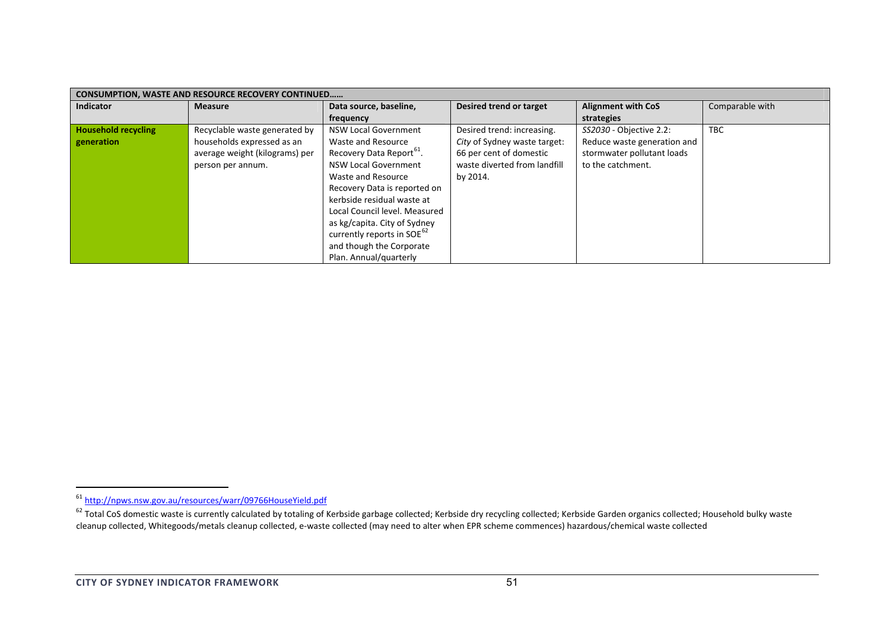| CONSUMPTION, WASTE AND RESOURCE RECOVERY CONTINUED…… | | | | | |
|---|---|---|---|---|---|
| **Indicator** | **Measure** | **Data source, baseline, frequency** | **Desired trend or target** | **Alignment with CoS strategies** | Comparable with |
| **Household recycling generation** | Recyclable waste generated by households expressed as an average weight (kilograms) per person per annum. | NSW Local Government Waste and Resource Recovery Data Report[61]. NSW Local Government Waste and Resource Recovery Data is reported on kerbside residual waste at Local Council level. Measured as kg/capita. City of Sydney currently reports in SOE[62] and though the Corporate Plan. Annual/quarterly | Desired trend: increasing. *City* of Sydney waste target: 66 per cent of domestic waste diverted from landfill by 2014. | *SS2030* - Objective 2.2: Reduce waste generation and stormwater pollutant loads to the catchment. | TBC |

[61] http://npws.nsw.gov.au/resources/warr/09766HouseYield.pdf

[62] Total CoS domestic waste is currently calculated by totaling of Kerbside garbage collected; Kerbside dry recycling collected; Kerbside Garden organics collected; Household bulky waste cleanup collected, Whitegoods/metals cleanup collected, e-waste collected (may need to alter when EPR scheme commences) hazardous/chemical waste collected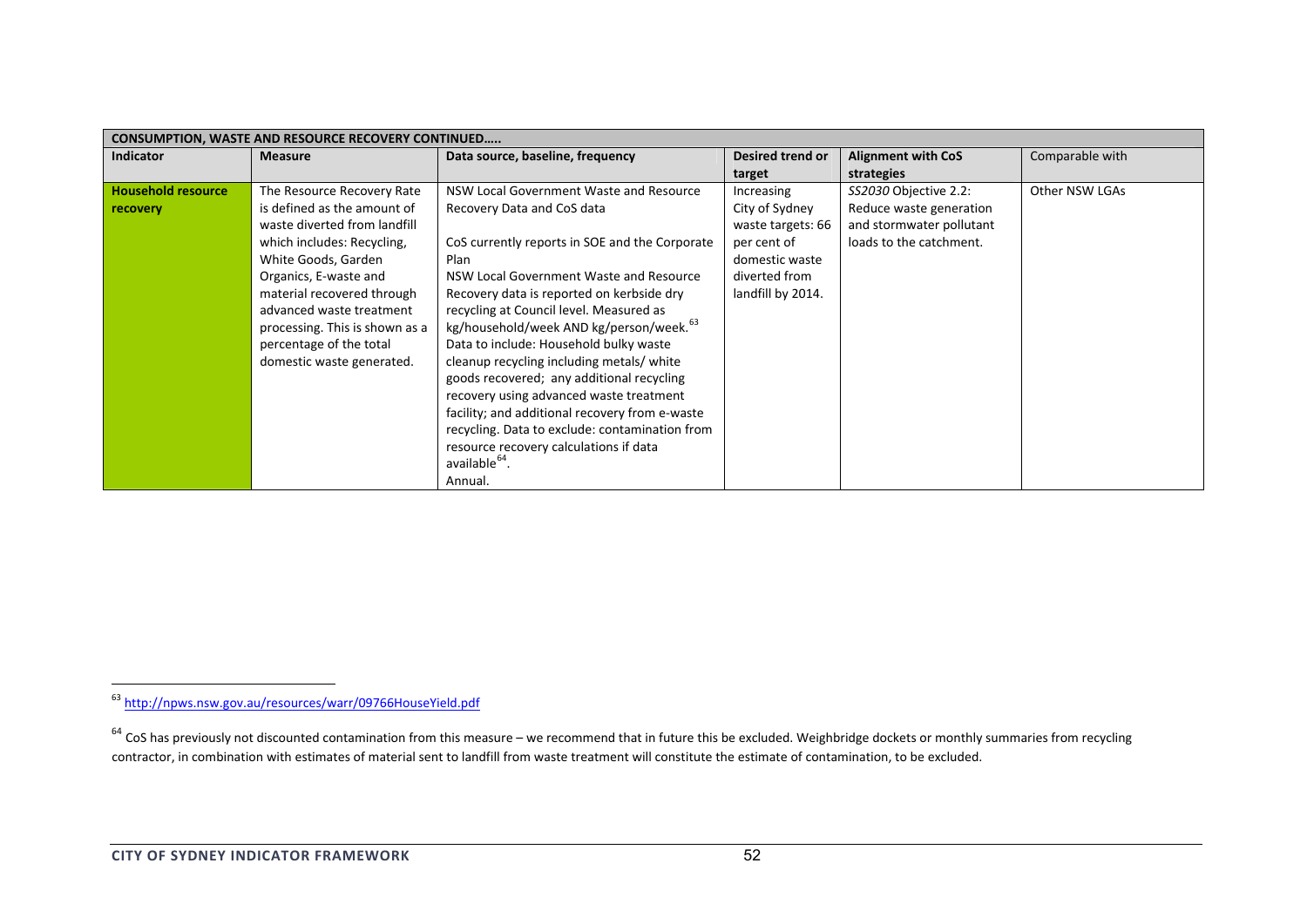| CONSUMPTION, WASTE AND RESOURCE RECOVERY CONTINUED….. | | | | | |
|---|---|---|---|---|---|
| **Indicator** | **Measure** | **Data source, baseline, frequency** | **Desired trend or target** | **Alignment with CoS strategies** | Comparable with |
| **Household resource recovery** | The Resource Recovery Rate is defined as the amount of waste diverted from landfill which includes: Recycling, White Goods, Garden Organics, E-waste and material recovered through advanced waste treatment processing. This is shown as a percentage of the total domestic waste generated. | NSW Local Government Waste and Resource Recovery Data and CoS data<br><br>CoS currently reports in SOE and the Corporate Plan<br>NSW Local Government Waste and Resource Recovery data is reported on kerbside dry recycling at Council level. Measured as kg/household/week AND kg/person/week.[63]<br>Data to include: Household bulky waste cleanup recycling including metals/ white goods recovered; any additional recycling recovery using advanced waste treatment facility; and additional recovery from e-waste recycling. Data to exclude: contamination from resource recovery calculations if data available[64].<br>Annual. | Increasing<br>City of Sydney waste targets: 66 per cent of domestic waste diverted from landfill by 2014. | *SS2030* Objective 2.2: Reduce waste generation and stormwater pollutant loads to the catchment. | Other NSW LGAs |

[63] http://npws.nsw.gov.au/resources/warr/09766HouseYield.pdf

[64] CoS has previously not discounted contamination from this measure – we recommend that in future this be excluded. Weighbridge dockets or monthly summaries from recycling contractor, in combination with estimates of material sent to landfill from waste treatment will constitute the estimate of contamination, to be excluded.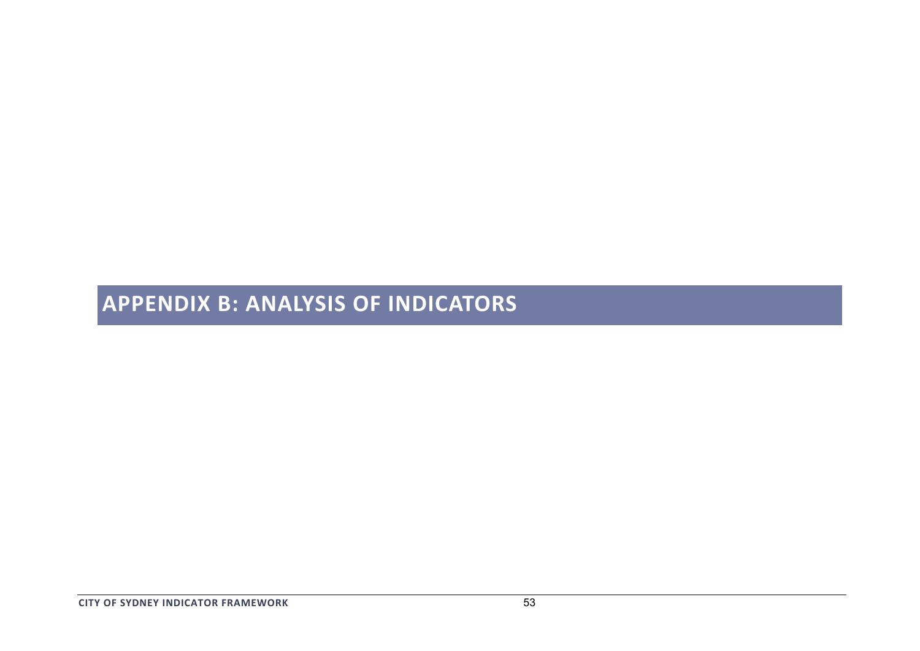# APPENDIX B: ANALYSIS OF INDICATORS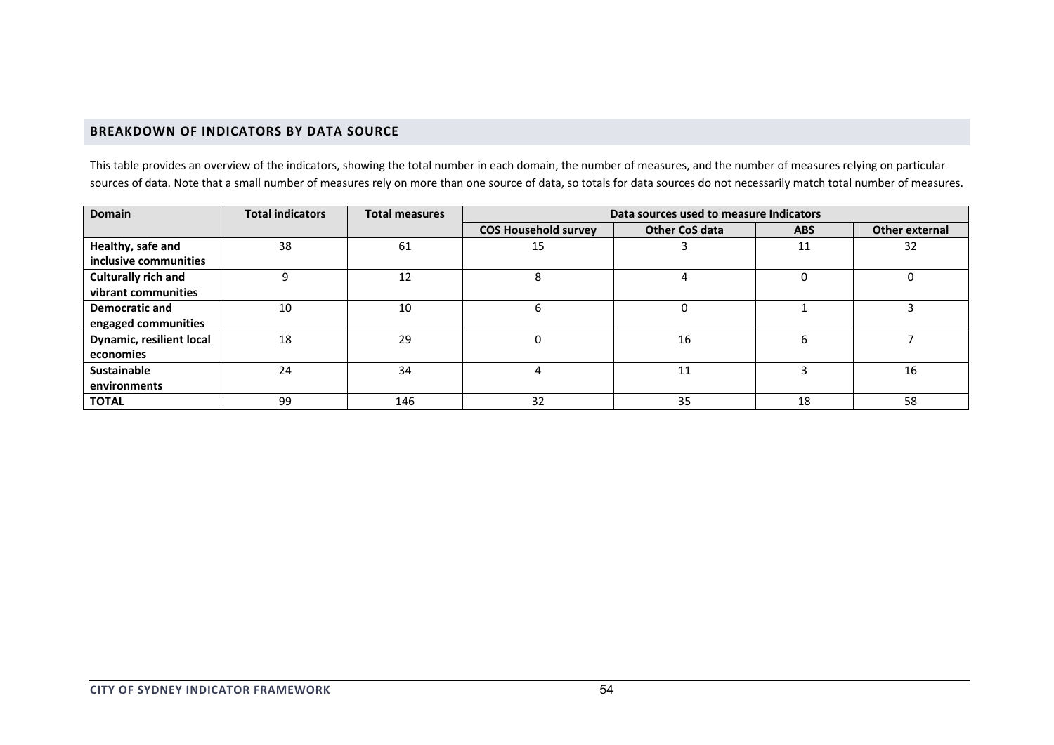## BREAKDOWN OF INDICATORS BY DATA SOURCE

This table provides an overview of the indicators, showing the total number in each domain, the number of measures, and the number of measures relying on particular sources of data. Note that a small number of measures rely on more than one source of data, so totals for data sources do not necessarily match total number of measures.

| Domain | Total indicators | Total measures | Data sources used to measure Indicators | | | |
|---|---|---|---|---|---|---|
| | | | COS Household survey | Other CoS data | ABS | Other external |
| **Healthy, safe and inclusive communities** | 38 | 61 | 15 | 3 | 11 | 32 |
| **Culturally rich and vibrant communities** | 9 | 12 | 8 | 4 | 0 | 0 |
| **Democratic and engaged communities** | 10 | 10 | 6 | 0 | 1 | 3 |
| **Dynamic, resilient local economies** | 18 | 29 | 0 | 16 | 6 | 7 |
| **Sustainable environments** | 24 | 34 | 4 | 11 | 3 | 16 |
| **TOTAL** | 99 | 146 | 32 | 35 | 18 | 58 |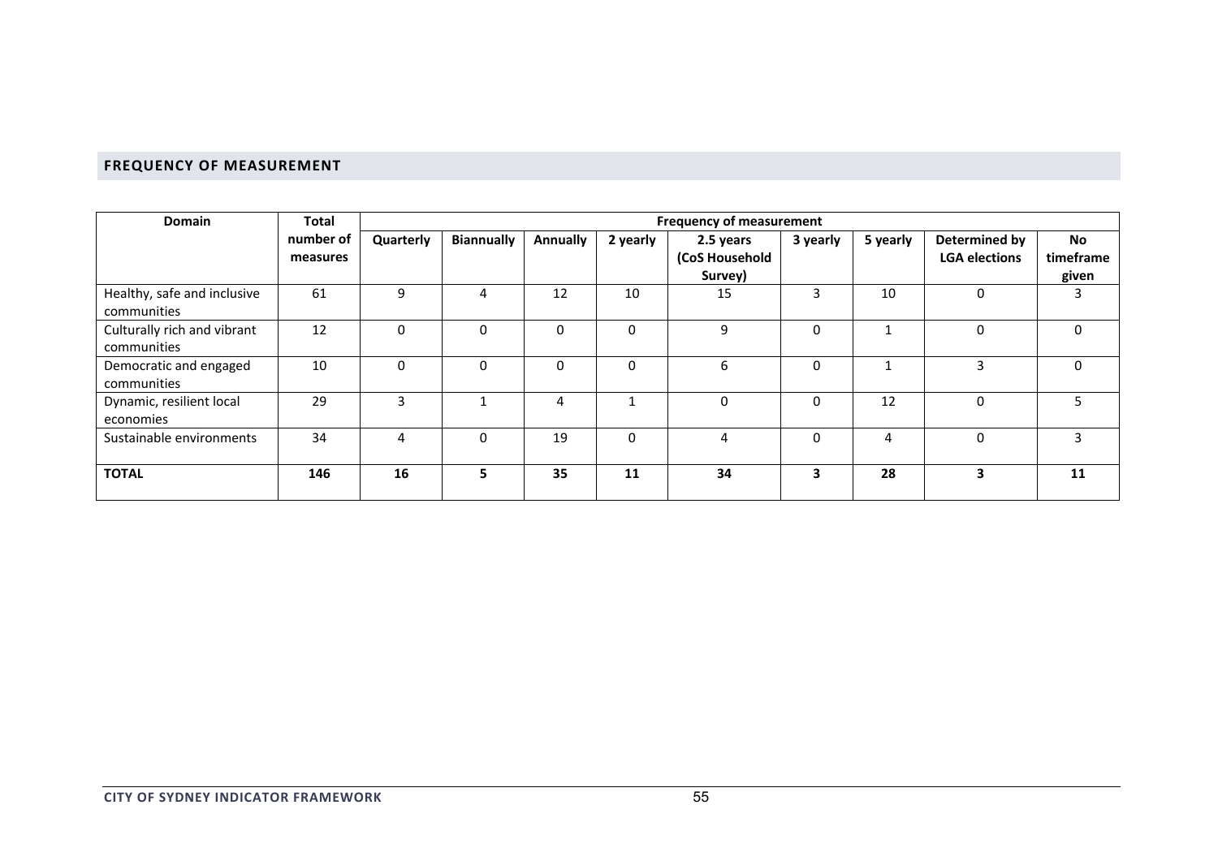## FREQUENCY OF MEASUREMENT

| Domain | Total number of measures | Frequency of measurement | | | | | | | | |
|---|---|---|---|---|---|---|---|---|---|---|
| | | Quarterly | Biannually | Annually | 2 yearly | 2.5 years (CoS Household Survey) | 3 yearly | 5 yearly | Determined by LGA elections | No timeframe given |
| Healthy, safe and inclusive communities | 61 | 9 | 4 | 12 | 10 | 15 | 3 | 10 | 0 | 3 |
| Culturally rich and vibrant communities | 12 | 0 | 0 | 0 | 0 | 9 | 0 | 1 | 0 | 0 |
| Democratic and engaged communities | 10 | 0 | 0 | 0 | 0 | 6 | 0 | 1 | 3 | 0 |
| Dynamic, resilient local economies | 29 | 3 | 1 | 4 | 1 | 0 | 0 | 12 | 0 | 5 |
| Sustainable environments | 34 | 4 | 0 | 19 | 0 | 4 | 0 | 4 | 0 | 3 |
| **TOTAL** | **146** | **16** | **5** | **35** | **11** | **34** | **3** | **28** | **3** | **11** |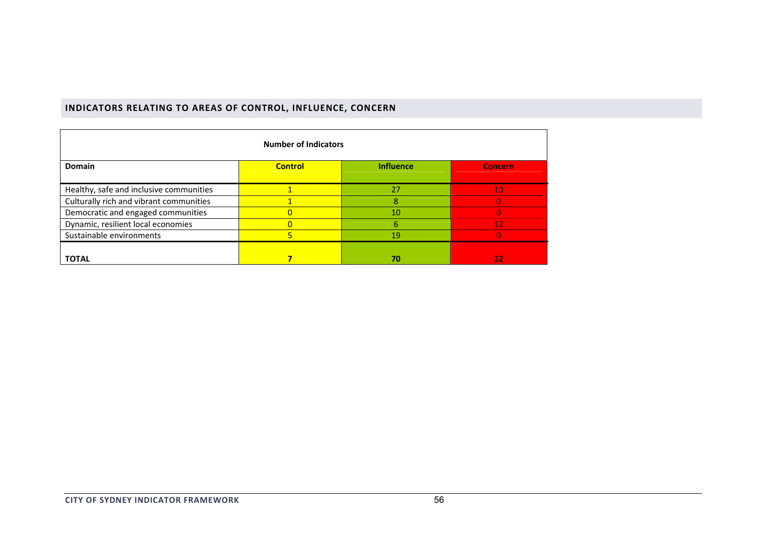## INDICATORS RELATING TO AREAS OF CONTROL, INFLUENCE, CONCERN

| Number of Indicators | | | |
|---|---|---|---|
| **Domain** | **Control** | **Influence** | **Concern** |
| Healthy, safe and inclusive communities | 1 | 27 | 10 |
| Culturally rich and vibrant communities | 1 | 8 | 0 |
| Democratic and engaged communities | 0 | 10 | 0 |
| Dynamic, resilient local economies | 0 | 6 | 12 |
| Sustainable environments | 5 | 19 | 0 |
| **TOTAL** | **7** | **70** | **22** |